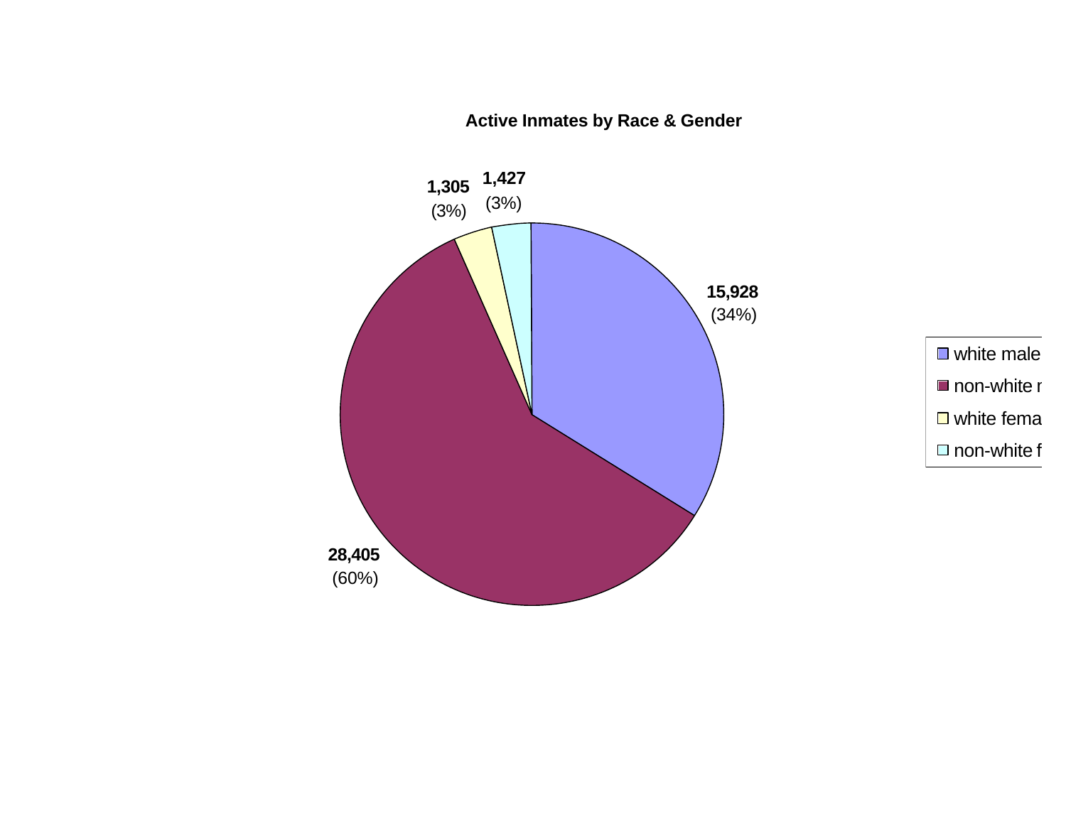**Active Inmates by Race & Gender**

| Category | Count | Percent |
|---|---|---|
| white male | 15,928 | (34%) |
| non-white r | 28,405 | (60%) |
| white fema | 1,305 | (3%) |
| non-white f | 1,427 | (3%) |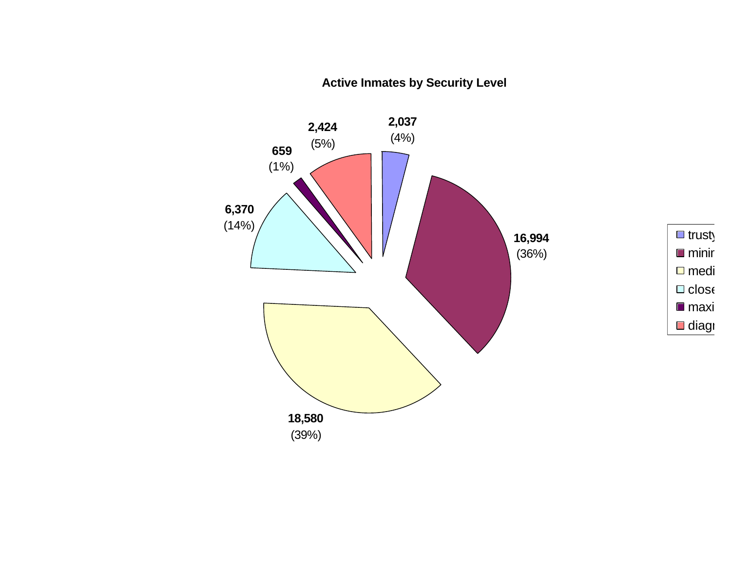## Active Inmates by Security Level

| Security Level | Inmates | Percent |
|---|---|---|
| trusty | 2,037 | (4%) |
| minir | 16,994 | (36%) |
| medi | 18,580 | (39%) |
| close | 6,370 | (14%) |
| maxi | 659 | (1%) |
| diagr | 2,424 | (5%) |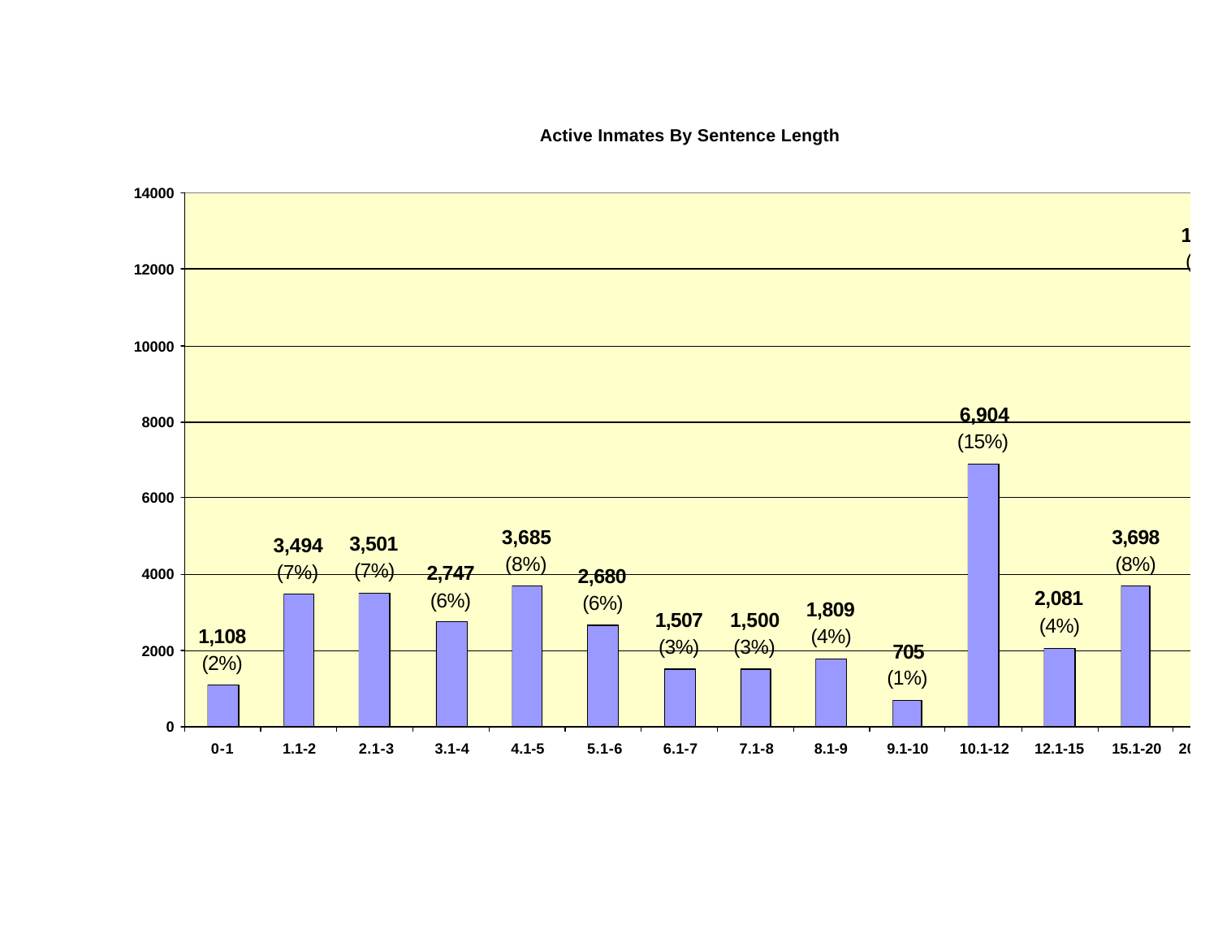## Active Inmates By Sentence Length

| Sentence Length | Inmates | Percent |
|---|---|---|
| 0-1 | 1,108 | (2%) |
| 1.1-2 | 3,494 | (7%) |
| 2.1-3 | 3,501 | (7%) |
| 3.1-4 | 2,747 | (6%) |
| 4.1-5 | 3,685 | (8%) |
| 5.1-6 | 2,680 | (6%) |
| 6.1-7 | 1,507 | (3%) |
| 7.1-8 | 1,500 | (3%) |
| 8.1-9 | 1,809 | (4%) |
| 9.1-10 | 705 | (1%) |
| 10.1-12 | 6,904 | (15%) |
| 12.1-15 | 2,081 | (4%) |
| 15.1-20 | 3,698 | (8%) |
| 20 | 1 | ( |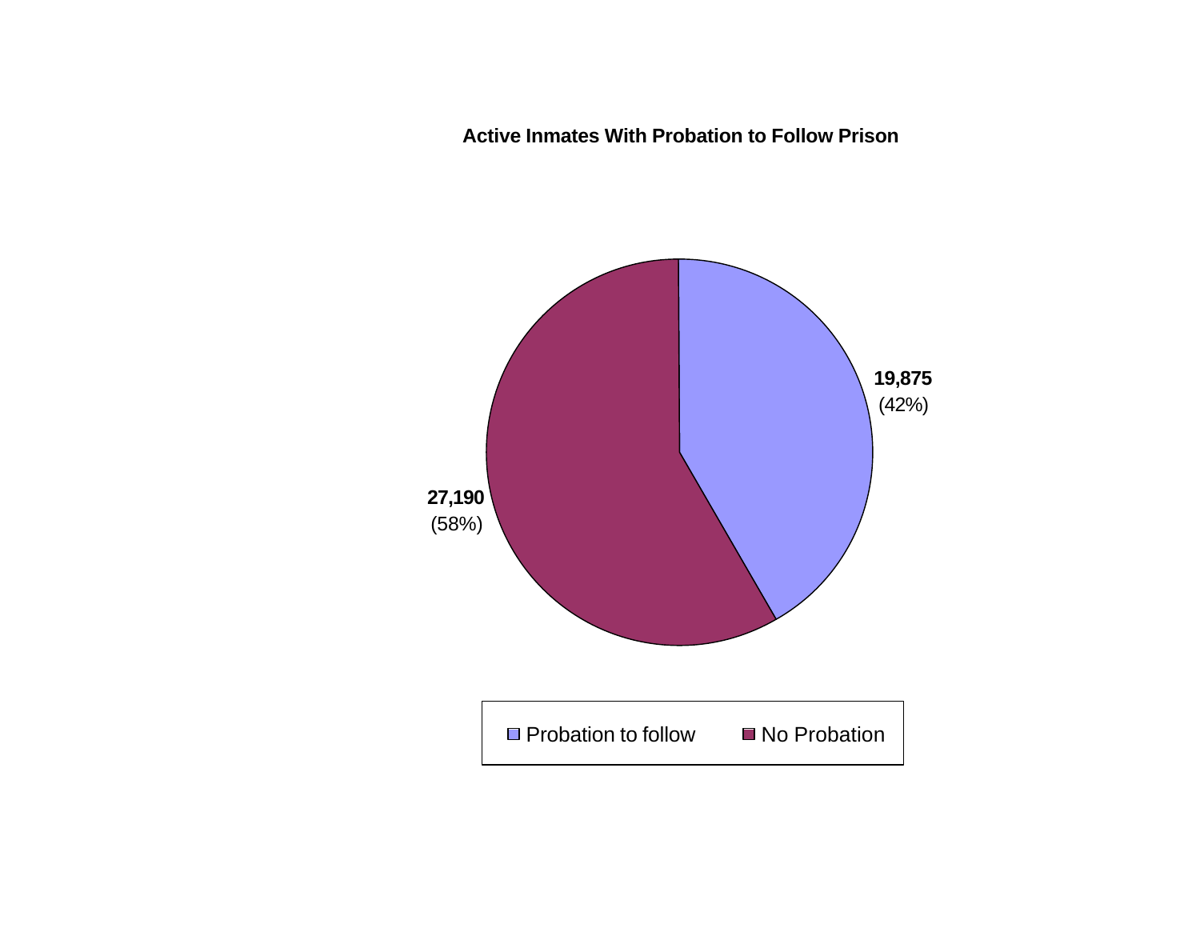**Active Inmates With Probation to Follow Prison**

| Category | Count | Percent |
|---|---|---|
| Probation to follow | 19,875 | (42%) |
| No Probation | 27,190 | (58%) |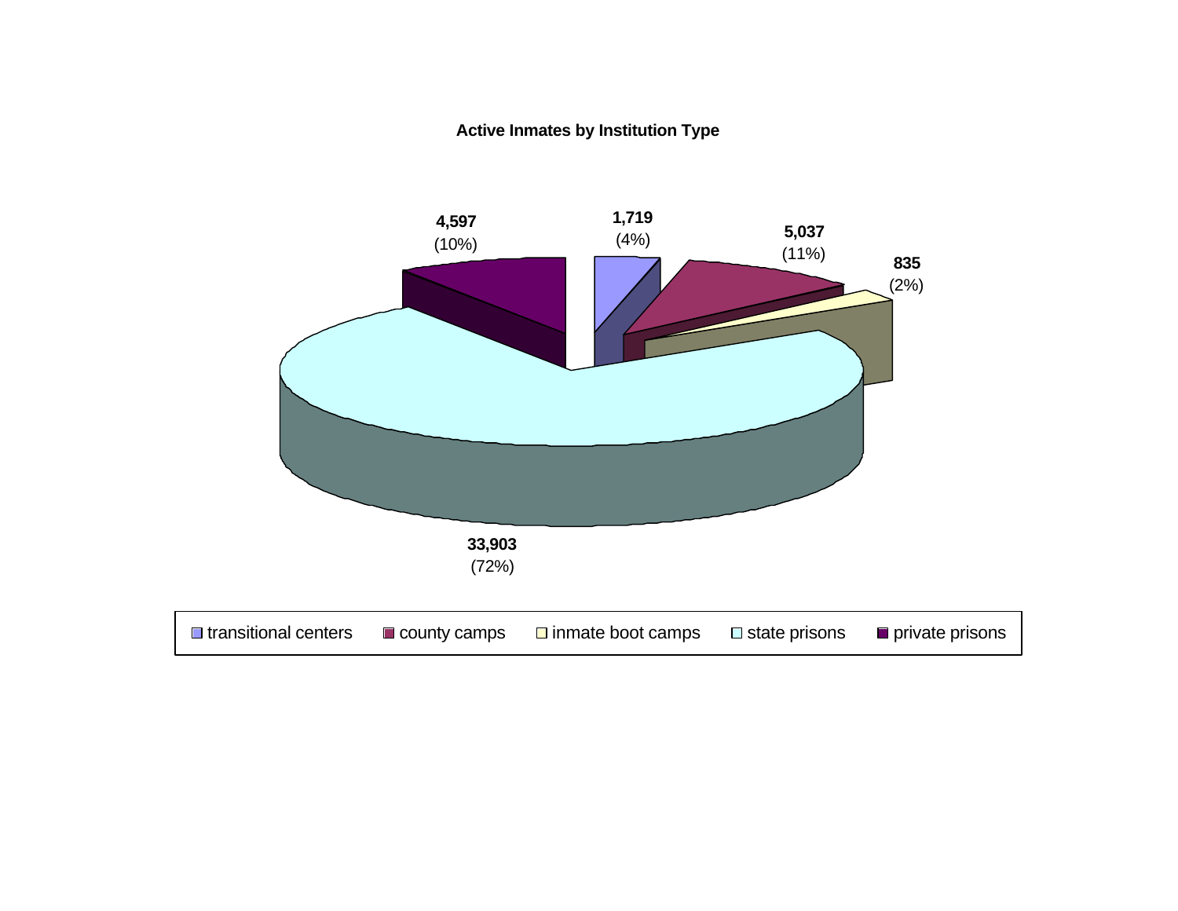**Active Inmates by Institution Type**

| Institution Type | Active Inmates | Percent |
|---|---|---|
| transitional centers | 1,719 | (4%) |
| county camps | 5,037 | (11%) |
| inmate boot camps | 835 | (2%) |
| state prisons | 33,903 | (72%) |
| private prisons | 4,597 | (10%) |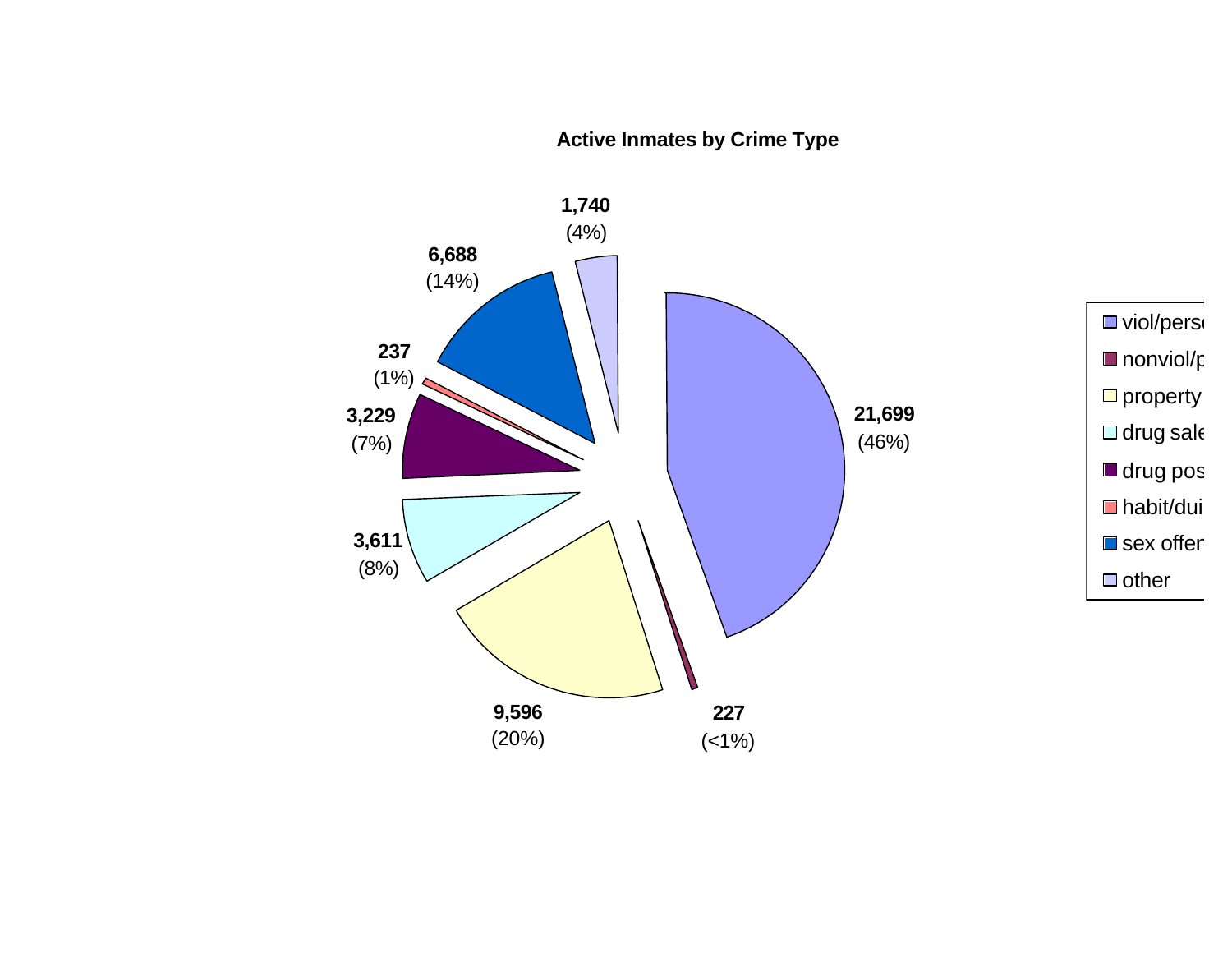## Active Inmates by Crime Type

| Crime Type | Count | Percent |
|---|---|---|
| viol/perso | 21,699 | (46%) |
| nonviol/p | 227 | (<1%) |
| property | 9,596 | (20%) |
| drug sale | 3,611 | (8%) |
| drug pos | 3,229 | (7%) |
| habit/dui | 237 | (1%) |
| sex offer | 6,688 | (14%) |
| other | 1,740 | (4%) |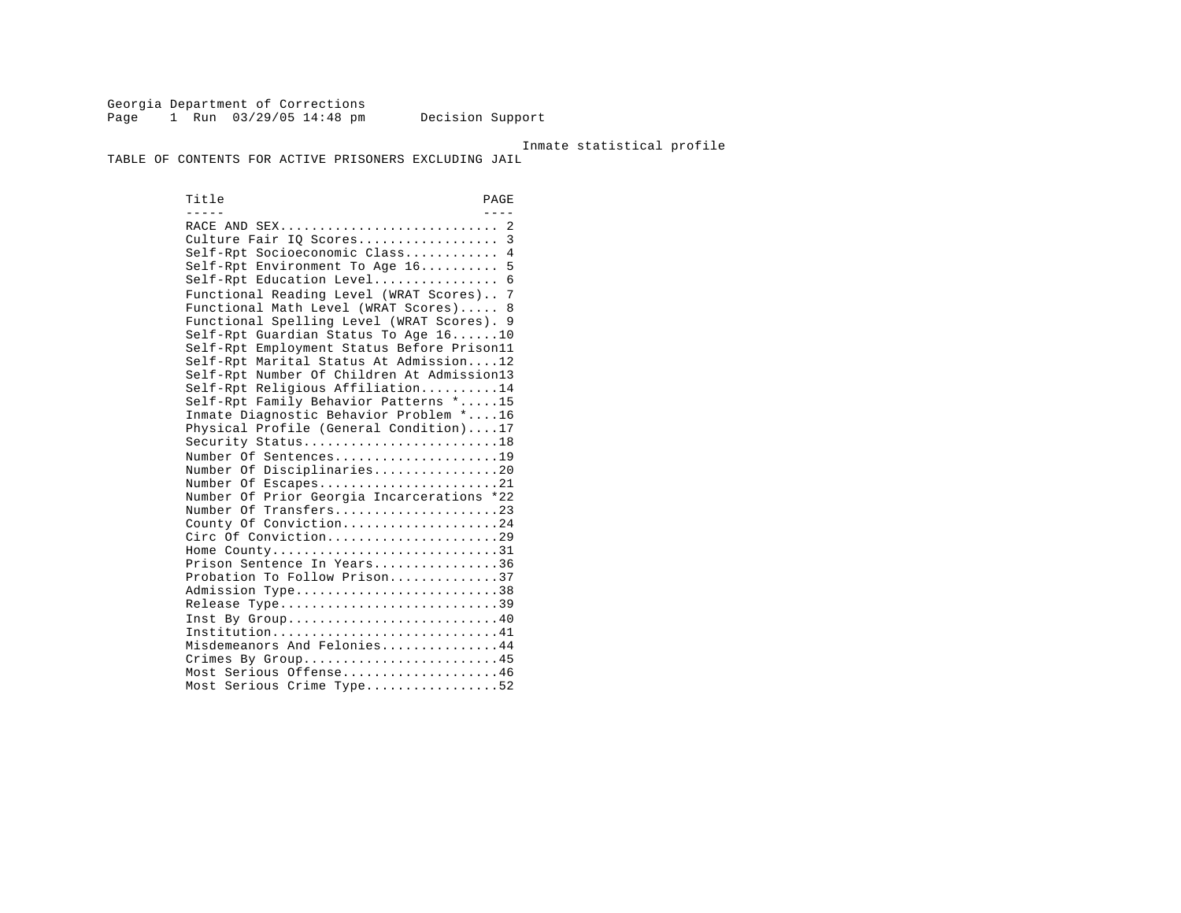Georgia Department of Corrections
Page 1 Run 03/29/05 14:48 pm Decision Support

Inmate statistical profile

TABLE OF CONTENTS FOR ACTIVE PRISONERS EXCLUDING JAIL

| Title | PAGE |
|---|---|
| RACE AND SEX | 2 |
| Culture Fair IQ Scores | 3 |
| Self-Rpt Socioeconomic Class | 4 |
| Self-Rpt Environment To Age 16 | 5 |
| Self-Rpt Education Level | 6 |
| Functional Reading Level (WRAT Scores) | 7 |
| Functional Math Level (WRAT Scores) | 8 |
| Functional Spelling Level (WRAT Scores) | 9 |
| Self-Rpt Guardian Status To Age 16 | 10 |
| Self-Rpt Employment Status Before Prison | 11 |
| Self-Rpt Marital Status At Admission | 12 |
| Self-Rpt Number Of Children At Admission | 13 |
| Self-Rpt Religious Affiliation | 14 |
| Self-Rpt Family Behavior Patterns * | 15 |
| Inmate Diagnostic Behavior Problem * | 16 |
| Physical Profile (General Condition) | 17 |
| Security Status | 18 |
| Number Of Sentences | 19 |
| Number Of Disciplinaries | 20 |
| Number Of Escapes | 21 |
| Number Of Prior Georgia Incarcerations * | 22 |
| Number Of Transfers | 23 |
| County Of Conviction | 24 |
| Circ Of Conviction | 29 |
| Home County | 31 |
| Prison Sentence In Years | 36 |
| Probation To Follow Prison | 37 |
| Admission Type | 38 |
| Release Type | 39 |
| Inst By Group | 40 |
| Institution | 41 |
| Misdemeanors And Felonies | 44 |
| Crimes By Group | 45 |
| Most Serious Offense | 46 |
| Most Serious Crime Type | 52 |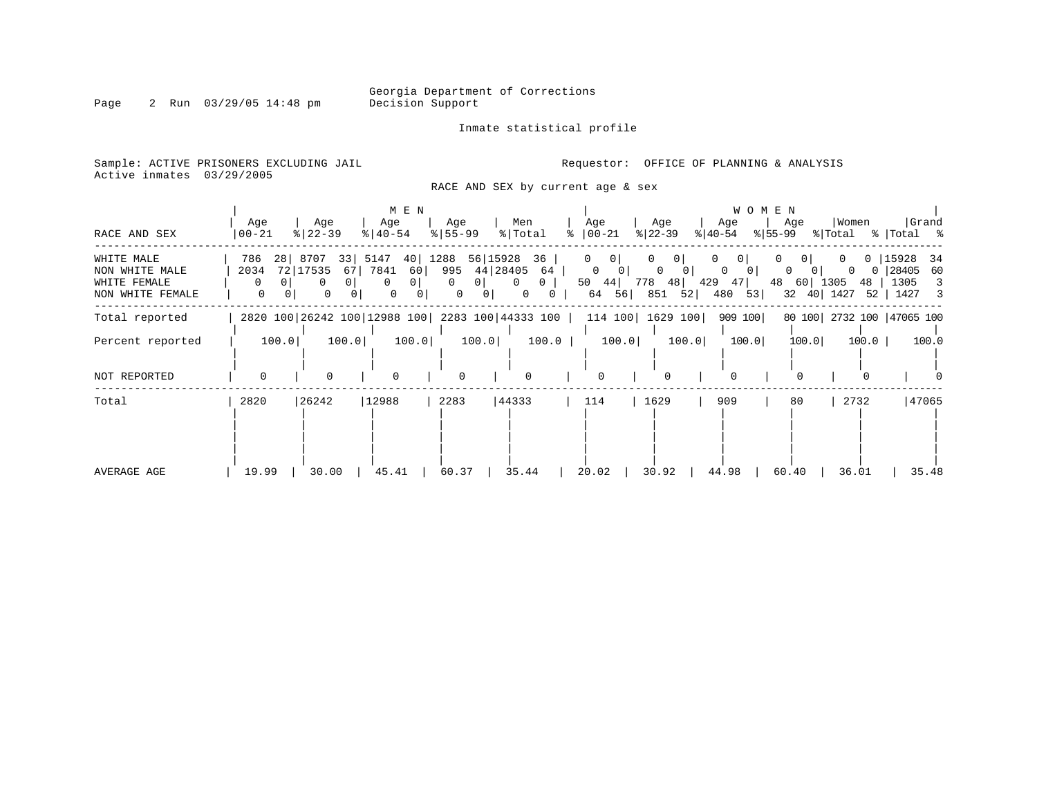Georgia Department of Corrections
Decision Support

Inmate statistical profile

Sample: ACTIVE PRISONERS EXCLUDING JAIL
Active inmates 03/29/2005

Requestor: OFFICE OF PLANNING & ANALYSIS

RACE AND SEX by current age & sex

| RACE AND SEX | MEN Age 00-21 | % | Age 22-39 | % | Age 40-54 | % | Age 55-99 | % | Men Total | % | WOMEN Age 00-21 | % | Age 22-39 | % | Age 40-54 | % | Age 55-99 | % | Women Total | % | Grand Total | % |
|---|---|---|---|---|---|---|---|---|---|---|---|---|---|---|---|---|---|---|---|---|---|---|
| WHITE MALE | 786 | 28 | 8707 | 33 | 5147 | 40 | 1288 | 56 | 15928 | 36 | 0 | 0 | 0 | 0 | 0 | 0 | 0 | 0 | 0 | 0 | 15928 | 34 |
| NON WHITE MALE | 2034 | 72 | 17535 | 67 | 7841 | 60 | 995 | 44 | 28405 | 64 | 0 | 0 | 0 | 0 | 0 | 0 | 0 | 0 | 0 | 0 | 28405 | 60 |
| WHITE FEMALE | 0 | 0 | 0 | 0 | 0 | 0 | 0 | 0 | 0 | 0 | 50 | 44 | 778 | 48 | 429 | 47 | 48 | 60 | 1305 | 48 | 1305 | 3 |
| NON WHITE FEMALE | 0 | 0 | 0 | 0 | 0 | 0 | 0 | 0 | 0 | 0 | 64 | 56 | 851 | 52 | 480 | 53 | 32 | 40 | 1427 | 52 | 1427 | 3 |
| Total reported | 2820 | 100 | 26242 | 100 | 12988 | 100 | 2283 | 100 | 44333 | 100 | 114 | 100 | 1629 | 100 | 909 | 100 | 80 | 100 | 2732 | 100 | 47065 | 100 |
| Percent reported | 100.0 | | 100.0 | | 100.0 | | 100.0 | | 100.0 | | 100.0 | | 100.0 | | 100.0 | | 100.0 | | 100.0 | | 100.0 | |
| NOT REPORTED | 0 | | 0 | | 0 | | 0 | | 0 | | 0 | | 0 | | 0 | | 0 | | 0 | | 0 | |
| Total | 2820 | | 26242 | | 12988 | | 2283 | | 44333 | | 114 | | 1629 | | 909 | | 80 | | 2732 | | 47065 | |
| AVERAGE AGE | 19.99 | | 30.00 | | 45.41 | | 60.37 | | 35.44 | | 20.02 | | 30.92 | | 44.98 | | 60.40 | | 36.01 | | 35.48 | |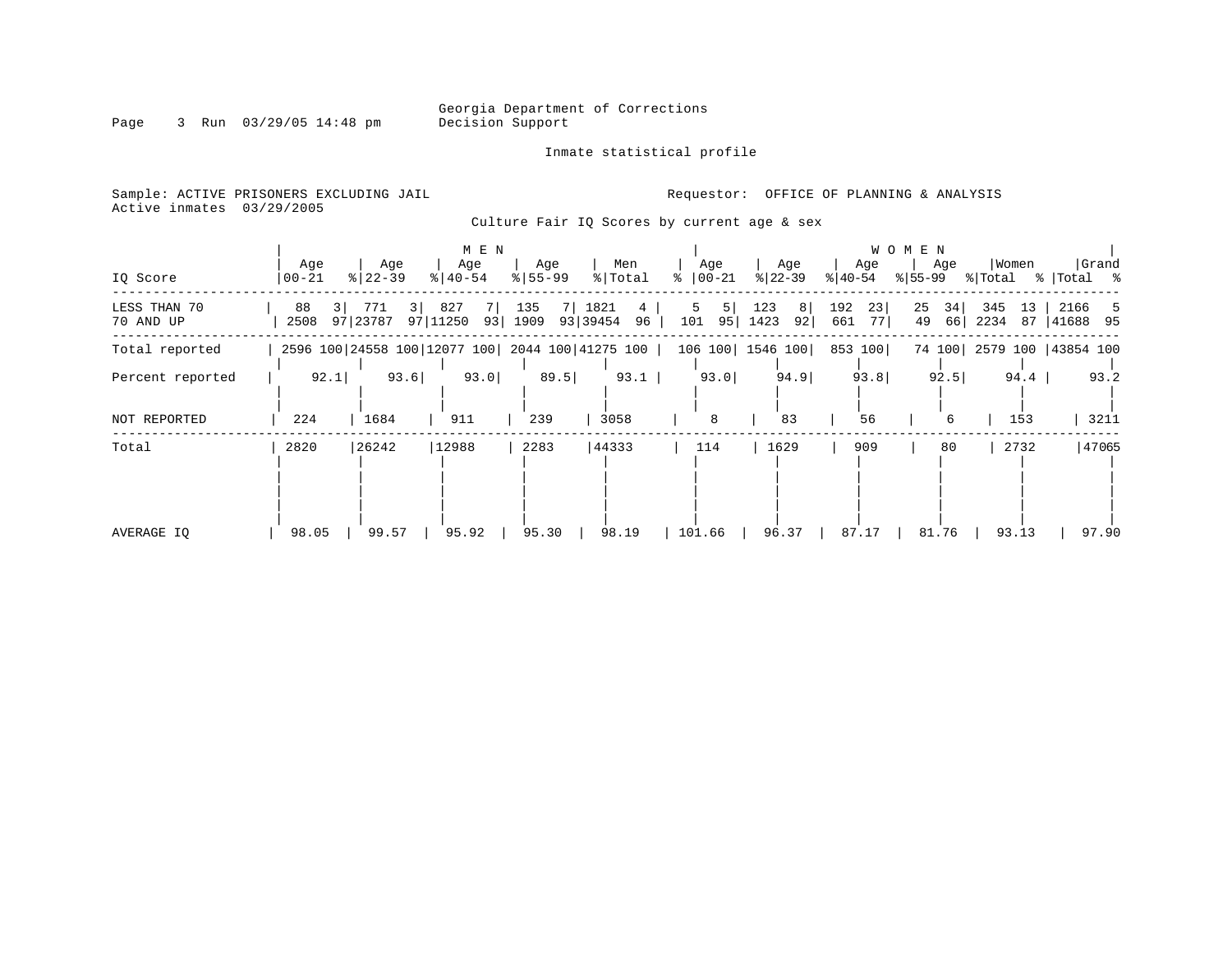Georgia Department of Corrections
Decision Support

Inmate statistical profile

Sample: ACTIVE PRISONERS EXCLUDING JAIL
Active inmates 03/29/2005

Requestor: OFFICE OF PLANNING & ANALYSIS

## Culture Fair IQ Scores by current age & sex

| IQ Score | MEN Age 00-21 | % | Age 22-39 | % | Age 40-54 | % | Age 55-99 | % | Men Total | % | WOMEN Age 00-21 | % | Age 22-39 | % | Age 40-54 | % | Age 55-99 | % | Women Total | % | Grand Total | % |
|---|---|---|---|---|---|---|---|---|---|---|---|---|---|---|---|---|---|---|---|---|---|---|
| LESS THAN 70 | 88 | 3 | 771 | 3 | 827 | 7 | 135 | 7 | 1821 | 4 | 5 | 5 | 123 | 8 | 192 | 23 | 25 | 34 | 345 | 13 | 2166 | 5 |
| 70 AND UP | 2508 | 97 | 23787 | 97 | 11250 | 93 | 1909 | 93 | 39454 | 96 | 101 | 95 | 1423 | 92 | 661 | 77 | 49 | 66 | 2234 | 87 | 41688 | 95 |
| Total reported | 2596 | 100 | 24558 | 100 | 12077 | 100 | 2044 | 100 | 41275 | 100 | 106 | 100 | 1546 | 100 | 853 | 100 | 74 | 100 | 2579 | 100 | 43854 | 100 |
| Percent reported | 92.1 | | 93.6 | | 93.0 | | 89.5 | | 93.1 | | 93.0 | | 94.9 | | 93.8 | | 92.5 | | 94.4 | | 93.2 | |
| NOT REPORTED | 224 | | 1684 | | 911 | | 239 | | 3058 | | 8 | | 83 | | 56 | | 6 | | 153 | | 3211 | |
| Total | 2820 | | 26242 | | 12988 | | 2283 | | 44333 | | 114 | | 1629 | | 909 | | 80 | | 2732 | | 47065 | |
| AVERAGE IQ | 98.05 | | 99.57 | | 95.92 | | 95.30 | | 98.19 | | 101.66 | | 96.37 | | 87.17 | | 81.76 | | 93.13 | | 97.90 | |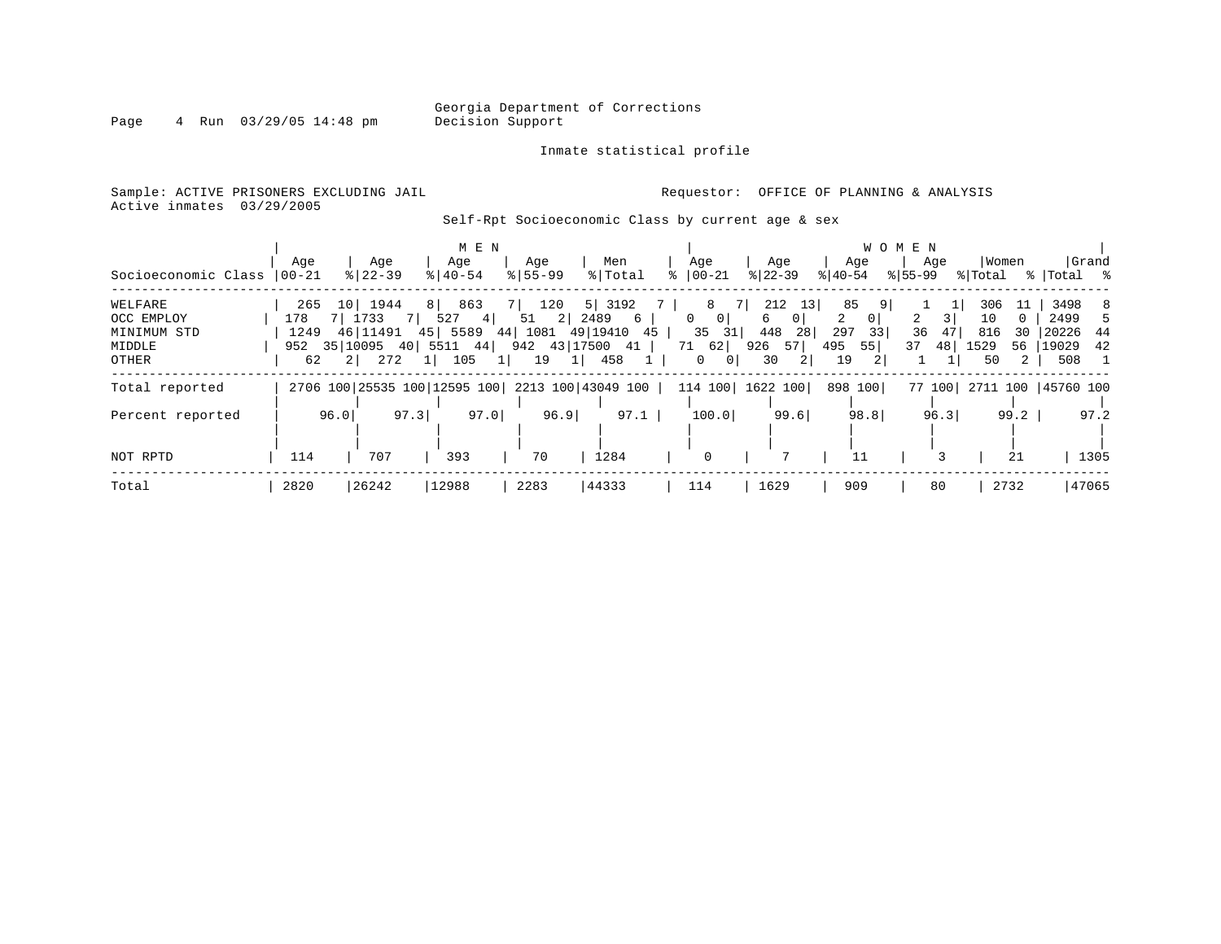Georgia Department of Corrections
Decision Support

Inmate statistical profile

Sample: ACTIVE PRISONERS EXCLUDING JAIL
Active inmates 03/29/2005

Requestor: OFFICE OF PLANNING & ANALYSIS

Self-Rpt Socioeconomic Class by current age & sex

| Socioeconomic Class | MEN Age 00-21 | % | MEN Age 22-39 | % | MEN Age 40-54 | % | MEN Age 55-99 | % | Men Total | % | WOMEN Age 00-21 | % | WOMEN Age 22-39 | % | WOMEN Age 40-54 | % | WOMEN Age 55-99 | % | Women Total | % | Grand Total | % |
|---|---|---|---|---|---|---|---|---|---|---|---|---|---|---|---|---|---|---|---|---|---|---|
| WELFARE | 265 | 10 | 1944 | 8 | 863 | 7 | 120 | 5 | 3192 | 7 | 8 | 7 | 212 | 13 | 85 | 9 | 1 | 1 | 306 | 11 | 3498 | 8 |
| OCC EMPLOY | 178 | 7 | 1733 | 7 | 527 | 4 | 51 | 2 | 2489 | 6 | 0 | 0 | 6 | 0 | 2 | 0 | 2 | 3 | 10 | 0 | 2499 | 5 |
| MINIMUM STD | 1249 | 46 | 11491 | 45 | 5589 | 44 | 1081 | 49 | 19410 | 45 | 35 | 31 | 448 | 28 | 297 | 33 | 36 | 47 | 816 | 30 | 20226 | 44 |
| MIDDLE | 952 | 35 | 10095 | 40 | 5511 | 44 | 942 | 43 | 17500 | 41 | 71 | 62 | 926 | 57 | 495 | 55 | 37 | 48 | 1529 | 56 | 19029 | 42 |
| OTHER | 62 | 2 | 272 | 1 | 105 | 1 | 19 | 1 | 458 | 1 | 0 | 0 | 30 | 2 | 19 | 2 | 1 | 1 | 50 | 2 | 508 | 1 |
| Total reported | 2706 | 100 | 25535 | 100 | 12595 | 100 | 2213 | 100 | 43049 | 100 | 114 | 100 | 1622 | 100 | 898 | 100 | 77 | 100 | 2711 | 100 | 45760 | 100 |
| Percent reported | | 96.0 | | 97.3 | | 97.0 | | 96.9 | | 97.1 | | 100.0 | | 99.6 | | 98.8 | | 96.3 | | 99.2 | | 97.2 |
| NOT RPTD | 114 | | 707 | | 393 | | 70 | | 1284 | | 0 | | 7 | | 11 | | 3 | | 21 | | 1305 | |
| Total | 2820 | | 26242 | | 12988 | | 2283 | | 44333 | | 114 | | 1629 | | 909 | | 80 | | 2732 | | 47065 | |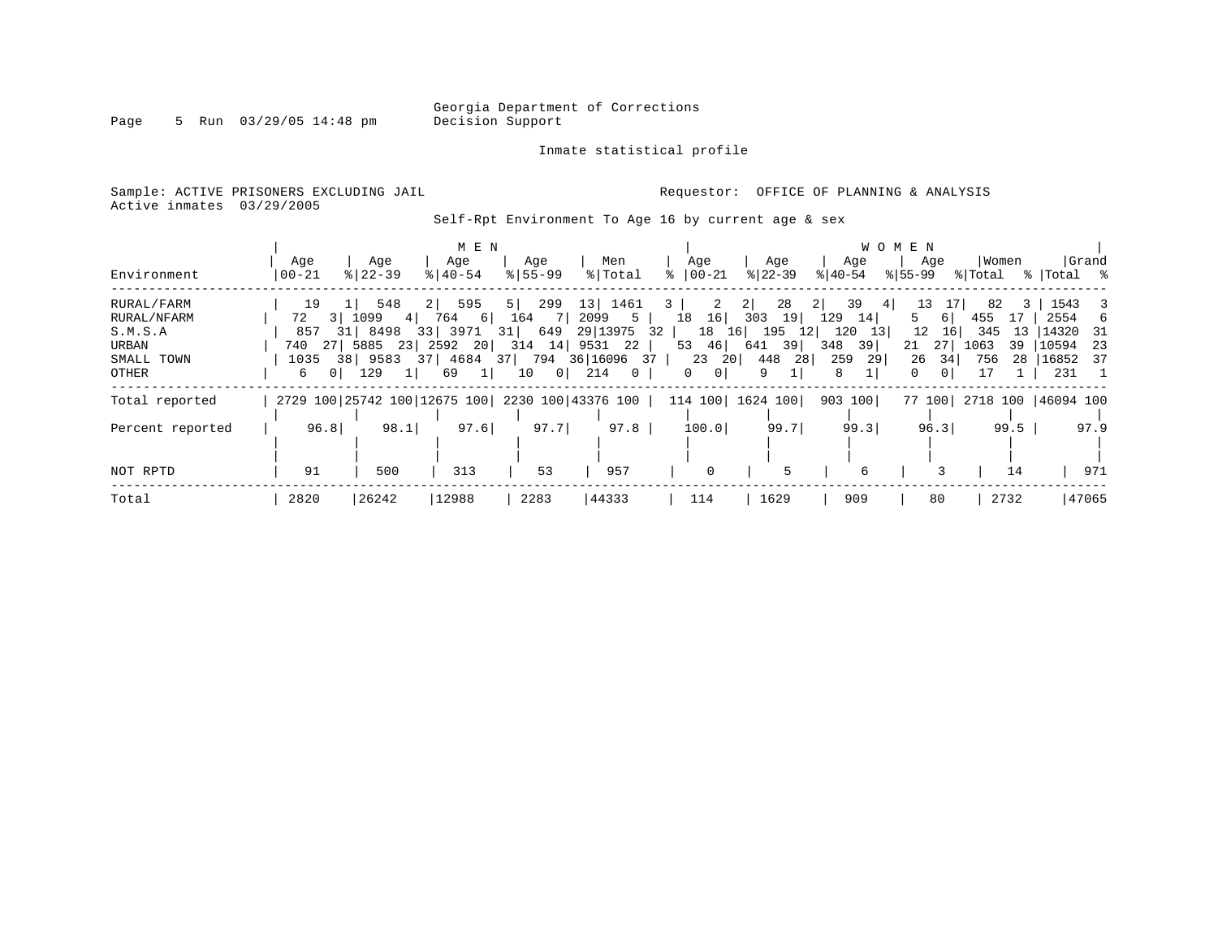Georgia Department of Corrections
Decision Support

Inmate statistical profile

Sample: ACTIVE PRISONERS EXCLUDING JAIL | Requestor: OFFICE OF PLANNING & ANALYSIS
Active inmates 03/29/2005

Self-Rpt Environment To Age 16 by current age & sex

| Environment | MEN Age 00-21 | % | Age 22-39 | % | Age 40-54 | % | Age 55-99 | % | Men Total | % | WOMEN Age 00-21 | % | Age 22-39 | % | Age 40-54 | % | Age 55-99 | % | Women Total | % | Grand Total | % |
|---|---|---|---|---|---|---|---|---|---|---|---|---|---|---|---|---|---|---|---|---|---|---|
| RURAL/FARM | 19 | 1 | 548 | 2 | 595 | 5 | 299 | 13 | 1461 | 3 | 2 | 2 | 28 | 2 | 39 | 4 | 13 | 17 | 82 | 3 | 1543 | 3 |
| RURAL/NFARM | 72 | 3 | 1099 | 4 | 764 | 6 | 164 | 7 | 2099 | 5 | 18 | 16 | 303 | 19 | 129 | 14 | 5 | 6 | 455 | 17 | 2554 | 6 |
| S.M.S.A | 857 | 31 | 8498 | 33 | 3971 | 31 | 649 | 29 | 13975 | 32 | 18 | 16 | 195 | 12 | 120 | 13 | 12 | 16 | 345 | 13 | 14320 | 31 |
| URBAN | 740 | 27 | 5885 | 23 | 2592 | 20 | 314 | 14 | 9531 | 22 | 53 | 46 | 641 | 39 | 348 | 39 | 21 | 27 | 1063 | 39 | 10594 | 23 |
| SMALL TOWN | 1035 | 38 | 9583 | 37 | 4684 | 37 | 794 | 36 | 16096 | 37 | 23 | 20 | 448 | 28 | 259 | 29 | 26 | 34 | 756 | 28 | 16852 | 37 |
| OTHER | 6 | 0 | 129 | 1 | 69 | 1 | 10 | 0 | 214 | 0 | 0 | 0 | 9 | 1 | 8 | 1 | 0 | 0 | 17 | 1 | 231 | 1 |
| Total reported | 2729 | 100 | 25742 | 100 | 12675 | 100 | 2230 | 100 | 43376 | 100 | 114 | 100 | 1624 | 100 | 903 | 100 | 77 | 100 | 2718 | 100 | 46094 | 100 |
| Percent reported | 96.8 | | 98.1 | | 97.6 | | 97.7 | | 97.8 | | 100.0 | | 99.7 | | 99.3 | | 96.3 | | 99.5 | | 97.9 | |
| NOT RPTD | 91 | | 500 | | 313 | | 53 | | 957 | | 0 | | 5 | | 6 | | 3 | | 14 | | 971 | |
| Total | 2820 | | 26242 | | 12988 | | 2283 | | 44333 | | 114 | | 1629 | | 909 | | 80 | | 2732 | | 47065 | |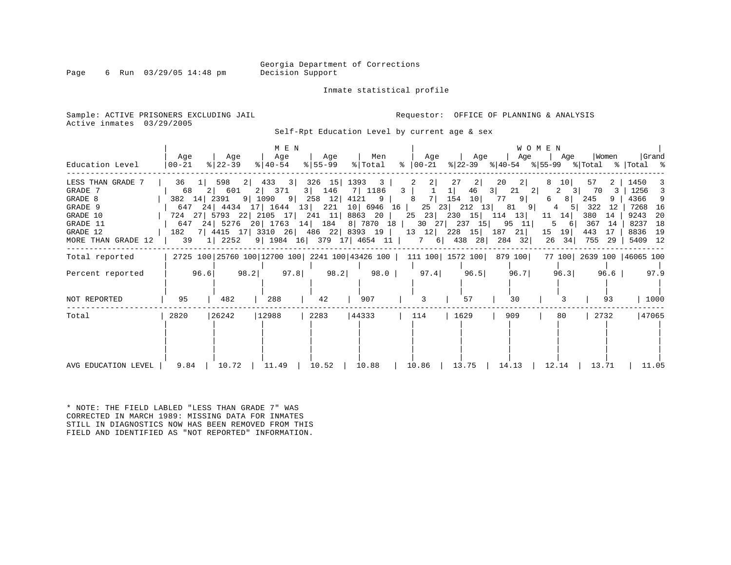Georgia Department of Corrections
Decision Support

Inmate statistical profile

Sample: ACTIVE PRISONERS EXCLUDING JAIL
Active inmates 03/29/2005

Requestor: OFFICE OF PLANNING & ANALYSIS

Self-Rpt Education Level by current age & sex

| Education Level | MEN Age 00-21 | % | Age 22-39 | % | Age 40-54 | % | Age 55-99 | % | Men Total | % | WOMEN Age 00-21 | % | Age 22-39 | % | Age 40-54 | % | Age 55-99 | % | Women Total | % | Grand Total | % |
|---|---|---|---|---|---|---|---|---|---|---|---|---|---|---|---|---|---|---|---|---|---|---|
| LESS THAN GRADE 7 | 36 | 1 | 598 | 2 | 433 | 3 | 326 | 15 | 1393 | 3 | 2 | 2 | 27 | 2 | 20 | 2 | 8 | 10 | 57 | 2 | 1450 | 3 |
| GRADE 7 | 68 | 2 | 601 | 2 | 371 | 3 | 146 | 7 | 1186 | 3 | 1 | 1 | 46 | 3 | 21 | 2 | 2 | 3 | 70 | 3 | 1256 | 3 |
| GRADE 8 | 382 | 14 | 2391 | 9 | 1090 | 9 | 258 | 12 | 4121 | 9 | 8 | 7 | 154 | 10 | 77 | 9 | 6 | 8 | 245 | 9 | 4366 | 9 |
| GRADE 9 | 647 | 24 | 4434 | 17 | 1644 | 13 | 221 | 10 | 6946 | 16 | 25 | 23 | 212 | 13 | 81 | 9 | 4 | 5 | 322 | 12 | 7268 | 16 |
| GRADE 10 | 724 | 27 | 5793 | 22 | 2105 | 17 | 241 | 11 | 8863 | 20 | 25 | 23 | 230 | 15 | 114 | 13 | 11 | 14 | 380 | 14 | 9243 | 20 |
| GRADE 11 | 647 | 24 | 5276 | 20 | 1763 | 14 | 184 | 8 | 7870 | 18 | 30 | 27 | 237 | 15 | 95 | 11 | 5 | 6 | 367 | 14 | 8237 | 18 |
| GRADE 12 | 182 | 7 | 4415 | 17 | 3310 | 26 | 486 | 22 | 8393 | 19 | 13 | 12 | 228 | 15 | 187 | 21 | 15 | 19 | 443 | 17 | 8836 | 19 |
| MORE THAN GRADE 12 | 39 | 1 | 2252 | 9 | 1984 | 16 | 379 | 17 | 4654 | 11 | 7 | 6 | 438 | 28 | 284 | 32 | 26 | 34 | 755 | 29 | 5409 | 12 |
| Total reported | 2725 | 100 | 25760 | 100 | 12700 | 100 | 2241 | 100 | 43426 | 100 | 111 | 100 | 1572 | 100 | 879 | 100 | 77 | 100 | 2639 | 100 | 46065 | 100 |
| Percent reported | | 96.6 | | 98.2 | | 97.8 | | 98.2 | | 98.0 | | 97.4 | | 96.5 | | 96.7 | | 96.3 | | 96.6 | | 97.9 |
| NOT REPORTED | 95 | | 482 | | 288 | | 42 | | 907 | | 3 | | 57 | | 30 | | 3 | | 93 | | 1000 | |
| Total | 2820 | | 26242 | | 12988 | | 2283 | | 44333 | | 114 | | 1629 | | 909 | | 80 | | 2732 | | 47065 | |
| AVG EDUCATION LEVEL | 9.84 | | 10.72 | | 11.49 | | 10.52 | | 10.88 | | 10.86 | | 13.75 | | 14.13 | | 12.14 | | 13.71 | | 11.05 | |

* NOTE: THE FIELD LABLED "LESS THAN GRADE 7" WAS CORRECTED IN MARCH 1989: MISSING DATA FOR INMATES STILL IN DIAGNOSTICS NOW HAS BEEN REMOVED FROM THIS FIELD AND IDENTIFIED AS "NOT REPORTED" INFORMATION.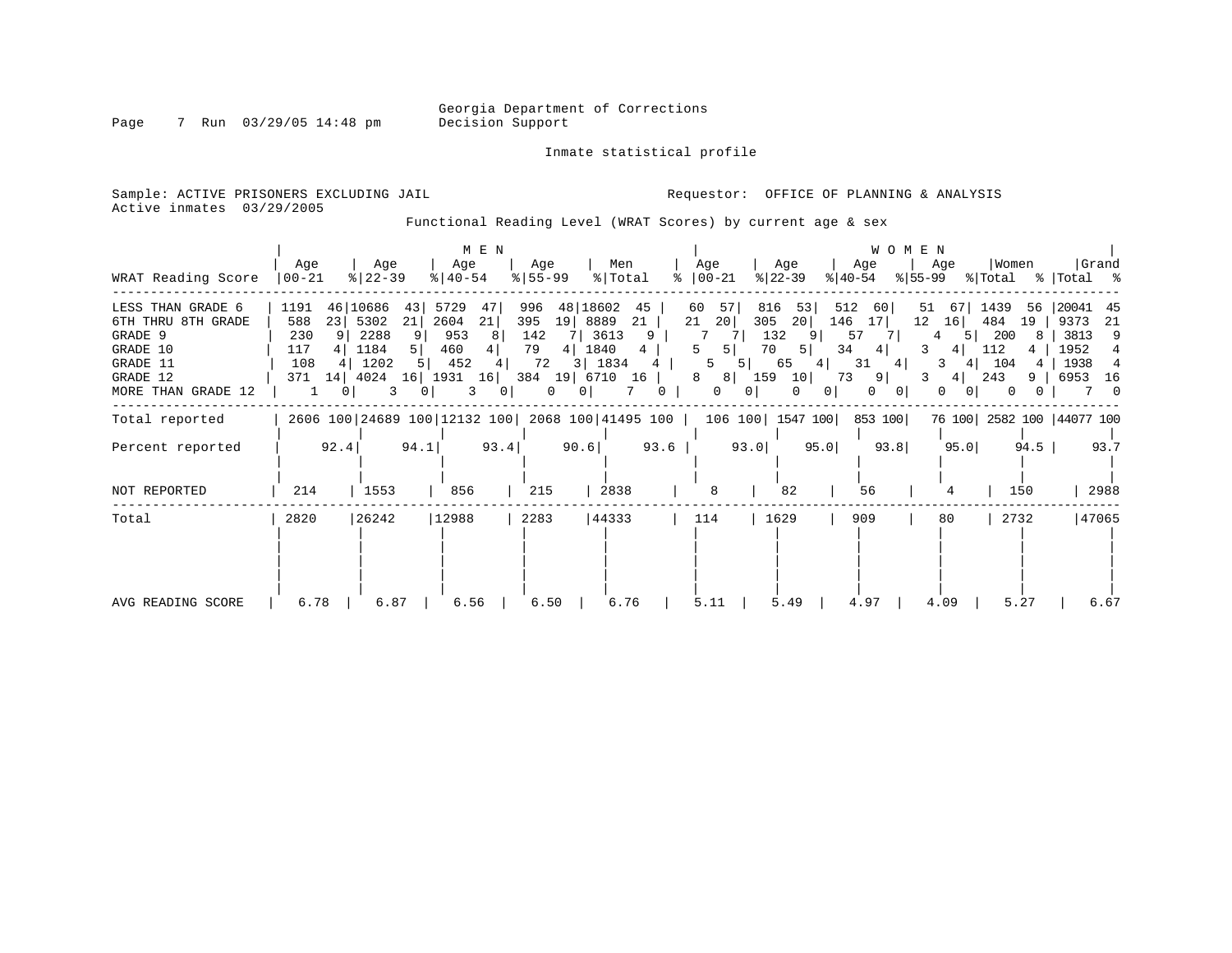Georgia Department of Corrections
Decision Support

Inmate statistical profile

Sample: ACTIVE PRISONERS EXCLUDING JAIL

Requestor: OFFICE OF PLANNING & ANALYSIS

Active inmates 03/29/2005

## Functional Reading Level (WRAT Scores) by current age & sex

| WRAT Reading Score | MEN Age 00-21 | % | Age 22-39 | % | Age 40-54 | % | Age 55-99 | % | Men Total | % | WOMEN Age 00-21 | % | Age 22-39 | % | Age 40-54 | % | Age 55-99 | % | Women Total | % | Grand Total | % |
|---|---|---|---|---|---|---|---|---|---|---|---|---|---|---|---|---|---|---|---|---|---|---|
| LESS THAN GRADE 6 | 1191 | 46 | 10686 | 43 | 5729 | 47 | 996 | 48 | 18602 | 45 | 60 | 57 | 816 | 53 | 512 | 60 | 51 | 67 | 1439 | 56 | 20041 | 45 |
| 6TH THRU 8TH GRADE | 588 | 23 | 5302 | 21 | 2604 | 21 | 395 | 19 | 8889 | 21 | 21 | 20 | 305 | 20 | 146 | 17 | 12 | 16 | 484 | 19 | 9373 | 21 |
| GRADE 9 | 230 | 9 | 2288 | 9 | 953 | 8 | 142 | 7 | 3613 | 9 | 7 | 7 | 132 | 9 | 57 | 7 | 4 | 5 | 200 | 8 | 3813 | 9 |
| GRADE 10 | 117 | 4 | 1184 | 5 | 460 | 4 | 79 | 4 | 1840 | 4 | 5 | 5 | 70 | 5 | 34 | 4 | 3 | 4 | 112 | 4 | 1952 | 4 |
| GRADE 11 | 108 | 4 | 1202 | 5 | 452 | 4 | 72 | 3 | 1834 | 4 | 5 | 5 | 65 | 4 | 31 | 4 | 3 | 4 | 104 | 4 | 1938 | 4 |
| GRADE 12 | 371 | 14 | 4024 | 16 | 1931 | 16 | 384 | 19 | 6710 | 16 | 8 | 8 | 159 | 10 | 73 | 9 | 3 | 4 | 243 | 9 | 6953 | 16 |
| MORE THAN GRADE 12 | 1 | 0 | 3 | 0 | 3 | 0 | 0 | 0 | 7 | 0 | 0 | 0 | 0 | 0 | 0 | 0 | 0 | 0 | 0 | 0 | 7 | 0 |
| Total reported | 2606 | 100 | 24689 | 100 | 12132 | 100 | 2068 | 100 | 41495 | 100 | 106 | 100 | 1547 | 100 | 853 | 100 | 76 | 100 | 2582 | 100 | 44077 | 100 |
| Percent reported | 92.4 | | 94.1 | | 93.4 | | 90.6 | | 93.6 | | 93.0 | | 95.0 | | 93.8 | | 95.0 | | 94.5 | | 93.7 | |
| NOT REPORTED | 214 | | 1553 | | 856 | | 215 | | 2838 | | 8 | | 82 | | 56 | | 4 | | 150 | | 2988 | |
| Total | 2820 | | 26242 | | 12988 | | 2283 | | 44333 | | 114 | | 1629 | | 909 | | 80 | | 2732 | | 47065 | |
| AVG READING SCORE | 6.78 | | 6.87 | | 6.56 | | 6.50 | | 6.76 | | 5.11 | | 5.49 | | 4.97 | | 4.09 | | 5.27 | | 6.67 | |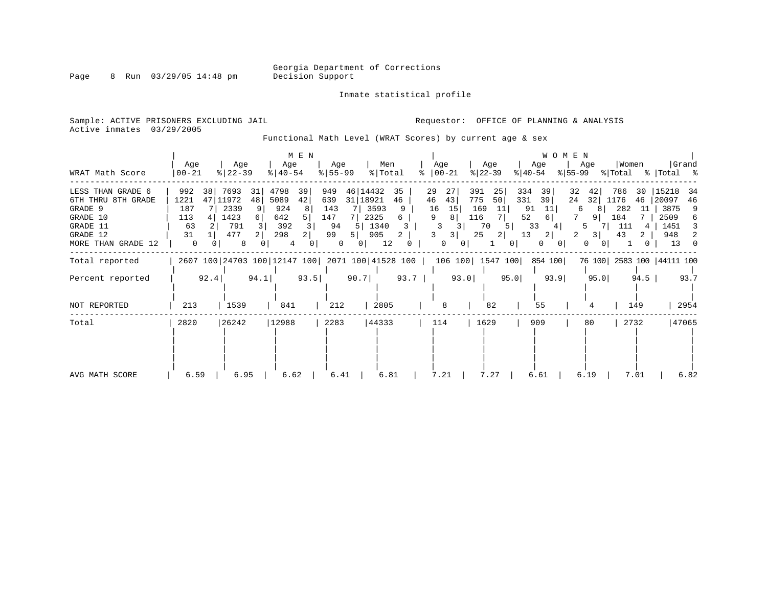Georgia Department of Corrections
Decision Support

Inmate statistical profile

Sample: ACTIVE PRISONERS EXCLUDING JAIL
Active inmates 03/29/2005

Requestor: OFFICE OF PLANNING & ANALYSIS

Functional Math Level (WRAT Scores) by current age & sex

| WRAT Math Score | MEN Age 00-21 | % | MEN Age 22-39 | % | MEN Age 40-54 | % | MEN Age 55-99 | % | Men Total | % | WOMEN Age 00-21 | % | WOMEN Age 22-39 | % | WOMEN Age 40-54 | % | WOMEN Age 55-99 | % | Women Total | % | Grand Total | % |
|---|---|---|---|---|---|---|---|---|---|---|---|---|---|---|---|---|---|---|---|---|---|---|
| LESS THAN GRADE 6 | 992 | 38 | 7693 | 31 | 4798 | 39 | 949 | 46 | 14432 | 35 | 29 | 27 | 391 | 25 | 334 | 39 | 32 | 42 | 786 | 30 | 15218 | 34 |
| 6TH THRU 8TH GRADE | 1221 | 47 | 11972 | 48 | 5089 | 42 | 639 | 31 | 18921 | 46 | 46 | 43 | 775 | 50 | 331 | 39 | 24 | 32 | 1176 | 46 | 20097 | 46 |
| GRADE 9 | 187 | 7 | 2339 | 9 | 924 | 8 | 143 | 7 | 3593 | 9 | 16 | 15 | 169 | 11 | 91 | 11 | 6 | 8 | 282 | 11 | 3875 | 9 |
| GRADE 10 | 113 | 4 | 1423 | 6 | 642 | 5 | 147 | 7 | 2325 | 6 | 9 | 8 | 116 | 7 | 52 | 6 | 7 | 9 | 184 | 7 | 2509 | 6 |
| GRADE 11 | 63 | 2 | 791 | 3 | 392 | 3 | 94 | 5 | 1340 | 3 | 3 | 3 | 70 | 5 | 33 | 4 | 5 | 7 | 111 | 4 | 1451 | 3 |
| GRADE 12 | 31 | 1 | 477 | 2 | 298 | 2 | 99 | 5 | 905 | 2 | 3 | 3 | 25 | 2 | 13 | 2 | 2 | 3 | 43 | 2 | 948 | 2 |
| MORE THAN GRADE 12 | 0 | 0 | 8 | 0 | 4 | 0 | 0 | 0 | 12 | 0 | 0 | 0 | 1 | 0 | 0 | 0 | 0 | 0 | 1 | 0 | 13 | 0 |
| Total reported | 2607 | 100 | 24703 | 100 | 12147 | 100 | 2071 | 100 | 41528 | 100 | 106 | 100 | 1547 | 100 | 854 | 100 | 76 | 100 | 2583 | 100 | 44111 | 100 |
| Percent reported | 92.4 | | 94.1 | | 93.5 | | 90.7 | | 93.7 | | 93.0 | | 95.0 | | 93.9 | | 95.0 | | 94.5 | | 93.7 | |
| NOT REPORTED | 213 | | 1539 | | 841 | | 212 | | 2805 | | 8 | | 82 | | 55 | | 4 | | 149 | | 2954 | |
| Total | 2820 | | 26242 | | 12988 | | 2283 | | 44333 | | 114 | | 1629 | | 909 | | 80 | | 2732 | | 47065 | |
| AVG MATH SCORE | 6.59 | | 6.95 | | 6.62 | | 6.41 | | 6.81 | | 7.21 | | 7.27 | | 6.61 | | 6.19 | | 7.01 | | 6.82 | |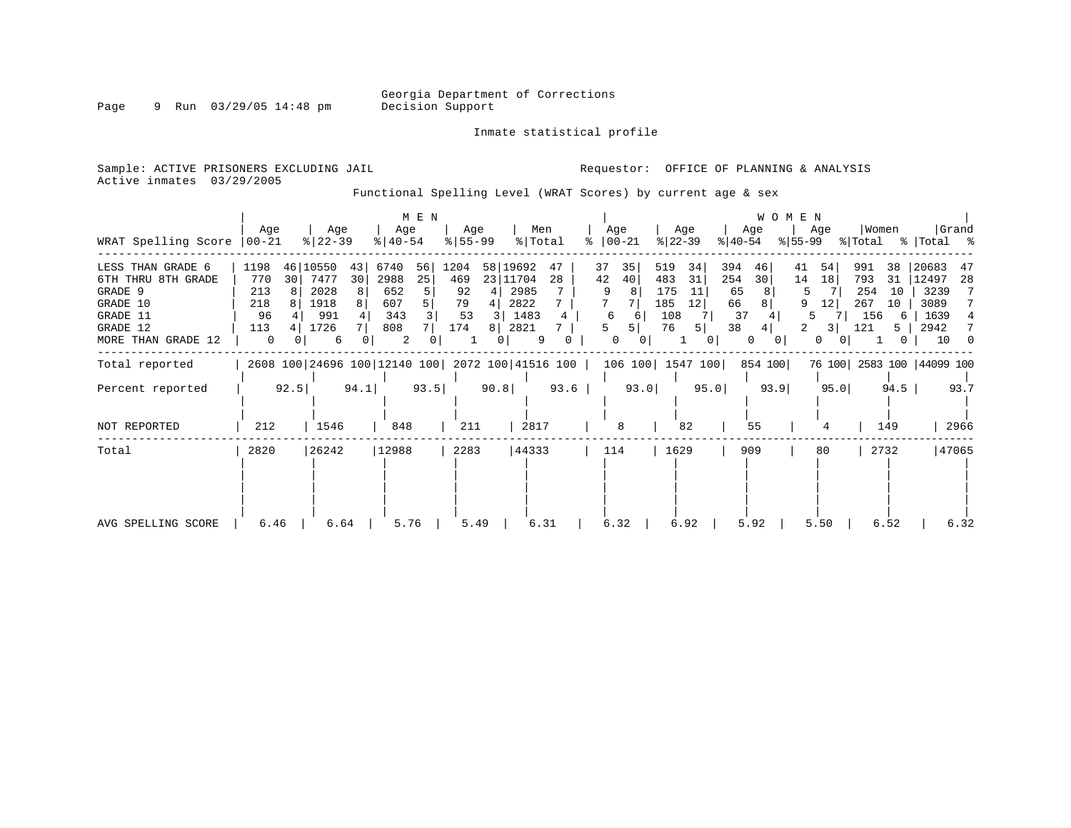Georgia Department of Corrections
Decision Support

Inmate statistical profile

Sample: ACTIVE PRISONERS EXCLUDING JAIL
Active inmates 03/29/2005

Requestor: OFFICE OF PLANNING & ANALYSIS

Functional Spelling Level (WRAT Scores) by current age & sex

| WRAT Spelling Score | MEN Age 00-21 | % | MEN Age 22-39 | % | MEN Age 40-54 | % | MEN Age 55-99 | % | Men Total | % | WOMEN Age 00-21 | % | WOMEN Age 22-39 | % | WOMEN Age 40-54 | % | WOMEN Age 55-99 | % | Women Total | % | Grand Total | % |
|---|---|---|---|---|---|---|---|---|---|---|---|---|---|---|---|---|---|---|---|---|---|---|
| LESS THAN GRADE 6 | 1198 | 46 | 10550 | 43 | 6740 | 56 | 1204 | 58 | 19692 | 47 | 37 | 35 | 519 | 34 | 394 | 46 | 41 | 54 | 991 | 38 | 20683 | 47 |
| 6TH THRU 8TH GRADE | 770 | 30 | 7477 | 30 | 2988 | 25 | 469 | 23 | 11704 | 28 | 42 | 40 | 483 | 31 | 254 | 30 | 14 | 18 | 793 | 31 | 12497 | 28 |
| GRADE 9 | 213 | 8 | 2028 | 8 | 652 | 5 | 92 | 4 | 2985 | 7 | 9 | 8 | 175 | 11 | 65 | 8 | 5 | 7 | 254 | 10 | 3239 | 7 |
| GRADE 10 | 218 | 8 | 1918 | 8 | 607 | 5 | 79 | 4 | 2822 | 7 | 7 | 7 | 185 | 12 | 66 | 8 | 9 | 12 | 267 | 10 | 3089 | 7 |
| GRADE 11 | 96 | 4 | 991 | 4 | 343 | 3 | 53 | 3 | 1483 | 4 | 6 | 6 | 108 | 7 | 37 | 4 | 5 | 7 | 156 | 6 | 1639 | 4 |
| GRADE 12 | 113 | 4 | 1726 | 7 | 808 | 7 | 174 | 8 | 2821 | 7 | 5 | 5 | 76 | 5 | 38 | 4 | 2 | 3 | 121 | 5 | 2942 | 7 |
| MORE THAN GRADE 12 | 0 | 0 | 6 | 0 | 2 | 0 | 1 | 0 | 9 | 0 | 0 | 0 | 1 | 0 | 0 | 0 | 0 | 0 | 1 | 0 | 10 | 0 |
| Total reported | 2608 | 100 | 24696 | 100 | 12140 | 100 | 2072 | 100 | 41516 | 100 | 106 | 100 | 1547 | 100 | 854 | 100 | 76 | 100 | 2583 | 100 | 44099 | 100 |
| Percent reported | | 92.5 | | 94.1 | | 93.5 | | 90.8 | | 93.6 | | 93.0 | | 95.0 | | 93.9 | | 95.0 | | 94.5 | | 93.7 |
| NOT REPORTED | 212 | | 1546 | | 848 | | 211 | | 2817 | | 8 | | 82 | | 55 | | 4 | | 149 | | 2966 | |
| Total | 2820 | | 26242 | | 12988 | | 2283 | | 44333 | | 114 | | 1629 | | 909 | | 80 | | 2732 | | 47065 | |
| AVG SPELLING SCORE | 6.46 | | 6.64 | | 5.76 | | 5.49 | | 6.31 | | 6.32 | | 6.92 | | 5.92 | | 5.50 | | 6.52 | | 6.32 | |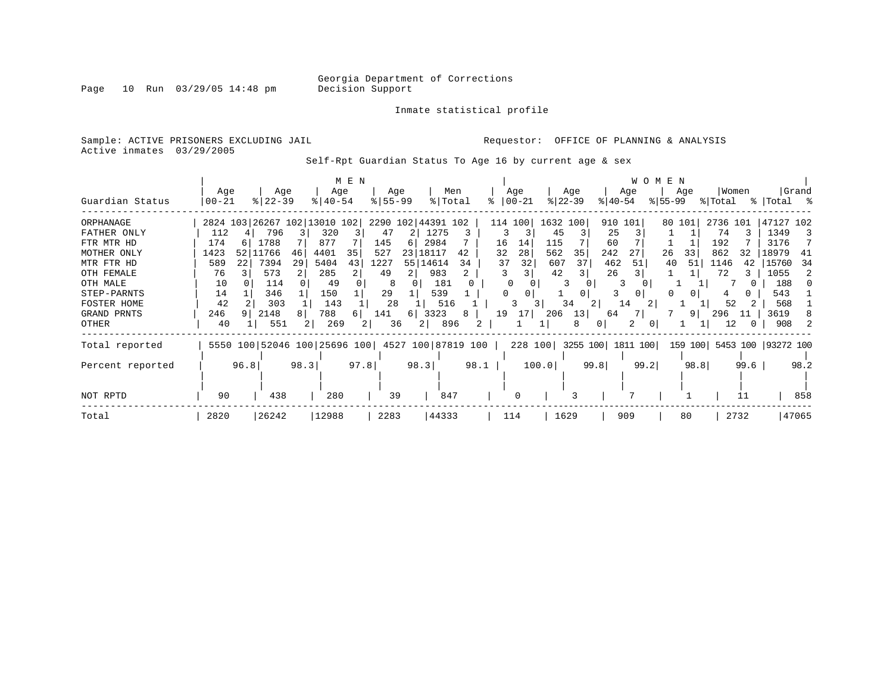Georgia Department of Corrections
Decision Support

Page 10 Run 03/29/05 14:48 pm

Inmate statistical profile

Sample: ACTIVE PRISONERS EXCLUDING JAIL
Active inmates 03/29/2005

Requestor: OFFICE OF PLANNING & ANALYSIS

Self-Rpt Guardian Status To Age 16 by current age & sex

| | MEN | | | | | | | | | | WOMEN | | | | | | | | | | | |
|---|---|---|---|---|---|---|---|---|---|---|---|---|---|---|---|---|---|---|---|---|---|---|
| Guardian Status | Age 00-21 | % | Age 22-39 | % | Age 40-54 | % | Age 55-99 | % | Men Total | % | Age 00-21 | % | Age 22-39 | % | Age 40-54 | % | Age 55-99 | % | Women Total | % | Grand Total | % |
| ORPHANAGE | 2824 | 103 | 26267 | 102 | 13010 | 102 | 2290 | 102 | 44391 | 102 | 114 | 100 | 1632 | 100 | 910 | 101 | 80 | 101 | 2736 | 101 | 47127 | 102 |
| FATHER ONLY | 112 | 4 | 796 | 3 | 320 | 3 | 47 | 2 | 1275 | 3 | 3 | 3 | 45 | 3 | 25 | 3 | 1 | 1 | 74 | 3 | 1349 | 3 |
| FTR MTR HD | 174 | 6 | 1788 | 7 | 877 | 7 | 145 | 6 | 2984 | 7 | 16 | 14 | 115 | 7 | 60 | 7 | 1 | 1 | 192 | 7 | 3176 | 7 |
| MOTHER ONLY | 1423 | 52 | 11766 | 46 | 4401 | 35 | 527 | 23 | 18117 | 42 | 32 | 28 | 562 | 35 | 242 | 27 | 26 | 33 | 862 | 32 | 18979 | 41 |
| MTR FTR HD | 589 | 22 | 7394 | 29 | 5404 | 43 | 1227 | 55 | 14614 | 34 | 37 | 32 | 607 | 37 | 462 | 51 | 40 | 51 | 1146 | 42 | 15760 | 34 |
| OTH FEMALE | 76 | 3 | 573 | 2 | 285 | 2 | 49 | 2 | 983 | 2 | 3 | 3 | 42 | 3 | 26 | 3 | 1 | 1 | 72 | 3 | 1055 | 2 |
| OTH MALE | 10 | 0 | 114 | 0 | 49 | 0 | 8 | 0 | 181 | 0 | 0 | 0 | 3 | 0 | 3 | 0 | 1 | 1 | 7 | 0 | 188 | 0 |
| STEP-PARNTS | 14 | 1 | 346 | 1 | 150 | 1 | 29 | 1 | 539 | 1 | 0 | 0 | 1 | 0 | 3 | 0 | 0 | 0 | 4 | 0 | 543 | 1 |
| FOSTER HOME | 42 | 2 | 303 | 1 | 143 | 1 | 28 | 1 | 516 | 1 | 3 | 3 | 34 | 2 | 14 | 2 | 1 | 1 | 52 | 2 | 568 | 1 |
| GRAND PRNTS | 246 | 9 | 2148 | 8 | 788 | 6 | 141 | 6 | 3323 | 8 | 19 | 17 | 206 | 13 | 64 | 7 | 7 | 9 | 296 | 11 | 3619 | 8 |
| OTHER | 40 | 1 | 551 | 2 | 269 | 2 | 36 | 2 | 896 | 2 | 1 | 1 | 8 | 0 | 2 | 0 | 1 | 1 | 12 | 0 | 908 | 2 |
| Total reported | 5550 | 100 | 52046 | 100 | 25696 | 100 | 4527 | 100 | 87819 | 100 | 228 | 100 | 3255 | 100 | 1811 | 100 | 159 | 100 | 5453 | 100 | 93272 | 100 |
| Percent reported | | 96.8 | | 98.3 | | 97.8 | | 98.3 | | 98.1 | | 100.0 | | 99.8 | | 99.2 | | 98.8 | | 99.6 | | 98.2 |
| NOT RPTD | 90 | | 438 | | 280 | | 39 | | 847 | | 0 | | 3 | | 7 | | 1 | | 11 | | 858 | |
| Total | 2820 | | 26242 | | 12988 | | 2283 | | 44333 | | 114 | | 1629 | | 909 | | 80 | | 2732 | | 47065 | |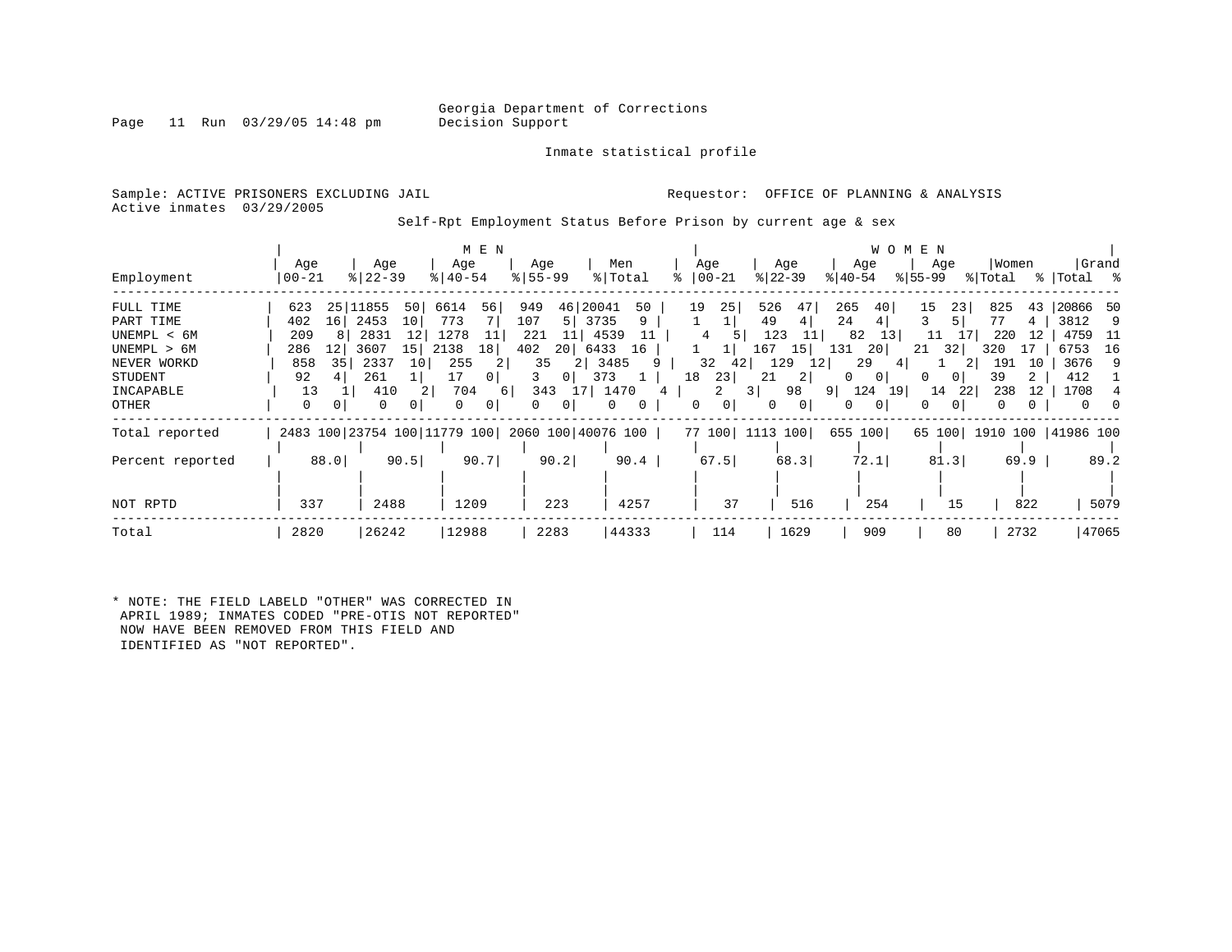Georgia Department of Corrections
Decision Support

Inmate statistical profile

Sample: ACTIVE PRISONERS EXCLUDING JAIL
Requestor: OFFICE OF PLANNING & ANALYSIS
Active inmates 03/29/2005

Self-Rpt Employment Status Before Prison by current age & sex

| Employment | MEN Age 00-21 | % | MEN Age 22-39 | % | MEN Age 40-54 | % | MEN Age 55-99 | % | Men Total | % | WOMEN Age 00-21 | % | WOMEN Age 22-39 | % | WOMEN Age 40-54 | % | WOMEN Age 55-99 | % | Women Total | % | Grand Total | % |
|---|---|---|---|---|---|---|---|---|---|---|---|---|---|---|---|---|---|---|---|---|---|---|
| FULL TIME | 623 | 25 | 11855 | 50 | 6614 | 56 | 949 | 46 | 20041 | 50 | 19 | 25 | 526 | 47 | 265 | 40 | 15 | 23 | 825 | 43 | 20866 | 50 |
| PART TIME | 402 | 16 | 2453 | 10 | 773 | 7 | 107 | 5 | 3735 | 9 | 1 | 1 | 49 | 4 | 24 | 4 | 3 | 5 | 77 | 4 | 3812 | 9 |
| UNEMPL < 6M | 209 | 8 | 2831 | 12 | 1278 | 11 | 221 | 11 | 4539 | 11 | 4 | 5 | 123 | 11 | 82 | 13 | 11 | 17 | 220 | 12 | 4759 | 11 |
| UNEMPL > 6M | 286 | 12 | 3607 | 15 | 2138 | 18 | 402 | 20 | 6433 | 16 | 1 | 1 | 167 | 15 | 131 | 20 | 21 | 32 | 320 | 17 | 6753 | 16 |
| NEVER WORKD | 858 | 35 | 2337 | 10 | 255 | 2 | 35 | 2 | 3485 | 9 | 32 | 42 | 129 | 12 | 29 | 4 | 1 | 2 | 191 | 10 | 3676 | 9 |
| STUDENT | 92 | 4 | 261 | 1 | 17 | 0 | 3 | 0 | 373 | 1 | 18 | 23 | 21 | 2 | 0 | 0 | 0 | 0 | 39 | 2 | 412 | 1 |
| INCAPABLE | 13 | 1 | 410 | 2 | 704 | 6 | 343 | 17 | 1470 | 4 | 2 | 3 | 98 | 9 | 124 | 19 | 14 | 22 | 238 | 12 | 1708 | 4 |
| OTHER | 0 | 0 | 0 | 0 | 0 | 0 | 0 | 0 | 0 | 0 | 0 | 0 | 0 | 0 | 0 | 0 | 0 | 0 | 0 | 0 | 0 | 0 |
| Total reported | 2483 | 100 | 23754 | 100 | 11779 | 100 | 2060 | 100 | 40076 | 100 | 77 | 100 | 1113 | 100 | 655 | 100 | 65 | 100 | 1910 | 100 | 41986 | 100 |
| Percent reported | 88.0 | | 90.5 | | 90.7 | | 90.2 | | 90.4 | | 67.5 | | 68.3 | | 72.1 | | 81.3 | | 69.9 | | 89.2 | |
| NOT RPTD | 337 | | 2488 | | 1209 | | 223 | | 4257 | | 37 | | 516 | | 254 | | 15 | | 822 | | 5079 | |
| Total | 2820 | | 26242 | | 12988 | | 2283 | | 44333 | | 114 | | 1629 | | 909 | | 80 | | 2732 | | 47065 | |

* NOTE: THE FIELD LABELD "OTHER" WAS CORRECTED IN APRIL 1989; INMATES CODED "PRE-OTIS NOT REPORTED" NOW HAVE BEEN REMOVED FROM THIS FIELD AND IDENTIFIED AS "NOT REPORTED".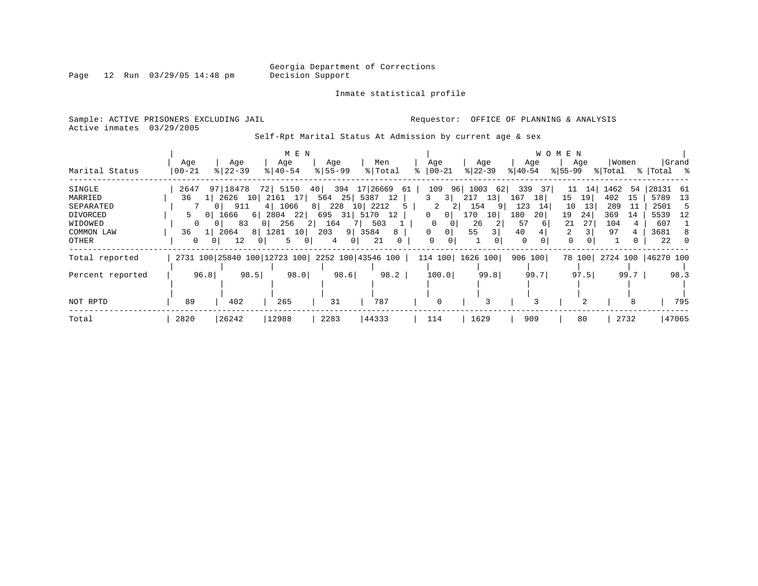Georgia Department of Corrections
Decision Support

Inmate statistical profile

Sample: ACTIVE PRISONERS EXCLUDING JAIL
Active inmates 03/29/2005

Requestor: OFFICE OF PLANNING & ANALYSIS

Self-Rpt Marital Status At Admission by current age & sex

| Marital Status | MEN Age 00-21 | % | Age 22-39 | % | Age 40-54 | % | Age 55-99 | % | Men Total | % | WOMEN Age 00-21 | % | Age 22-39 | % | Age 40-54 | % | Age 55-99 | % | Women Total | % | Grand Total | % |
|---|---|---|---|---|---|---|---|---|---|---|---|---|---|---|---|---|---|---|---|---|---|---|
| SINGLE | 2647 | 97 | 18478 | 72 | 5150 | 40 | 394 | 17 | 26669 | 61 | 109 | 96 | 1003 | 62 | 339 | 37 | 11 | 14 | 1462 | 54 | 28131 | 61 |
| MARRIED | 36 | 1 | 2626 | 10 | 2161 | 17 | 564 | 25 | 5387 | 12 | 3 | 3 | 217 | 13 | 167 | 18 | 15 | 19 | 402 | 15 | 5789 | 13 |
| SEPARATED | 7 | 0 | 911 | 4 | 1066 | 8 | 228 | 10 | 2212 | 5 | 2 | 2 | 154 | 9 | 123 | 14 | 10 | 13 | 289 | 11 | 2501 | 5 |
| DIVORCED | 5 | 0 | 1666 | 6 | 2804 | 22 | 695 | 31 | 5170 | 12 | 0 | 0 | 170 | 10 | 180 | 20 | 19 | 24 | 369 | 14 | 5539 | 12 |
| WIDOWED | 0 | 0 | 83 | 0 | 256 | 2 | 164 | 7 | 503 | 1 | 0 | 0 | 26 | 2 | 57 | 6 | 21 | 27 | 104 | 4 | 607 | 1 |
| COMMON LAW | 36 | 1 | 2064 | 8 | 1281 | 10 | 203 | 9 | 3584 | 8 | 0 | 0 | 55 | 3 | 40 | 4 | 2 | 3 | 97 | 4 | 3681 | 8 |
| OTHER | 0 | 0 | 12 | 0 | 5 | 0 | 4 | 0 | 21 | 0 | 0 | 0 | 1 | 0 | 0 | 0 | 0 | 0 | 1 | 0 | 22 | 0 |
| Total reported | 2731 | 100 | 25840 | 100 | 12723 | 100 | 2252 | 100 | 43546 | 100 | 114 | 100 | 1626 | 100 | 906 | 100 | 78 | 100 | 2724 | 100 | 46270 | 100 |
| Percent reported | 96.8 | | 98.5 | | 98.0 | | 98.6 | | 98.2 | | 100.0 | | 99.8 | | 99.7 | | 97.5 | | 99.7 | | 98.3 | |
| NOT RPTD | 89 | | 402 | | 265 | | 31 | | 787 | | 0 | | 3 | | 3 | | 2 | | 8 | | 795 | |
| Total | 2820 | | 26242 | | 12988 | | 2283 | | 44333 | | 114 | | 1629 | | 909 | | 80 | | 2732 | | 47065 | |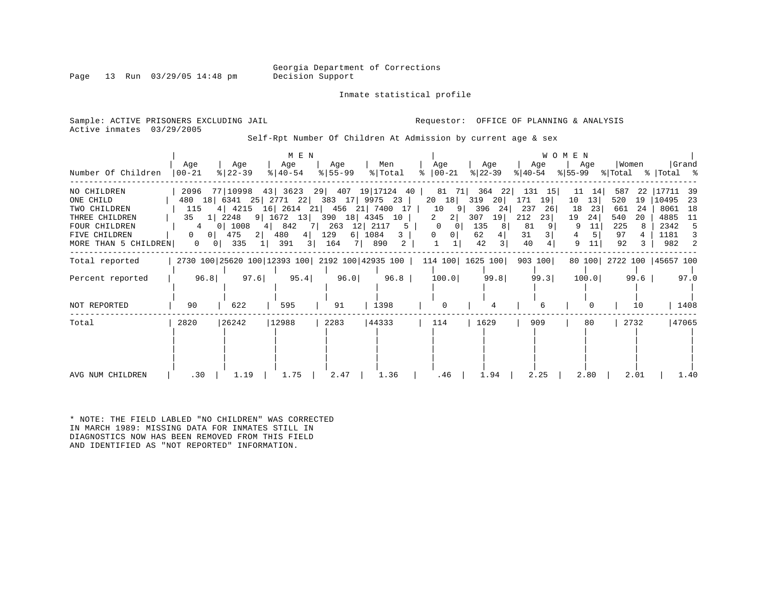Georgia Department of Corrections
Decision Support

Inmate statistical profile

Sample: ACTIVE PRISONERS EXCLUDING JAIL
Active inmates 03/29/2005

Requestor: OFFICE OF PLANNING & ANALYSIS

Self-Rpt Number Of Children At Admission by current age & sex

| Number Of Children | MEN Age 00-21 | % | Age 22-39 | % | Age 40-54 | % | Age 55-99 | % | Men Total | % | WOMEN Age 00-21 | % | Age 22-39 | % | Age 40-54 | % | Age 55-99 | % | Women Total | % | Grand Total | % |
|---|---|---|---|---|---|---|---|---|---|---|---|---|---|---|---|---|---|---|---|---|---|---|
| NO CHILDREN | 2096 | 77 | 10998 | 43 | 3623 | 29 | 407 | 19 | 17124 | 40 | 81 | 71 | 364 | 22 | 131 | 15 | 11 | 14 | 587 | 22 | 17711 | 39 |
| ONE CHILD | 480 | 18 | 6341 | 25 | 2771 | 22 | 383 | 17 | 9975 | 23 | 20 | 18 | 319 | 20 | 171 | 19 | 10 | 13 | 520 | 19 | 10495 | 23 |
| TWO CHILDREN | 115 | 4 | 4215 | 16 | 2614 | 21 | 456 | 21 | 7400 | 17 | 10 | 9 | 396 | 24 | 237 | 26 | 18 | 23 | 661 | 24 | 8061 | 18 |
| THREE CHILDREN | 35 | 1 | 2248 | 9 | 1672 | 13 | 390 | 18 | 4345 | 10 | 2 | 2 | 307 | 19 | 212 | 23 | 19 | 24 | 540 | 20 | 4885 | 11 |
| FOUR CHILDREN | 4 | 0 | 1008 | 4 | 842 | 7 | 263 | 12 | 2117 | 5 | 0 | 0 | 135 | 8 | 81 | 9 | 9 | 11 | 225 | 8 | 2342 | 5 |
| FIVE CHILDREN | 0 | 0 | 475 | 2 | 480 | 4 | 129 | 6 | 1084 | 3 | 0 | 0 | 62 | 4 | 31 | 3 | 4 | 5 | 97 | 4 | 1181 | 3 |
| MORE THAN 5 CHILDREN | 0 | 0 | 335 | 1 | 391 | 3 | 164 | 7 | 890 | 2 | 1 | 1 | 42 | 3 | 40 | 4 | 9 | 11 | 92 | 3 | 982 | 2 |
| Total reported | 2730 | 100 | 25620 | 100 | 12393 | 100 | 2192 | 100 | 42935 | 100 | 114 | 100 | 1625 | 100 | 903 | 100 | 80 | 100 | 2722 | 100 | 45657 | 100 |
| Percent reported | 96.8 | | 97.6 | | 95.4 | | 96.0 | | 96.8 | | 100.0 | | 99.8 | | 99.3 | | 100.0 | | 99.6 | | 97.0 | |
| NOT REPORTED | 90 | | 622 | | 595 | | 91 | | 1398 | | 0 | | 4 | | 6 | | 0 | | 10 | | 1408 | |
| Total | 2820 | | 26242 | | 12988 | | 2283 | | 44333 | | 114 | | 1629 | | 909 | | 80 | | 2732 | | 47065 | |
| AVG NUM CHILDREN | .30 | | 1.19 | | 1.75 | | 2.47 | | 1.36 | | .46 | | 1.94 | | 2.25 | | 2.80 | | 2.01 | | 1.40 | |

* NOTE: THE FIELD LABLED "NO CHILDREN" WAS CORRECTED IN MARCH 1989: MISSING DATA FOR INMATES STILL IN DIAGNOSTICS NOW HAS BEEN REMOVED FROM THIS FIELD AND IDENTIFIED AS "NOT REPORTED" INFORMATION.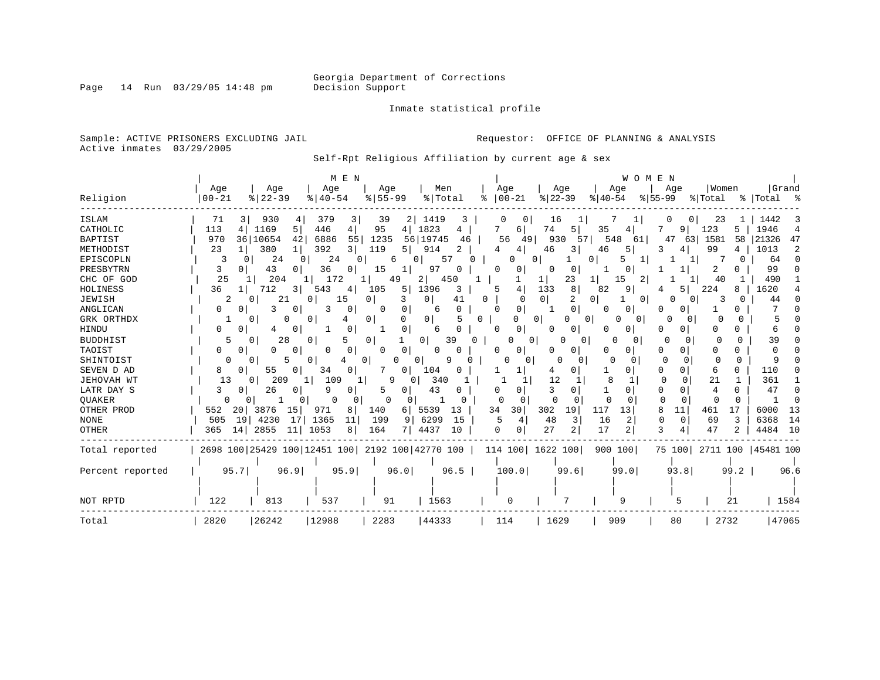Georgia Department of Corrections
Decision Support

Inmate statistical profile

Sample: ACTIVE PRISONERS EXCLUDING JAIL

Active inmates 03/29/2005

Requestor: OFFICE OF PLANNING & ANALYSIS

Self-Rpt Religious Affiliation by current age & sex

| Religion | MEN Age 00-21 | % | Age 22-39 | % | Age 40-54 | % | Age 55-99 | % | Men Total | % | WOMEN Age 00-21 | % | Age 22-39 | % | Age 40-54 | % | Age 55-99 | % | Women Total | % | Grand Total | % |
|---|---|---|---|---|---|---|---|---|---|---|---|---|---|---|---|---|---|---|---|---|---|---|
| ISLAM | 71 | 3 | 930 | 4 | 379 | 3 | 39 | 2 | 1419 | 3 | 0 | 0 | 16 | 1 | 7 | 1 | 0 | 0 | 23 | 1 | 1442 | 3 |
| CATHOLIC | 113 | 4 | 1169 | 5 | 446 | 4 | 95 | 4 | 1823 | 4 | 7 | 6 | 74 | 5 | 35 | 4 | 7 | 9 | 123 | 5 | 1946 | 4 |
| BAPTIST | 970 | 36 | 10654 | 42 | 6886 | 55 | 1235 | 56 | 19745 | 46 | 56 | 49 | 930 | 57 | 548 | 61 | 47 | 63 | 1581 | 58 | 21326 | 47 |
| METHODIST | 23 | 1 | 380 | 1 | 392 | 3 | 119 | 5 | 914 | 2 | 4 | 4 | 46 | 3 | 46 | 5 | 3 | 4 | 99 | 4 | 1013 | 2 |
| EPISCOPLN | 3 | 0 | 24 | 0 | 24 | 0 | 6 | 0 | 57 | 0 | 0 | 0 | 1 | 0 | 5 | 1 | 1 | 1 | 7 | 0 | 64 | 0 |
| PRESBYTRN | 3 | 0 | 43 | 0 | 36 | 0 | 15 | 1 | 97 | 0 | 0 | 0 | 0 | 0 | 1 | 0 | 1 | 1 | 2 | 0 | 99 | 0 |
| CHC OF GOD | 25 | 1 | 204 | 1 | 172 | 1 | 49 | 2 | 450 | 1 | 1 | 1 | 23 | 1 | 15 | 2 | 1 | 1 | 40 | 1 | 490 | 1 |
| HOLINESS | 36 | 1 | 712 | 3 | 543 | 4 | 105 | 5 | 1396 | 3 | 5 | 4 | 133 | 8 | 82 | 9 | 4 | 5 | 224 | 8 | 1620 | 4 |
| JEWISH | 2 | 0 | 21 | 0 | 15 | 0 | 3 | 0 | 41 | 0 | 0 | 0 | 2 | 0 | 1 | 0 | 0 | 0 | 3 | 0 | 44 | 0 |
| ANGLICAN | 0 | 0 | 3 | 0 | 3 | 0 | 0 | 0 | 6 | 0 | 0 | 0 | 1 | 0 | 0 | 0 | 0 | 0 | 1 | 0 | 7 | 0 |
| GRK ORTHDX | 1 | 0 | 0 | 0 | 4 | 0 | 0 | 0 | 5 | 0 | 0 | 0 | 0 | 0 | 0 | 0 | 0 | 0 | 0 | 0 | 5 | 0 |
| HINDU | 0 | 0 | 4 | 0 | 1 | 0 | 1 | 0 | 6 | 0 | 0 | 0 | 0 | 0 | 0 | 0 | 0 | 0 | 0 | 0 | 6 | 0 |
| BUDDHIST | 5 | 0 | 28 | 0 | 5 | 0 | 1 | 0 | 39 | 0 | 0 | 0 | 0 | 0 | 0 | 0 | 0 | 0 | 0 | 0 | 39 | 0 |
| TAOIST | 0 | 0 | 0 | 0 | 0 | 0 | 0 | 0 | 0 | 0 | 0 | 0 | 0 | 0 | 0 | 0 | 0 | 0 | 0 | 0 | 0 | 0 |
| SHINTOIST | 0 | 0 | 5 | 0 | 4 | 0 | 0 | 0 | 9 | 0 | 0 | 0 | 0 | 0 | 0 | 0 | 0 | 0 | 0 | 0 | 9 | 0 |
| SEVEN D AD | 8 | 0 | 55 | 0 | 34 | 0 | 7 | 0 | 104 | 0 | 1 | 1 | 4 | 0 | 1 | 0 | 0 | 0 | 6 | 0 | 110 | 0 |
| JEHOVAH WT | 13 | 0 | 209 | 1 | 109 | 1 | 9 | 0 | 340 | 1 | 1 | 1 | 12 | 1 | 8 | 1 | 0 | 0 | 21 | 1 | 361 | 1 |
| LATR DAY S | 3 | 0 | 26 | 0 | 9 | 0 | 5 | 0 | 43 | 0 | 0 | 0 | 3 | 0 | 1 | 0 | 0 | 0 | 4 | 0 | 47 | 0 |
| QUAKER | 0 | 0 | 1 | 0 | 0 | 0 | 0 | 0 | 1 | 0 | 0 | 0 | 0 | 0 | 0 | 0 | 0 | 0 | 0 | 0 | 1 | 0 |
| OTHER PROD | 552 | 20 | 3876 | 15 | 971 | 8 | 140 | 6 | 5539 | 13 | 34 | 30 | 302 | 19 | 117 | 13 | 8 | 11 | 461 | 17 | 6000 | 13 |
| NONE | 505 | 19 | 4230 | 17 | 1365 | 11 | 199 | 9 | 6299 | 15 | 5 | 4 | 48 | 3 | 16 | 2 | 0 | 0 | 69 | 3 | 6368 | 14 |
| OTHER | 365 | 14 | 2855 | 11 | 1053 | 8 | 164 | 7 | 4437 | 10 | 0 | 0 | 27 | 2 | 17 | 2 | 3 | 4 | 47 | 2 | 4484 | 10 |
| Total reported | 2698 | 100 | 25429 | 100 | 12451 | 100 | 2192 | 100 | 42770 | 100 | 114 | 100 | 1622 | 100 | 900 | 100 | 75 | 100 | 2711 | 100 | 45481 | 100 |
| Percent reported | 95.7 | | 96.9 | | 95.9 | | 96.0 | | 96.5 | | 100.0 | | 99.6 | | 99.0 | | 93.8 | | 99.2 | | 96.6 | |
| NOT RPTD | 122 | | 813 | | 537 | | 91 | | 1563 | | 0 | | 7 | | 9 | | 5 | | 21 | | 1584 | |
| Total | 2820 | | 26242 | | 12988 | | 2283 | | 44333 | | 114 | | 1629 | | 909 | | 80 | | 2732 | | 47065 | |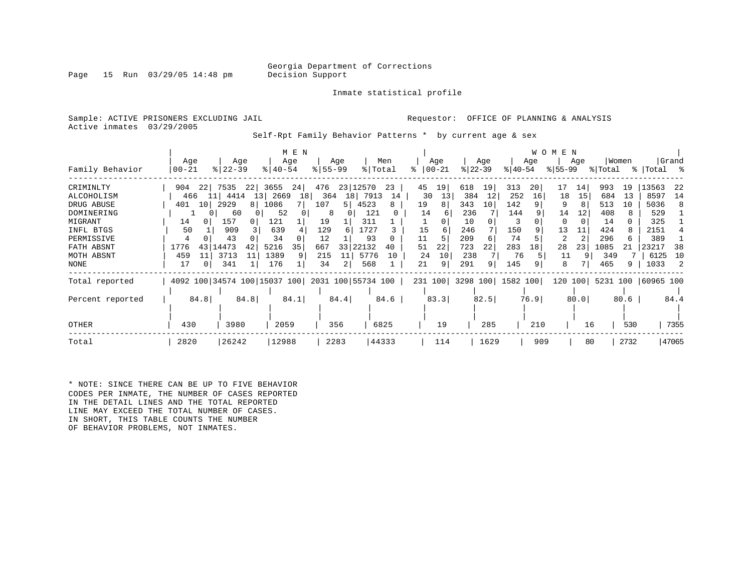Georgia Department of Corrections
Decision Support

Inmate statistical profile

Sample: ACTIVE PRISONERS EXCLUDING JAIL
Active inmates 03/29/2005

Requestor: OFFICE OF PLANNING & ANALYSIS

Self-Rpt Family Behavior Patterns * by current age & sex

| Family Behavior | MEN Age 00-21 | % | Age 22-39 | % | Age 40-54 | % | Age 55-99 | % | Men Total | % | WOMEN Age 00-21 | % | Age 22-39 | % | Age 40-54 | % | Age 55-99 | % | Women Total | % | Grand Total | % |
|---|---|---|---|---|---|---|---|---|---|---|---|---|---|---|---|---|---|---|---|---|---|---|
| CRIMINLTY | 904 | 22 | 7535 | 22 | 3655 | 24 | 476 | 23 | 12570 | 23 | 45 | 19 | 618 | 19 | 313 | 20 | 17 | 14 | 993 | 19 | 13563 | 22 |
| ALCOHOLISM | 466 | 11 | 4414 | 13 | 2669 | 18 | 364 | 18 | 7913 | 14 | 30 | 13 | 384 | 12 | 252 | 16 | 18 | 15 | 684 | 13 | 8597 | 14 |
| DRUG ABUSE | 401 | 10 | 2929 | 8 | 1086 | 7 | 107 | 5 | 4523 | 8 | 19 | 8 | 343 | 10 | 142 | 9 | 9 | 8 | 513 | 10 | 5036 | 8 |
| DOMINERING | 1 | 0 | 60 | 0 | 52 | 0 | 8 | 0 | 121 | 0 | 14 | 6 | 236 | 7 | 144 | 9 | 14 | 12 | 408 | 8 | 529 | 1 |
| MIGRANT | 14 | 0 | 157 | 0 | 121 | 1 | 19 | 1 | 311 | 1 | 1 | 0 | 10 | 0 | 3 | 0 | 0 | 0 | 14 | 0 | 325 | 1 |
| INFL BTGS | 50 | 1 | 909 | 3 | 639 | 4 | 129 | 6 | 1727 | 3 | 15 | 6 | 246 | 7 | 150 | 9 | 13 | 11 | 424 | 8 | 2151 | 4 |
| PERMISSIVE | 4 | 0 | 43 | 0 | 34 | 0 | 12 | 1 | 93 | 0 | 11 | 5 | 209 | 6 | 74 | 5 | 2 | 2 | 296 | 6 | 389 | 1 |
| FATH ABSNT | 1776 | 43 | 14473 | 42 | 5216 | 35 | 667 | 33 | 22132 | 40 | 51 | 22 | 723 | 22 | 283 | 18 | 28 | 23 | 1085 | 21 | 23217 | 38 |
| MOTH ABSNT | 459 | 11 | 3713 | 11 | 1389 | 9 | 215 | 11 | 5776 | 10 | 24 | 10 | 238 | 7 | 76 | 5 | 11 | 9 | 349 | 7 | 6125 | 10 |
| NONE | 17 | 0 | 341 | 1 | 176 | 1 | 34 | 2 | 568 | 1 | 21 | 9 | 291 | 9 | 145 | 9 | 8 | 7 | 465 | 9 | 1033 | 2 |
| Total reported | 4092 | 100 | 34574 | 100 | 15037 | 100 | 2031 | 100 | 55734 | 100 | 231 | 100 | 3298 | 100 | 1582 | 100 | 120 | 100 | 5231 | 100 | 60965 | 100 |
| Percent reported | 84.8 | | 84.8 | | 84.1 | | 84.4 | | 84.6 | | 83.3 | | 82.5 | | 76.9 | | 80.0 | | 80.6 | | 84.4 | |
| OTHER | 430 | | 3980 | | 2059 | | 356 | | 6825 | | 19 | | 285 | | 210 | | 16 | | 530 | | 7355 | |
| Total | 2820 | | 26242 | | 12988 | | 2283 | | 44333 | | 114 | | 1629 | | 909 | | 80 | | 2732 | | 47065 | |

\* NOTE: SINCE THERE CAN BE UP TO FIVE BEHAVIOR CODES PER INMATE, THE NUMBER OF CASES REPORTED IN THE DETAIL LINES AND THE TOTAL REPORTED LINE MAY EXCEED THE TOTAL NUMBER OF CASES. IN SHORT, THIS TABLE COUNTS THE NUMBER OF BEHAVIOR PROBLEMS, NOT INMATES.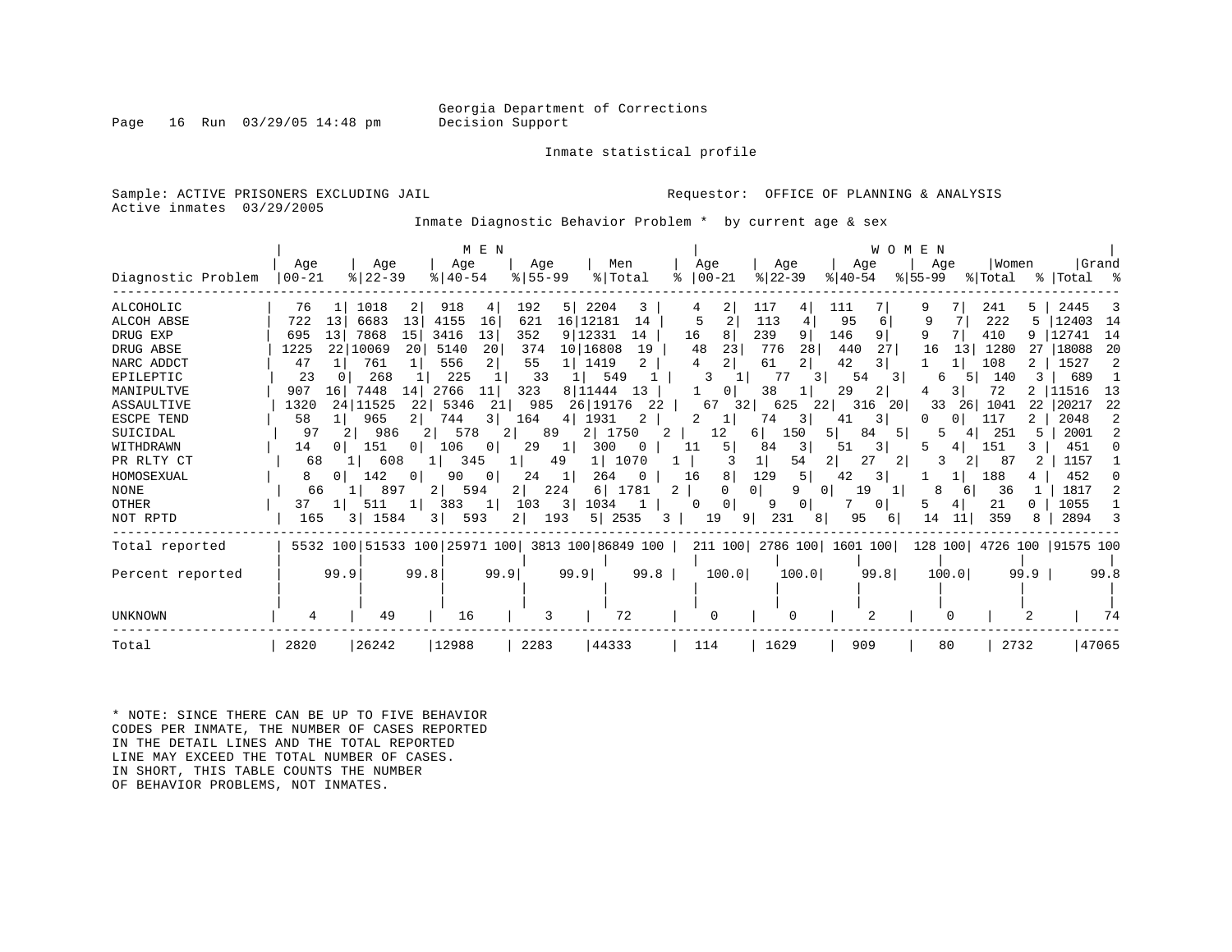Georgia Department of Corrections
Decision Support

Inmate statistical profile

Sample: ACTIVE PRISONERS EXCLUDING JAIL
Active inmates 03/29/2005

Requestor: OFFICE OF PLANNING & ANALYSIS

Inmate Diagnostic Behavior Problem * by current age & sex

| Diagnostic Problem | MEN Age 00-21 | % | Age 22-39 | % | Age 40-54 | % | Age 55-99 | % | Men Total | % | WOMEN Age 00-21 | % | Age 22-39 | % | Age 40-54 | % | Age 55-99 | % | Women Total | % | Grand Total | % |
|---|---|---|---|---|---|---|---|---|---|---|---|---|---|---|---|---|---|---|---|---|---|---|
| ALCOHOLIC | 76 | 1 | 1018 | 2 | 918 | 4 | 192 | 5 | 2204 | 3 | 4 | 2 | 117 | 4 | 111 | 7 | 9 | 7 | 241 | 5 | 2445 | 3 |
| ALCOH ABSE | 722 | 13 | 6683 | 13 | 4155 | 16 | 621 | 16 | 12181 | 14 | 5 | 2 | 113 | 4 | 95 | 6 | 9 | 7 | 222 | 5 | 12403 | 14 |
| DRUG EXP | 695 | 13 | 7868 | 15 | 3416 | 13 | 352 | 9 | 12331 | 14 | 16 | 8 | 239 | 9 | 146 | 9 | 9 | 7 | 410 | 9 | 12741 | 14 |
| DRUG ABSE | 1225 | 22 | 10069 | 20 | 5140 | 20 | 374 | 10 | 16808 | 19 | 48 | 23 | 776 | 28 | 440 | 27 | 16 | 13 | 1280 | 27 | 18088 | 20 |
| NARC ADDCT | 47 | 1 | 761 | 1 | 556 | 2 | 55 | 1 | 1419 | 2 | 4 | 2 | 61 | 2 | 42 | 3 | 1 | 1 | 108 | 2 | 1527 | 2 |
| EPILEPTIC | 23 | 0 | 268 | 1 | 225 | 1 | 33 | 1 | 549 | 1 | 3 | 1 | 77 | 3 | 54 | 3 | 6 | 5 | 140 | 3 | 689 | 1 |
| MANIPULTVE | 907 | 16 | 7448 | 14 | 2766 | 11 | 323 | 8 | 11444 | 13 | 1 | 0 | 38 | 1 | 29 | 2 | 4 | 3 | 72 | 2 | 11516 | 13 |
| ASSAULTIVE | 1320 | 24 | 11525 | 22 | 5346 | 21 | 985 | 26 | 19176 | 22 | 67 | 32 | 625 | 22 | 316 | 20 | 33 | 26 | 1041 | 22 | 20217 | 22 |
| ESCPE TEND | 58 | 1 | 965 | 2 | 744 | 3 | 164 | 4 | 1931 | 2 | 2 | 1 | 74 | 3 | 41 | 3 | 0 | 0 | 117 | 2 | 2048 | 2 |
| SUICIDAL | 97 | 2 | 986 | 2 | 578 | 2 | 89 | 2 | 1750 | 2 | 12 | 6 | 150 | 5 | 84 | 5 | 5 | 4 | 251 | 5 | 2001 | 2 |
| WITHDRAWN | 14 | 0 | 151 | 0 | 106 | 0 | 29 | 1 | 300 | 0 | 11 | 5 | 84 | 3 | 51 | 3 | 5 | 4 | 151 | 3 | 451 | 0 |
| PR RLTY CT | 68 | 1 | 608 | 1 | 345 | 1 | 49 | 1 | 1070 | 1 | 3 | 1 | 54 | 2 | 27 | 2 | 3 | 2 | 87 | 2 | 1157 | 1 |
| HOMOSEXUAL | 8 | 0 | 142 | 0 | 90 | 0 | 24 | 1 | 264 | 0 | 16 | 8 | 129 | 5 | 42 | 3 | 1 | 1 | 188 | 4 | 452 | 0 |
| NONE | 66 | 1 | 897 | 2 | 594 | 2 | 224 | 6 | 1781 | 2 | 0 | 0 | 9 | 0 | 19 | 1 | 8 | 6 | 36 | 1 | 1817 | 2 |
| OTHER | 37 | 1 | 511 | 1 | 383 | 1 | 103 | 3 | 1034 | 1 | 0 | 0 | 9 | 0 | 7 | 0 | 5 | 4 | 21 | 0 | 1055 | 1 |
| NOT RPTD | 165 | 3 | 1584 | 3 | 593 | 2 | 193 | 5 | 2535 | 3 | 19 | 9 | 231 | 8 | 95 | 6 | 14 | 11 | 359 | 8 | 2894 | 3 |
| Total reported | 5532 | 100 | 51533 | 100 | 25971 | 100 | 3813 | 100 | 86849 | 100 | 211 | 100 | 2786 | 100 | 1601 | 100 | 128 | 100 | 4726 | 100 | 91575 | 100 |
| Percent reported | | 99.9 | | 99.8 | | 99.9 | | 99.9 | | 99.8 | | 100.0 | | 100.0 | | 99.8 | | 100.0 | | 99.9 | | 99.8 |
| UNKNOWN | 4 | | 49 | | 16 | | 3 | | 72 | | 0 | | 0 | | 2 | | 0 | | 2 | | 74 | |
| Total | 2820 | | 26242 | | 12988 | | 2283 | | 44333 | | 114 | | 1629 | | 909 | | 80 | | 2732 | | 47065 | |

\* NOTE: SINCE THERE CAN BE UP TO FIVE BEHAVIOR CODES PER INMATE, THE NUMBER OF CASES REPORTED IN THE DETAIL LINES AND THE TOTAL REPORTED LINE MAY EXCEED THE TOTAL NUMBER OF CASES. IN SHORT, THIS TABLE COUNTS THE NUMBER OF BEHAVIOR PROBLEMS, NOT INMATES.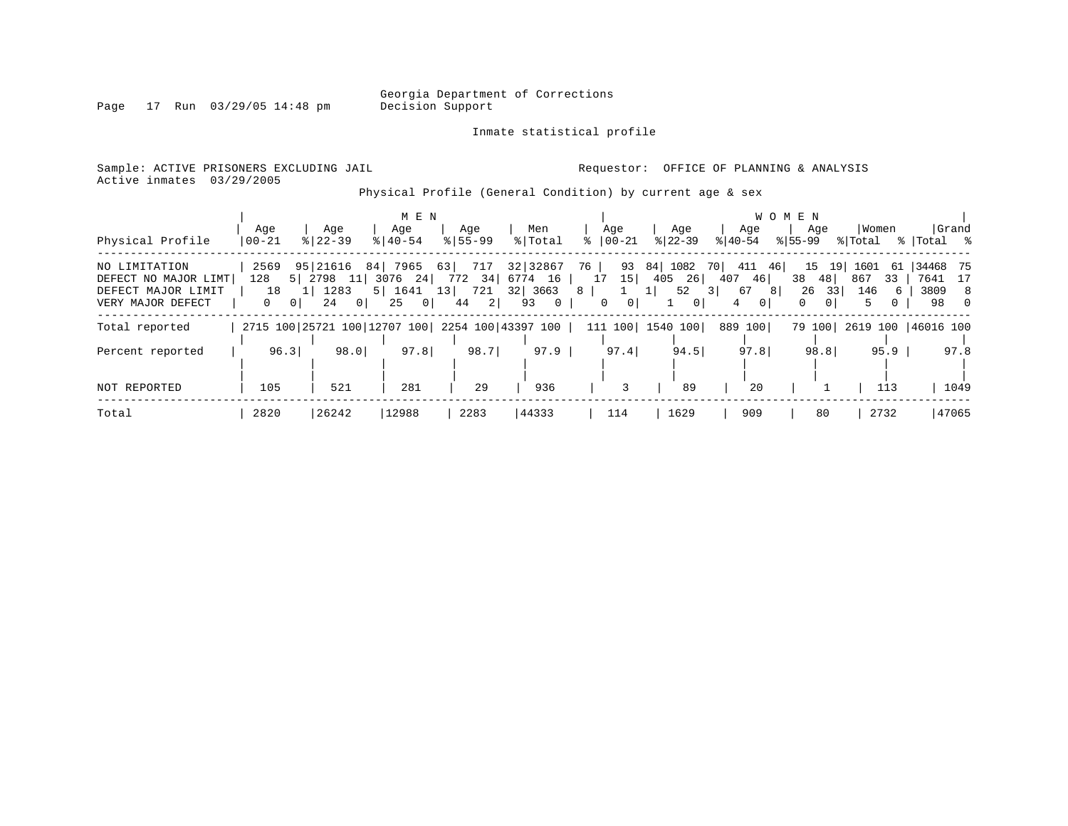Georgia Department of Corrections
Decision Support

Inmate statistical profile

Sample: ACTIVE PRISONERS EXCLUDING JAIL

Requestor: OFFICE OF PLANNING & ANALYSIS

Active inmates 03/29/2005

Physical Profile (General Condition) by current age & sex

| Physical Profile | MEN Age 00-21 | % | Age 22-39 | % | Age 40-54 | % | Age 55-99 | % | Men Total | % | WOMEN Age 00-21 | % | Age 22-39 | % | Age 40-54 | % | Age 55-99 | % | Women Total | % | Grand Total | % |
|---|---|---|---|---|---|---|---|---|---|---|---|---|---|---|---|---|---|---|---|---|---|---|
| NO LIMITATION | 2569 | 95 | 21616 | 84 | 7965 | 63 | 717 | 32 | 32867 | 76 | 93 | 84 | 1082 | 70 | 411 | 46 | 15 | 19 | 1601 | 61 | 34468 | 75 |
| DEFECT NO MAJOR LIMT | 128 | 5 | 2798 | 11 | 3076 | 24 | 772 | 34 | 6774 | 16 | 17 | 15 | 405 | 26 | 407 | 46 | 38 | 48 | 867 | 33 | 7641 | 17 |
| DEFECT MAJOR LIMIT | 18 | 1 | 1283 | 5 | 1641 | 13 | 721 | 32 | 3663 | 8 | 1 | 1 | 52 | 3 | 67 | 8 | 26 | 33 | 146 | 6 | 3809 | 8 |
| VERY MAJOR DEFECT | 0 | 0 | 24 | 0 | 25 | 0 | 44 | 2 | 93 | 0 | 0 | 0 | 1 | 0 | 4 | 0 | 0 | 0 | 5 | 0 | 98 | 0 |
| Total reported | 2715 | 100 | 25721 | 100 | 12707 | 100 | 2254 | 100 | 43397 | 100 | 111 | 100 | 1540 | 100 | 889 | 100 | 79 | 100 | 2619 | 100 | 46016 | 100 |
| Percent reported | 96.3 | | 98.0 | | 97.8 | | 98.7 | | 97.9 | | 97.4 | | 94.5 | | 97.8 | | 98.8 | | 95.9 | | 97.8 | |
| NOT REPORTED | 105 | | 521 | | 281 | | 29 | | 936 | | 3 | | 89 | | 20 | | 1 | | 113 | | 1049 | |
| Total | 2820 | | 26242 | | 12988 | | 2283 | | 44333 | | 114 | | 1629 | | 909 | | 80 | | 2732 | | 47065 | |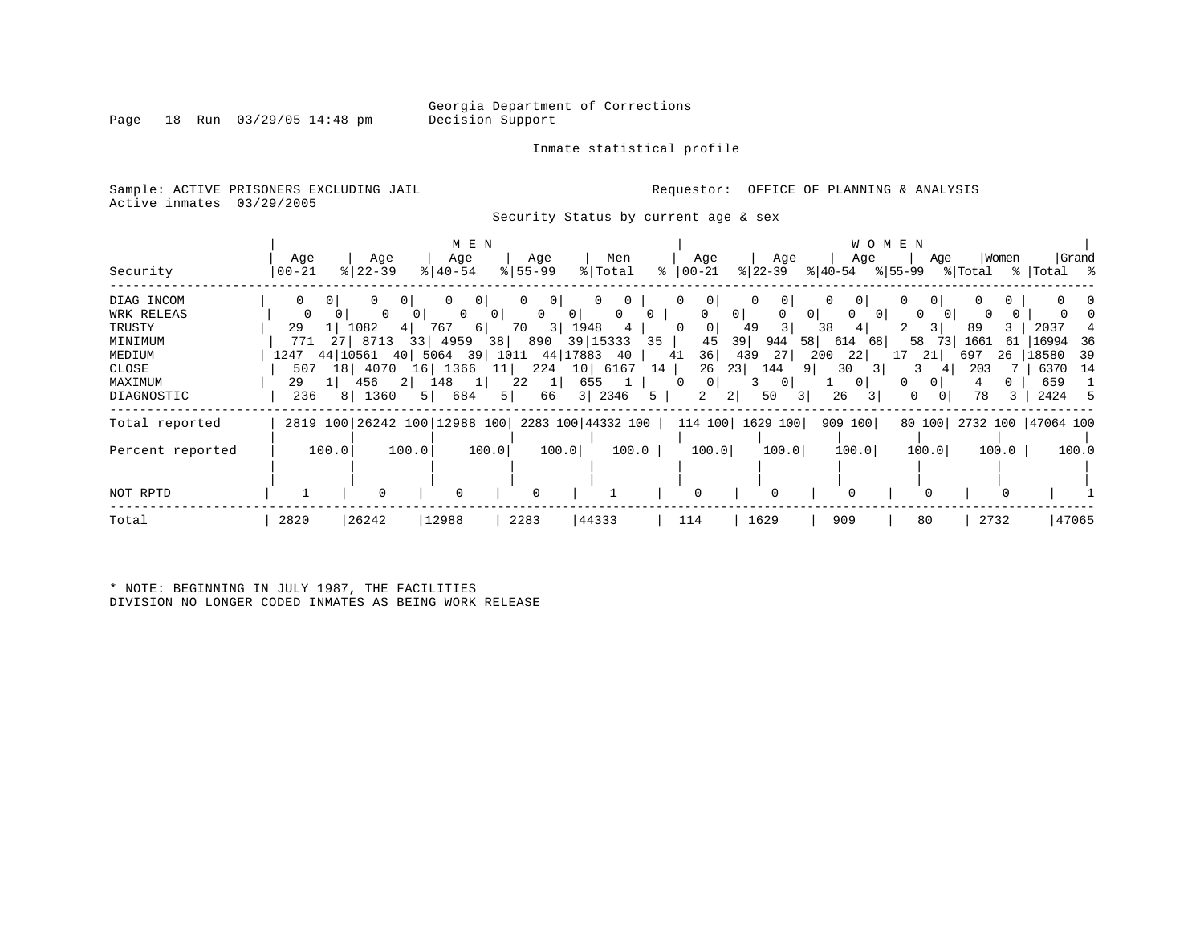Georgia Department of Corrections
Decision Support

Inmate statistical profile

Sample: ACTIVE PRISONERS EXCLUDING JAIL
Active inmates 03/29/2005

Requestor: OFFICE OF PLANNING & ANALYSIS

Security Status by current age & sex

| Security | MEN Age 00-21 | % | MEN Age 22-39 | % | MEN Age 40-54 | % | MEN Age 55-99 | % | Men Total | % | WOMEN Age 00-21 | % | WOMEN Age 22-39 | % | WOMEN Age 40-54 | % | WOMEN Age 55-99 | % | Women Total | % | Grand Total | % |
|---|---|---|---|---|---|---|---|---|---|---|---|---|---|---|---|---|---|---|---|---|---|---|
| DIAG INCOM | 0 | 0 | 0 | 0 | 0 | 0 | 0 | 0 | 0 | 0 | 0 | 0 | 0 | 0 | 0 | 0 | 0 | 0 | 0 | 0 | 0 | 0 |
| WRK RELEAS | 0 | 0 | 0 | 0 | 0 | 0 | 0 | 0 | 0 | 0 | 0 | 0 | 0 | 0 | 0 | 0 | 0 | 0 | 0 | 0 | 0 | 0 |
| TRUSTY | 29 | 1 | 1082 | 4 | 767 | 6 | 70 | 3 | 1948 | 4 | 0 | 0 | 49 | 3 | 38 | 4 | 2 | 3 | 89 | 3 | 2037 | 4 |
| MINIMUM | 771 | 27 | 8713 | 33 | 4959 | 38 | 890 | 39 | 15333 | 35 | 45 | 39 | 944 | 58 | 614 | 68 | 58 | 73 | 1661 | 61 | 16994 | 36 |
| MEDIUM | 1247 | 44 | 10561 | 40 | 5064 | 39 | 1011 | 44 | 17883 | 40 | 41 | 36 | 439 | 27 | 200 | 22 | 17 | 21 | 697 | 26 | 18580 | 39 |
| CLOSE | 507 | 18 | 4070 | 16 | 1366 | 11 | 224 | 10 | 6167 | 14 | 26 | 23 | 144 | 9 | 30 | 3 | 3 | 4 | 203 | 7 | 6370 | 14 |
| MAXIMUM | 29 | 1 | 456 | 2 | 148 | 1 | 22 | 1 | 655 | 1 | 0 | 0 | 3 | 0 | 1 | 0 | 0 | 0 | 4 | 0 | 659 | 1 |
| DIAGNOSTIC | 236 | 8 | 1360 | 5 | 684 | 5 | 66 | 3 | 2346 | 5 | 2 | 2 | 50 | 3 | 26 | 3 | 0 | 0 | 78 | 3 | 2424 | 5 |
| Total reported | 2819 | 100 | 26242 | 100 | 12988 | 100 | 2283 | 100 | 44332 | 100 | 114 | 100 | 1629 | 100 | 909 | 100 | 80 | 100 | 2732 | 100 | 47064 | 100 |
| Percent reported | | 100.0 | | 100.0 | | 100.0 | | 100.0 | | 100.0 | | 100.0 | | 100.0 | | 100.0 | | 100.0 | | 100.0 | | 100.0 |
| NOT RPTD | 1 | | 0 | | 0 | | 0 | | 1 | | 0 | | 0 | | 0 | | 0 | | 0 | | 1 | |
| Total | 2820 | | 26242 | | 12988 | | 2283 | | 44333 | | 114 | | 1629 | | 909 | | 80 | | 2732 | | 47065 | |

* NOTE: BEGINNING IN JULY 1987, THE FACILITIES DIVISION NO LONGER CODED INMATES AS BEING WORK RELEASE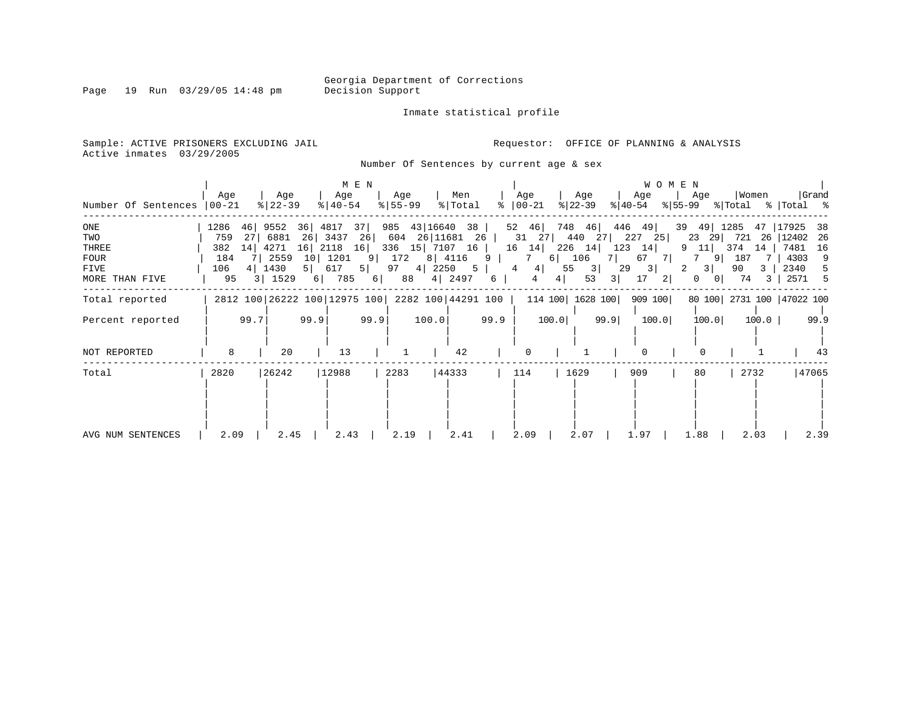Georgia Department of Corrections
Decision Support

Inmate statistical profile

Sample: ACTIVE PRISONERS EXCLUDING JAIL
Active inmates 03/29/2005

Requestor: OFFICE OF PLANNING & ANALYSIS

Number Of Sentences by current age & sex

| Number Of Sentences | MEN Age 00-21 | % | MEN Age 22-39 | % | MEN Age 40-54 | % | MEN Age 55-99 | % | Men Total | % | WOMEN Age 00-21 | % | WOMEN Age 22-39 | % | WOMEN Age 40-54 | % | WOMEN Age 55-99 | % | Women Total | % | Grand Total | % |
|---|---|---|---|---|---|---|---|---|---|---|---|---|---|---|---|---|---|---|---|---|---|---|
| ONE | 1286 | 46 | 9552 | 36 | 4817 | 37 | 985 | 43 | 16640 | 38 | 52 | 46 | 748 | 46 | 446 | 49 | 39 | 49 | 1285 | 47 | 17925 | 38 |
| TWO | 759 | 27 | 6881 | 26 | 3437 | 26 | 604 | 26 | 11681 | 26 | 31 | 27 | 440 | 27 | 227 | 25 | 23 | 29 | 721 | 26 | 12402 | 26 |
| THREE | 382 | 14 | 4271 | 16 | 2118 | 16 | 336 | 15 | 7107 | 16 | 16 | 14 | 226 | 14 | 123 | 14 | 9 | 11 | 374 | 14 | 7481 | 16 |
| FOUR | 184 | 7 | 2559 | 10 | 1201 | 9 | 172 | 8 | 4116 | 9 | 7 | 6 | 106 | 7 | 67 | 7 | 7 | 9 | 187 | 7 | 4303 | 9 |
| FIVE | 106 | 4 | 1430 | 5 | 617 | 5 | 97 | 4 | 2250 | 5 | 4 | 4 | 55 | 3 | 29 | 3 | 2 | 3 | 90 | 3 | 2340 | 5 |
| MORE THAN FIVE | 95 | 3 | 1529 | 6 | 785 | 6 | 88 | 4 | 2497 | 6 | 4 | 4 | 53 | 3 | 17 | 2 | 0 | 0 | 74 | 3 | 2571 | 5 |
| Total reported | 2812 | 100 | 26222 | 100 | 12975 | 100 | 2282 | 100 | 44291 | 100 | 114 | 100 | 1628 | 100 | 909 | 100 | 80 | 100 | 2731 | 100 | 47022 | 100 |
| Percent reported | | 99.7 | | 99.9 | | 99.9 | | 100.0 | | 99.9 | | 100.0 | | 99.9 | | 100.0 | | 100.0 | | 100.0 | | 99.9 |
| NOT REPORTED | 8 | | 20 | | 13 | | 1 | | 42 | | 0 | | 1 | | 0 | | 0 | | 1 | | 43 | |
| Total | 2820 | | 26242 | | 12988 | | 2283 | | 44333 | | 114 | | 1629 | | 909 | | 80 | | 2732 | | 47065 | |
| AVG NUM SENTENCES | 2.09 | | 2.45 | | 2.43 | | 2.19 | | 2.41 | | 2.09 | | 2.07 | | 1.97 | | 1.88 | | 2.03 | | 2.39 | |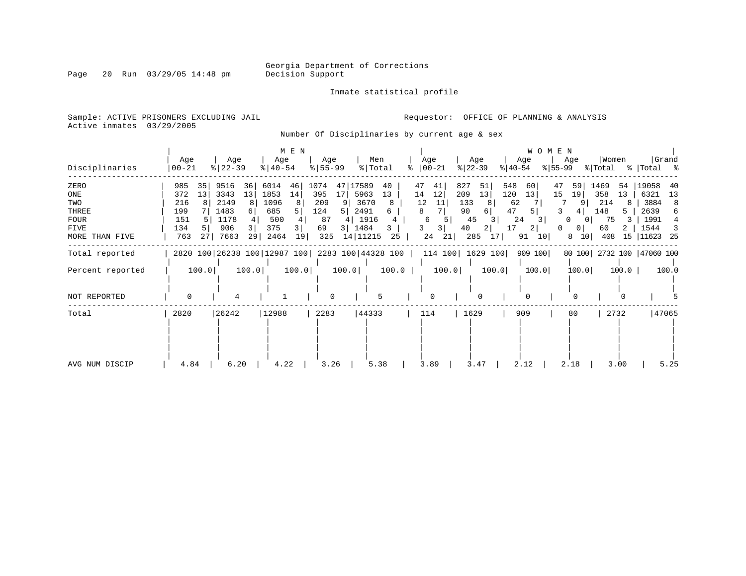Georgia Department of Corrections
Decision Support

Inmate statistical profile

Sample: ACTIVE PRISONERS EXCLUDING JAIL

Requestor: OFFICE OF PLANNING & ANALYSIS

Active inmates 03/29/2005

Number Of Disciplinaries by current age & sex

| Disciplinaries | MEN Age 00-21 | % | Age 22-39 | % | Age 40-54 | % | Age 55-99 | % | Men Total | % | WOMEN Age 00-21 | % | Age 22-39 | % | Age 40-54 | % | Age 55-99 | % | Women Total | % | Grand Total | % |
|---|---|---|---|---|---|---|---|---|---|---|---|---|---|---|---|---|---|---|---|---|---|---|
| ZERO | 985 | 35 | 9516 | 36 | 6014 | 46 | 1074 | 47 | 17589 | 40 | 47 | 41 | 827 | 51 | 548 | 60 | 47 | 59 | 1469 | 54 | 19058 | 40 |
| ONE | 372 | 13 | 3343 | 13 | 1853 | 14 | 395 | 17 | 5963 | 13 | 14 | 12 | 209 | 13 | 120 | 13 | 15 | 19 | 358 | 13 | 6321 | 13 |
| TWO | 216 | 8 | 2149 | 8 | 1096 | 8 | 209 | 9 | 3670 | 8 | 12 | 11 | 133 | 8 | 62 | 7 | 7 | 9 | 214 | 8 | 3884 | 8 |
| THREE | 199 | 7 | 1483 | 6 | 685 | 5 | 124 | 5 | 2491 | 6 | 8 | 7 | 90 | 6 | 47 | 5 | 3 | 4 | 148 | 5 | 2639 | 6 |
| FOUR | 151 | 5 | 1178 | 4 | 500 | 4 | 87 | 4 | 1916 | 4 | 6 | 5 | 45 | 3 | 24 | 3 | 0 | 0 | 75 | 3 | 1991 | 4 |
| FIVE | 134 | 5 | 906 | 3 | 375 | 3 | 69 | 3 | 1484 | 3 | 3 | 3 | 40 | 2 | 17 | 2 | 0 | 0 | 60 | 2 | 1544 | 3 |
| MORE THAN FIVE | 763 | 27 | 7663 | 29 | 2464 | 19 | 325 | 14 | 11215 | 25 | 24 | 21 | 285 | 17 | 91 | 10 | 8 | 10 | 408 | 15 | 11623 | 25 |
| Total reported | 2820 | 100 | 26238 | 100 | 12987 | 100 | 2283 | 100 | 44328 | 100 | 114 | 100 | 1629 | 100 | 909 | 100 | 80 | 100 | 2732 | 100 | 47060 | 100 |
| Percent reported | 100.0 | | 100.0 | | 100.0 | | 100.0 | | 100.0 | | 100.0 | | 100.0 | | 100.0 | | 100.0 | | 100.0 | | 100.0 | |
| NOT REPORTED | 0 | | 4 | | 1 | | 0 | | 5 | | 0 | | 0 | | 0 | | 0 | | 0 | | 5 | |
| Total | 2820 | | 26242 | | 12988 | | 2283 | | 44333 | | 114 | | 1629 | | 909 | | 80 | | 2732 | | 47065 | |
| AVG NUM DISCIP | 4.84 | | 6.20 | | 4.22 | | 3.26 | | 5.38 | | 3.89 | | 3.47 | | 2.12 | | 2.18 | | 3.00 | | 5.25 | |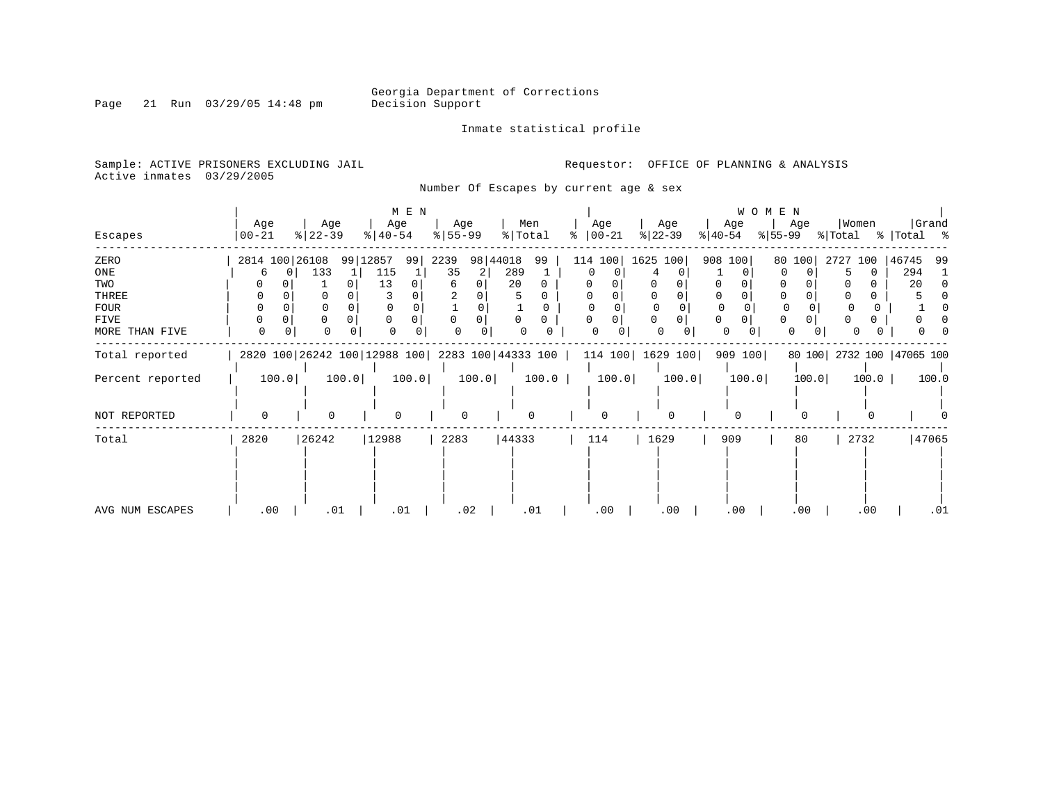Georgia Department of Corrections
Decision Support

Inmate statistical profile

Sample: ACTIVE PRISONERS EXCLUDING JAIL
Active inmates 03/29/2005

Requestor: OFFICE OF PLANNING & ANALYSIS

Number Of Escapes by current age & sex

| Escapes | MEN Age 00-21 | % | Age 22-39 | % | Age 40-54 | % | Age 55-99 | % | Men Total | % | WOMEN Age 00-21 | % | Age 22-39 | % | Age 40-54 | % | Age 55-99 | % | Women Total | % | Grand Total | % |
|---|---|---|---|---|---|---|---|---|---|---|---|---|---|---|---|---|---|---|---|---|---|---|
| ZERO | 2814 | 100 | 26108 | 99 | 12857 | 99 | 2239 | 98 | 44018 | 99 | 114 | 100 | 1625 | 100 | 908 | 100 | 80 | 100 | 2727 | 100 | 46745 | 99 |
| ONE | 6 | 0 | 133 | 1 | 115 | 1 | 35 | 2 | 289 | 1 | 0 | 0 | 4 | 0 | 1 | 0 | 0 | 0 | 5 | 0 | 294 | 1 |
| TWO | 0 | 0 | 1 | 0 | 13 | 0 | 6 | 0 | 20 | 0 | 0 | 0 | 0 | 0 | 0 | 0 | 0 | 0 | 0 | 0 | 20 | 0 |
| THREE | 0 | 0 | 0 | 0 | 3 | 0 | 2 | 0 | 5 | 0 | 0 | 0 | 0 | 0 | 0 | 0 | 0 | 0 | 0 | 0 | 5 | 0 |
| FOUR | 0 | 0 | 0 | 0 | 0 | 0 | 1 | 0 | 1 | 0 | 0 | 0 | 0 | 0 | 0 | 0 | 0 | 0 | 0 | 0 | 1 | 0 |
| FIVE | 0 | 0 | 0 | 0 | 0 | 0 | 0 | 0 | 0 | 0 | 0 | 0 | 0 | 0 | 0 | 0 | 0 | 0 | 0 | 0 | 0 | 0 |
| MORE THAN FIVE | 0 | 0 | 0 | 0 | 0 | 0 | 0 | 0 | 0 | 0 | 0 | 0 | 0 | 0 | 0 | 0 | 0 | 0 | 0 | 0 | 0 | 0 |
| Total reported | 2820 | 100 | 26242 | 100 | 12988 | 100 | 2283 | 100 | 44333 | 100 | 114 | 100 | 1629 | 100 | 909 | 100 | 80 | 100 | 2732 | 100 | 47065 | 100 |
| Percent reported | 100.0 | | 100.0 | | 100.0 | | 100.0 | | 100.0 | | 100.0 | | 100.0 | | 100.0 | | 100.0 | | 100.0 | | 100.0 | |
| NOT REPORTED | 0 | | 0 | | 0 | | 0 | | 0 | | 0 | | 0 | | 0 | | 0 | | 0 | | 0 | |
| Total | 2820 | | 26242 | | 12988 | | 2283 | | 44333 | | 114 | | 1629 | | 909 | | 80 | | 2732 | | 47065 | |
| AVG NUM ESCAPES | .00 | | .01 | | .01 | | .02 | | .01 | | .00 | | .00 | | .00 | | .00 | | .00 | | .01 | |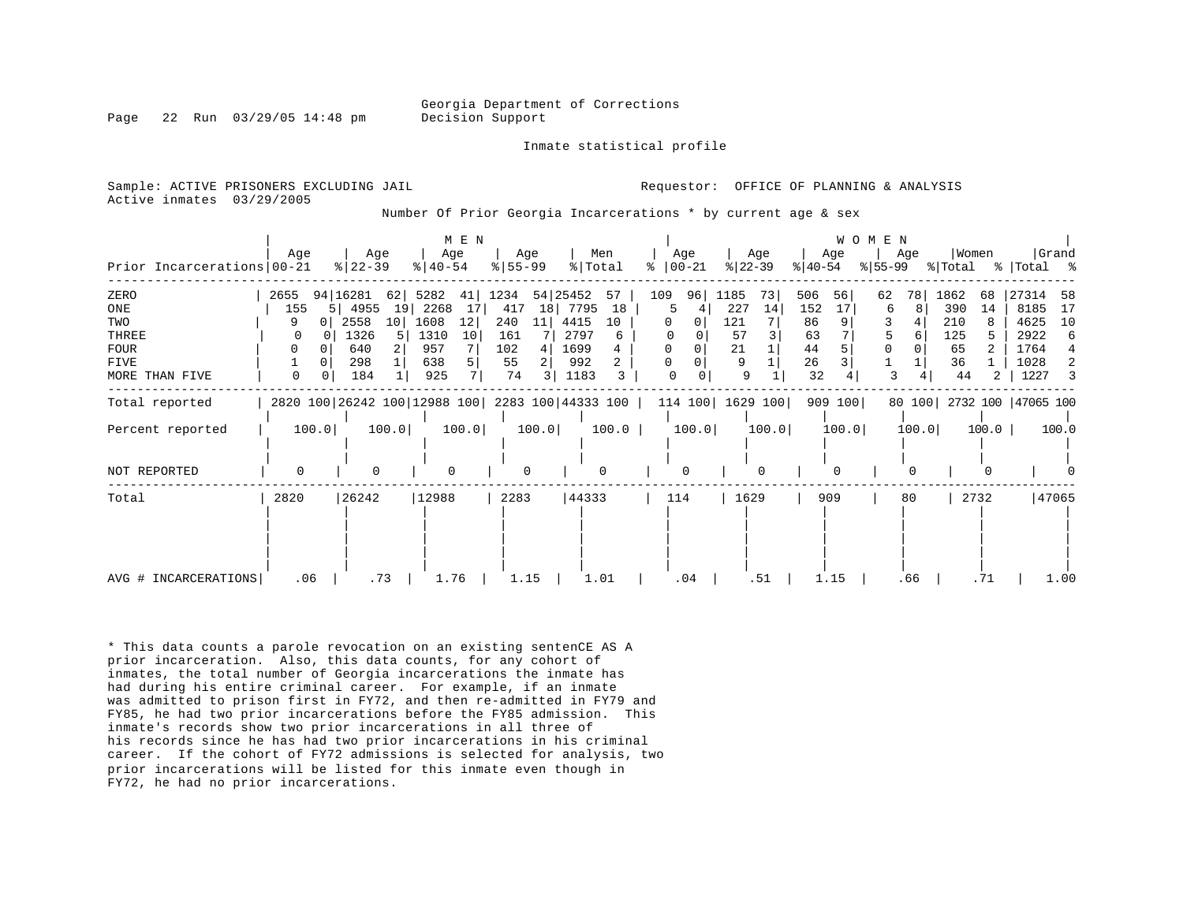Georgia Department of Corrections
Decision Support

Inmate statistical profile

Sample: ACTIVE PRISONERS EXCLUDING JAIL
Active inmates 03/29/2005

Requestor: OFFICE OF PLANNING & ANALYSIS

Number Of Prior Georgia Incarcerations * by current age & sex

| Prior Incarcerations | MEN Age 00-21 | % | Age 22-39 | % | Age 40-54 | % | Age 55-99 | % | Men Total | % | WOMEN Age 00-21 | % | Age 22-39 | % | Age 40-54 | % | Age 55-99 | % | Women Total | % | Grand Total | % |
|---|---|---|---|---|---|---|---|---|---|---|---|---|---|---|---|---|---|---|---|---|---|---|
| ZERO | 2655 | 94 | 16281 | 62 | 5282 | 41 | 1234 | 54 | 25452 | 57 | 109 | 96 | 1185 | 73 | 506 | 56 | 62 | 78 | 1862 | 68 | 27314 | 58 |
| ONE | 155 | 5 | 4955 | 19 | 2268 | 17 | 417 | 18 | 7795 | 18 | 5 | 4 | 227 | 14 | 152 | 17 | 6 | 8 | 390 | 14 | 8185 | 17 |
| TWO | 9 | 0 | 2558 | 10 | 1608 | 12 | 240 | 11 | 4415 | 10 | 0 | 0 | 121 | 7 | 86 | 9 | 3 | 4 | 210 | 8 | 4625 | 10 |
| THREE | 0 | 0 | 1326 | 5 | 1310 | 10 | 161 | 7 | 2797 | 6 | 0 | 0 | 57 | 3 | 63 | 7 | 5 | 6 | 125 | 5 | 2922 | 6 |
| FOUR | 0 | 0 | 640 | 2 | 957 | 7 | 102 | 4 | 1699 | 4 | 0 | 0 | 21 | 1 | 44 | 5 | 0 | 0 | 65 | 2 | 1764 | 4 |
| FIVE | 1 | 0 | 298 | 1 | 638 | 5 | 55 | 2 | 992 | 2 | 0 | 0 | 9 | 1 | 26 | 3 | 1 | 1 | 36 | 1 | 1028 | 2 |
| MORE THAN FIVE | 0 | 0 | 184 | 1 | 925 | 7 | 74 | 3 | 1183 | 3 | 0 | 0 | 9 | 1 | 32 | 4 | 3 | 4 | 44 | 2 | 1227 | 3 |
| Total reported | 2820 | 100 | 26242 | 100 | 12988 | 100 | 2283 | 100 | 44333 | 100 | 114 | 100 | 1629 | 100 | 909 | 100 | 80 | 100 | 2732 | 100 | 47065 | 100 |
| Percent reported | 100.0 | | 100.0 | | 100.0 | | 100.0 | | 100.0 | | 100.0 | | 100.0 | | 100.0 | | 100.0 | | 100.0 | | 100.0 | |
| NOT REPORTED | 0 | | 0 | | 0 | | 0 | | 0 | | 0 | | 0 | | 0 | | 0 | | 0 | | 0 | |
| Total | 2820 | | 26242 | | 12988 | | 2283 | | 44333 | | 114 | | 1629 | | 909 | | 80 | | 2732 | | 47065 | |
| AVG # INCARCERATIONS | .06 | | .73 | | 1.76 | | 1.15 | | 1.01 | | .04 | | .51 | | 1.15 | | .66 | | .71 | | 1.00 | |

* This data counts a parole revocation on an existing sentenCE AS A prior incarceration. Also, this data counts, for any cohort of inmates, the total number of Georgia incarcerations the inmate has had during his entire criminal career. For example, if an inmate was admitted to prison first in FY72, and then re-admitted in FY79 and FY85, he had two prior incarcerations before the FY85 admission. This inmate's records show two prior incarcerations in all three of his records since he has had two prior incarcerations in his criminal career. If the cohort of FY72 admissions is selected for analysis, two prior incarcerations will be listed for this inmate even though in FY72, he had no prior incarcerations.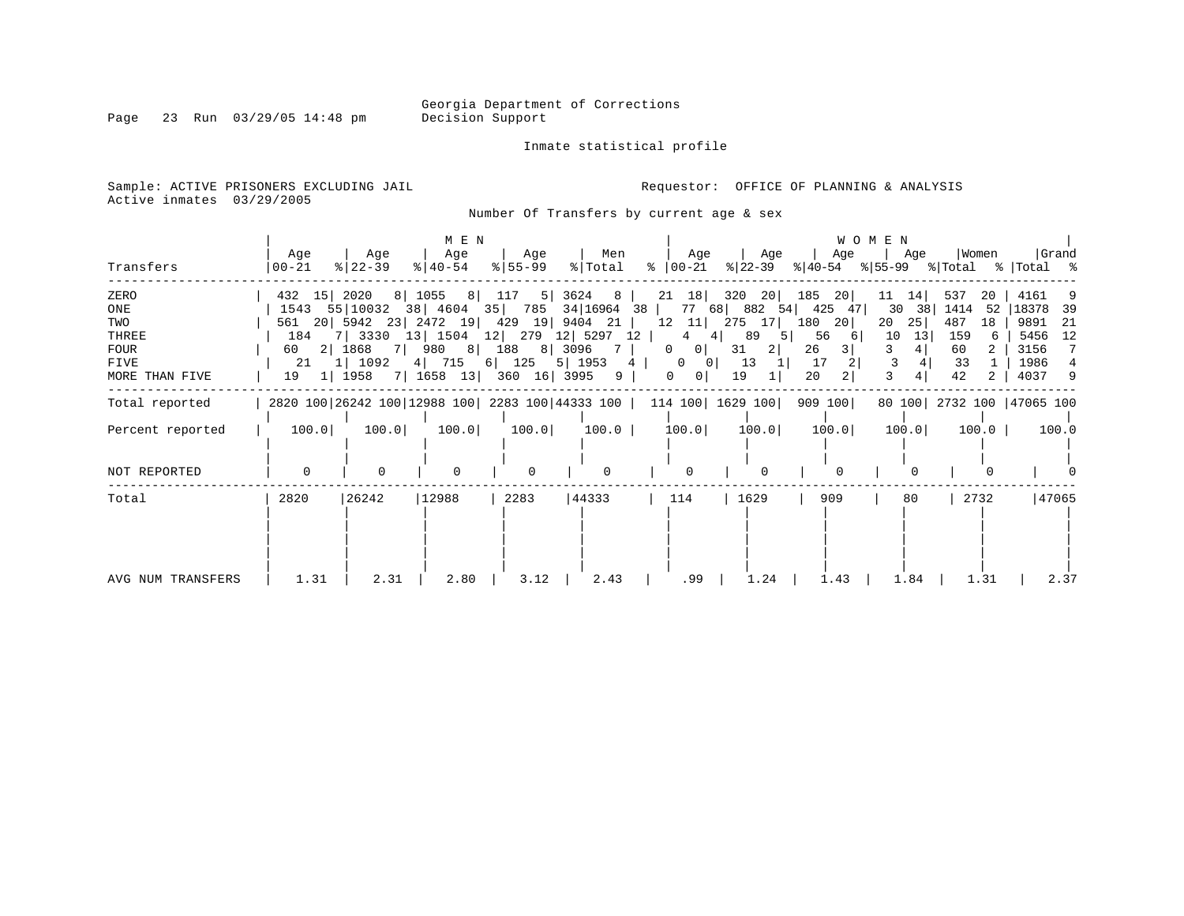Georgia Department of Corrections
Decision Support

Inmate statistical profile

Sample: ACTIVE PRISONERS EXCLUDING JAIL
Active inmates 03/29/2005

Requestor: OFFICE OF PLANNING & ANALYSIS

Number Of Transfers by current age & sex

| Transfers | MEN Age 00-21 | % | MEN Age 22-39 | % | MEN Age 40-54 | % | MEN Age 55-99 | % | Men Total | % | WOMEN Age 00-21 | % | WOMEN Age 22-39 | % | WOMEN Age 40-54 | % | WOMEN Age 55-99 | % | Women Total | % | Grand Total | % |
|---|---|---|---|---|---|---|---|---|---|---|---|---|---|---|---|---|---|---|---|---|---|---|
| ZERO | 432 | 15 | 2020 | 8 | 1055 | 8 | 117 | 5 | 3624 | 8 | 21 | 18 | 320 | 20 | 185 | 20 | 11 | 14 | 537 | 20 | 4161 | 9 |
| ONE | 1543 | 55 | 10032 | 38 | 4604 | 35 | 785 | 34 | 16964 | 38 | 77 | 68 | 882 | 54 | 425 | 47 | 30 | 38 | 1414 | 52 | 18378 | 39 |
| TWO | 561 | 20 | 5942 | 23 | 2472 | 19 | 429 | 19 | 9404 | 21 | 12 | 11 | 275 | 17 | 180 | 20 | 20 | 25 | 487 | 18 | 9891 | 21 |
| THREE | 184 | 7 | 3330 | 13 | 1504 | 12 | 279 | 12 | 5297 | 12 | 4 | 4 | 89 | 5 | 56 | 6 | 10 | 13 | 159 | 6 | 5456 | 12 |
| FOUR | 60 | 2 | 1868 | 7 | 980 | 8 | 188 | 8 | 3096 | 7 | 0 | 0 | 31 | 2 | 26 | 3 | 3 | 4 | 60 | 2 | 3156 | 7 |
| FIVE | 21 | 1 | 1092 | 4 | 715 | 6 | 125 | 5 | 1953 | 4 | 0 | 0 | 13 | 1 | 17 | 2 | 3 | 4 | 33 | 1 | 1986 | 4 |
| MORE THAN FIVE | 19 | 1 | 1958 | 7 | 1658 | 13 | 360 | 16 | 3995 | 9 | 0 | 0 | 19 | 1 | 20 | 2 | 3 | 4 | 42 | 2 | 4037 | 9 |
| Total reported | 2820 | 100 | 26242 | 100 | 12988 | 100 | 2283 | 100 | 44333 | 100 | 114 | 100 | 1629 | 100 | 909 | 100 | 80 | 100 | 2732 | 100 | 47065 | 100 |
| Percent reported | 100.0 | | 100.0 | | 100.0 | | 100.0 | | 100.0 | | 100.0 | | 100.0 | | 100.0 | | 100.0 | | 100.0 | | 100.0 | |
| NOT REPORTED | 0 | | 0 | | 0 | | 0 | | 0 | | 0 | | 0 | | 0 | | 0 | | 0 | | 0 | |
| Total | 2820 | | 26242 | | 12988 | | 2283 | | 44333 | | 114 | | 1629 | | 909 | | 80 | | 2732 | | 47065 | |
| AVG NUM TRANSFERS | 1.31 | | 2.31 | | 2.80 | | 3.12 | | 2.43 | | .99 | | 1.24 | | 1.43 | | 1.84 | | 1.31 | | 2.37 | |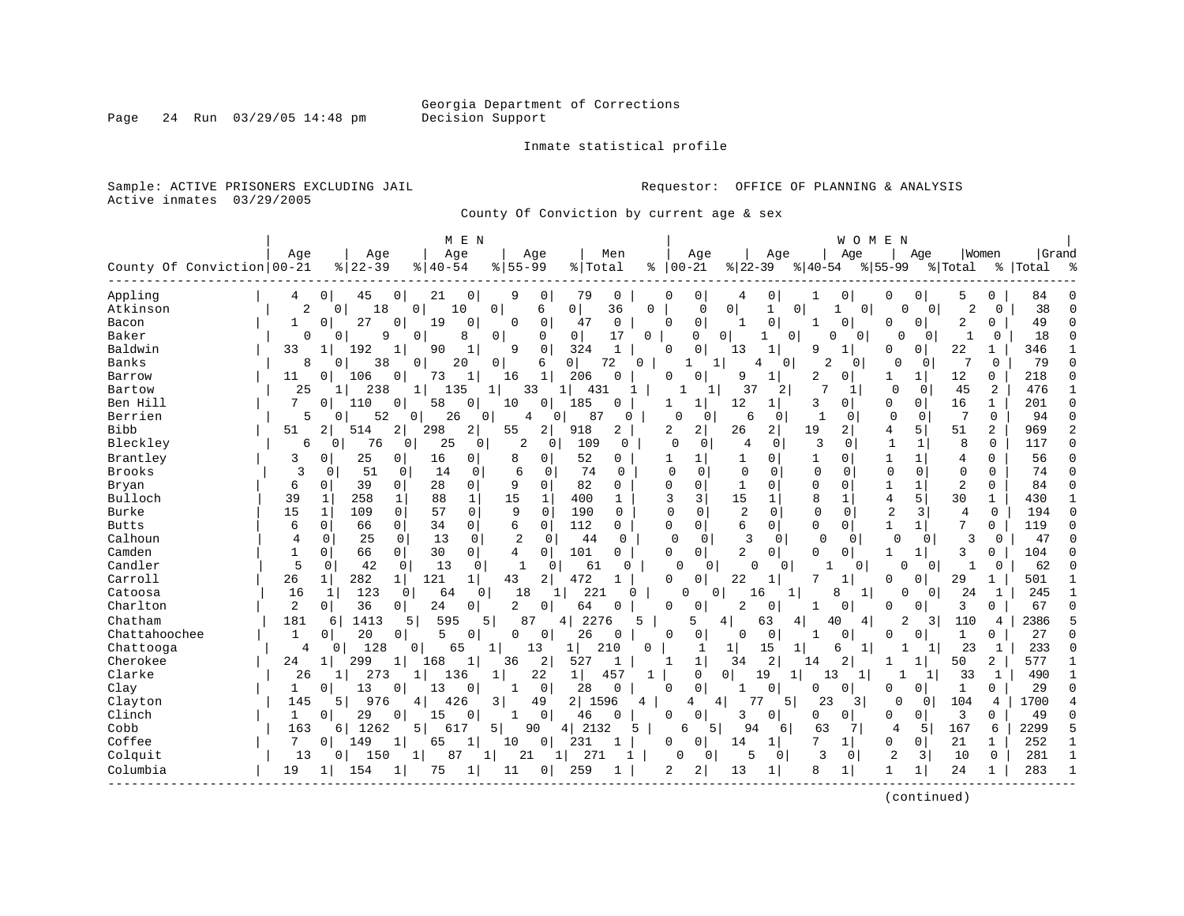Georgia Department of Corrections
Decision Support

Inmate statistical profile

Sample: ACTIVE PRISONERS EXCLUDING JAIL
Active inmates 03/29/2005

Requestor: OFFICE OF PLANNING & ANALYSIS

County Of Conviction by current age & sex

| County Of Conviction | MEN Age 00-21 | % | Age 22-39 | % | Age 40-54 | % | Age 55-99 | % | Men Total | % | WOMEN Age 00-21 | % | Age 22-39 | % | Age 40-54 | % | Age 55-99 | % | Women Total | % | Grand Total | % |
|---|---|---|---|---|---|---|---|---|---|---|---|---|---|---|---|---|---|---|---|---|---|---|
| Appling | 4 | 0 | 45 | 0 | 21 | 0 | 9 | 0 | 79 | 0 | 0 | 0 | 4 | 0 | 1 | 0 | 0 | 0 | 5 | 0 | 84 | 0 |
| Atkinson | 2 | 0 | 18 | 0 | 10 | 0 | 6 | 0 | 36 | 0 | 0 | 0 | 1 | 0 | 1 | 0 | 0 | 0 | 2 | 0 | 38 | 0 |
| Bacon | 1 | 0 | 27 | 0 | 19 | 0 | 0 | 0 | 47 | 0 | 0 | 0 | 1 | 0 | 1 | 0 | 0 | 0 | 2 | 0 | 49 | 0 |
| Baker | 0 | 0 | 9 | 0 | 8 | 0 | 0 | 0 | 17 | 0 | 0 | 0 | 1 | 0 | 0 | 0 | 0 | 0 | 1 | 0 | 18 | 0 |
| Baldwin | 33 | 1 | 192 | 1 | 90 | 1 | 9 | 0 | 324 | 1 | 0 | 0 | 13 | 1 | 9 | 1 | 0 | 0 | 22 | 1 | 346 | 1 |
| Banks | 8 | 0 | 38 | 0 | 20 | 0 | 6 | 0 | 72 | 0 | 1 | 1 | 4 | 0 | 2 | 0 | 0 | 0 | 7 | 0 | 79 | 0 |
| Barrow | 11 | 0 | 106 | 0 | 73 | 1 | 16 | 1 | 206 | 0 | 0 | 0 | 9 | 1 | 2 | 0 | 1 | 1 | 12 | 0 | 218 | 0 |
| Bartow | 25 | 1 | 238 | 1 | 135 | 1 | 33 | 1 | 431 | 1 | 1 | 1 | 37 | 2 | 7 | 1 | 0 | 0 | 45 | 2 | 476 | 1 |
| Ben Hill | 7 | 0 | 110 | 0 | 58 | 0 | 10 | 0 | 185 | 0 | 1 | 1 | 12 | 1 | 3 | 0 | 0 | 0 | 16 | 1 | 201 | 0 |
| Berrien | 5 | 0 | 52 | 0 | 26 | 0 | 4 | 0 | 87 | 0 | 0 | 0 | 6 | 0 | 1 | 0 | 0 | 0 | 7 | 0 | 94 | 0 |
| Bibb | 51 | 2 | 514 | 2 | 298 | 2 | 55 | 2 | 918 | 2 | 2 | 2 | 26 | 2 | 19 | 2 | 4 | 5 | 51 | 2 | 969 | 2 |
| Bleckley | 6 | 0 | 76 | 0 | 25 | 0 | 2 | 0 | 109 | 0 | 0 | 0 | 4 | 0 | 3 | 0 | 1 | 1 | 8 | 0 | 117 | 0 |
| Brantley | 3 | 0 | 25 | 0 | 16 | 0 | 8 | 0 | 52 | 0 | 1 | 1 | 1 | 0 | 1 | 0 | 1 | 1 | 4 | 0 | 56 | 0 |
| Brooks | 3 | 0 | 51 | 0 | 14 | 0 | 6 | 0 | 74 | 0 | 0 | 0 | 0 | 0 | 0 | 0 | 0 | 0 | 0 | 0 | 74 | 0 |
| Bryan | 6 | 0 | 39 | 0 | 28 | 0 | 9 | 0 | 82 | 0 | 0 | 0 | 1 | 0 | 0 | 0 | 1 | 1 | 2 | 0 | 84 | 0 |
| Bulloch | 39 | 1 | 258 | 1 | 88 | 1 | 15 | 1 | 400 | 1 | 3 | 3 | 15 | 1 | 8 | 1 | 4 | 5 | 30 | 1 | 430 | 1 |
| Burke | 15 | 1 | 109 | 0 | 57 | 0 | 9 | 0 | 190 | 0 | 0 | 0 | 2 | 0 | 0 | 0 | 2 | 3 | 4 | 0 | 194 | 0 |
| Butts | 6 | 0 | 66 | 0 | 34 | 0 | 6 | 0 | 112 | 0 | 0 | 0 | 6 | 0 | 0 | 0 | 1 | 1 | 7 | 0 | 119 | 0 |
| Calhoun | 4 | 0 | 25 | 0 | 13 | 0 | 2 | 0 | 44 | 0 | 0 | 0 | 3 | 0 | 0 | 0 | 0 | 0 | 3 | 0 | 47 | 0 |
| Camden | 1 | 0 | 66 | 0 | 30 | 0 | 4 | 0 | 101 | 0 | 0 | 0 | 2 | 0 | 0 | 0 | 1 | 1 | 3 | 0 | 104 | 0 |
| Candler | 5 | 0 | 42 | 0 | 13 | 0 | 1 | 0 | 61 | 0 | 0 | 0 | 0 | 0 | 1 | 0 | 0 | 0 | 1 | 0 | 62 | 0 |
| Carroll | 26 | 1 | 282 | 1 | 121 | 1 | 43 | 2 | 472 | 1 | 0 | 0 | 22 | 1 | 7 | 1 | 0 | 0 | 29 | 1 | 501 | 1 |
| Catoosa | 16 | 1 | 123 | 0 | 64 | 0 | 18 | 1 | 221 | 0 | 0 | 0 | 16 | 1 | 8 | 1 | 0 | 0 | 24 | 1 | 245 | 1 |
| Charlton | 2 | 0 | 36 | 0 | 24 | 0 | 2 | 0 | 64 | 0 | 0 | 0 | 2 | 0 | 1 | 0 | 0 | 0 | 3 | 0 | 67 | 0 |
| Chatham | 181 | 6 | 1413 | 5 | 595 | 5 | 87 | 4 | 2276 | 5 | 5 | 4 | 63 | 4 | 40 | 4 | 2 | 3 | 110 | 4 | 2386 | 5 |
| Chattahoochee | 1 | 0 | 20 | 0 | 5 | 0 | 0 | 0 | 26 | 0 | 0 | 0 | 0 | 0 | 1 | 0 | 0 | 0 | 1 | 0 | 27 | 0 |
| Chattooga | 4 | 0 | 128 | 0 | 65 | 1 | 13 | 1 | 210 | 0 | 1 | 1 | 15 | 1 | 6 | 1 | 1 | 1 | 23 | 1 | 233 | 0 |
| Cherokee | 24 | 1 | 299 | 1 | 168 | 1 | 36 | 2 | 527 | 1 | 1 | 1 | 34 | 2 | 14 | 2 | 1 | 1 | 50 | 2 | 577 | 1 |
| Clarke | 26 | 1 | 273 | 1 | 136 | 1 | 22 | 1 | 457 | 1 | 0 | 0 | 19 | 1 | 13 | 1 | 1 | 1 | 33 | 1 | 490 | 1 |
| Clay | 1 | 0 | 13 | 0 | 13 | 0 | 1 | 0 | 28 | 0 | 0 | 0 | 1 | 0 | 0 | 0 | 0 | 0 | 1 | 0 | 29 | 0 |
| Clayton | 145 | 5 | 976 | 4 | 426 | 3 | 49 | 2 | 1596 | 4 | 4 | 4 | 77 | 5 | 23 | 3 | 0 | 0 | 104 | 4 | 1700 | 4 |
| Clinch | 1 | 0 | 29 | 0 | 15 | 0 | 1 | 0 | 46 | 0 | 0 | 0 | 3 | 0 | 0 | 0 | 0 | 0 | 3 | 0 | 49 | 0 |
| Cobb | 163 | 6 | 1262 | 5 | 617 | 5 | 90 | 4 | 2132 | 5 | 6 | 5 | 94 | 6 | 63 | 7 | 4 | 5 | 167 | 6 | 2299 | 5 |
| Coffee | 7 | 0 | 149 | 1 | 65 | 1 | 10 | 0 | 231 | 1 | 0 | 0 | 14 | 1 | 7 | 1 | 0 | 0 | 21 | 1 | 252 | 1 |
| Colquitt | 13 | 0 | 150 | 1 | 87 | 1 | 21 | 1 | 271 | 1 | 0 | 0 | 5 | 0 | 3 | 0 | 2 | 3 | 10 | 0 | 281 | 1 |
| Columbia | 19 | 1 | 154 | 1 | 75 | 1 | 11 | 0 | 259 | 1 | 2 | 2 | 13 | 1 | 8 | 1 | 1 | 1 | 24 | 1 | 283 | 1 |

(continued)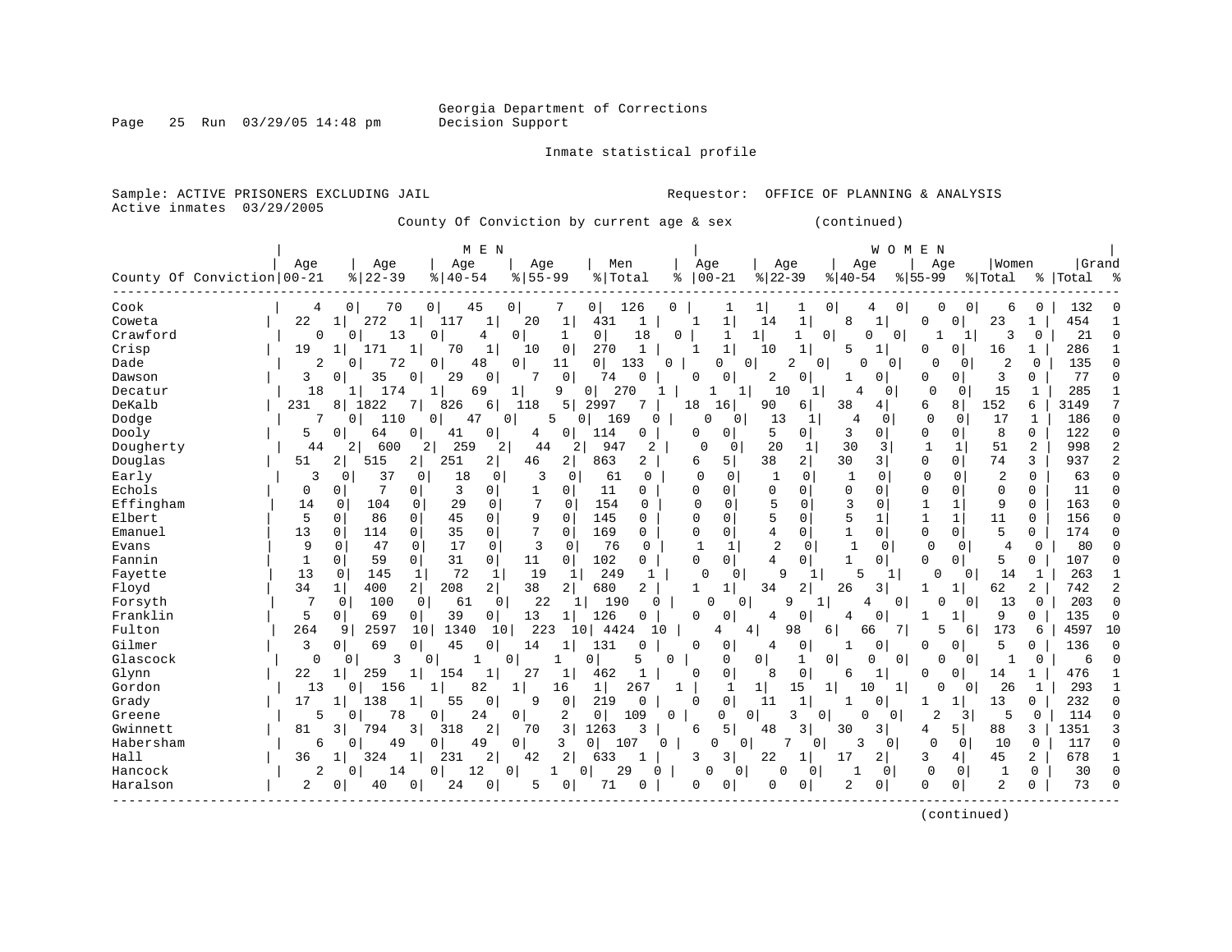Georgia Department of Corrections
Decision Support

Inmate statistical profile

Sample: ACTIVE PRISONERS EXCLUDING JAIL Requestor: OFFICE OF PLANNING & ANALYSIS
Active inmates 03/29/2005

County Of Conviction by current age & sex (continued)

| | MEN | | | | | | | | | | WOMEN | | | | | | | | | | | |
|---|---|---|---|---|---|---|---|---|---|---|---|---|---|---|---|---|---|---|---|---|---|---|
| County Of Conviction | Age 00-21 | % | Age 22-39 | % | Age 40-54 | % | Age 55-99 | % | Men Total | % | Age 00-21 | % | Age 22-39 | % | Age 40-54 | % | Age 55-99 | % | Women Total | % | Grand Total | % |
| Cook | 4 | 0 | 70 | 0 | 45 | 0 | 7 | 0 | 126 | 0 | 1 | 1 | 1 | 0 | 4 | 0 | 0 | 0 | 6 | 0 | 132 | 0 |
| Coweta | 22 | 1 | 272 | 1 | 117 | 1 | 20 | 1 | 431 | 1 | 1 | 1 | 14 | 1 | 8 | 1 | 0 | 0 | 23 | 1 | 454 | 1 |
| Crawford | 0 | 0 | 13 | 0 | 4 | 0 | 1 | 0 | 18 | 0 | 1 | 1 | 1 | 0 | 0 | 0 | 1 | 1 | 3 | 0 | 21 | 0 |
| Crisp | 19 | 1 | 171 | 1 | 70 | 1 | 10 | 0 | 270 | 1 | 1 | 1 | 10 | 1 | 5 | 1 | 0 | 0 | 16 | 1 | 286 | 1 |
| Dade | 2 | 0 | 72 | 0 | 48 | 0 | 11 | 0 | 133 | 0 | 0 | 0 | 2 | 0 | 0 | 0 | 0 | 0 | 2 | 0 | 135 | 0 |
| Dawson | 3 | 0 | 35 | 0 | 29 | 0 | 7 | 0 | 74 | 0 | 0 | 0 | 2 | 0 | 1 | 0 | 0 | 0 | 3 | 0 | 77 | 0 |
| Decatur | 18 | 1 | 174 | 1 | 69 | 1 | 9 | 0 | 270 | 1 | 1 | 1 | 10 | 1 | 4 | 0 | 0 | 0 | 15 | 1 | 285 | 1 |
| DeKalb | 231 | 8 | 1822 | 7 | 826 | 6 | 118 | 5 | 2997 | 7 | 18 | 16 | 90 | 6 | 38 | 4 | 6 | 8 | 152 | 6 | 3149 | 7 |
| Dodge | 7 | 0 | 110 | 0 | 47 | 0 | 5 | 0 | 169 | 0 | 0 | 0 | 13 | 1 | 4 | 0 | 0 | 0 | 17 | 1 | 186 | 0 |
| Dooly | 5 | 0 | 64 | 0 | 41 | 0 | 4 | 0 | 114 | 0 | 0 | 0 | 5 | 0 | 3 | 0 | 0 | 0 | 8 | 0 | 122 | 0 |
| Dougherty | 44 | 2 | 600 | 2 | 259 | 2 | 44 | 2 | 947 | 2 | 0 | 0 | 20 | 1 | 30 | 3 | 1 | 1 | 51 | 2 | 998 | 2 |
| Douglas | 51 | 2 | 515 | 2 | 251 | 2 | 46 | 2 | 863 | 2 | 6 | 5 | 38 | 2 | 30 | 3 | 0 | 0 | 74 | 3 | 937 | 2 |
| Early | 3 | 0 | 37 | 0 | 18 | 0 | 3 | 0 | 61 | 0 | 0 | 0 | 1 | 0 | 1 | 0 | 0 | 0 | 2 | 0 | 63 | 0 |
| Echols | 0 | 0 | 7 | 0 | 3 | 0 | 1 | 0 | 11 | 0 | 0 | 0 | 0 | 0 | 0 | 0 | 0 | 0 | 0 | 0 | 11 | 0 |
| Effingham | 14 | 0 | 104 | 0 | 29 | 0 | 7 | 0 | 154 | 0 | 0 | 0 | 5 | 0 | 3 | 0 | 1 | 1 | 9 | 0 | 163 | 0 |
| Elbert | 5 | 0 | 86 | 0 | 45 | 0 | 9 | 0 | 145 | 0 | 0 | 0 | 5 | 0 | 5 | 1 | 1 | 1 | 11 | 0 | 156 | 0 |
| Emanuel | 13 | 0 | 114 | 0 | 35 | 0 | 7 | 0 | 169 | 0 | 0 | 0 | 4 | 0 | 1 | 0 | 0 | 0 | 5 | 0 | 174 | 0 |
| Evans | 9 | 0 | 47 | 0 | 17 | 0 | 3 | 0 | 76 | 0 | 1 | 1 | 2 | 0 | 1 | 0 | 0 | 0 | 4 | 0 | 80 | 0 |
| Fannin | 1 | 0 | 59 | 0 | 31 | 0 | 11 | 0 | 102 | 0 | 0 | 0 | 4 | 0 | 1 | 0 | 0 | 0 | 5 | 0 | 107 | 0 |
| Fayette | 13 | 0 | 145 | 1 | 72 | 1 | 19 | 1 | 249 | 1 | 0 | 0 | 9 | 1 | 5 | 1 | 0 | 0 | 14 | 1 | 263 | 1 |
| Floyd | 34 | 1 | 400 | 2 | 208 | 2 | 38 | 2 | 680 | 2 | 1 | 1 | 34 | 2 | 26 | 3 | 1 | 1 | 62 | 2 | 742 | 2 |
| Forsyth | 7 | 0 | 100 | 0 | 61 | 0 | 22 | 1 | 190 | 0 | 0 | 0 | 9 | 1 | 4 | 0 | 0 | 0 | 13 | 0 | 203 | 0 |
| Franklin | 5 | 0 | 69 | 0 | 39 | 0 | 13 | 1 | 126 | 0 | 0 | 0 | 4 | 0 | 4 | 0 | 1 | 1 | 9 | 0 | 135 | 0 |
| Fulton | 264 | 9 | 2597 | 10 | 1340 | 10 | 223 | 10 | 4424 | 10 | 4 | 4 | 98 | 6 | 66 | 7 | 5 | 6 | 173 | 6 | 4597 | 10 |
| Gilmer | 3 | 0 | 69 | 0 | 45 | 0 | 14 | 1 | 131 | 0 | 0 | 0 | 4 | 0 | 1 | 0 | 0 | 0 | 5 | 0 | 136 | 0 |
| Glascock | 0 | 0 | 3 | 0 | 1 | 0 | 1 | 0 | 5 | 0 | 0 | 0 | 1 | 0 | 0 | 0 | 0 | 0 | 1 | 0 | 6 | 0 |
| Glynn | 22 | 1 | 259 | 1 | 154 | 1 | 27 | 1 | 462 | 1 | 0 | 0 | 8 | 0 | 6 | 1 | 0 | 0 | 14 | 1 | 476 | 1 |
| Gordon | 13 | 0 | 156 | 1 | 82 | 1 | 16 | 1 | 267 | 1 | 1 | 1 | 15 | 1 | 10 | 1 | 0 | 0 | 26 | 1 | 293 | 1 |
| Grady | 17 | 1 | 138 | 1 | 55 | 0 | 9 | 0 | 219 | 0 | 0 | 0 | 11 | 1 | 1 | 0 | 1 | 1 | 13 | 0 | 232 | 0 |
| Greene | 5 | 0 | 78 | 0 | 24 | 0 | 2 | 0 | 109 | 0 | 0 | 0 | 3 | 0 | 0 | 0 | 2 | 3 | 5 | 0 | 114 | 0 |
| Gwinnett | 81 | 3 | 794 | 3 | 318 | 2 | 70 | 3 | 1263 | 3 | 6 | 5 | 48 | 3 | 30 | 3 | 4 | 5 | 88 | 3 | 1351 | 3 |
| Habersham | 6 | 0 | 49 | 0 | 49 | 0 | 3 | 0 | 107 | 0 | 0 | 0 | 7 | 0 | 3 | 0 | 0 | 0 | 10 | 0 | 117 | 0 |
| Hall | 36 | 1 | 324 | 1 | 231 | 2 | 42 | 2 | 633 | 1 | 3 | 3 | 22 | 1 | 17 | 2 | 3 | 4 | 45 | 2 | 678 | 1 |
| Hancock | 2 | 0 | 14 | 0 | 12 | 0 | 1 | 0 | 29 | 0 | 0 | 0 | 0 | 0 | 1 | 0 | 0 | 0 | 1 | 0 | 30 | 0 |
| Haralson | 2 | 0 | 40 | 0 | 24 | 0 | 5 | 0 | 71 | 0 | 0 | 0 | 0 | 0 | 2 | 0 | 0 | 0 | 2 | 0 | 73 | 0 |

(continued)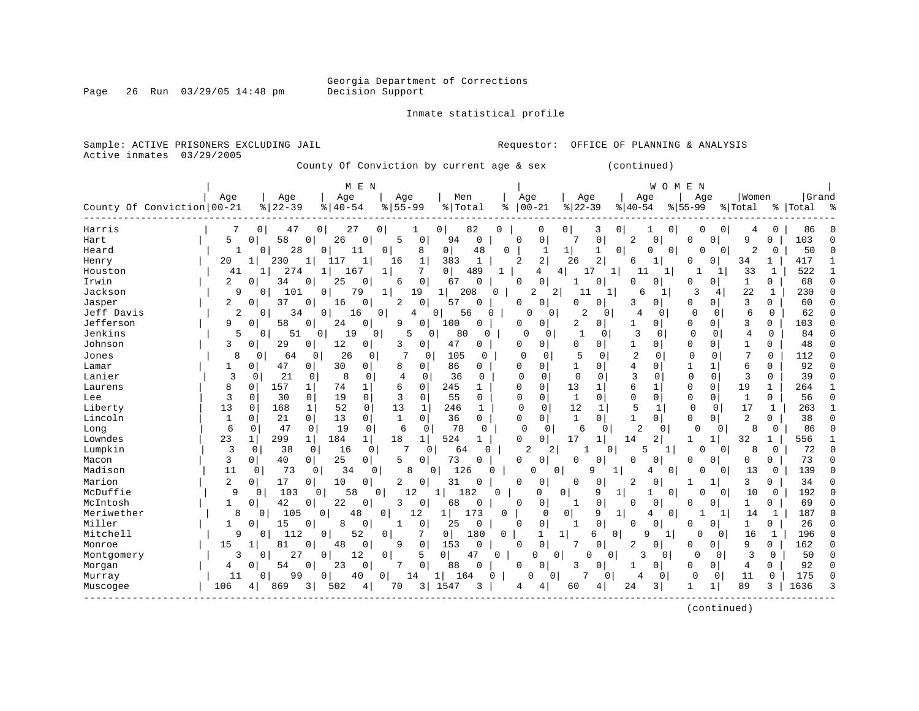Georgia Department of Corrections
Decision Support

Inmate statistical profile

Sample: ACTIVE PRISONERS EXCLUDING JAIL    Requestor: OFFICE OF PLANNING & ANALYSIS
Active inmates 03/29/2005

County Of Conviction by current age & sex (continued)

| County Of Conviction | MEN Age 00-21 | % | Age 22-39 | % | Age 40-54 | % | Age 55-99 | % | Men Total | % | WOMEN Age 00-21 | % | Age 22-39 | % | Age 40-54 | % | Age 55-99 | % | Women Total | % | Grand Total | % |
|---|---|---|---|---|---|---|---|---|---|---|---|---|---|---|---|---|---|---|---|---|---|---|
| Harris | 7 | 0 | 47 | 0 | 27 | 0 | 1 | 0 | 82 | 0 | 0 | 0 | 3 | 0 | 1 | 0 | 0 | 0 | 4 | 0 | 86 | 0 |
| Hart | 5 | 0 | 58 | 0 | 26 | 0 | 5 | 0 | 94 | 0 | 0 | 0 | 7 | 0 | 2 | 0 | 0 | 0 | 9 | 0 | 103 | 0 |
| Heard | 1 | 0 | 28 | 0 | 11 | 0 | 8 | 0 | 48 | 0 | 1 | 1 | 1 | 0 | 0 | 0 | 0 | 0 | 2 | 0 | 50 | 0 |
| Henry | 20 | 1 | 230 | 1 | 117 | 1 | 16 | 1 | 383 | 1 | 2 | 2 | 26 | 2 | 6 | 1 | 0 | 0 | 34 | 1 | 417 | 1 |
| Houston | 41 | 1 | 274 | 1 | 167 | 1 | 7 | 0 | 489 | 1 | 4 | 4 | 17 | 1 | 11 | 1 | 1 | 1 | 33 | 1 | 522 | 1 |
| Irwin | 2 | 0 | 34 | 0 | 25 | 0 | 6 | 0 | 67 | 0 | 0 | 0 | 1 | 0 | 0 | 0 | 0 | 0 | 1 | 0 | 68 | 0 |
| Jackson | 9 | 0 | 101 | 0 | 79 | 1 | 19 | 1 | 208 | 0 | 2 | 2 | 11 | 1 | 6 | 1 | 3 | 4 | 22 | 1 | 230 | 0 |
| Jasper | 2 | 0 | 37 | 0 | 16 | 0 | 2 | 0 | 57 | 0 | 0 | 0 | 0 | 0 | 3 | 0 | 0 | 0 | 3 | 0 | 60 | 0 |
| Jeff Davis | 2 | 0 | 34 | 0 | 16 | 0 | 4 | 0 | 56 | 0 | 0 | 0 | 2 | 0 | 4 | 0 | 0 | 0 | 6 | 0 | 62 | 0 |
| Jefferson | 9 | 0 | 58 | 0 | 24 | 0 | 9 | 0 | 100 | 0 | 0 | 0 | 2 | 0 | 1 | 0 | 0 | 0 | 3 | 0 | 103 | 0 |
| Jenkins | 5 | 0 | 51 | 0 | 19 | 0 | 5 | 0 | 80 | 0 | 0 | 0 | 1 | 0 | 3 | 0 | 0 | 0 | 4 | 0 | 84 | 0 |
| Johnson | 3 | 0 | 29 | 0 | 12 | 0 | 3 | 0 | 47 | 0 | 0 | 0 | 0 | 0 | 1 | 0 | 0 | 0 | 1 | 0 | 48 | 0 |
| Jones | 8 | 0 | 64 | 0 | 26 | 0 | 7 | 0 | 105 | 0 | 0 | 0 | 5 | 0 | 2 | 0 | 0 | 0 | 7 | 0 | 112 | 0 |
| Lamar | 1 | 0 | 47 | 0 | 30 | 0 | 8 | 0 | 86 | 0 | 0 | 0 | 1 | 0 | 4 | 0 | 1 | 1 | 6 | 0 | 92 | 0 |
| Lanier | 3 | 0 | 21 | 0 | 8 | 0 | 4 | 0 | 36 | 0 | 0 | 0 | 0 | 0 | 3 | 0 | 0 | 0 | 3 | 0 | 39 | 0 |
| Laurens | 8 | 0 | 157 | 1 | 74 | 1 | 6 | 0 | 245 | 1 | 0 | 0 | 13 | 1 | 6 | 1 | 0 | 0 | 19 | 1 | 264 | 1 |
| Lee | 3 | 0 | 30 | 0 | 19 | 0 | 3 | 0 | 55 | 0 | 0 | 0 | 1 | 0 | 0 | 0 | 0 | 0 | 1 | 0 | 56 | 0 |
| Liberty | 13 | 0 | 168 | 1 | 52 | 0 | 13 | 1 | 246 | 1 | 0 | 0 | 12 | 1 | 5 | 1 | 0 | 0 | 17 | 1 | 263 | 1 |
| Lincoln | 1 | 0 | 21 | 0 | 13 | 0 | 1 | 0 | 36 | 0 | 0 | 0 | 1 | 0 | 1 | 0 | 0 | 0 | 2 | 0 | 38 | 0 |
| Long | 6 | 0 | 47 | 0 | 19 | 0 | 6 | 0 | 78 | 0 | 0 | 0 | 6 | 0 | 2 | 0 | 0 | 0 | 8 | 0 | 86 | 0 |
| Lowndes | 23 | 1 | 299 | 1 | 184 | 1 | 18 | 1 | 524 | 1 | 0 | 0 | 17 | 1 | 14 | 2 | 1 | 1 | 32 | 1 | 556 | 1 |
| Lumpkin | 3 | 0 | 38 | 0 | 16 | 0 | 7 | 0 | 64 | 0 | 2 | 2 | 1 | 0 | 5 | 1 | 0 | 0 | 8 | 0 | 72 | 0 |
| Macon | 3 | 0 | 40 | 0 | 25 | 0 | 5 | 0 | 73 | 0 | 0 | 0 | 0 | 0 | 0 | 0 | 0 | 0 | 0 | 0 | 73 | 0 |
| Madison | 11 | 0 | 73 | 0 | 34 | 0 | 8 | 0 | 126 | 0 | 0 | 0 | 9 | 1 | 4 | 0 | 0 | 0 | 13 | 0 | 139 | 0 |
| Marion | 2 | 0 | 17 | 0 | 10 | 0 | 2 | 0 | 31 | 0 | 0 | 0 | 0 | 0 | 2 | 0 | 1 | 1 | 3 | 0 | 34 | 0 |
| McDuffie | 9 | 0 | 103 | 0 | 58 | 0 | 12 | 1 | 182 | 0 | 0 | 0 | 9 | 1 | 1 | 0 | 0 | 0 | 10 | 0 | 192 | 0 |
| McIntosh | 1 | 0 | 42 | 0 | 22 | 0 | 3 | 0 | 68 | 0 | 0 | 0 | 1 | 0 | 0 | 0 | 0 | 0 | 1 | 0 | 69 | 0 |
| Meriwether | 8 | 0 | 105 | 0 | 48 | 0 | 12 | 1 | 173 | 0 | 0 | 0 | 9 | 1 | 4 | 0 | 1 | 1 | 14 | 1 | 187 | 0 |
| Miller | 1 | 0 | 15 | 0 | 8 | 0 | 1 | 0 | 25 | 0 | 0 | 0 | 1 | 0 | 0 | 0 | 0 | 0 | 1 | 0 | 26 | 0 |
| Mitchell | 9 | 0 | 112 | 0 | 52 | 0 | 7 | 0 | 180 | 0 | 1 | 1 | 6 | 0 | 9 | 1 | 0 | 0 | 16 | 1 | 196 | 0 |
| Monroe | 15 | 1 | 81 | 0 | 48 | 0 | 9 | 0 | 153 | 0 | 0 | 0 | 7 | 0 | 2 | 0 | 0 | 0 | 9 | 0 | 162 | 0 |
| Montgomery | 3 | 0 | 27 | 0 | 12 | 0 | 5 | 0 | 47 | 0 | 0 | 0 | 0 | 0 | 3 | 0 | 0 | 0 | 3 | 0 | 50 | 0 |
| Morgan | 4 | 0 | 54 | 0 | 23 | 0 | 7 | 0 | 88 | 0 | 0 | 0 | 3 | 0 | 1 | 0 | 0 | 0 | 4 | 0 | 92 | 0 |
| Murray | 11 | 0 | 99 | 0 | 40 | 0 | 14 | 1 | 164 | 0 | 0 | 0 | 7 | 0 | 4 | 0 | 0 | 0 | 11 | 0 | 175 | 0 |
| Muscogee | 106 | 4 | 869 | 3 | 502 | 4 | 70 | 3 | 1547 | 3 | 4 | 4 | 60 | 4 | 24 | 3 | 1 | 1 | 89 | 3 | 1636 | 3 |

(continued)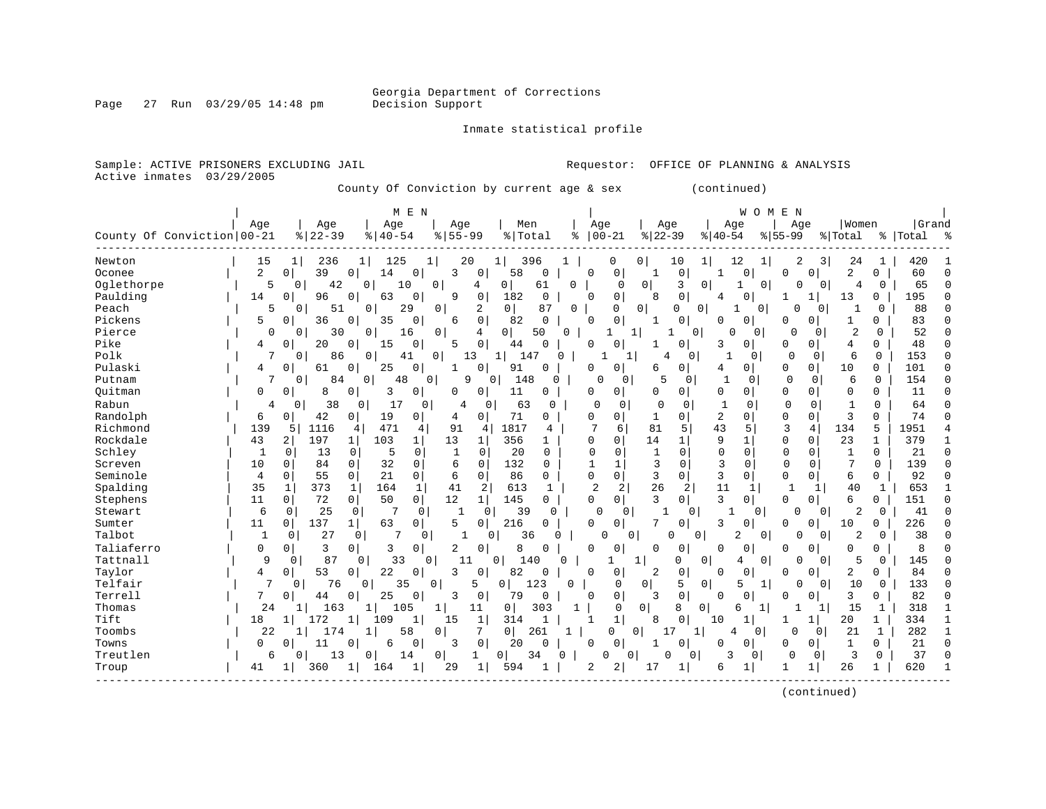Georgia Department of Corrections
Decision Support

Inmate statistical profile

Sample: ACTIVE PRISONERS EXCLUDING JAIL　　　　Requestor: OFFICE OF PLANNING & ANALYSIS
Active inmates 03/29/2005

County Of Conviction by current age & sex (continued)

| County Of Conviction | MEN Age 00-21 | % | Age 22-39 | % | Age 40-54 | % | Age 55-99 | % | Men Total | % | WOMEN Age 00-21 | % | Age 22-39 | % | Age 40-54 | % | Age 55-99 | % | Women Total | % | Grand Total | % |
|---|---|---|---|---|---|---|---|---|---|---|---|---|---|---|---|---|---|---|---|---|---|---|
| Newton | 15 | 1 | 236 | 1 | 125 | 1 | 20 | 1 | 396 | 1 | 0 | 0 | 10 | 1 | 12 | 1 | 2 | 3 | 24 | 1 | 420 | 1 |
| Oconee | 2 | 0 | 39 | 0 | 14 | 0 | 3 | 0 | 58 | 0 | 0 | 0 | 1 | 0 | 1 | 0 | 0 | 0 | 2 | 0 | 60 | 0 |
| Oglethorpe | 5 | 0 | 42 | 0 | 10 | 0 | 4 | 0 | 61 | 0 | 0 | 0 | 3 | 0 | 1 | 0 | 0 | 0 | 4 | 0 | 65 | 0 |
| Paulding | 14 | 0 | 96 | 0 | 63 | 0 | 9 | 0 | 182 | 0 | 0 | 0 | 8 | 0 | 4 | 0 | 1 | 1 | 13 | 0 | 195 | 0 |
| Peach | 5 | 0 | 51 | 0 | 29 | 0 | 2 | 0 | 87 | 0 | 0 | 0 | 0 | 0 | 1 | 0 | 0 | 0 | 1 | 0 | 88 | 0 |
| Pickens | 5 | 0 | 36 | 0 | 35 | 0 | 6 | 0 | 82 | 0 | 0 | 0 | 1 | 0 | 0 | 0 | 0 | 0 | 1 | 0 | 83 | 0 |
| Pierce | 0 | 0 | 30 | 0 | 16 | 0 | 4 | 0 | 50 | 0 | 1 | 1 | 1 | 0 | 0 | 0 | 0 | 0 | 2 | 0 | 52 | 0 |
| Pike | 4 | 0 | 20 | 0 | 15 | 0 | 5 | 0 | 44 | 0 | 0 | 0 | 1 | 0 | 3 | 0 | 0 | 0 | 4 | 0 | 48 | 0 |
| Polk | 7 | 0 | 86 | 0 | 41 | 0 | 13 | 1 | 147 | 0 | 1 | 1 | 4 | 0 | 1 | 0 | 0 | 0 | 6 | 0 | 153 | 0 |
| Pulaski | 4 | 0 | 61 | 0 | 25 | 0 | 1 | 0 | 91 | 0 | 0 | 0 | 6 | 0 | 4 | 0 | 0 | 0 | 10 | 0 | 101 | 0 |
| Putnam | 7 | 0 | 84 | 0 | 48 | 0 | 9 | 0 | 148 | 0 | 0 | 0 | 5 | 0 | 1 | 0 | 0 | 0 | 6 | 0 | 154 | 0 |
| Quitman | 0 | 0 | 8 | 0 | 3 | 0 | 0 | 0 | 11 | 0 | 0 | 0 | 0 | 0 | 0 | 0 | 0 | 0 | 0 | 0 | 11 | 0 |
| Rabun | 4 | 0 | 38 | 0 | 17 | 0 | 4 | 0 | 63 | 0 | 0 | 0 | 0 | 0 | 1 | 0 | 0 | 0 | 1 | 0 | 64 | 0 |
| Randolph | 6 | 0 | 42 | 0 | 19 | 0 | 4 | 0 | 71 | 0 | 0 | 0 | 1 | 0 | 2 | 0 | 0 | 0 | 3 | 0 | 74 | 0 |
| Richmond | 139 | 5 | 1116 | 4 | 471 | 4 | 91 | 4 | 1817 | 4 | 7 | 6 | 81 | 5 | 43 | 5 | 3 | 4 | 134 | 5 | 1951 | 4 |
| Rockdale | 43 | 2 | 197 | 1 | 103 | 1 | 13 | 1 | 356 | 1 | 0 | 0 | 14 | 1 | 9 | 1 | 0 | 0 | 23 | 1 | 379 | 1 |
| Schley | 1 | 0 | 13 | 0 | 5 | 0 | 1 | 0 | 20 | 0 | 0 | 0 | 1 | 0 | 0 | 0 | 0 | 0 | 1 | 0 | 21 | 0 |
| Screven | 10 | 0 | 84 | 0 | 32 | 0 | 6 | 0 | 132 | 0 | 1 | 1 | 3 | 0 | 3 | 0 | 0 | 0 | 7 | 0 | 139 | 0 |
| Seminole | 4 | 0 | 55 | 0 | 21 | 0 | 6 | 0 | 86 | 0 | 0 | 0 | 3 | 0 | 3 | 0 | 0 | 0 | 6 | 0 | 92 | 0 |
| Spalding | 35 | 1 | 373 | 1 | 164 | 1 | 41 | 2 | 613 | 1 | 2 | 2 | 26 | 2 | 11 | 1 | 1 | 1 | 40 | 1 | 653 | 1 |
| Stephens | 11 | 0 | 72 | 0 | 50 | 0 | 12 | 1 | 145 | 0 | 0 | 0 | 3 | 0 | 3 | 0 | 0 | 0 | 6 | 0 | 151 | 0 |
| Stewart | 6 | 0 | 25 | 0 | 7 | 0 | 1 | 0 | 39 | 0 | 0 | 0 | 1 | 0 | 1 | 0 | 0 | 0 | 2 | 0 | 41 | 0 |
| Sumter | 11 | 0 | 137 | 1 | 63 | 0 | 5 | 0 | 216 | 0 | 0 | 0 | 7 | 0 | 3 | 0 | 0 | 0 | 10 | 0 | 226 | 0 |
| Talbot | 1 | 0 | 27 | 0 | 7 | 0 | 1 | 0 | 36 | 0 | 0 | 0 | 0 | 0 | 2 | 0 | 0 | 0 | 2 | 0 | 38 | 0 |
| Taliaferro | 0 | 0 | 3 | 0 | 3 | 0 | 2 | 0 | 8 | 0 | 0 | 0 | 0 | 0 | 0 | 0 | 0 | 0 | 0 | 0 | 8 | 0 |
| Tattnall | 9 | 0 | 87 | 0 | 33 | 0 | 11 | 0 | 140 | 0 | 1 | 1 | 0 | 0 | 4 | 0 | 0 | 0 | 5 | 0 | 145 | 0 |
| Taylor | 4 | 0 | 53 | 0 | 22 | 0 | 3 | 0 | 82 | 0 | 0 | 0 | 2 | 0 | 0 | 0 | 0 | 0 | 2 | 0 | 84 | 0 |
| Telfair | 7 | 0 | 76 | 0 | 35 | 0 | 5 | 0 | 123 | 0 | 0 | 0 | 5 | 0 | 5 | 1 | 0 | 0 | 10 | 0 | 133 | 0 |
| Terrell | 7 | 0 | 44 | 0 | 25 | 0 | 3 | 0 | 79 | 0 | 0 | 0 | 3 | 0 | 0 | 0 | 0 | 0 | 3 | 0 | 82 | 0 |
| Thomas | 24 | 1 | 163 | 1 | 105 | 1 | 11 | 0 | 303 | 1 | 0 | 0 | 8 | 0 | 6 | 1 | 1 | 1 | 15 | 1 | 318 | 1 |
| Tift | 18 | 1 | 172 | 1 | 109 | 1 | 15 | 1 | 314 | 1 | 1 | 1 | 8 | 0 | 10 | 1 | 1 | 1 | 20 | 1 | 334 | 1 |
| Toombs | 22 | 1 | 174 | 1 | 58 | 0 | 7 | 0 | 261 | 1 | 0 | 0 | 17 | 1 | 4 | 0 | 0 | 0 | 21 | 1 | 282 | 1 |
| Towns | 0 | 0 | 11 | 0 | 6 | 0 | 3 | 0 | 20 | 0 | 0 | 0 | 1 | 0 | 0 | 0 | 0 | 0 | 1 | 0 | 21 | 0 |
| Treutlen | 6 | 0 | 13 | 0 | 14 | 0 | 1 | 0 | 34 | 0 | 0 | 0 | 0 | 0 | 3 | 0 | 0 | 0 | 3 | 0 | 37 | 0 |
| Troup | 41 | 1 | 360 | 1 | 164 | 1 | 29 | 1 | 594 | 1 | 2 | 2 | 17 | 1 | 6 | 1 | 1 | 1 | 26 | 1 | 620 | 1 |

(continued)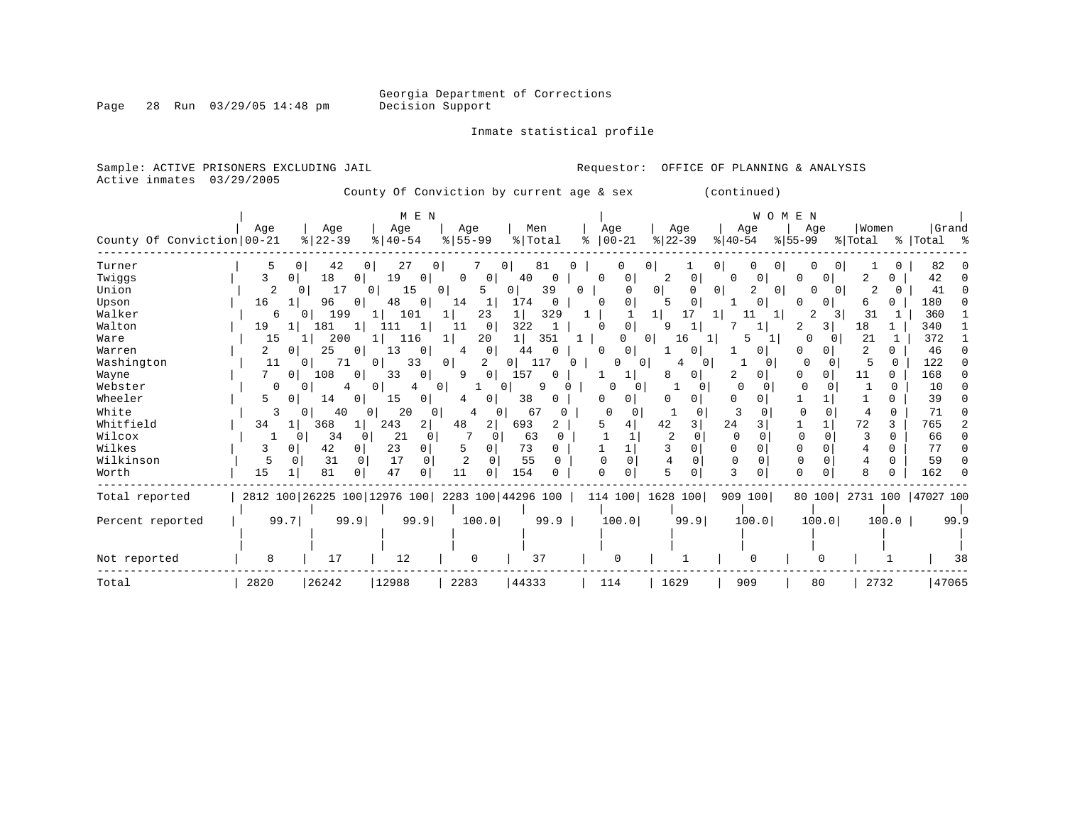Georgia Department of Corrections
Decision Support

Inmate statistical profile

Sample: ACTIVE PRISONERS EXCLUDING JAIL
Active inmates 03/29/2005

Requestor: OFFICE OF PLANNING & ANALYSIS

County Of Conviction by current age & sex (continued)

| County Of Conviction | MEN Age 00-21 | % | Age 22-39 | % | Age 40-54 | % | Age 55-99 | % | Men Total | % | WOMEN Age 00-21 | % | Age 22-39 | % | Age 40-54 | % | Age 55-99 | % | Women Total | % | Grand Total | % |
|---|---|---|---|---|---|---|---|---|---|---|---|---|---|---|---|---|---|---|---|---|---|---|
| Turner | 5 | 0 | 42 | 0 | 27 | 0 | 7 | 0 | 81 | 0 | 0 | 0 | 1 | 0 | 0 | 0 | 0 | 0 | 1 | 0 | 82 | 0 |
| Twiggs | 3 | 0 | 18 | 0 | 19 | 0 | 0 | 0 | 40 | 0 | 0 | 0 | 2 | 0 | 0 | 0 | 0 | 0 | 2 | 0 | 42 | 0 |
| Union | 2 | 0 | 17 | 0 | 15 | 0 | 5 | 0 | 39 | 0 | 0 | 0 | 0 | 0 | 2 | 0 | 0 | 0 | 2 | 0 | 41 | 0 |
| Upson | 16 | 1 | 96 | 0 | 48 | 0 | 14 | 1 | 174 | 0 | 0 | 0 | 5 | 0 | 1 | 0 | 0 | 0 | 6 | 0 | 180 | 0 |
| Walker | 6 | 0 | 199 | 1 | 101 | 1 | 23 | 1 | 329 | 1 | 1 | 1 | 17 | 1 | 11 | 1 | 2 | 3 | 31 | 1 | 360 | 1 |
| Walton | 19 | 1 | 181 | 1 | 111 | 1 | 11 | 0 | 322 | 1 | 0 | 0 | 9 | 1 | 7 | 1 | 2 | 3 | 18 | 1 | 340 | 1 |
| Ware | 15 | 1 | 200 | 1 | 116 | 1 | 20 | 1 | 351 | 1 | 0 | 0 | 16 | 1 | 5 | 1 | 0 | 0 | 21 | 1 | 372 | 1 |
| Warren | 2 | 0 | 25 | 0 | 13 | 0 | 4 | 0 | 44 | 0 | 0 | 0 | 1 | 0 | 1 | 0 | 0 | 0 | 2 | 0 | 46 | 0 |
| Washington | 11 | 0 | 71 | 0 | 33 | 0 | 2 | 0 | 117 | 0 | 0 | 0 | 4 | 0 | 1 | 0 | 0 | 0 | 5 | 0 | 122 | 0 |
| Wayne | 7 | 0 | 108 | 0 | 33 | 0 | 9 | 0 | 157 | 0 | 1 | 1 | 8 | 0 | 2 | 0 | 0 | 0 | 11 | 0 | 168 | 0 |
| Webster | 0 | 0 | 4 | 0 | 4 | 0 | 1 | 0 | 9 | 0 | 0 | 0 | 1 | 0 | 0 | 0 | 0 | 0 | 1 | 0 | 10 | 0 |
| Wheeler | 5 | 0 | 14 | 0 | 15 | 0 | 4 | 0 | 38 | 0 | 0 | 0 | 0 | 0 | 0 | 0 | 1 | 1 | 1 | 0 | 39 | 0 |
| White | 3 | 0 | 40 | 0 | 20 | 0 | 4 | 0 | 67 | 0 | 0 | 0 | 1 | 0 | 3 | 0 | 0 | 0 | 4 | 0 | 71 | 0 |
| Whitfield | 34 | 1 | 368 | 1 | 243 | 2 | 48 | 2 | 693 | 2 | 5 | 4 | 42 | 3 | 24 | 3 | 1 | 1 | 72 | 3 | 765 | 2 |
| Wilcox | 1 | 0 | 34 | 0 | 21 | 0 | 7 | 0 | 63 | 0 | 1 | 1 | 2 | 0 | 0 | 0 | 0 | 0 | 3 | 0 | 66 | 0 |
| Wilkes | 3 | 0 | 42 | 0 | 23 | 0 | 5 | 0 | 73 | 0 | 1 | 1 | 3 | 0 | 0 | 0 | 0 | 0 | 4 | 0 | 77 | 0 |
| Wilkinson | 5 | 0 | 31 | 0 | 17 | 0 | 2 | 0 | 55 | 0 | 0 | 0 | 4 | 0 | 0 | 0 | 0 | 0 | 4 | 0 | 59 | 0 |
| Worth | 15 | 1 | 81 | 0 | 47 | 0 | 11 | 0 | 154 | 0 | 0 | 0 | 5 | 0 | 3 | 0 | 0 | 0 | 8 | 0 | 162 | 0 |
| Total reported | 2812 | 100 | 26225 | 100 | 12976 | 100 | 2283 | 100 | 44296 | 100 | 114 | 100 | 1628 | 100 | 909 | 100 | 80 | 100 | 2731 | 100 | 47027 | 100 |
| Percent reported | 99.7 | | 99.9 | | 99.9 | | 100.0 | | 99.9 | | 100.0 | | 99.9 | | 100.0 | | 100.0 | | 100.0 | | 99.9 | |
| Not reported | 8 | | 17 | | 12 | | 0 | | 37 | | 0 | | 1 | | 0 | | 0 | | 1 | | 38 | |
| Total | 2820 | | 26242 | | 12988 | | 2283 | | 44333 | | 114 | | 1629 | | 909 | | 80 | | 2732 | | 47065 | |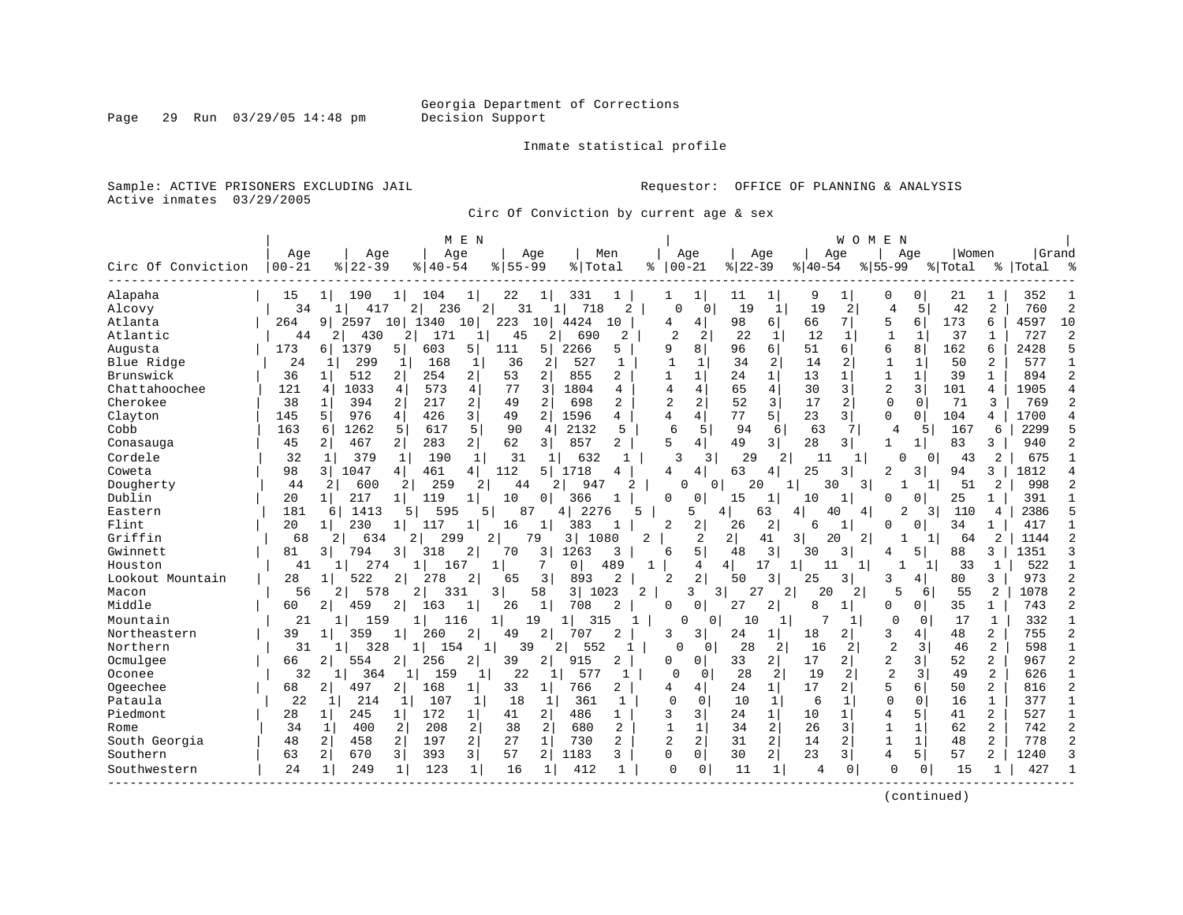Georgia Department of Corrections
Decision Support

Inmate statistical profile

Sample: ACTIVE PRISONERS EXCLUDING JAIL

Requestor: OFFICE OF PLANNING & ANALYSIS

Active inmates 03/29/2005

Circ Of Conviction by current age & sex

| Circ Of Conviction | MEN Age 00-21 | % | Age 22-39 | % | Age 40-54 | % | Age 55-99 | % | Men Total | % | WOMEN Age 00-21 | % | Age 22-39 | % | Age 40-54 | % | Age 55-99 | % | Women Total | % | Grand Total | % |
|---|---|---|---|---|---|---|---|---|---|---|---|---|---|---|---|---|---|---|---|---|---|---|
| Alapaha | 15 | 1 | 190 | 1 | 104 | 1 | 22 | 1 | 331 | 1 | 1 | 1 | 11 | 1 | 9 | 1 | 0 | 0 | 21 | 1 | 352 | 1 |
| Alcovy | 34 | 1 | 417 | 2 | 236 | 2 | 31 | 1 | 718 | 2 | 0 | 0 | 19 | 1 | 19 | 2 | 4 | 5 | 42 | 2 | 760 | 2 |
| Atlanta | 264 | 9 | 2597 | 10 | 1340 | 10 | 223 | 10 | 4424 | 10 | 4 | 4 | 98 | 6 | 66 | 7 | 5 | 6 | 173 | 6 | 4597 | 10 |
| Atlantic | 44 | 2 | 430 | 2 | 171 | 1 | 45 | 2 | 690 | 2 | 2 | 2 | 22 | 1 | 12 | 1 | 1 | 1 | 37 | 1 | 727 | 2 |
| Augusta | 173 | 6 | 1379 | 5 | 603 | 5 | 111 | 5 | 2266 | 5 | 9 | 8 | 96 | 6 | 51 | 6 | 6 | 8 | 162 | 6 | 2428 | 5 |
| Blue Ridge | 24 | 1 | 299 | 1 | 168 | 1 | 36 | 2 | 527 | 1 | 1 | 1 | 34 | 2 | 14 | 2 | 1 | 1 | 50 | 2 | 577 | 1 |
| Brunswick | 36 | 1 | 512 | 2 | 254 | 2 | 53 | 2 | 855 | 2 | 1 | 1 | 24 | 1 | 13 | 1 | 1 | 1 | 39 | 1 | 894 | 2 |
| Chattahoochee | 121 | 4 | 1033 | 4 | 573 | 4 | 77 | 3 | 1804 | 4 | 4 | 4 | 65 | 4 | 30 | 3 | 2 | 3 | 101 | 4 | 1905 | 4 |
| Cherokee | 38 | 1 | 394 | 2 | 217 | 2 | 49 | 2 | 698 | 2 | 2 | 2 | 52 | 3 | 17 | 2 | 0 | 0 | 71 | 3 | 769 | 2 |
| Clayton | 145 | 5 | 976 | 4 | 426 | 3 | 49 | 2 | 1596 | 4 | 4 | 4 | 77 | 5 | 23 | 3 | 0 | 0 | 104 | 4 | 1700 | 4 |
| Cobb | 163 | 6 | 1262 | 5 | 617 | 5 | 90 | 4 | 2132 | 5 | 6 | 5 | 94 | 6 | 63 | 7 | 4 | 5 | 167 | 6 | 2299 | 5 |
| Conasauga | 45 | 2 | 467 | 2 | 283 | 2 | 62 | 3 | 857 | 2 | 5 | 4 | 49 | 3 | 28 | 3 | 1 | 1 | 83 | 3 | 940 | 2 |
| Cordele | 32 | 1 | 379 | 1 | 190 | 1 | 31 | 1 | 632 | 1 | 3 | 3 | 29 | 2 | 11 | 1 | 0 | 0 | 43 | 2 | 675 | 1 |
| Coweta | 98 | 3 | 1047 | 4 | 461 | 4 | 112 | 5 | 1718 | 4 | 4 | 4 | 63 | 4 | 25 | 3 | 2 | 3 | 94 | 3 | 1812 | 4 |
| Dougherty | 44 | 2 | 600 | 2 | 259 | 2 | 44 | 2 | 947 | 2 | 0 | 0 | 20 | 1 | 30 | 3 | 1 | 1 | 51 | 2 | 998 | 2 |
| Dublin | 20 | 1 | 217 | 1 | 119 | 1 | 10 | 0 | 366 | 1 | 0 | 0 | 15 | 1 | 10 | 1 | 0 | 0 | 25 | 1 | 391 | 1 |
| Eastern | 181 | 6 | 1413 | 5 | 595 | 5 | 87 | 4 | 2276 | 5 | 5 | 4 | 63 | 4 | 40 | 4 | 2 | 3 | 110 | 4 | 2386 | 5 |
| Flint | 20 | 1 | 230 | 1 | 117 | 1 | 16 | 1 | 383 | 1 | 2 | 2 | 26 | 2 | 6 | 1 | 0 | 0 | 34 | 1 | 417 | 1 |
| Griffin | 68 | 2 | 634 | 2 | 299 | 2 | 79 | 3 | 1080 | 2 | 2 | 2 | 41 | 3 | 20 | 2 | 1 | 1 | 64 | 2 | 1144 | 2 |
| Gwinnett | 81 | 3 | 794 | 3 | 318 | 2 | 70 | 3 | 1263 | 3 | 6 | 5 | 48 | 3 | 30 | 3 | 4 | 5 | 88 | 3 | 1351 | 3 |
| Houston | 41 | 1 | 274 | 1 | 167 | 1 | 7 | 0 | 489 | 1 | 4 | 4 | 17 | 1 | 11 | 1 | 1 | 1 | 33 | 1 | 522 | 1 |
| Lookout Mountain | 28 | 1 | 522 | 2 | 278 | 2 | 65 | 3 | 893 | 2 | 2 | 2 | 50 | 3 | 25 | 3 | 3 | 4 | 80 | 3 | 973 | 2 |
| Macon | 56 | 2 | 578 | 2 | 331 | 3 | 58 | 3 | 1023 | 2 | 3 | 3 | 27 | 2 | 20 | 2 | 5 | 6 | 55 | 2 | 1078 | 2 |
| Middle | 60 | 2 | 459 | 2 | 163 | 1 | 26 | 1 | 708 | 2 | 0 | 0 | 27 | 2 | 8 | 1 | 0 | 0 | 35 | 1 | 743 | 2 |
| Mountain | 21 | 1 | 159 | 1 | 116 | 1 | 19 | 1 | 315 | 1 | 0 | 0 | 10 | 1 | 7 | 1 | 0 | 0 | 17 | 1 | 332 | 1 |
| Northeastern | 39 | 1 | 359 | 1 | 260 | 2 | 49 | 2 | 707 | 2 | 3 | 3 | 24 | 1 | 18 | 2 | 3 | 4 | 48 | 2 | 755 | 2 |
| Northern | 31 | 1 | 328 | 1 | 154 | 1 | 39 | 2 | 552 | 1 | 0 | 0 | 28 | 2 | 16 | 2 | 2 | 3 | 46 | 2 | 598 | 1 |
| Ocmulgee | 66 | 2 | 554 | 2 | 256 | 2 | 39 | 2 | 915 | 2 | 0 | 0 | 33 | 2 | 17 | 2 | 2 | 3 | 52 | 2 | 967 | 2 |
| Oconee | 32 | 1 | 364 | 1 | 159 | 1 | 22 | 1 | 577 | 1 | 0 | 0 | 28 | 2 | 19 | 2 | 2 | 3 | 49 | 2 | 626 | 1 |
| Ogeechee | 68 | 2 | 497 | 2 | 168 | 1 | 33 | 1 | 766 | 2 | 4 | 4 | 24 | 1 | 17 | 2 | 5 | 6 | 50 | 2 | 816 | 2 |
| Pataula | 22 | 1 | 214 | 1 | 107 | 1 | 18 | 1 | 361 | 1 | 0 | 0 | 10 | 1 | 6 | 1 | 0 | 0 | 16 | 1 | 377 | 1 |
| Piedmont | 28 | 1 | 245 | 1 | 172 | 1 | 41 | 2 | 486 | 1 | 3 | 3 | 24 | 1 | 10 | 1 | 4 | 5 | 41 | 2 | 527 | 1 |
| Rome | 34 | 1 | 400 | 2 | 208 | 2 | 38 | 2 | 680 | 2 | 1 | 1 | 34 | 2 | 26 | 3 | 1 | 1 | 62 | 2 | 742 | 2 |
| South Georgia | 48 | 2 | 458 | 2 | 197 | 2 | 27 | 1 | 730 | 2 | 2 | 2 | 31 | 2 | 14 | 2 | 1 | 1 | 48 | 2 | 778 | 2 |
| Southern | 63 | 2 | 670 | 3 | 393 | 3 | 57 | 2 | 1183 | 3 | 0 | 0 | 30 | 2 | 23 | 3 | 4 | 5 | 57 | 2 | 1240 | 3 |
| Southwestern | 24 | 1 | 249 | 1 | 123 | 1 | 16 | 1 | 412 | 1 | 0 | 0 | 11 | 1 | 4 | 0 | 0 | 0 | 15 | 1 | 427 | 1 |

(continued)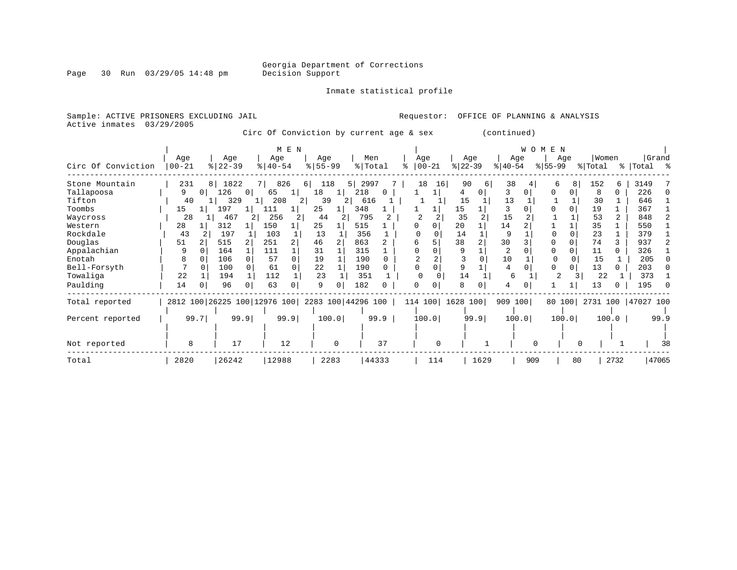Georgia Department of Corrections
Decision Support

Inmate statistical profile

Sample: ACTIVE PRISONERS EXCLUDING JAIL
Active inmates 03/29/2005

Requestor: OFFICE OF PLANNING & ANALYSIS

Circ Of Conviction by current age & sex (continued)

| Circ Of Conviction | MEN Age 00-21 | % | Age 22-39 | % | Age 40-54 | % | Age 55-99 | % | Men Total | % | WOMEN Age 00-21 | % | Age 22-39 | % | Age 40-54 | % | Age 55-99 | % | Women Total | % | Grand Total | % |
|---|---|---|---|---|---|---|---|---|---|---|---|---|---|---|---|---|---|---|---|---|---|---|
| Stone Mountain | 231 | 8 | 1822 | 7 | 826 | 6 | 118 | 5 | 2997 | 7 | 18 | 16 | 90 | 6 | 38 | 4 | 6 | 8 | 152 | 6 | 3149 | 7 |
| Tallapoosa | 9 | 0 | 126 | 0 | 65 | 1 | 18 | 1 | 218 | 0 | 1 | 1 | 4 | 0 | 3 | 0 | 0 | 0 | 8 | 0 | 226 | 0 |
| Tifton | 40 | 1 | 329 | 1 | 208 | 2 | 39 | 2 | 616 | 1 | 1 | 1 | 15 | 1 | 13 | 1 | 1 | 1 | 30 | 1 | 646 | 1 |
| Toombs | 15 | 1 | 197 | 1 | 111 | 1 | 25 | 1 | 348 | 1 | 1 | 1 | 15 | 1 | 3 | 0 | 0 | 0 | 19 | 1 | 367 | 1 |
| Waycross | 28 | 1 | 467 | 2 | 256 | 2 | 44 | 2 | 795 | 2 | 2 | 2 | 35 | 2 | 15 | 2 | 1 | 1 | 53 | 2 | 848 | 2 |
| Western | 28 | 1 | 312 | 1 | 150 | 1 | 25 | 1 | 515 | 1 | 0 | 0 | 20 | 1 | 14 | 2 | 1 | 1 | 35 | 1 | 550 | 1 |
| Rockdale | 43 | 2 | 197 | 1 | 103 | 1 | 13 | 1 | 356 | 1 | 0 | 0 | 14 | 1 | 9 | 1 | 0 | 0 | 23 | 1 | 379 | 1 |
| Douglas | 51 | 2 | 515 | 2 | 251 | 2 | 46 | 2 | 863 | 2 | 6 | 5 | 38 | 2 | 30 | 3 | 0 | 0 | 74 | 3 | 937 | 2 |
| Appalachian | 9 | 0 | 164 | 1 | 111 | 1 | 31 | 1 | 315 | 1 | 0 | 0 | 9 | 1 | 2 | 0 | 0 | 0 | 11 | 0 | 326 | 1 |
| Enotah | 8 | 0 | 106 | 0 | 57 | 0 | 19 | 1 | 190 | 0 | 2 | 2 | 3 | 0 | 10 | 1 | 0 | 0 | 15 | 1 | 205 | 0 |
| Bell-Forsyth | 7 | 0 | 100 | 0 | 61 | 0 | 22 | 1 | 190 | 0 | 0 | 0 | 9 | 1 | 4 | 0 | 0 | 0 | 13 | 0 | 203 | 0 |
| Towaliga | 22 | 1 | 194 | 1 | 112 | 1 | 23 | 1 | 351 | 1 | 0 | 0 | 14 | 1 | 6 | 1 | 2 | 3 | 22 | 1 | 373 | 1 |
| Paulding | 14 | 0 | 96 | 0 | 63 | 0 | 9 | 0 | 182 | 0 | 0 | 0 | 8 | 0 | 4 | 0 | 1 | 1 | 13 | 0 | 195 | 0 |
| Total reported | 2812 | 100 | 26225 | 100 | 12976 | 100 | 2283 | 100 | 44296 | 100 | 114 | 100 | 1628 | 100 | 909 | 100 | 80 | 100 | 2731 | 100 | 47027 | 100 |
| Percent reported | | 99.7 | | 99.9 | | 99.9 | | 100.0 | | 99.9 | | 100.0 | | 99.9 | | 100.0 | | 100.0 | | 100.0 | | 99.9 |
| Not reported | 8 | | 17 | | 12 | | 0 | | 37 | | 0 | | 1 | | 0 | | 0 | | 1 | | 38 | |
| Total | 2820 | | 26242 | | 12988 | | 2283 | | 44333 | | 114 | | 1629 | | 909 | | 80 | | 2732 | | 47065 | |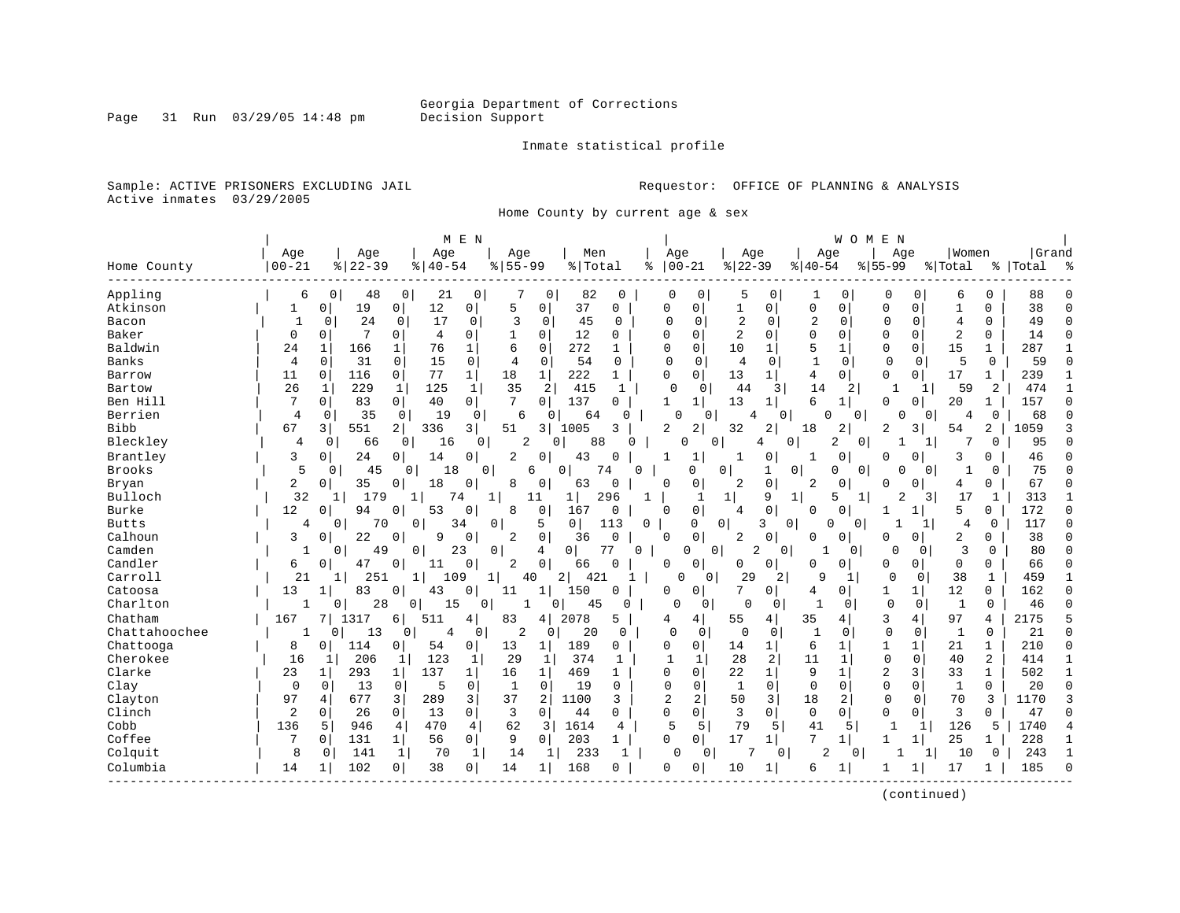Georgia Department of Corrections
Decision Support

Inmate statistical profile

Sample: ACTIVE PRISONERS EXCLUDING JAIL
Active inmates 03/29/2005

Requestor: OFFICE OF PLANNING & ANALYSIS

Home County by current age & sex

| | MEN | | | | | | | | | | WOMEN | | | | | | | | | | | |
|---|---|---|---|---|---|---|---|---|---|---|---|---|---|---|---|---|---|---|---|---|---|---|
| Home County | Age 00-21 | % | Age 22-39 | % | Age 40-54 | % | Age 55-99 | % | Men Total | % | Age 00-21 | % | Age 22-39 | % | Age 40-54 | % | Age 55-99 | % | Women Total | % | Grand Total | % |
| Appling | 6 | 0 | 48 | 0 | 21 | 0 | 7 | 0 | 82 | 0 | 0 | 0 | 5 | 0 | 1 | 0 | 0 | 0 | 6 | 0 | 88 | 0 |
| Atkinson | 1 | 0 | 19 | 0 | 12 | 0 | 5 | 0 | 37 | 0 | 0 | 0 | 1 | 0 | 0 | 0 | 0 | 0 | 1 | 0 | 38 | 0 |
| Bacon | 1 | 0 | 24 | 0 | 17 | 0 | 3 | 0 | 45 | 0 | 0 | 0 | 2 | 0 | 2 | 0 | 0 | 0 | 4 | 0 | 49 | 0 |
| Baker | 0 | 0 | 7 | 0 | 4 | 0 | 1 | 0 | 12 | 0 | 0 | 0 | 2 | 0 | 0 | 0 | 0 | 0 | 2 | 0 | 14 | 0 |
| Baldwin | 24 | 1 | 166 | 1 | 76 | 1 | 6 | 0 | 272 | 1 | 0 | 0 | 10 | 1 | 5 | 1 | 0 | 0 | 15 | 1 | 287 | 1 |
| Banks | 4 | 0 | 31 | 0 | 15 | 0 | 4 | 0 | 54 | 0 | 0 | 0 | 4 | 0 | 1 | 0 | 0 | 0 | 5 | 0 | 59 | 0 |
| Barrow | 11 | 0 | 116 | 0 | 77 | 1 | 18 | 1 | 222 | 1 | 0 | 0 | 13 | 1 | 4 | 0 | 0 | 0 | 17 | 1 | 239 | 1 |
| Bartow | 26 | 1 | 229 | 1 | 125 | 1 | 35 | 2 | 415 | 1 | 0 | 0 | 44 | 3 | 14 | 2 | 1 | 1 | 59 | 2 | 474 | 1 |
| Ben Hill | 7 | 0 | 83 | 0 | 40 | 0 | 7 | 0 | 137 | 0 | 1 | 1 | 13 | 1 | 6 | 1 | 0 | 0 | 20 | 1 | 157 | 0 |
| Berrien | 4 | 0 | 35 | 0 | 19 | 0 | 6 | 0 | 64 | 0 | 0 | 0 | 4 | 0 | 0 | 0 | 0 | 0 | 4 | 0 | 68 | 0 |
| Bibb | 67 | 3 | 551 | 2 | 336 | 3 | 51 | 3 | 1005 | 3 | 2 | 2 | 32 | 2 | 18 | 2 | 2 | 3 | 54 | 2 | 1059 | 3 |
| Bleckley | 4 | 0 | 66 | 0 | 16 | 0 | 2 | 0 | 88 | 0 | 0 | 0 | 4 | 0 | 2 | 0 | 1 | 1 | 7 | 0 | 95 | 0 |
| Brantley | 3 | 0 | 24 | 0 | 14 | 0 | 2 | 0 | 43 | 0 | 1 | 1 | 1 | 0 | 1 | 0 | 0 | 0 | 3 | 0 | 46 | 0 |
| Brooks | 5 | 0 | 45 | 0 | 18 | 0 | 6 | 0 | 74 | 0 | 0 | 0 | 1 | 0 | 0 | 0 | 0 | 0 | 1 | 0 | 75 | 0 |
| Bryan | 2 | 0 | 35 | 0 | 18 | 0 | 8 | 0 | 63 | 0 | 0 | 0 | 2 | 0 | 2 | 0 | 0 | 0 | 4 | 0 | 67 | 0 |
| Bulloch | 32 | 1 | 179 | 1 | 74 | 1 | 11 | 1 | 296 | 1 | 1 | 1 | 9 | 1 | 5 | 1 | 2 | 3 | 17 | 1 | 313 | 1 |
| Burke | 12 | 0 | 94 | 0 | 53 | 0 | 8 | 0 | 167 | 0 | 0 | 0 | 4 | 0 | 0 | 0 | 1 | 1 | 5 | 0 | 172 | 0 |
| Butts | 4 | 0 | 70 | 0 | 34 | 0 | 5 | 0 | 113 | 0 | 0 | 0 | 3 | 0 | 0 | 0 | 1 | 1 | 4 | 0 | 117 | 0 |
| Calhoun | 3 | 0 | 22 | 0 | 9 | 0 | 2 | 0 | 36 | 0 | 0 | 0 | 2 | 0 | 0 | 0 | 0 | 0 | 2 | 0 | 38 | 0 |
| Camden | 1 | 0 | 49 | 0 | 23 | 0 | 4 | 0 | 77 | 0 | 0 | 0 | 2 | 0 | 1 | 0 | 0 | 0 | 3 | 0 | 80 | 0 |
| Candler | 6 | 0 | 47 | 0 | 11 | 0 | 2 | 0 | 66 | 0 | 0 | 0 | 0 | 0 | 0 | 0 | 0 | 0 | 0 | 0 | 66 | 0 |
| Carroll | 21 | 1 | 251 | 1 | 109 | 1 | 40 | 2 | 421 | 1 | 0 | 0 | 29 | 2 | 9 | 1 | 0 | 0 | 38 | 1 | 459 | 1 |
| Catoosa | 13 | 1 | 83 | 0 | 43 | 0 | 11 | 1 | 150 | 0 | 0 | 0 | 7 | 0 | 4 | 0 | 1 | 1 | 12 | 0 | 162 | 0 |
| Charlton | 1 | 0 | 28 | 0 | 15 | 0 | 1 | 0 | 45 | 0 | 0 | 0 | 0 | 0 | 1 | 0 | 0 | 0 | 1 | 0 | 46 | 0 |
| Chatham | 167 | 7 | 1317 | 6 | 511 | 4 | 83 | 4 | 2078 | 5 | 4 | 4 | 55 | 4 | 35 | 4 | 3 | 4 | 97 | 4 | 2175 | 5 |
| Chattahoochee | 1 | 0 | 13 | 0 | 4 | 0 | 2 | 0 | 20 | 0 | 0 | 0 | 0 | 0 | 1 | 0 | 0 | 0 | 1 | 0 | 21 | 0 |
| Chattooga | 8 | 0 | 114 | 0 | 54 | 0 | 13 | 1 | 189 | 0 | 0 | 0 | 14 | 1 | 6 | 1 | 1 | 1 | 21 | 1 | 210 | 0 |
| Cherokee | 16 | 1 | 206 | 1 | 123 | 1 | 29 | 1 | 374 | 1 | 1 | 1 | 28 | 2 | 11 | 1 | 0 | 0 | 40 | 2 | 414 | 1 |
| Clarke | 23 | 1 | 293 | 1 | 137 | 1 | 16 | 1 | 469 | 1 | 0 | 0 | 22 | 1 | 9 | 1 | 2 | 3 | 33 | 1 | 502 | 1 |
| Clay | 0 | 0 | 13 | 0 | 5 | 0 | 1 | 0 | 19 | 0 | 0 | 0 | 1 | 0 | 0 | 0 | 0 | 0 | 1 | 0 | 20 | 0 |
| Clayton | 97 | 4 | 677 | 3 | 289 | 3 | 37 | 2 | 1100 | 3 | 2 | 2 | 50 | 3 | 18 | 2 | 0 | 0 | 70 | 3 | 1170 | 3 |
| Clinch | 2 | 0 | 26 | 0 | 13 | 0 | 3 | 0 | 44 | 0 | 0 | 0 | 3 | 0 | 0 | 0 | 0 | 0 | 3 | 0 | 47 | 0 |
| Cobb | 136 | 5 | 946 | 4 | 470 | 4 | 62 | 3 | 1614 | 4 | 5 | 5 | 79 | 5 | 41 | 5 | 1 | 1 | 126 | 5 | 1740 | 4 |
| Coffee | 7 | 0 | 131 | 1 | 56 | 0 | 9 | 0 | 203 | 1 | 0 | 0 | 17 | 1 | 7 | 1 | 1 | 1 | 25 | 1 | 228 | 1 |
| Colquitt | 8 | 0 | 141 | 1 | 70 | 1 | 14 | 1 | 233 | 1 | 0 | 0 | 7 | 0 | 2 | 0 | 1 | 1 | 10 | 0 | 243 | 1 |
| Columbia | 14 | 1 | 102 | 0 | 38 | 0 | 14 | 1 | 168 | 0 | 0 | 0 | 10 | 1 | 6 | 1 | 1 | 1 | 17 | 1 | 185 | 0 |

(continued)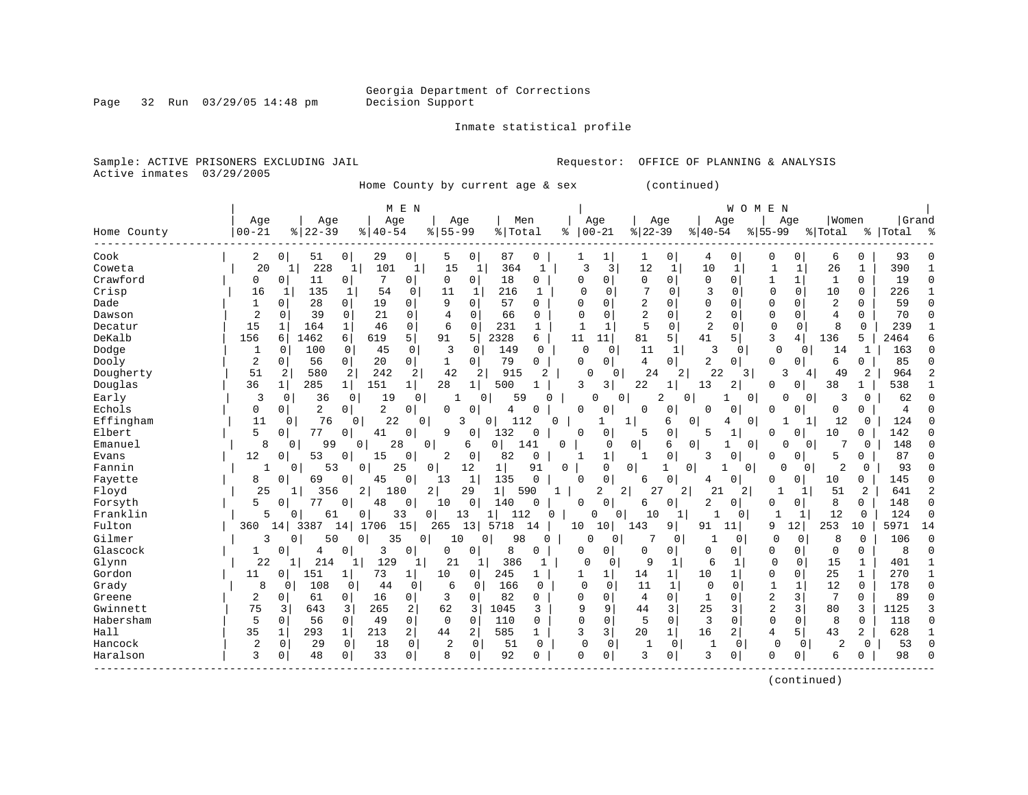Georgia Department of Corrections
Decision Support

Inmate statistical profile

Sample: ACTIVE PRISONERS EXCLUDING JAIL    Requestor: OFFICE OF PLANNING & ANALYSIS
Active inmates 03/29/2005

Home County by current age & sex (continued)

| Home County | MEN Age 00-21 | % | Age 22-39 | % | Age 40-54 | % | Age 55-99 | % | Men Total | % | WOMEN Age 00-21 | % | Age 22-39 | % | Age 40-54 | % | Age 55-99 | % | Women Total | % | Grand Total | % |
|---|---|---|---|---|---|---|---|---|---|---|---|---|---|---|---|---|---|---|---|---|---|---|
| Cook | 2 | 0 | 51 | 0 | 29 | 0 | 5 | 0 | 87 | 0 | 1 | 1 | 1 | 0 | 4 | 0 | 0 | 0 | 6 | 0 | 93 | 0 |
| Coweta | 20 | 1 | 228 | 1 | 101 | 1 | 15 | 1 | 364 | 1 | 3 | 3 | 12 | 1 | 10 | 1 | 1 | 1 | 26 | 1 | 390 | 1 |
| Crawford | 0 | 0 | 11 | 0 | 7 | 0 | 0 | 0 | 18 | 0 | 0 | 0 | 0 | 0 | 0 | 0 | 1 | 1 | 1 | 0 | 19 | 0 |
| Crisp | 16 | 1 | 135 | 1 | 54 | 0 | 11 | 1 | 216 | 1 | 0 | 0 | 7 | 0 | 3 | 0 | 0 | 0 | 10 | 0 | 226 | 1 |
| Dade | 1 | 0 | 28 | 0 | 19 | 0 | 9 | 0 | 57 | 0 | 0 | 0 | 2 | 0 | 0 | 0 | 0 | 0 | 2 | 0 | 59 | 0 |
| Dawson | 2 | 0 | 39 | 0 | 21 | 0 | 4 | 0 | 66 | 0 | 0 | 0 | 2 | 0 | 2 | 0 | 0 | 0 | 4 | 0 | 70 | 0 |
| Decatur | 15 | 1 | 164 | 1 | 46 | 0 | 6 | 0 | 231 | 1 | 1 | 1 | 5 | 0 | 2 | 0 | 0 | 0 | 8 | 0 | 239 | 1 |
| DeKalb | 156 | 6 | 1462 | 6 | 619 | 5 | 91 | 5 | 2328 | 6 | 11 | 11 | 81 | 5 | 41 | 5 | 3 | 4 | 136 | 5 | 2464 | 6 |
| Dodge | 1 | 0 | 100 | 0 | 45 | 0 | 3 | 0 | 149 | 0 | 0 | 0 | 11 | 1 | 3 | 0 | 0 | 0 | 14 | 1 | 163 | 0 |
| Dooly | 2 | 0 | 56 | 0 | 20 | 0 | 1 | 0 | 79 | 0 | 0 | 0 | 4 | 0 | 2 | 0 | 0 | 0 | 6 | 0 | 85 | 0 |
| Dougherty | 51 | 2 | 580 | 2 | 242 | 2 | 42 | 2 | 915 | 2 | 0 | 0 | 24 | 2 | 22 | 3 | 3 | 4 | 49 | 2 | 964 | 2 |
| Douglas | 36 | 1 | 285 | 1 | 151 | 1 | 28 | 1 | 500 | 1 | 3 | 3 | 22 | 1 | 13 | 2 | 0 | 0 | 38 | 1 | 538 | 1 |
| Early | 3 | 0 | 36 | 0 | 19 | 0 | 1 | 0 | 59 | 0 | 0 | 0 | 2 | 0 | 1 | 0 | 0 | 0 | 3 | 0 | 62 | 0 |
| Echols | 0 | 0 | 2 | 0 | 2 | 0 | 0 | 0 | 4 | 0 | 0 | 0 | 0 | 0 | 0 | 0 | 0 | 0 | 0 | 0 | 4 | 0 |
| Effingham | 11 | 0 | 76 | 0 | 22 | 0 | 3 | 0 | 112 | 0 | 1 | 1 | 6 | 0 | 4 | 0 | 1 | 1 | 12 | 0 | 124 | 0 |
| Elbert | 5 | 0 | 77 | 0 | 41 | 0 | 9 | 0 | 132 | 0 | 0 | 0 | 5 | 0 | 5 | 1 | 0 | 0 | 10 | 0 | 142 | 0 |
| Emanuel | 8 | 0 | 99 | 0 | 28 | 0 | 6 | 0 | 141 | 0 | 0 | 0 | 6 | 0 | 1 | 0 | 0 | 0 | 7 | 0 | 148 | 0 |
| Evans | 12 | 0 | 53 | 0 | 15 | 0 | 2 | 0 | 82 | 0 | 1 | 1 | 1 | 0 | 3 | 0 | 0 | 0 | 5 | 0 | 87 | 0 |
| Fannin | 1 | 0 | 53 | 0 | 25 | 0 | 12 | 1 | 91 | 0 | 0 | 0 | 1 | 0 | 1 | 0 | 0 | 0 | 2 | 0 | 93 | 0 |
| Fayette | 8 | 0 | 69 | 0 | 45 | 0 | 13 | 1 | 135 | 0 | 0 | 0 | 6 | 0 | 4 | 0 | 0 | 0 | 10 | 0 | 145 | 0 |
| Floyd | 25 | 1 | 356 | 2 | 180 | 2 | 29 | 1 | 590 | 1 | 2 | 2 | 27 | 2 | 21 | 2 | 1 | 1 | 51 | 2 | 641 | 2 |
| Forsyth | 5 | 0 | 77 | 0 | 48 | 0 | 10 | 0 | 140 | 0 | 0 | 0 | 6 | 0 | 2 | 0 | 0 | 0 | 8 | 0 | 148 | 0 |
| Franklin | 5 | 0 | 61 | 0 | 33 | 0 | 13 | 1 | 112 | 0 | 0 | 0 | 10 | 1 | 1 | 0 | 1 | 1 | 12 | 0 | 124 | 0 |
| Fulton | 360 | 14 | 3387 | 14 | 1706 | 15 | 265 | 13 | 5718 | 14 | 10 | 10 | 143 | 9 | 91 | 11 | 9 | 12 | 253 | 10 | 5971 | 14 |
| Gilmer | 3 | 0 | 50 | 0 | 35 | 0 | 10 | 0 | 98 | 0 | 0 | 0 | 7 | 0 | 1 | 0 | 0 | 0 | 8 | 0 | 106 | 0 |
| Glascock | 1 | 0 | 4 | 0 | 3 | 0 | 0 | 0 | 8 | 0 | 0 | 0 | 0 | 0 | 0 | 0 | 0 | 0 | 0 | 0 | 8 | 0 |
| Glynn | 22 | 1 | 214 | 1 | 129 | 1 | 21 | 1 | 386 | 1 | 0 | 0 | 9 | 1 | 6 | 1 | 0 | 0 | 15 | 1 | 401 | 1 |
| Gordon | 11 | 0 | 151 | 1 | 73 | 1 | 10 | 0 | 245 | 1 | 1 | 1 | 14 | 1 | 10 | 1 | 0 | 0 | 25 | 1 | 270 | 1 |
| Grady | 8 | 0 | 108 | 0 | 44 | 0 | 6 | 0 | 166 | 0 | 0 | 0 | 11 | 1 | 0 | 0 | 1 | 1 | 12 | 0 | 178 | 0 |
| Greene | 2 | 0 | 61 | 0 | 16 | 0 | 3 | 0 | 82 | 0 | 0 | 0 | 4 | 0 | 1 | 0 | 2 | 3 | 7 | 0 | 89 | 0 |
| Gwinnett | 75 | 3 | 643 | 3 | 265 | 2 | 62 | 3 | 1045 | 3 | 9 | 9 | 44 | 3 | 25 | 3 | 2 | 3 | 80 | 3 | 1125 | 3 |
| Habersham | 5 | 0 | 56 | 0 | 49 | 0 | 0 | 0 | 110 | 0 | 0 | 0 | 5 | 0 | 3 | 0 | 0 | 0 | 8 | 0 | 118 | 0 |
| Hall | 35 | 1 | 293 | 1 | 213 | 2 | 44 | 2 | 585 | 1 | 3 | 3 | 20 | 1 | 16 | 2 | 4 | 5 | 43 | 2 | 628 | 1 |
| Hancock | 2 | 0 | 29 | 0 | 18 | 0 | 2 | 0 | 51 | 0 | 0 | 0 | 1 | 0 | 1 | 0 | 0 | 0 | 2 | 0 | 53 | 0 |
| Haralson | 3 | 0 | 48 | 0 | 33 | 0 | 8 | 0 | 92 | 0 | 0 | 0 | 3 | 0 | 3 | 0 | 0 | 0 | 6 | 0 | 98 | 0 |

(continued)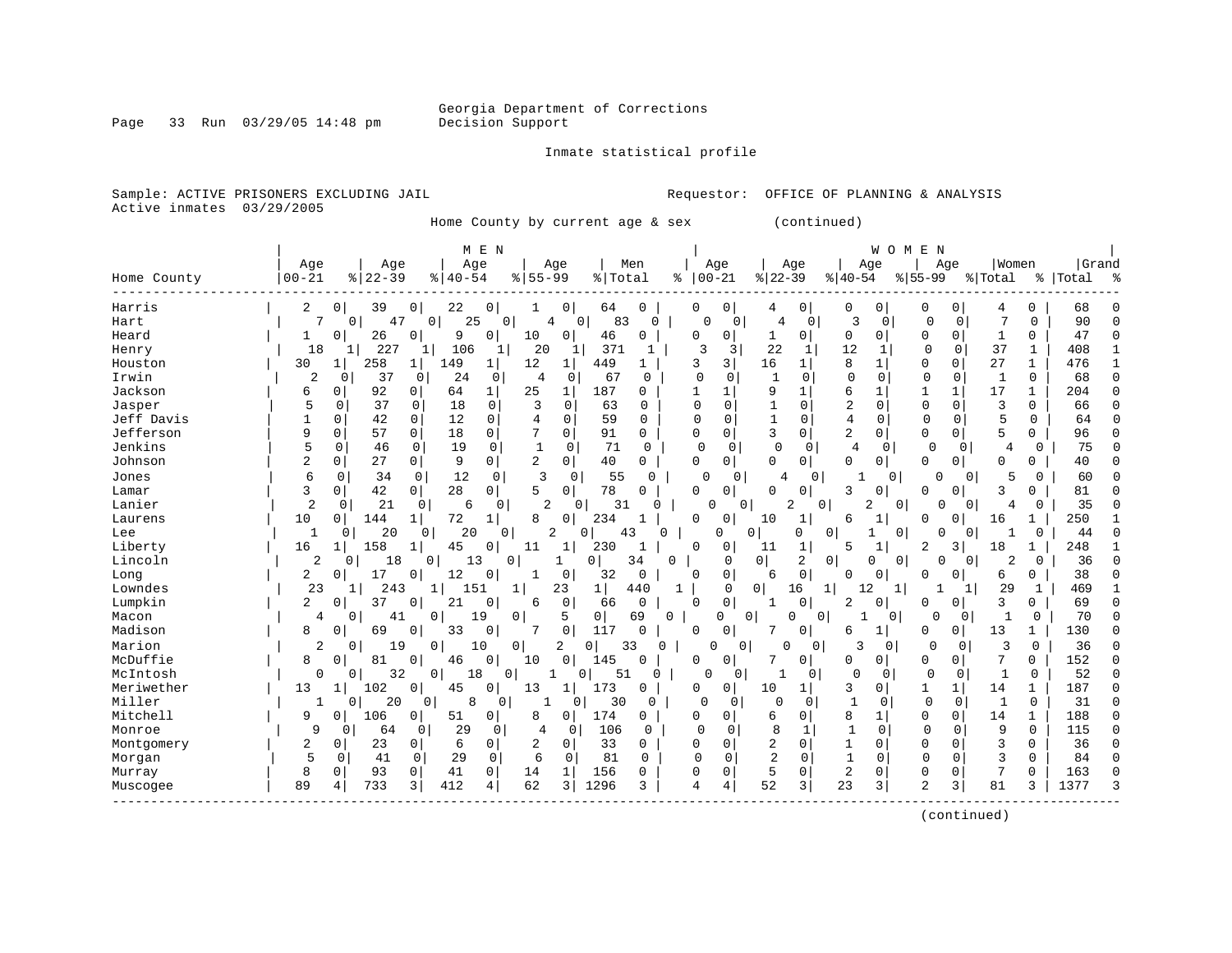Georgia Department of Corrections
Decision Support

Inmate statistical profile

Sample: ACTIVE PRISONERS EXCLUDING JAIL
Active inmates 03/29/2005

Requestor: OFFICE OF PLANNING & ANALYSIS

Home County by current age & sex (continued)

| | MEN | | | | | | | | | | WOMEN | | | | | | | | | | | |
|---|---|---|---|---|---|---|---|---|---|---|---|---|---|---|---|---|---|---|---|---|---|---|
| Home County | Age 00-21 | % | Age 22-39 | % | Age 40-54 | % | Age 55-99 | % | Men Total | % | Age 00-21 | % | Age 22-39 | % | Age 40-54 | % | Age 55-99 | % | Women Total | % | Grand Total | % |
| Harris | 2 | 0 | 39 | 0 | 22 | 0 | 1 | 0 | 64 | 0 | 0 | 0 | 4 | 0 | 0 | 0 | 0 | 0 | 4 | 0 | 68 | 0 |
| Hart | 7 | 0 | 47 | 0 | 25 | 0 | 4 | 0 | 83 | 0 | 0 | 0 | 4 | 0 | 3 | 0 | 0 | 0 | 7 | 0 | 90 | 0 |
| Heard | 1 | 0 | 26 | 0 | 9 | 0 | 10 | 0 | 46 | 0 | 0 | 0 | 1 | 0 | 0 | 0 | 0 | 0 | 1 | 0 | 47 | 0 |
| Henry | 18 | 1 | 227 | 1 | 106 | 1 | 20 | 1 | 371 | 1 | 3 | 3 | 22 | 1 | 12 | 1 | 0 | 0 | 37 | 1 | 408 | 1 |
| Houston | 30 | 1 | 258 | 1 | 149 | 1 | 12 | 1 | 449 | 1 | 3 | 3 | 16 | 1 | 8 | 1 | 0 | 0 | 27 | 1 | 476 | 1 |
| Irwin | 2 | 0 | 37 | 0 | 24 | 0 | 4 | 0 | 67 | 0 | 0 | 0 | 1 | 0 | 0 | 0 | 0 | 0 | 1 | 0 | 68 | 0 |
| Jackson | 6 | 0 | 92 | 0 | 64 | 1 | 25 | 1 | 187 | 0 | 1 | 1 | 9 | 1 | 6 | 1 | 1 | 1 | 17 | 1 | 204 | 0 |
| Jasper | 5 | 0 | 37 | 0 | 18 | 0 | 3 | 0 | 63 | 0 | 0 | 0 | 1 | 0 | 2 | 0 | 0 | 0 | 3 | 0 | 66 | 0 |
| Jeff Davis | 1 | 0 | 42 | 0 | 12 | 0 | 4 | 0 | 59 | 0 | 0 | 0 | 1 | 0 | 4 | 0 | 0 | 0 | 5 | 0 | 64 | 0 |
| Jefferson | 9 | 0 | 57 | 0 | 18 | 0 | 7 | 0 | 91 | 0 | 0 | 0 | 3 | 0 | 2 | 0 | 0 | 0 | 5 | 0 | 96 | 0 |
| Jenkins | 5 | 0 | 46 | 0 | 19 | 0 | 1 | 0 | 71 | 0 | 0 | 0 | 0 | 0 | 4 | 0 | 0 | 0 | 4 | 0 | 75 | 0 |
| Johnson | 2 | 0 | 27 | 0 | 9 | 0 | 2 | 0 | 40 | 0 | 0 | 0 | 0 | 0 | 0 | 0 | 0 | 0 | 0 | 0 | 40 | 0 |
| Jones | 6 | 0 | 34 | 0 | 12 | 0 | 3 | 0 | 55 | 0 | 0 | 0 | 4 | 0 | 1 | 0 | 0 | 0 | 5 | 0 | 60 | 0 |
| Lamar | 3 | 0 | 42 | 0 | 28 | 0 | 5 | 0 | 78 | 0 | 0 | 0 | 0 | 0 | 3 | 0 | 0 | 0 | 3 | 0 | 81 | 0 |
| Lanier | 2 | 0 | 21 | 0 | 6 | 0 | 2 | 0 | 31 | 0 | 0 | 0 | 2 | 0 | 2 | 0 | 0 | 0 | 4 | 0 | 35 | 0 |
| Laurens | 10 | 0 | 144 | 1 | 72 | 1 | 8 | 0 | 234 | 1 | 0 | 0 | 10 | 1 | 6 | 1 | 0 | 0 | 16 | 1 | 250 | 1 |
| Lee | 1 | 0 | 20 | 0 | 20 | 0 | 2 | 0 | 43 | 0 | 0 | 0 | 0 | 0 | 1 | 0 | 0 | 0 | 1 | 0 | 44 | 0 |
| Liberty | 16 | 1 | 158 | 1 | 45 | 0 | 11 | 1 | 230 | 1 | 0 | 0 | 11 | 1 | 5 | 1 | 2 | 3 | 18 | 1 | 248 | 1 |
| Lincoln | 2 | 0 | 18 | 0 | 13 | 0 | 1 | 0 | 34 | 0 | 0 | 0 | 2 | 0 | 0 | 0 | 0 | 0 | 2 | 0 | 36 | 0 |
| Long | 2 | 0 | 17 | 0 | 12 | 0 | 1 | 0 | 32 | 0 | 0 | 0 | 6 | 0 | 0 | 0 | 0 | 0 | 6 | 0 | 38 | 0 |
| Lowndes | 23 | 1 | 243 | 1 | 151 | 1 | 23 | 1 | 440 | 1 | 0 | 0 | 16 | 1 | 12 | 1 | 1 | 1 | 29 | 1 | 469 | 1 |
| Lumpkin | 2 | 0 | 37 | 0 | 21 | 0 | 6 | 0 | 66 | 0 | 0 | 0 | 1 | 0 | 2 | 0 | 0 | 0 | 3 | 0 | 69 | 0 |
| Macon | 4 | 0 | 41 | 0 | 19 | 0 | 5 | 0 | 69 | 0 | 0 | 0 | 0 | 0 | 1 | 0 | 0 | 0 | 1 | 0 | 70 | 0 |
| Madison | 8 | 0 | 69 | 0 | 33 | 0 | 7 | 0 | 117 | 0 | 0 | 0 | 7 | 0 | 6 | 1 | 0 | 0 | 13 | 1 | 130 | 0 |
| Marion | 2 | 0 | 19 | 0 | 10 | 0 | 2 | 0 | 33 | 0 | 0 | 0 | 0 | 0 | 3 | 0 | 0 | 0 | 3 | 0 | 36 | 0 |
| McDuffie | 8 | 0 | 81 | 0 | 46 | 0 | 10 | 0 | 145 | 0 | 0 | 0 | 7 | 0 | 0 | 0 | 0 | 0 | 7 | 0 | 152 | 0 |
| McIntosh | 0 | 0 | 32 | 0 | 18 | 0 | 1 | 0 | 51 | 0 | 0 | 0 | 1 | 0 | 0 | 0 | 0 | 0 | 1 | 0 | 52 | 0 |
| Meriwether | 13 | 1 | 102 | 0 | 45 | 0 | 13 | 1 | 173 | 0 | 0 | 0 | 10 | 1 | 3 | 0 | 1 | 1 | 14 | 1 | 187 | 0 |
| Miller | 1 | 0 | 20 | 0 | 8 | 0 | 1 | 0 | 30 | 0 | 0 | 0 | 0 | 0 | 1 | 0 | 0 | 0 | 1 | 0 | 31 | 0 |
| Mitchell | 9 | 0 | 106 | 0 | 51 | 0 | 8 | 0 | 174 | 0 | 0 | 0 | 6 | 0 | 8 | 1 | 0 | 0 | 14 | 1 | 188 | 0 |
| Monroe | 9 | 0 | 64 | 0 | 29 | 0 | 4 | 0 | 106 | 0 | 0 | 0 | 8 | 1 | 1 | 0 | 0 | 0 | 9 | 0 | 115 | 0 |
| Montgomery | 2 | 0 | 23 | 0 | 6 | 0 | 2 | 0 | 33 | 0 | 0 | 0 | 2 | 0 | 1 | 0 | 0 | 0 | 3 | 0 | 36 | 0 |
| Morgan | 5 | 0 | 41 | 0 | 29 | 0 | 6 | 0 | 81 | 0 | 0 | 0 | 2 | 0 | 1 | 0 | 0 | 0 | 3 | 0 | 84 | 0 |
| Murray | 8 | 0 | 93 | 0 | 41 | 0 | 14 | 1 | 156 | 0 | 0 | 0 | 5 | 0 | 2 | 0 | 0 | 0 | 7 | 0 | 163 | 0 |
| Muscogee | 89 | 4 | 733 | 3 | 412 | 4 | 62 | 3 | 1296 | 3 | 4 | 4 | 52 | 3 | 23 | 3 | 2 | 3 | 81 | 3 | 1377 | 3 |

(continued)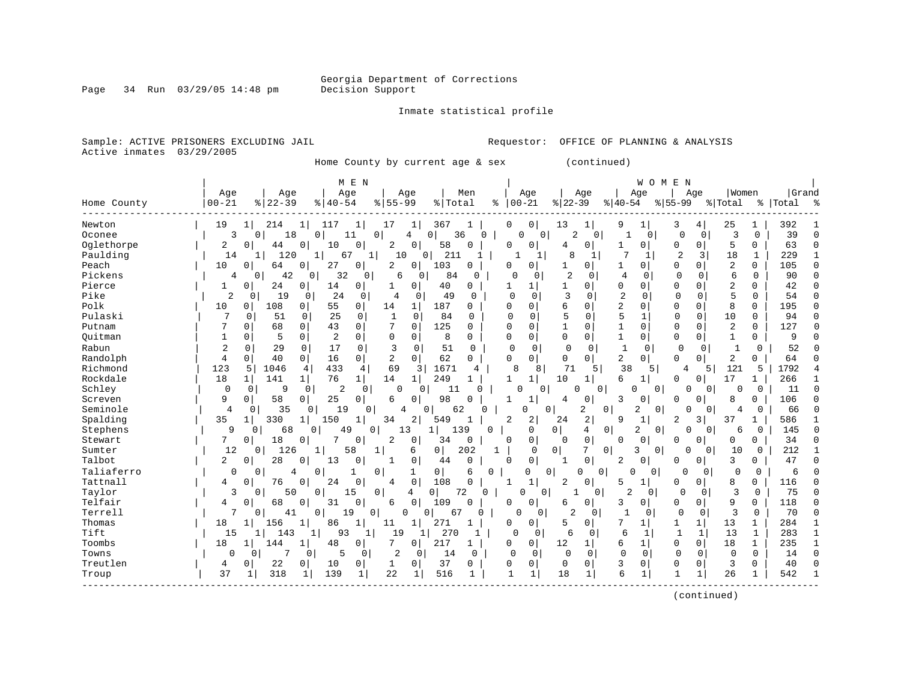Georgia Department of Corrections
Decision Support

Inmate statistical profile

Sample: ACTIVE PRISONERS EXCLUDING JAIL
Active inmates 03/29/2005

Requestor: OFFICE OF PLANNING & ANALYSIS

Home County by current age & sex (continued)

| Home County | MEN Age 00-21 | % | Age 22-39 | % | Age 40-54 | % | Age 55-99 | % | Men Total | % | WOMEN Age 00-21 | % | Age 22-39 | % | Age 40-54 | % | Age 55-99 | % | Women Total | % | Grand Total | % |
|---|---|---|---|---|---|---|---|---|---|---|---|---|---|---|---|---|---|---|---|---|---|---|
| Newton | 19 | 1 | 214 | 1 | 117 | 1 | 17 | 1 | 367 | 1 | 0 | 0 | 13 | 1 | 9 | 1 | 3 | 4 | 25 | 1 | 392 | 1 |
| Oconee | 3 | 0 | 18 | 0 | 11 | 0 | 4 | 0 | 36 | 0 | 0 | 0 | 2 | 0 | 1 | 0 | 0 | 0 | 3 | 0 | 39 | 0 |
| Oglethorpe | 2 | 0 | 44 | 0 | 10 | 0 | 2 | 0 | 58 | 0 | 0 | 0 | 4 | 0 | 1 | 0 | 0 | 0 | 5 | 0 | 63 | 0 |
| Paulding | 14 | 1 | 120 | 1 | 67 | 1 | 10 | 0 | 211 | 1 | 1 | 1 | 8 | 1 | 7 | 1 | 2 | 3 | 18 | 1 | 229 | 1 |
| Peach | 10 | 0 | 64 | 0 | 27 | 0 | 2 | 0 | 103 | 0 | 0 | 0 | 1 | 0 | 1 | 0 | 0 | 0 | 2 | 0 | 105 | 0 |
| Pickens | 4 | 0 | 42 | 0 | 32 | 0 | 6 | 0 | 84 | 0 | 0 | 0 | 2 | 0 | 4 | 0 | 0 | 0 | 6 | 0 | 90 | 0 |
| Pierce | 1 | 0 | 24 | 0 | 14 | 0 | 1 | 0 | 40 | 0 | 1 | 1 | 1 | 0 | 0 | 0 | 0 | 0 | 2 | 0 | 42 | 0 |
| Pike | 2 | 0 | 19 | 0 | 24 | 0 | 4 | 0 | 49 | 0 | 0 | 0 | 3 | 0 | 2 | 0 | 0 | 0 | 5 | 0 | 54 | 0 |
| Polk | 10 | 0 | 108 | 0 | 55 | 0 | 14 | 1 | 187 | 0 | 0 | 0 | 6 | 0 | 2 | 0 | 0 | 0 | 8 | 0 | 195 | 0 |
| Pulaski | 7 | 0 | 51 | 0 | 25 | 0 | 1 | 0 | 84 | 0 | 0 | 0 | 5 | 0 | 5 | 1 | 0 | 0 | 10 | 0 | 94 | 0 |
| Putnam | 7 | 0 | 68 | 0 | 43 | 0 | 7 | 0 | 125 | 0 | 0 | 0 | 1 | 0 | 1 | 0 | 0 | 0 | 2 | 0 | 127 | 0 |
| Quitman | 1 | 0 | 5 | 0 | 2 | 0 | 0 | 0 | 8 | 0 | 0 | 0 | 0 | 0 | 1 | 0 | 0 | 0 | 1 | 0 | 9 | 0 |
| Rabun | 2 | 0 | 29 | 0 | 17 | 0 | 3 | 0 | 51 | 0 | 0 | 0 | 0 | 0 | 1 | 0 | 0 | 0 | 1 | 0 | 52 | 0 |
| Randolph | 4 | 0 | 40 | 0 | 16 | 0 | 2 | 0 | 62 | 0 | 0 | 0 | 0 | 0 | 2 | 0 | 0 | 0 | 2 | 0 | 64 | 0 |
| Richmond | 123 | 5 | 1046 | 4 | 433 | 4 | 69 | 3 | 1671 | 4 | 8 | 8 | 71 | 5 | 38 | 5 | 4 | 5 | 121 | 5 | 1792 | 4 |
| Rockdale | 18 | 1 | 141 | 1 | 76 | 1 | 14 | 1 | 249 | 1 | 1 | 1 | 10 | 1 | 6 | 1 | 0 | 0 | 17 | 1 | 266 | 1 |
| Schley | 0 | 0 | 9 | 0 | 2 | 0 | 0 | 0 | 11 | 0 | 0 | 0 | 0 | 0 | 0 | 0 | 0 | 0 | 0 | 0 | 11 | 0 |
| Screven | 9 | 0 | 58 | 0 | 25 | 0 | 6 | 0 | 98 | 0 | 1 | 1 | 4 | 0 | 3 | 0 | 0 | 0 | 8 | 0 | 106 | 0 |
| Seminole | 4 | 0 | 35 | 0 | 19 | 0 | 4 | 0 | 62 | 0 | 0 | 0 | 2 | 0 | 2 | 0 | 0 | 0 | 4 | 0 | 66 | 0 |
| Spalding | 35 | 1 | 330 | 1 | 150 | 1 | 34 | 2 | 549 | 1 | 2 | 2 | 24 | 2 | 9 | 1 | 2 | 3 | 37 | 1 | 586 | 1 |
| Stephens | 9 | 0 | 68 | 0 | 49 | 0 | 13 | 1 | 139 | 0 | 0 | 0 | 4 | 0 | 2 | 0 | 0 | 0 | 6 | 0 | 145 | 0 |
| Stewart | 7 | 0 | 18 | 0 | 7 | 0 | 2 | 0 | 34 | 0 | 0 | 0 | 0 | 0 | 0 | 0 | 0 | 0 | 0 | 0 | 34 | 0 |
| Sumter | 12 | 0 | 126 | 1 | 58 | 1 | 6 | 0 | 202 | 1 | 0 | 0 | 7 | 0 | 3 | 0 | 0 | 0 | 10 | 0 | 212 | 1 |
| Talbot | 2 | 0 | 28 | 0 | 13 | 0 | 1 | 0 | 44 | 0 | 0 | 0 | 1 | 0 | 2 | 0 | 0 | 0 | 3 | 0 | 47 | 0 |
| Taliaferro | 0 | 0 | 4 | 0 | 1 | 0 | 1 | 0 | 6 | 0 | 0 | 0 | 0 | 0 | 0 | 0 | 0 | 0 | 0 | 0 | 6 | 0 |
| Tattnall | 4 | 0 | 76 | 0 | 24 | 0 | 4 | 0 | 108 | 0 | 1 | 1 | 2 | 0 | 5 | 1 | 0 | 0 | 8 | 0 | 116 | 0 |
| Taylor | 3 | 0 | 50 | 0 | 15 | 0 | 4 | 0 | 72 | 0 | 0 | 0 | 1 | 0 | 2 | 0 | 0 | 0 | 3 | 0 | 75 | 0 |
| Telfair | 4 | 0 | 68 | 0 | 31 | 0 | 6 | 0 | 109 | 0 | 0 | 0 | 6 | 0 | 3 | 0 | 0 | 0 | 9 | 0 | 118 | 0 |
| Terrell | 7 | 0 | 41 | 0 | 19 | 0 | 0 | 0 | 67 | 0 | 0 | 0 | 2 | 0 | 1 | 0 | 0 | 0 | 3 | 0 | 70 | 0 |
| Thomas | 18 | 1 | 156 | 1 | 86 | 1 | 11 | 1 | 271 | 1 | 0 | 0 | 5 | 0 | 7 | 1 | 1 | 1 | 13 | 1 | 284 | 1 |
| Tift | 15 | 1 | 143 | 1 | 93 | 1 | 19 | 1 | 270 | 1 | 0 | 0 | 6 | 0 | 6 | 1 | 1 | 1 | 13 | 1 | 283 | 1 |
| Toombs | 18 | 1 | 144 | 1 | 48 | 0 | 7 | 0 | 217 | 1 | 0 | 0 | 12 | 1 | 6 | 1 | 0 | 0 | 18 | 1 | 235 | 1 |
| Towns | 0 | 0 | 7 | 0 | 5 | 0 | 2 | 0 | 14 | 0 | 0 | 0 | 0 | 0 | 0 | 0 | 0 | 0 | 0 | 0 | 14 | 0 |
| Treutlen | 4 | 0 | 22 | 0 | 10 | 0 | 1 | 0 | 37 | 0 | 0 | 0 | 0 | 0 | 3 | 0 | 0 | 0 | 3 | 0 | 40 | 0 |
| Troup | 37 | 1 | 318 | 1 | 139 | 1 | 22 | 1 | 516 | 1 | 1 | 1 | 18 | 1 | 6 | 1 | 1 | 1 | 26 | 1 | 542 | 1 |

(continued)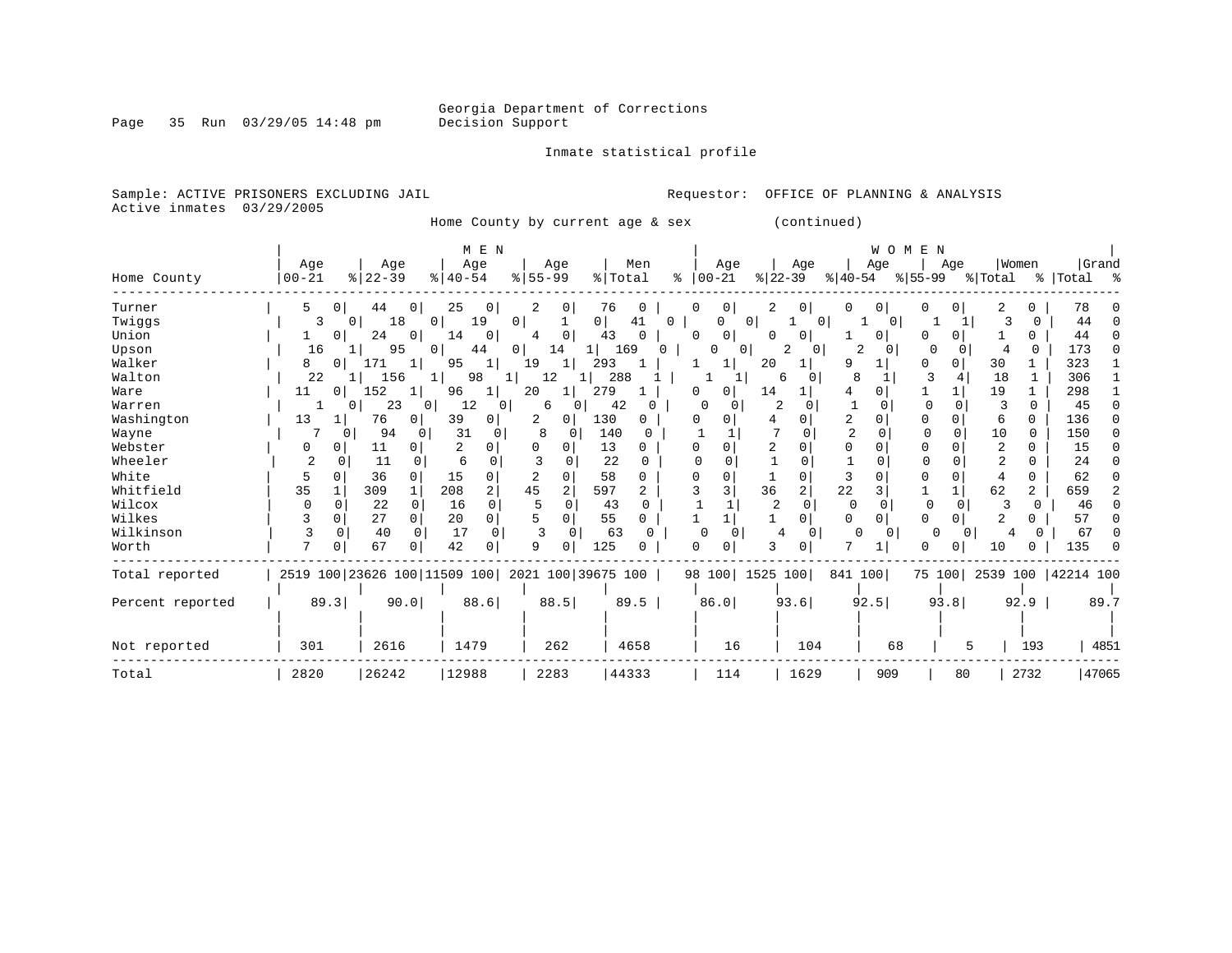Georgia Department of Corrections
Decision Support

Inmate statistical profile

Sample: ACTIVE PRISONERS EXCLUDING JAIL
Active inmates 03/29/2005

Requestor: OFFICE OF PLANNING & ANALYSIS

Home County by current age & sex (continued)

| Home County | MEN Age 00-21 | % | Age 22-39 | % | Age 40-54 | % | Age 55-99 | % | Men Total | % | WOMEN Age 00-21 | % | Age 22-39 | % | Age 40-54 | % | Age 55-99 | % | Women Total | % | Grand Total | % |
|---|---|---|---|---|---|---|---|---|---|---|---|---|---|---|---|---|---|---|---|---|---|---|
| Turner | 5 | 0 | 44 | 0 | 25 | 0 | 2 | 0 | 76 | 0 | 0 | 0 | 2 | 0 | 0 | 0 | 0 | 0 | 2 | 0 | 78 | 0 |
| Twiggs | 3 | 0 | 18 | 0 | 19 | 0 | 1 | 0 | 41 | 0 | 0 | 0 | 1 | 0 | 1 | 0 | 1 | 1 | 3 | 0 | 44 | 0 |
| Union | 1 | 0 | 24 | 0 | 14 | 0 | 4 | 0 | 43 | 0 | 0 | 0 | 0 | 0 | 1 | 0 | 0 | 0 | 1 | 0 | 44 | 0 |
| Upson | 16 | 1 | 95 | 0 | 44 | 0 | 14 | 1 | 169 | 0 | 0 | 0 | 2 | 0 | 2 | 0 | 0 | 0 | 4 | 0 | 173 | 0 |
| Walker | 8 | 0 | 171 | 1 | 95 | 1 | 19 | 1 | 293 | 1 | 1 | 1 | 20 | 1 | 9 | 1 | 0 | 0 | 30 | 1 | 323 | 1 |
| Walton | 22 | 1 | 156 | 1 | 98 | 1 | 12 | 1 | 288 | 1 | 1 | 1 | 6 | 0 | 8 | 1 | 3 | 4 | 18 | 1 | 306 | 1 |
| Ware | 11 | 0 | 152 | 1 | 96 | 1 | 20 | 1 | 279 | 1 | 0 | 0 | 14 | 1 | 4 | 0 | 1 | 1 | 19 | 1 | 298 | 1 |
| Warren | 1 | 0 | 23 | 0 | 12 | 0 | 6 | 0 | 42 | 0 | 0 | 0 | 2 | 0 | 1 | 0 | 0 | 0 | 3 | 0 | 45 | 0 |
| Washington | 13 | 1 | 76 | 0 | 39 | 0 | 2 | 0 | 130 | 0 | 0 | 0 | 4 | 0 | 2 | 0 | 0 | 0 | 6 | 0 | 136 | 0 |
| Wayne | 7 | 0 | 94 | 0 | 31 | 0 | 8 | 0 | 140 | 0 | 1 | 1 | 7 | 0 | 2 | 0 | 0 | 0 | 10 | 0 | 150 | 0 |
| Webster | 0 | 0 | 11 | 0 | 2 | 0 | 0 | 0 | 13 | 0 | 0 | 0 | 2 | 0 | 0 | 0 | 0 | 0 | 2 | 0 | 15 | 0 |
| Wheeler | 2 | 0 | 11 | 0 | 6 | 0 | 3 | 0 | 22 | 0 | 0 | 0 | 1 | 0 | 1 | 0 | 0 | 0 | 2 | 0 | 24 | 0 |
| White | 5 | 0 | 36 | 0 | 15 | 0 | 2 | 0 | 58 | 0 | 0 | 0 | 1 | 0 | 3 | 0 | 0 | 0 | 4 | 0 | 62 | 0 |
| Whitfield | 35 | 1 | 309 | 1 | 208 | 2 | 45 | 2 | 597 | 2 | 3 | 3 | 36 | 2 | 22 | 3 | 1 | 1 | 62 | 2 | 659 | 2 |
| Wilcox | 0 | 0 | 22 | 0 | 16 | 0 | 5 | 0 | 43 | 0 | 1 | 1 | 2 | 0 | 0 | 0 | 0 | 0 | 3 | 0 | 46 | 0 |
| Wilkes | 3 | 0 | 27 | 0 | 20 | 0 | 5 | 0 | 55 | 0 | 1 | 1 | 1 | 0 | 0 | 0 | 0 | 0 | 2 | 0 | 57 | 0 |
| Wilkinson | 3 | 0 | 40 | 0 | 17 | 0 | 3 | 0 | 63 | 0 | 0 | 0 | 4 | 0 | 0 | 0 | 0 | 0 | 4 | 0 | 67 | 0 |
| Worth | 7 | 0 | 67 | 0 | 42 | 0 | 9 | 0 | 125 | 0 | 0 | 0 | 3 | 0 | 7 | 1 | 0 | 0 | 10 | 0 | 135 | 0 |
| Total reported | 2519 | 100 | 23626 | 100 | 11509 | 100 | 2021 | 100 | 39675 | 100 | 98 | 100 | 1525 | 100 | 841 | 100 | 75 | 100 | 2539 | 100 | 42214 | 100 |
| Percent reported | 89.3 | | 90.0 | | 88.6 | | 88.5 | | 89.5 | | 86.0 | | 93.6 | | 92.5 | | 93.8 | | 92.9 | | 89.7 | |
| Not reported | 301 | | 2616 | | 1479 | | 262 | | 4658 | | 16 | | 104 | | 68 | | 5 | | 193 | | 4851 | |
| Total | 2820 | | 26242 | | 12988 | | 2283 | | 44333 | | 114 | | 1629 | | 909 | | 80 | | 2732 | | 47065 | |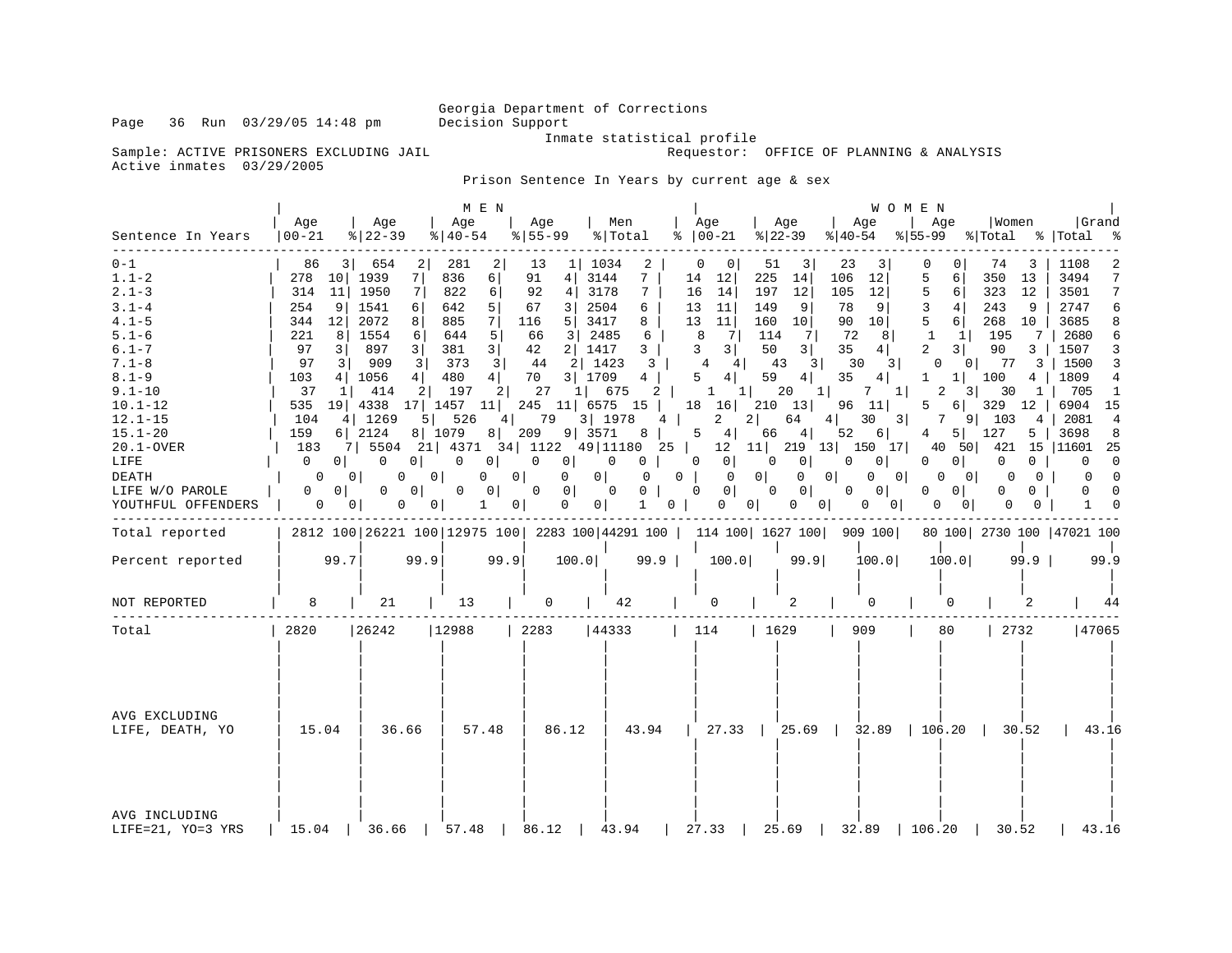Georgia Department of Corrections
Decision Support
Inmate statistical profile

Sample: ACTIVE PRISONERS EXCLUDING JAIL
Requestor: OFFICE OF PLANNING & ANALYSIS
Active inmates 03/29/2005

Prison Sentence In Years by current age & sex

| Sentence In Years | MEN Age 00-21 | % | Age 22-39 | % | Age 40-54 | % | Age 55-99 | % | Men Total | % | WOMEN Age 00-21 | % | Age 22-39 | % | Age 40-54 | % | Age 55-99 | % | Women Total | % | Grand Total | % |
|---|---|---|---|---|---|---|---|---|---|---|---|---|---|---|---|---|---|---|---|---|---|---|
| 0-1 | 86 | 3 | 654 | 2 | 281 | 2 | 13 | 1 | 1034 | 2 | 0 | 0 | 51 | 3 | 23 | 3 | 0 | 0 | 74 | 3 | 1108 | 2 |
| 1.1-2 | 278 | 10 | 1939 | 7 | 836 | 6 | 91 | 4 | 3144 | 7 | 14 | 12 | 225 | 14 | 106 | 12 | 5 | 6 | 350 | 13 | 3494 | 7 |
| 2.1-3 | 314 | 11 | 1950 | 7 | 822 | 6 | 92 | 4 | 3178 | 7 | 16 | 14 | 197 | 12 | 105 | 12 | 5 | 6 | 323 | 12 | 3501 | 7 |
| 3.1-4 | 254 | 9 | 1541 | 6 | 642 | 5 | 67 | 3 | 2504 | 6 | 13 | 11 | 149 | 9 | 78 | 9 | 3 | 4 | 243 | 9 | 2747 | 6 |
| 4.1-5 | 344 | 12 | 2072 | 8 | 885 | 7 | 116 | 5 | 3417 | 8 | 13 | 11 | 160 | 10 | 90 | 10 | 5 | 6 | 268 | 10 | 3685 | 8 |
| 5.1-6 | 221 | 8 | 1554 | 6 | 644 | 5 | 66 | 3 | 2485 | 6 | 8 | 7 | 114 | 7 | 72 | 8 | 1 | 1 | 195 | 7 | 2680 | 6 |
| 6.1-7 | 97 | 3 | 897 | 3 | 381 | 3 | 42 | 2 | 1417 | 3 | 3 | 3 | 50 | 3 | 35 | 4 | 2 | 3 | 90 | 3 | 1507 | 3 |
| 7.1-8 | 97 | 3 | 909 | 3 | 373 | 3 | 44 | 2 | 1423 | 3 | 4 | 4 | 43 | 3 | 30 | 3 | 0 | 0 | 77 | 3 | 1500 | 3 |
| 8.1-9 | 103 | 4 | 1056 | 4 | 480 | 4 | 70 | 3 | 1709 | 4 | 5 | 4 | 59 | 4 | 35 | 4 | 1 | 1 | 100 | 4 | 1809 | 4 |
| 9.1-10 | 37 | 1 | 414 | 2 | 197 | 2 | 27 | 1 | 675 | 2 | 1 | 1 | 20 | 1 | 7 | 1 | 2 | 3 | 30 | 1 | 705 | 1 |
| 10.1-12 | 535 | 19 | 4338 | 17 | 1457 | 11 | 245 | 11 | 6575 | 15 | 18 | 16 | 210 | 13 | 96 | 11 | 5 | 6 | 329 | 12 | 6904 | 15 |
| 12.1-15 | 104 | 4 | 1269 | 5 | 526 | 4 | 79 | 3 | 1978 | 4 | 2 | 2 | 64 | 4 | 30 | 3 | 7 | 9 | 103 | 4 | 2081 | 4 |
| 15.1-20 | 159 | 6 | 2124 | 8 | 1079 | 8 | 209 | 9 | 3571 | 8 | 5 | 4 | 66 | 4 | 52 | 6 | 4 | 5 | 127 | 5 | 3698 | 8 |
| 20.1-OVER | 183 | 7 | 5504 | 21 | 4371 | 34 | 1122 | 49 | 11180 | 25 | 12 | 11 | 219 | 13 | 150 | 17 | 40 | 50 | 421 | 15 | 11601 | 25 |
| LIFE | 0 | 0 | 0 | 0 | 0 | 0 | 0 | 0 | 0 | 0 | 0 | 0 | 0 | 0 | 0 | 0 | 0 | 0 | 0 | 0 | 0 | 0 |
| DEATH | 0 | 0 | 0 | 0 | 0 | 0 | 0 | 0 | 0 | 0 | 0 | 0 | 0 | 0 | 0 | 0 | 0 | 0 | 0 | 0 | 0 | 0 |
| LIFE W/O PAROLE | 0 | 0 | 0 | 0 | 0 | 0 | 0 | 0 | 0 | 0 | 0 | 0 | 0 | 0 | 0 | 0 | 0 | 0 | 0 | 0 | 0 | 0 |
| YOUTHFUL OFFENDERS | 0 | 0 | 0 | 0 | 1 | 0 | 0 | 0 | 1 | 0 | 0 | 0 | 0 | 0 | 0 | 0 | 0 | 0 | 0 | 0 | 1 | 0 |
| Total reported | 2812 | 100 | 26221 | 100 | 12975 | 100 | 2283 | 100 | 44291 | 100 | 114 | 100 | 1627 | 100 | 909 | 100 | 80 | 100 | 2730 | 100 | 47021 | 100 |
| Percent reported | 99.7 | | 99.9 | | 99.9 | | 100.0 | | 99.9 | | 100.0 | | 99.9 | | 100.0 | | 100.0 | | 99.9 | | 99.9 | |
| NOT REPORTED | 8 | | 21 | | 13 | | 0 | | 42 | | 0 | | 2 | | 0 | | 0 | | 2 | | 44 | |
| Total | 2820 | | 26242 | | 12988 | | 2283 | | 44333 | | 114 | | 1629 | | 909 | | 80 | | 2732 | | 47065 | |
| AVG EXCLUDING LIFE, DEATH, YO | 15.04 | | 36.66 | | 57.48 | | 86.12 | | 43.94 | | 27.33 | | 25.69 | | 32.89 | | 106.20 | | 30.52 | | 43.16 | |
| AVG INCLUDING LIFE=21, YO=3 YRS | 15.04 | | 36.66 | | 57.48 | | 86.12 | | 43.94 | | 27.33 | | 25.69 | | 32.89 | | 106.20 | | 30.52 | | 43.16 | |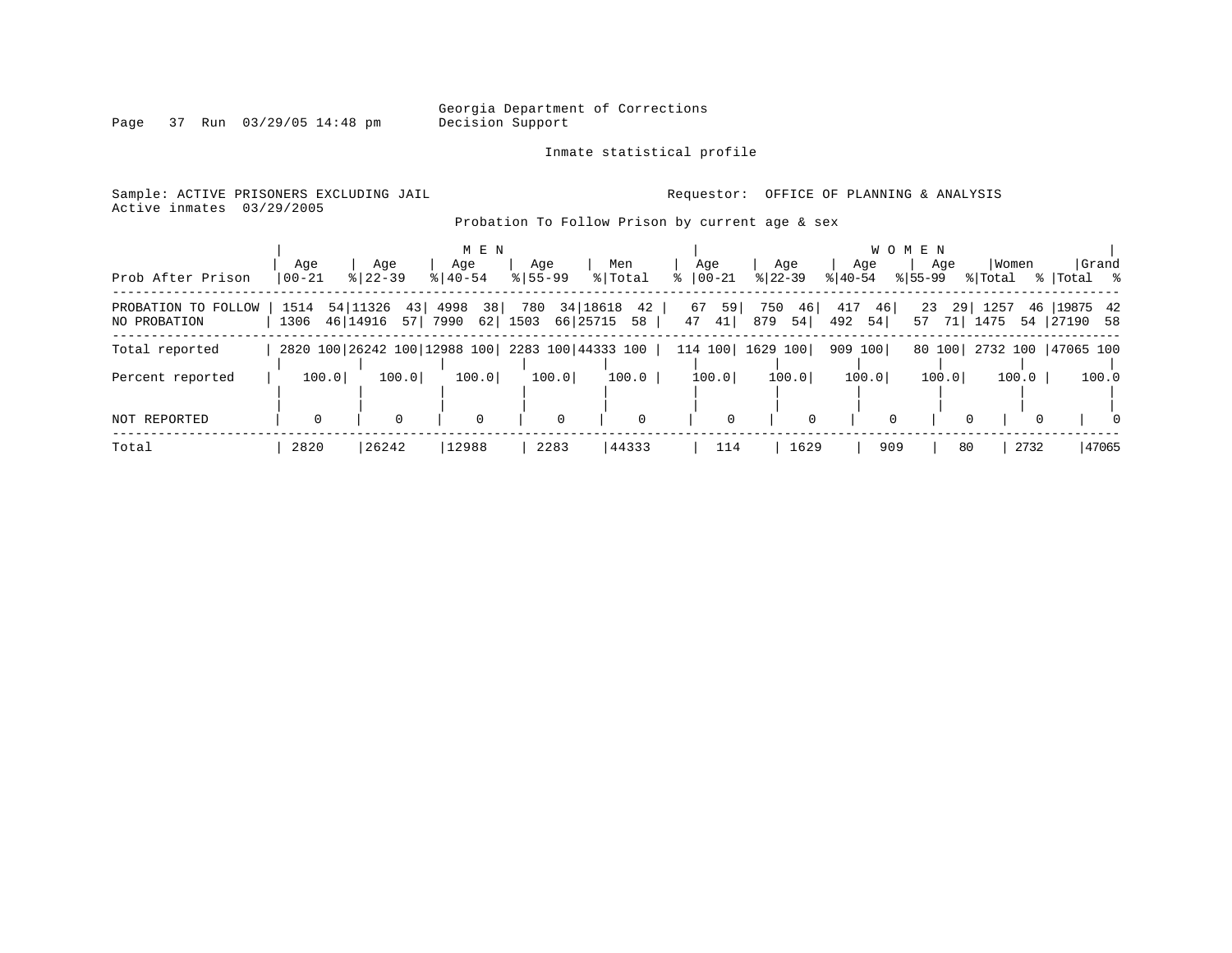Georgia Department of Corrections
Decision Support

Inmate statistical profile

Sample: ACTIVE PRISONERS EXCLUDING JAIL

Active inmates 03/29/2005

Requestor: OFFICE OF PLANNING & ANALYSIS

Probation To Follow Prison by current age & sex

| Prob After Prison | MEN Age 00-21 | % | Age 22-39 | % | Age 40-54 | % | Age 55-99 | % | Men Total | % | WOMEN Age 00-21 | % | Age 22-39 | % | Age 40-54 | % | Age 55-99 | % | Women Total | % | Grand Total | % |
|---|---|---|---|---|---|---|---|---|---|---|---|---|---|---|---|---|---|---|---|---|---|---|
| PROBATION TO FOLLOW | 1514 | 54 | 11326 | 43 | 4998 | 38 | 780 | 34 | 18618 | 42 | 67 | 59 | 750 | 46 | 417 | 46 | 23 | 29 | 1257 | 46 | 19875 | 42 |
| NO PROBATION | 1306 | 46 | 14916 | 57 | 7990 | 62 | 1503 | 66 | 25715 | 58 | 47 | 41 | 879 | 54 | 492 | 54 | 57 | 71 | 1475 | 54 | 27190 | 58 |
| Total reported | 2820 | 100 | 26242 | 100 | 12988 | 100 | 2283 | 100 | 44333 | 100 | 114 | 100 | 1629 | 100 | 909 | 100 | 80 | 100 | 2732 | 100 | 47065 | 100 |
| Percent reported | 100.0 | | 100.0 | | 100.0 | | 100.0 | | 100.0 | | 100.0 | | 100.0 | | 100.0 | | 100.0 | | 100.0 | | 100.0 | |
| NOT REPORTED | 0 | | 0 | | 0 | | 0 | | 0 | | 0 | | 0 | | 0 | | 0 | | 0 | | 0 | |
| Total | 2820 | | 26242 | | 12988 | | 2283 | | 44333 | | 114 | | 1629 | | 909 | | 80 | | 2732 | | 47065 | |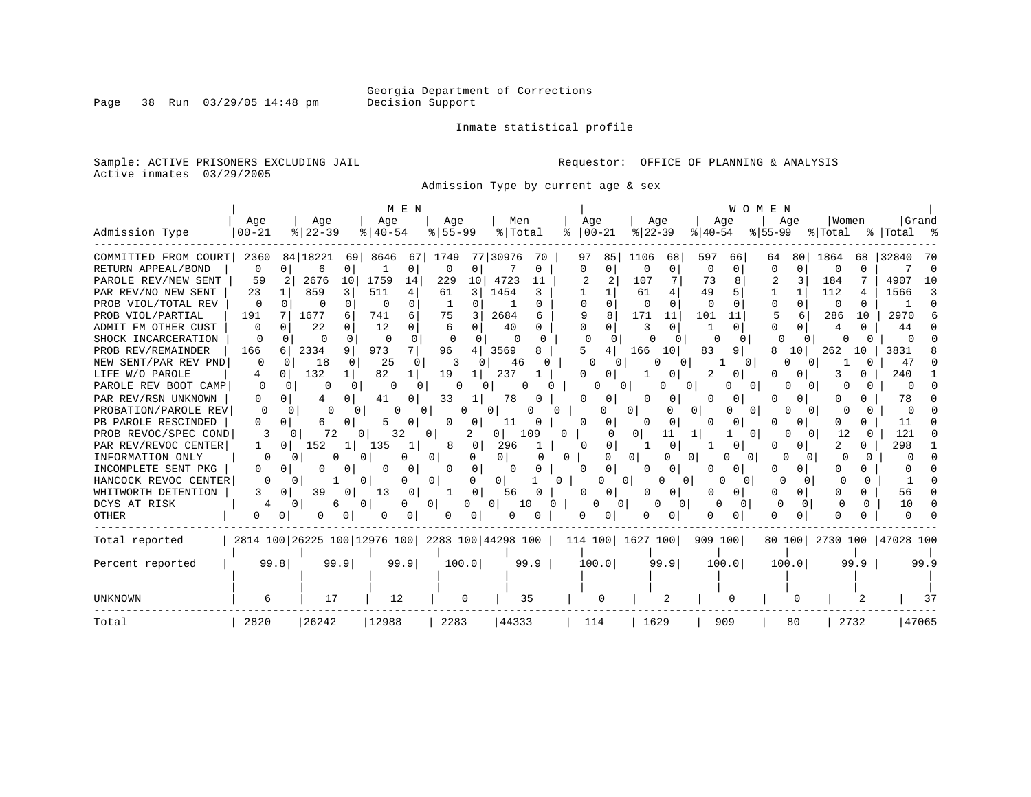Georgia Department of Corrections
Decision Support

Inmate statistical profile

Sample: ACTIVE PRISONERS EXCLUDING JAIL
Active inmates 03/29/2005

Requestor: OFFICE OF PLANNING & ANALYSIS

Admission Type by current age & sex

| Admission Type | MEN Age 00-21 | % | Age 22-39 | % | Age 40-54 | % | Age 55-99 | % | Men Total | % | WOMEN Age 00-21 | % | Age 22-39 | % | Age 40-54 | % | Age 55-99 | % | Women Total | % | Grand Total | % |
|---|---|---|---|---|---|---|---|---|---|---|---|---|---|---|---|---|---|---|---|---|---|---|
| COMMITTED FROM COURT | 2360 | 84 | 18221 | 69 | 8646 | 67 | 1749 | 77 | 30976 | 70 | 97 | 85 | 1106 | 68 | 597 | 66 | 64 | 80 | 1864 | 68 | 32840 | 70 |
| RETURN APPEAL/BOND | 0 | 0 | 6 | 0 | 1 | 0 | 0 | 0 | 7 | 0 | 0 | 0 | 0 | 0 | 0 | 0 | 0 | 0 | 0 | 0 | 7 | 0 |
| PAROLE REV/NEW SENT | 59 | 2 | 2676 | 10 | 1759 | 14 | 229 | 10 | 4723 | 11 | 2 | 2 | 107 | 7 | 73 | 8 | 2 | 3 | 184 | 7 | 4907 | 10 |
| PAR REV/NO NEW SENT | 23 | 1 | 859 | 3 | 511 | 4 | 61 | 3 | 1454 | 3 | 1 | 1 | 61 | 4 | 49 | 5 | 1 | 1 | 112 | 4 | 1566 | 3 |
| PROB VIOL/TOTAL REV | 0 | 0 | 0 | 0 | 0 | 0 | 1 | 0 | 1 | 0 | 0 | 0 | 0 | 0 | 0 | 0 | 0 | 0 | 0 | 0 | 1 | 0 |
| PROB VIOL/PARTIAL | 191 | 7 | 1677 | 6 | 741 | 6 | 75 | 3 | 2684 | 6 | 9 | 8 | 171 | 11 | 101 | 11 | 5 | 6 | 286 | 10 | 2970 | 6 |
| ADMIT FM OTHER CUST | 0 | 0 | 22 | 0 | 12 | 0 | 6 | 0 | 40 | 0 | 0 | 0 | 3 | 0 | 1 | 0 | 0 | 0 | 4 | 0 | 44 | 0 |
| SHOCK INCARCERATION | 0 | 0 | 0 | 0 | 0 | 0 | 0 | 0 | 0 | 0 | 0 | 0 | 0 | 0 | 0 | 0 | 0 | 0 | 0 | 0 | 0 | 0 |
| PROB REV/REMAINDER | 166 | 6 | 2334 | 9 | 973 | 7 | 96 | 4 | 3569 | 8 | 5 | 4 | 166 | 10 | 83 | 9 | 8 | 10 | 262 | 10 | 3831 | 8 |
| NEW SENT/PAR REV PND | 0 | 0 | 18 | 0 | 25 | 0 | 3 | 0 | 46 | 0 | 0 | 0 | 0 | 0 | 1 | 0 | 0 | 0 | 1 | 0 | 47 | 0 |
| LIFE W/O PAROLE | 4 | 0 | 132 | 1 | 82 | 1 | 19 | 1 | 237 | 1 | 0 | 0 | 1 | 0 | 2 | 0 | 0 | 0 | 3 | 0 | 240 | 1 |
| PAROLE REV BOOT CAMP | 0 | 0 | 0 | 0 | 0 | 0 | 0 | 0 | 0 | 0 | 0 | 0 | 0 | 0 | 0 | 0 | 0 | 0 | 0 | 0 | 0 | 0 |
| PAR REV/RSN UNKNOWN | 0 | 0 | 4 | 0 | 41 | 0 | 33 | 1 | 78 | 0 | 0 | 0 | 0 | 0 | 0 | 0 | 0 | 0 | 0 | 0 | 78 | 0 |
| PROBATION/PAROLE REV | 0 | 0 | 0 | 0 | 0 | 0 | 0 | 0 | 0 | 0 | 0 | 0 | 0 | 0 | 0 | 0 | 0 | 0 | 0 | 0 | 0 | 0 |
| PB PAROLE RESCINDED | 0 | 0 | 6 | 0 | 5 | 0 | 0 | 0 | 11 | 0 | 0 | 0 | 0 | 0 | 0 | 0 | 0 | 0 | 0 | 0 | 11 | 0 |
| PROB REVOC/SPEC COND | 3 | 0 | 72 | 0 | 32 | 0 | 2 | 0 | 109 | 0 | 0 | 0 | 11 | 1 | 1 | 0 | 0 | 0 | 12 | 0 | 121 | 0 |
| PAR REV/REVOC CENTER | 1 | 0 | 152 | 1 | 135 | 1 | 8 | 0 | 296 | 1 | 0 | 0 | 1 | 0 | 1 | 0 | 0 | 0 | 2 | 0 | 298 | 1 |
| INFORMATION ONLY | 0 | 0 | 0 | 0 | 0 | 0 | 0 | 0 | 0 | 0 | 0 | 0 | 0 | 0 | 0 | 0 | 0 | 0 | 0 | 0 | 0 | 0 |
| INCOMPLETE SENT PKG | 0 | 0 | 0 | 0 | 0 | 0 | 0 | 0 | 0 | 0 | 0 | 0 | 0 | 0 | 0 | 0 | 0 | 0 | 0 | 0 | 0 | 0 |
| HANCOCK REVOC CENTER | 0 | 0 | 1 | 0 | 0 | 0 | 0 | 0 | 1 | 0 | 0 | 0 | 0 | 0 | 0 | 0 | 0 | 0 | 0 | 0 | 1 | 0 |
| WHITWORTH DETENTION | 3 | 0 | 39 | 0 | 13 | 0 | 1 | 0 | 56 | 0 | 0 | 0 | 0 | 0 | 0 | 0 | 0 | 0 | 0 | 0 | 56 | 0 |
| DCYS AT RISK | 4 | 0 | 6 | 0 | 0 | 0 | 0 | 0 | 10 | 0 | 0 | 0 | 0 | 0 | 0 | 0 | 0 | 0 | 0 | 0 | 10 | 0 |
| OTHER | 0 | 0 | 0 | 0 | 0 | 0 | 0 | 0 | 0 | 0 | 0 | 0 | 0 | 0 | 0 | 0 | 0 | 0 | 0 | 0 | 0 | 0 |
| Total reported | 2814 | 100 | 26225 | 100 | 12976 | 100 | 2283 | 100 | 44298 | 100 | 114 | 100 | 1627 | 100 | 909 | 100 | 80 | 100 | 2730 | 100 | 47028 | 100 |
| Percent reported | 99.8 | | 99.9 | | 99.9 | | 100.0 | | 99.9 | | 100.0 | | 99.9 | | 100.0 | | 100.0 | | 99.9 | | 99.9 | |
| UNKNOWN | 6 | | 17 | | 12 | | 0 | | 35 | | 0 | | 2 | | 0 | | 0 | | 2 | | 37 | |
| Total | 2820 | | 26242 | | 12988 | | 2283 | | 44333 | | 114 | | 1629 | | 909 | | 80 | | 2732 | | 47065 | |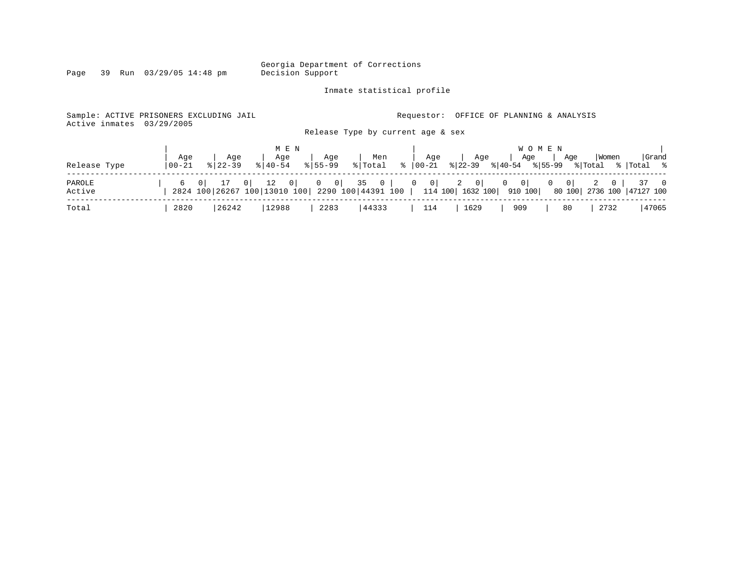Georgia Department of Corrections
Decision Support

Inmate statistical profile

Sample: ACTIVE PRISONERS EXCLUDING JAIL
Active inmates 03/29/2005

Requestor: OFFICE OF PLANNING & ANALYSIS

Release Type by current age & sex

| Release Type | MEN Age 00-21 | % | MEN Age 22-39 | % | MEN Age 40-54 | % | MEN Age 55-99 | % | Men Total | % | WOMEN Age 00-21 | % | WOMEN Age 22-39 | % | WOMEN Age 40-54 | % | WOMEN Age 55-99 | % | Women Total | % | Grand Total | % |
|---|---|---|---|---|---|---|---|---|---|---|---|---|---|---|---|---|---|---|---|---|---|---|
| PAROLE | 6 | 0 | 17 | 0 | 12 | 0 | 0 | 0 | 35 | 0 | 0 | 0 | 2 | 0 | 0 | 0 | 0 | 0 | 2 | 0 | 37 | 0 |
| Active | 2824 | 100 | 26267 | 100 | 13010 | 100 | 2290 | 100 | 44391 | 100 | 114 | 100 | 1632 | 100 | 910 | 100 | 80 | 100 | 2736 | 100 | 47127 | 100 |
| Total | 2820 | | 26242 | | 12988 | | 2283 | | 44333 | | 114 | | 1629 | | 909 | | 80 | | 2732 | | 47065 | |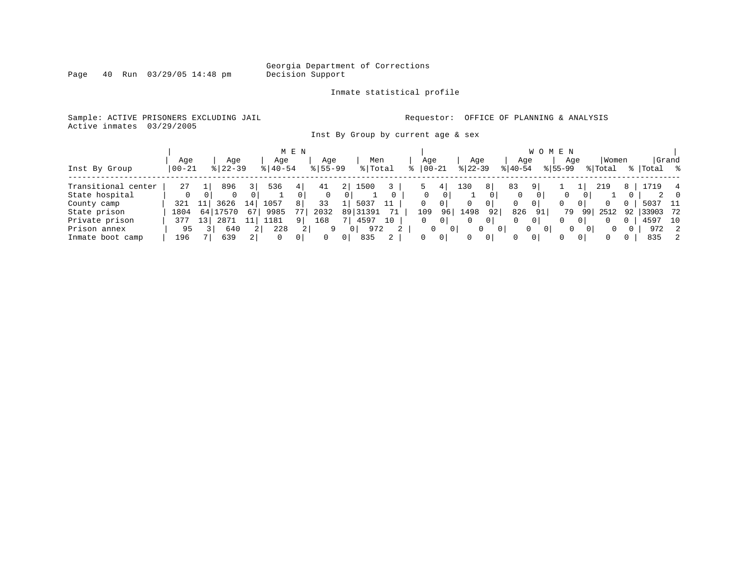Georgia Department of Corrections
Decision Support

Inmate statistical profile

Sample: ACTIVE PRISONERS EXCLUDING JAIL

Requestor: OFFICE OF PLANNING & ANALYSIS

Active inmates 03/29/2005

Inst By Group by current age & sex

| | MEN | | | | | | | | | | WOMEN | | | | | | | | | | | |
|---|---|---|---|---|---|---|---|---|---|---|---|---|---|---|---|---|---|---|---|---|---|---|
| Inst By Group | Age 00-21 | % | Age 22-39 | % | Age 40-54 | % | Age 55-99 | % | Men Total | % | Age 00-21 | % | Age 22-39 | % | Age 40-54 | % | Age 55-99 | % | Women Total | % | Grand Total | % |
| Transitional center | 27 | 1 | 896 | 3 | 536 | 4 | 41 | 2 | 1500 | 3 | 5 | 4 | 130 | 8 | 83 | 9 | 1 | 1 | 219 | 8 | 1719 | 4 |
| State hospital | 0 | 0 | 0 | 0 | 1 | 0 | 0 | 0 | 1 | 0 | 0 | 0 | 1 | 0 | 0 | 0 | 0 | 0 | 1 | 0 | 2 | 0 |
| County camp | 321 | 11 | 3626 | 14 | 1057 | 8 | 33 | 1 | 5037 | 11 | 0 | 0 | 0 | 0 | 0 | 0 | 0 | 0 | 0 | 0 | 5037 | 11 |
| State prison | 1804 | 64 | 17570 | 67 | 9985 | 77 | 2032 | 89 | 31391 | 71 | 109 | 96 | 1498 | 92 | 826 | 91 | 79 | 99 | 2512 | 92 | 33903 | 72 |
| Private prison | 377 | 13 | 2871 | 11 | 1181 | 9 | 168 | 7 | 4597 | 10 | 0 | 0 | 0 | 0 | 0 | 0 | 0 | 0 | 0 | 0 | 4597 | 10 |
| Prison annex | 95 | 3 | 640 | 2 | 228 | 2 | 9 | 0 | 972 | 2 | 0 | 0 | 0 | 0 | 0 | 0 | 0 | 0 | 0 | 0 | 972 | 2 |
| Inmate boot camp | 196 | 7 | 639 | 2 | 0 | 0 | 0 | 0 | 835 | 2 | 0 | 0 | 0 | 0 | 0 | 0 | 0 | 0 | 0 | 0 | 835 | 2 |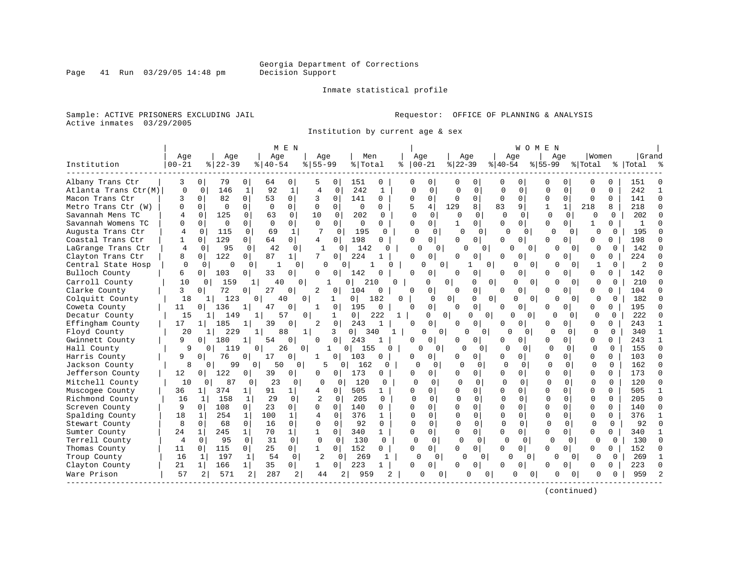Georgia Department of Corrections
Decision Support

Page 41 Run 03/29/05 14:48 pm

Inmate statistical profile

Sample: ACTIVE PRISONERS EXCLUDING JAIL

Requestor: OFFICE OF PLANNING & ANALYSIS

Active inmates 03/29/2005

Institution by current age & sex

| Institution | MEN Age 00-21 | % | Age 22-39 | % | Age 40-54 | % | Age 55-99 | % | Men Total | % | WOMEN Age 00-21 | % | Age 22-39 | % | Age 40-54 | % | Age 55-99 | % | Women Total | % | Grand Total | % |
|---|---|---|---|---|---|---|---|---|---|---|---|---|---|---|---|---|---|---|---|---|---|---|
| Albany Trans Ctr | 3 | 0 | 79 | 0 | 64 | 0 | 5 | 0 | 151 | 0 | 0 | 0 | 0 | 0 | 0 | 0 | 0 | 0 | 0 | 0 | 151 | 0 |
| Atlanta Trans Ctr(M) | 0 | 0 | 146 | 1 | 92 | 1 | 4 | 0 | 242 | 1 | 0 | 0 | 0 | 0 | 0 | 0 | 0 | 0 | 0 | 0 | 242 | 1 |
| Macon Trans Ctr | 3 | 0 | 82 | 0 | 53 | 0 | 3 | 0 | 141 | 0 | 0 | 0 | 0 | 0 | 0 | 0 | 0 | 0 | 0 | 0 | 141 | 0 |
| Metro Trans Ctr (W) | 0 | 0 | 0 | 0 | 0 | 0 | 0 | 0 | 0 | 0 | 5 | 4 | 129 | 8 | 83 | 9 | 1 | 1 | 218 | 8 | 218 | 0 |
| Savannah Mens TC | 4 | 0 | 125 | 0 | 63 | 0 | 10 | 0 | 202 | 0 | 0 | 0 | 0 | 0 | 0 | 0 | 0 | 0 | 0 | 0 | 202 | 0 |
| Savannah Womens TC | 0 | 0 | 0 | 0 | 0 | 0 | 0 | 0 | 0 | 0 | 0 | 0 | 1 | 0 | 0 | 0 | 0 | 0 | 1 | 0 | 1 | 0 |
| Augusta Trans Ctr | 4 | 0 | 115 | 0 | 69 | 1 | 7 | 0 | 195 | 0 | 0 | 0 | 0 | 0 | 0 | 0 | 0 | 0 | 0 | 0 | 195 | 0 |
| Coastal Trans Ctr | 1 | 0 | 129 | 0 | 64 | 0 | 4 | 0 | 198 | 0 | 0 | 0 | 0 | 0 | 0 | 0 | 0 | 0 | 0 | 0 | 198 | 0 |
| LaGrange Trans Ctr | 4 | 0 | 95 | 0 | 42 | 0 | 1 | 0 | 142 | 0 | 0 | 0 | 0 | 0 | 0 | 0 | 0 | 0 | 0 | 0 | 142 | 0 |
| Clayton Trans Ctr | 8 | 0 | 122 | 0 | 87 | 1 | 7 | 0 | 224 | 1 | 0 | 0 | 0 | 0 | 0 | 0 | 0 | 0 | 0 | 0 | 224 | 0 |
| Central State Hosp | 0 | 0 | 0 | 0 | 1 | 0 | 0 | 0 | 1 | 0 | 0 | 0 | 1 | 0 | 0 | 0 | 0 | 0 | 1 | 0 | 2 | 0 |
| Bulloch County | 6 | 0 | 103 | 0 | 33 | 0 | 0 | 0 | 142 | 0 | 0 | 0 | 0 | 0 | 0 | 0 | 0 | 0 | 0 | 0 | 142 | 0 |
| Carroll County | 10 | 0 | 159 | 1 | 40 | 0 | 1 | 0 | 210 | 0 | 0 | 0 | 0 | 0 | 0 | 0 | 0 | 0 | 0 | 0 | 210 | 0 |
| Clarke County | 3 | 0 | 72 | 0 | 27 | 0 | 2 | 0 | 104 | 0 | 0 | 0 | 0 | 0 | 0 | 0 | 0 | 0 | 0 | 0 | 104 | 0 |
| Colquitt County | 18 | 1 | 123 | 0 | 40 | 0 | 1 | 0 | 182 | 0 | 0 | 0 | 0 | 0 | 0 | 0 | 0 | 0 | 0 | 0 | 182 | 0 |
| Coweta County | 11 | 0 | 136 | 1 | 47 | 0 | 1 | 0 | 195 | 0 | 0 | 0 | 0 | 0 | 0 | 0 | 0 | 0 | 0 | 0 | 195 | 0 |
| Decatur County | 15 | 1 | 149 | 1 | 57 | 0 | 1 | 0 | 222 | 1 | 0 | 0 | 0 | 0 | 0 | 0 | 0 | 0 | 0 | 0 | 222 | 0 |
| Effingham County | 17 | 1 | 185 | 1 | 39 | 0 | 2 | 0 | 243 | 1 | 0 | 0 | 0 | 0 | 0 | 0 | 0 | 0 | 0 | 0 | 243 | 1 |
| Floyd County | 20 | 1 | 229 | 1 | 88 | 1 | 3 | 0 | 340 | 1 | 0 | 0 | 0 | 0 | 0 | 0 | 0 | 0 | 0 | 0 | 340 | 1 |
| Gwinnett County | 9 | 0 | 180 | 1 | 54 | 0 | 0 | 0 | 243 | 1 | 0 | 0 | 0 | 0 | 0 | 0 | 0 | 0 | 0 | 0 | 243 | 1 |
| Hall County | 9 | 0 | 119 | 0 | 26 | 0 | 1 | 0 | 155 | 0 | 0 | 0 | 0 | 0 | 0 | 0 | 0 | 0 | 0 | 0 | 155 | 0 |
| Harris County | 9 | 0 | 76 | 0 | 17 | 0 | 1 | 0 | 103 | 0 | 0 | 0 | 0 | 0 | 0 | 0 | 0 | 0 | 0 | 0 | 103 | 0 |
| Jackson County | 8 | 0 | 99 | 0 | 50 | 0 | 5 | 0 | 162 | 0 | 0 | 0 | 0 | 0 | 0 | 0 | 0 | 0 | 0 | 0 | 162 | 0 |
| Jefferson County | 12 | 0 | 122 | 0 | 39 | 0 | 0 | 0 | 173 | 0 | 0 | 0 | 0 | 0 | 0 | 0 | 0 | 0 | 0 | 0 | 173 | 0 |
| Mitchell County | 10 | 0 | 87 | 0 | 23 | 0 | 0 | 0 | 120 | 0 | 0 | 0 | 0 | 0 | 0 | 0 | 0 | 0 | 0 | 0 | 120 | 0 |
| Muscogee County | 36 | 1 | 374 | 1 | 91 | 1 | 4 | 0 | 505 | 1 | 0 | 0 | 0 | 0 | 0 | 0 | 0 | 0 | 0 | 0 | 505 | 1 |
| Richmond County | 16 | 1 | 158 | 1 | 29 | 0 | 2 | 0 | 205 | 0 | 0 | 0 | 0 | 0 | 0 | 0 | 0 | 0 | 0 | 0 | 205 | 0 |
| Screven County | 9 | 0 | 108 | 0 | 23 | 0 | 0 | 0 | 140 | 0 | 0 | 0 | 0 | 0 | 0 | 0 | 0 | 0 | 0 | 0 | 140 | 0 |
| Spalding County | 18 | 1 | 254 | 1 | 100 | 1 | 4 | 0 | 376 | 1 | 0 | 0 | 0 | 0 | 0 | 0 | 0 | 0 | 0 | 0 | 376 | 1 |
| Stewart County | 8 | 0 | 68 | 0 | 16 | 0 | 0 | 0 | 92 | 0 | 0 | 0 | 0 | 0 | 0 | 0 | 0 | 0 | 0 | 0 | 92 | 0 |
| Sumter County | 24 | 1 | 245 | 1 | 70 | 1 | 1 | 0 | 340 | 1 | 0 | 0 | 0 | 0 | 0 | 0 | 0 | 0 | 0 | 0 | 340 | 1 |
| Terrell County | 4 | 0 | 95 | 0 | 31 | 0 | 0 | 0 | 130 | 0 | 0 | 0 | 0 | 0 | 0 | 0 | 0 | 0 | 0 | 0 | 130 | 0 |
| Thomas County | 11 | 0 | 115 | 0 | 25 | 0 | 1 | 0 | 152 | 0 | 0 | 0 | 0 | 0 | 0 | 0 | 0 | 0 | 0 | 0 | 152 | 0 |
| Troup County | 16 | 1 | 197 | 1 | 54 | 0 | 2 | 0 | 269 | 1 | 0 | 0 | 0 | 0 | 0 | 0 | 0 | 0 | 0 | 0 | 269 | 1 |
| Clayton County | 21 | 1 | 166 | 1 | 35 | 0 | 1 | 0 | 223 | 1 | 0 | 0 | 0 | 0 | 0 | 0 | 0 | 0 | 0 | 0 | 223 | 0 |
| Ware Prison | 57 | 2 | 571 | 2 | 287 | 2 | 44 | 2 | 959 | 2 | 0 | 0 | 0 | 0 | 0 | 0 | 0 | 0 | 0 | 0 | 959 | 2 |

(continued)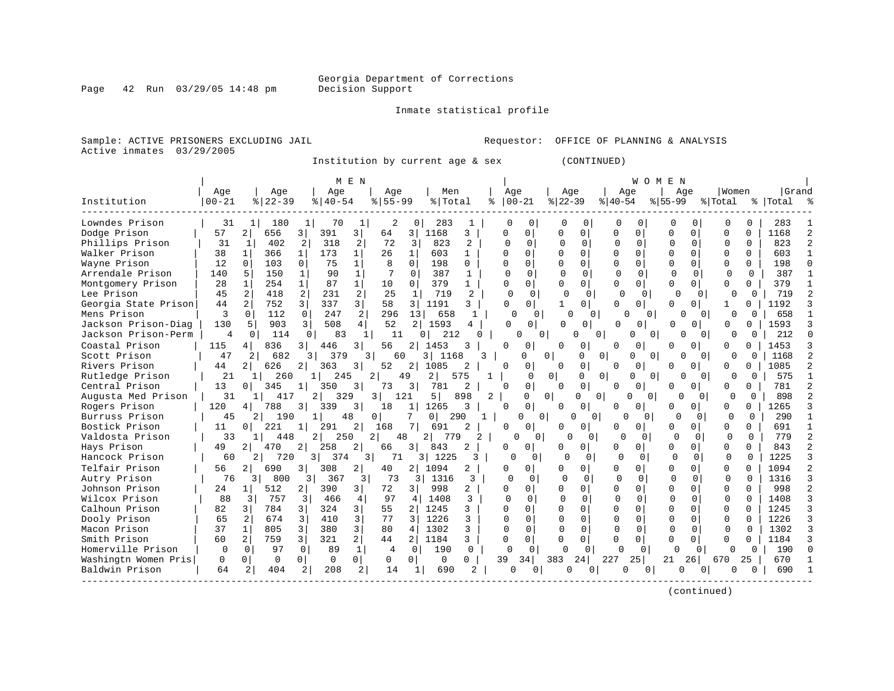Georgia Department of Corrections
Decision Support

Inmate statistical profile

Sample: ACTIVE PRISONERS EXCLUDING JAIL — Requestor: OFFICE OF PLANNING & ANALYSIS
Active inmates 03/29/2005

Institution by current age & sex (CONTINUED)

| Institution | MEN | | | | | | | | | | WOMEN | | | | | | | | | | Grand | |
|---|---|---|---|---|---|---|---|---|---|---|---|---|---|---|---|---|---|---|---|---|---|---|
| | Age 00-21 | % | Age 22-39 | % | Age 40-54 | % | Age 55-99 | % | Men Total | % | Age 00-21 | % | Age 22-39 | % | Age 40-54 | % | Age 55-99 | % | Women Total | % | Total | % |
| Lowndes Prison | 31 | 1 | 180 | 1 | 70 | 1 | 2 | 0 | 283 | 1 | 0 | 0 | 0 | 0 | 0 | 0 | 0 | 0 | 0 | 0 | 283 | 1 |
| Dodge Prison | 57 | 2 | 656 | 3 | 391 | 3 | 64 | 3 | 1168 | 3 | 0 | 0 | 0 | 0 | 0 | 0 | 0 | 0 | 0 | 0 | 1168 | 2 |
| Phillips Prison | 31 | 1 | 402 | 2 | 318 | 2 | 72 | 3 | 823 | 2 | 0 | 0 | 0 | 0 | 0 | 0 | 0 | 0 | 0 | 0 | 823 | 2 |
| Walker Prison | 38 | 1 | 366 | 1 | 173 | 1 | 26 | 1 | 603 | 1 | 0 | 0 | 0 | 0 | 0 | 0 | 0 | 0 | 0 | 0 | 603 | 1 |
| Wayne Prison | 12 | 0 | 103 | 0 | 75 | 1 | 8 | 0 | 198 | 0 | 0 | 0 | 0 | 0 | 0 | 0 | 0 | 0 | 0 | 0 | 198 | 0 |
| Arrendale Prison | 140 | 5 | 150 | 1 | 90 | 1 | 7 | 0 | 387 | 1 | 0 | 0 | 0 | 0 | 0 | 0 | 0 | 0 | 0 | 0 | 387 | 1 |
| Montgomery Prison | 28 | 1 | 254 | 1 | 87 | 1 | 10 | 0 | 379 | 1 | 0 | 0 | 0 | 0 | 0 | 0 | 0 | 0 | 0 | 0 | 379 | 1 |
| Lee Prison | 45 | 2 | 418 | 2 | 231 | 2 | 25 | 1 | 719 | 2 | 0 | 0 | 0 | 0 | 0 | 0 | 0 | 0 | 0 | 0 | 719 | 2 |
| Georgia State Prison | 44 | 2 | 752 | 3 | 337 | 3 | 58 | 3 | 1191 | 3 | 0 | 0 | 1 | 0 | 0 | 0 | 0 | 0 | 1 | 0 | 1192 | 3 |
| Mens Prison | 3 | 0 | 112 | 0 | 247 | 2 | 296 | 13 | 658 | 1 | 0 | 0 | 0 | 0 | 0 | 0 | 0 | 0 | 0 | 0 | 658 | 1 |
| Jackson Prison-Diag | 130 | 5 | 903 | 3 | 508 | 4 | 52 | 2 | 1593 | 4 | 0 | 0 | 0 | 0 | 0 | 0 | 0 | 0 | 0 | 0 | 1593 | 3 |
| Jackson Prison-Perm | 4 | 0 | 114 | 0 | 83 | 1 | 11 | 0 | 212 | 0 | 0 | 0 | 0 | 0 | 0 | 0 | 0 | 0 | 0 | 0 | 212 | 0 |
| Coastal Prison | 115 | 4 | 836 | 3 | 446 | 3 | 56 | 2 | 1453 | 3 | 0 | 0 | 0 | 0 | 0 | 0 | 0 | 0 | 0 | 0 | 1453 | 3 |
| Scott Prison | 47 | 2 | 682 | 3 | 379 | 3 | 60 | 3 | 1168 | 3 | 0 | 0 | 0 | 0 | 0 | 0 | 0 | 0 | 0 | 0 | 1168 | 2 |
| Rivers Prison | 44 | 2 | 626 | 2 | 363 | 3 | 52 | 2 | 1085 | 2 | 0 | 0 | 0 | 0 | 0 | 0 | 0 | 0 | 0 | 0 | 1085 | 2 |
| Rutledge Prison | 21 | 1 | 260 | 1 | 245 | 2 | 49 | 2 | 575 | 1 | 0 | 0 | 0 | 0 | 0 | 0 | 0 | 0 | 0 | 0 | 575 | 1 |
| Central Prison | 13 | 0 | 345 | 1 | 350 | 3 | 73 | 3 | 781 | 2 | 0 | 0 | 0 | 0 | 0 | 0 | 0 | 0 | 0 | 0 | 781 | 2 |
| Augusta Med Prison | 31 | 1 | 417 | 2 | 329 | 3 | 121 | 5 | 898 | 2 | 0 | 0 | 0 | 0 | 0 | 0 | 0 | 0 | 0 | 0 | 898 | 2 |
| Rogers Prison | 120 | 4 | 788 | 3 | 339 | 3 | 18 | 1 | 1265 | 3 | 0 | 0 | 0 | 0 | 0 | 0 | 0 | 0 | 0 | 0 | 1265 | 3 |
| Burruss Prison | 45 | 2 | 190 | 1 | 48 | 0 | 7 | 0 | 290 | 1 | 0 | 0 | 0 | 0 | 0 | 0 | 0 | 0 | 0 | 0 | 290 | 1 |
| Bostick Prison | 11 | 0 | 221 | 1 | 291 | 2 | 168 | 7 | 691 | 2 | 0 | 0 | 0 | 0 | 0 | 0 | 0 | 0 | 0 | 0 | 691 | 1 |
| Valdosta Prison | 33 | 1 | 448 | 2 | 250 | 2 | 48 | 2 | 779 | 2 | 0 | 0 | 0 | 0 | 0 | 0 | 0 | 0 | 0 | 0 | 779 | 2 |
| Hays Prison | 49 | 2 | 470 | 2 | 258 | 2 | 66 | 3 | 843 | 2 | 0 | 0 | 0 | 0 | 0 | 0 | 0 | 0 | 0 | 0 | 843 | 2 |
| Hancock Prison | 60 | 2 | 720 | 3 | 374 | 3 | 71 | 3 | 1225 | 3 | 0 | 0 | 0 | 0 | 0 | 0 | 0 | 0 | 0 | 0 | 1225 | 3 |
| Telfair Prison | 56 | 2 | 690 | 3 | 308 | 2 | 40 | 2 | 1094 | 2 | 0 | 0 | 0 | 0 | 0 | 0 | 0 | 0 | 0 | 0 | 1094 | 2 |
| Autry Prison | 76 | 3 | 800 | 3 | 367 | 3 | 73 | 3 | 1316 | 3 | 0 | 0 | 0 | 0 | 0 | 0 | 0 | 0 | 0 | 0 | 1316 | 3 |
| Johnson Prison | 24 | 1 | 512 | 2 | 390 | 3 | 72 | 3 | 998 | 2 | 0 | 0 | 0 | 0 | 0 | 0 | 0 | 0 | 0 | 0 | 998 | 2 |
| Wilcox Prison | 88 | 3 | 757 | 3 | 466 | 4 | 97 | 4 | 1408 | 3 | 0 | 0 | 0 | 0 | 0 | 0 | 0 | 0 | 0 | 0 | 1408 | 3 |
| Calhoun Prison | 82 | 3 | 784 | 3 | 324 | 3 | 55 | 2 | 1245 | 3 | 0 | 0 | 0 | 0 | 0 | 0 | 0 | 0 | 0 | 0 | 1245 | 3 |
| Dooly Prison | 65 | 2 | 674 | 3 | 410 | 3 | 77 | 3 | 1226 | 3 | 0 | 0 | 0 | 0 | 0 | 0 | 0 | 0 | 0 | 0 | 1226 | 3 |
| Macon Prison | 37 | 1 | 805 | 3 | 380 | 3 | 80 | 4 | 1302 | 3 | 0 | 0 | 0 | 0 | 0 | 0 | 0 | 0 | 0 | 0 | 1302 | 3 |
| Smith Prison | 60 | 2 | 759 | 3 | 321 | 2 | 44 | 2 | 1184 | 3 | 0 | 0 | 0 | 0 | 0 | 0 | 0 | 0 | 0 | 0 | 1184 | 3 |
| Homerville Prison | 0 | 0 | 97 | 0 | 89 | 1 | 4 | 0 | 190 | 0 | 0 | 0 | 0 | 0 | 0 | 0 | 0 | 0 | 0 | 0 | 190 | 0 |
| Washingtn Women Pris | 0 | 0 | 0 | 0 | 0 | 0 | 0 | 0 | 0 | 0 | 39 | 34 | 383 | 24 | 227 | 25 | 21 | 26 | 670 | 25 | 670 | 1 |
| Baldwin Prison | 64 | 2 | 404 | 2 | 208 | 2 | 14 | 1 | 690 | 2 | 0 | 0 | 0 | 0 | 0 | 0 | 0 | 0 | 0 | 0 | 690 | 1 |

(continued)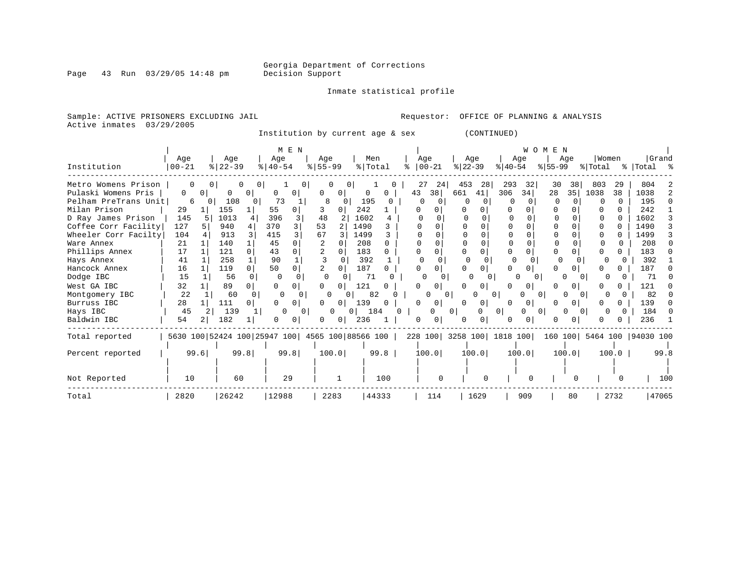Georgia Department of Corrections
Decision Support

Inmate statistical profile

Sample: ACTIVE PRISONERS EXCLUDING JAIL

Requestor: OFFICE OF PLANNING & ANALYSIS

Active inmates 03/29/2005

Institution by current age & sex (CONTINUED)

| Institution | MEN Age 00-21 | % | Age 22-39 | % | Age 40-54 | % | Age 55-99 | % | Men Total | % | WOMEN Age 00-21 | % | Age 22-39 | % | Age 40-54 | % | Age 55-99 | % | Women Total | % | Grand Total | % |
|---|---|---|---|---|---|---|---|---|---|---|---|---|---|---|---|---|---|---|---|---|---|---|
| Metro Womens Prison | 0 | 0 | 0 | 0 | 1 | 0 | 0 | 0 | 1 | 0 | 27 | 24 | 453 | 28 | 293 | 32 | 30 | 38 | 803 | 29 | 804 | 2 |
| Pulaski Womens Pris | 0 | 0 | 0 | 0 | 0 | 0 | 0 | 0 | 0 | 0 | 43 | 38 | 661 | 41 | 306 | 34 | 28 | 35 | 1038 | 38 | 1038 | 2 |
| Pelham PreTrans Unit | 6 | 0 | 108 | 0 | 73 | 1 | 8 | 0 | 195 | 0 | 0 | 0 | 0 | 0 | 0 | 0 | 0 | 0 | 0 | 0 | 195 | 0 |
| Milan Prison | 29 | 1 | 155 | 1 | 55 | 0 | 3 | 0 | 242 | 1 | 0 | 0 | 0 | 0 | 0 | 0 | 0 | 0 | 0 | 0 | 242 | 1 |
| D Ray James Prison | 145 | 5 | 1013 | 4 | 396 | 3 | 48 | 2 | 1602 | 4 | 0 | 0 | 0 | 0 | 0 | 0 | 0 | 0 | 0 | 0 | 1602 | 3 |
| Coffee Corr Facility | 127 | 5 | 940 | 4 | 370 | 3 | 53 | 2 | 1490 | 3 | 0 | 0 | 0 | 0 | 0 | 0 | 0 | 0 | 0 | 0 | 1490 | 3 |
| Wheeler Corr Facilty | 104 | 4 | 913 | 3 | 415 | 3 | 67 | 3 | 1499 | 3 | 0 | 0 | 0 | 0 | 0 | 0 | 0 | 0 | 0 | 0 | 1499 | 3 |
| Ware Annex | 21 | 1 | 140 | 1 | 45 | 0 | 2 | 0 | 208 | 0 | 0 | 0 | 0 | 0 | 0 | 0 | 0 | 0 | 0 | 0 | 208 | 0 |
| Phillips Annex | 17 | 1 | 121 | 0 | 43 | 0 | 2 | 0 | 183 | 0 | 0 | 0 | 0 | 0 | 0 | 0 | 0 | 0 | 0 | 0 | 183 | 0 |
| Hays Annex | 41 | 1 | 258 | 1 | 90 | 1 | 3 | 0 | 392 | 1 | 0 | 0 | 0 | 0 | 0 | 0 | 0 | 0 | 0 | 0 | 392 | 1 |
| Hancock Annex | 16 | 1 | 119 | 0 | 50 | 0 | 2 | 0 | 187 | 0 | 0 | 0 | 0 | 0 | 0 | 0 | 0 | 0 | 0 | 0 | 187 | 0 |
| Dodge IBC | 15 | 1 | 56 | 0 | 0 | 0 | 0 | 0 | 71 | 0 | 0 | 0 | 0 | 0 | 0 | 0 | 0 | 0 | 0 | 0 | 71 | 0 |
| West GA IBC | 32 | 1 | 89 | 0 | 0 | 0 | 0 | 0 | 121 | 0 | 0 | 0 | 0 | 0 | 0 | 0 | 0 | 0 | 0 | 0 | 121 | 0 |
| Montgomery IBC | 22 | 1 | 60 | 0 | 0 | 0 | 0 | 0 | 82 | 0 | 0 | 0 | 0 | 0 | 0 | 0 | 0 | 0 | 0 | 0 | 82 | 0 |
| Burruss IBC | 28 | 1 | 111 | 0 | 0 | 0 | 0 | 0 | 139 | 0 | 0 | 0 | 0 | 0 | 0 | 0 | 0 | 0 | 0 | 0 | 139 | 0 |
| Hays IBC | 45 | 2 | 139 | 1 | 0 | 0 | 0 | 0 | 184 | 0 | 0 | 0 | 0 | 0 | 0 | 0 | 0 | 0 | 0 | 0 | 184 | 0 |
| Baldwin IBC | 54 | 2 | 182 | 1 | 0 | 0 | 0 | 0 | 236 | 1 | 0 | 0 | 0 | 0 | 0 | 0 | 0 | 0 | 0 | 0 | 236 | 1 |
| Total reported | 5630 | 100 | 52424 | 100 | 25947 | 100 | 4565 | 100 | 88566 | 100 | 228 | 100 | 3258 | 100 | 1818 | 100 | 160 | 100 | 5464 | 100 | 94030 | 100 |
| Percent reported | 99.6 | | 99.8 | | 99.8 | | 100.0 | | 99.8 | | 100.0 | | 100.0 | | 100.0 | | 100.0 | | 100.0 | | 99.8 | |
| Not Reported | 10 | | 60 | | 29 | | 1 | | 100 | | 0 | | 0 | | 0 | | 0 | | 0 | | 100 | |
| Total | 2820 | | 26242 | | 12988 | | 2283 | | 44333 | | 114 | | 1629 | | 909 | | 80 | | 2732 | | 47065 | |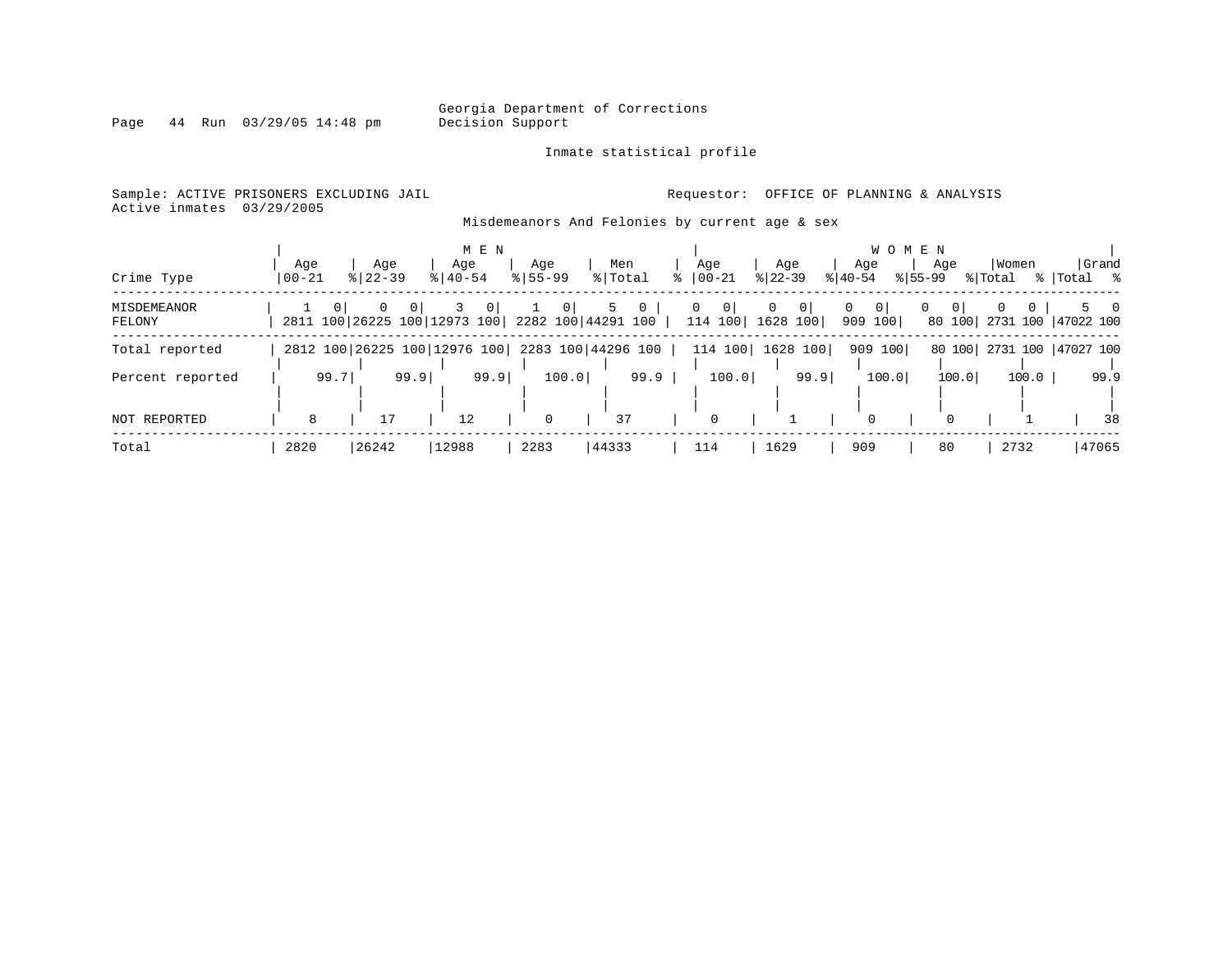Georgia Department of Corrections
Decision Support

Inmate statistical profile

Sample: ACTIVE PRISONERS EXCLUDING JAIL
Active inmates 03/29/2005

Requestor: OFFICE OF PLANNING & ANALYSIS

Misdemeanors And Felonies by current age & sex

| Crime Type | MEN Age 00-21 | % | Age 22-39 | % | Age 40-54 | % | Age 55-99 | % | Men Total | % | WOMEN Age 00-21 | % | Age 22-39 | % | Age 40-54 | % | Age 55-99 | % | Women Total | % | Grand Total | % |
|---|---|---|---|---|---|---|---|---|---|---|---|---|---|---|---|---|---|---|---|---|---|---|
| MISDEMEANOR | 1 | 0 | 0 | 0 | 3 | 0 | 1 | 0 | 5 | 0 | 0 | 0 | 0 | 0 | 0 | 0 | 0 | 0 | 0 | 0 | 5 | 0 |
| FELONY | 2811 | 100 | 26225 | 100 | 12973 | 100 | 2282 | 100 | 44291 | 100 | 114 | 100 | 1628 | 100 | 909 | 100 | 80 | 100 | 2731 | 100 | 47022 | 100 |
| Total reported | 2812 | 100 | 26225 | 100 | 12976 | 100 | 2283 | 100 | 44296 | 100 | 114 | 100 | 1628 | 100 | 909 | 100 | 80 | 100 | 2731 | 100 | 47027 | 100 |
| Percent reported | | 99.7 | | 99.9 | | 99.9 | | 100.0 | | 99.9 | | 100.0 | | 99.9 | | 100.0 | | 100.0 | | 100.0 | | 99.9 |
| NOT REPORTED | 8 | | 17 | | 12 | | 0 | | 37 | | 0 | | 1 | | 0 | | 0 | | 1 | | 38 | |
| Total | 2820 | | 26242 | | 12988 | | 2283 | | 44333 | | 114 | | 1629 | | 909 | | 80 | | 2732 | | 47065 | |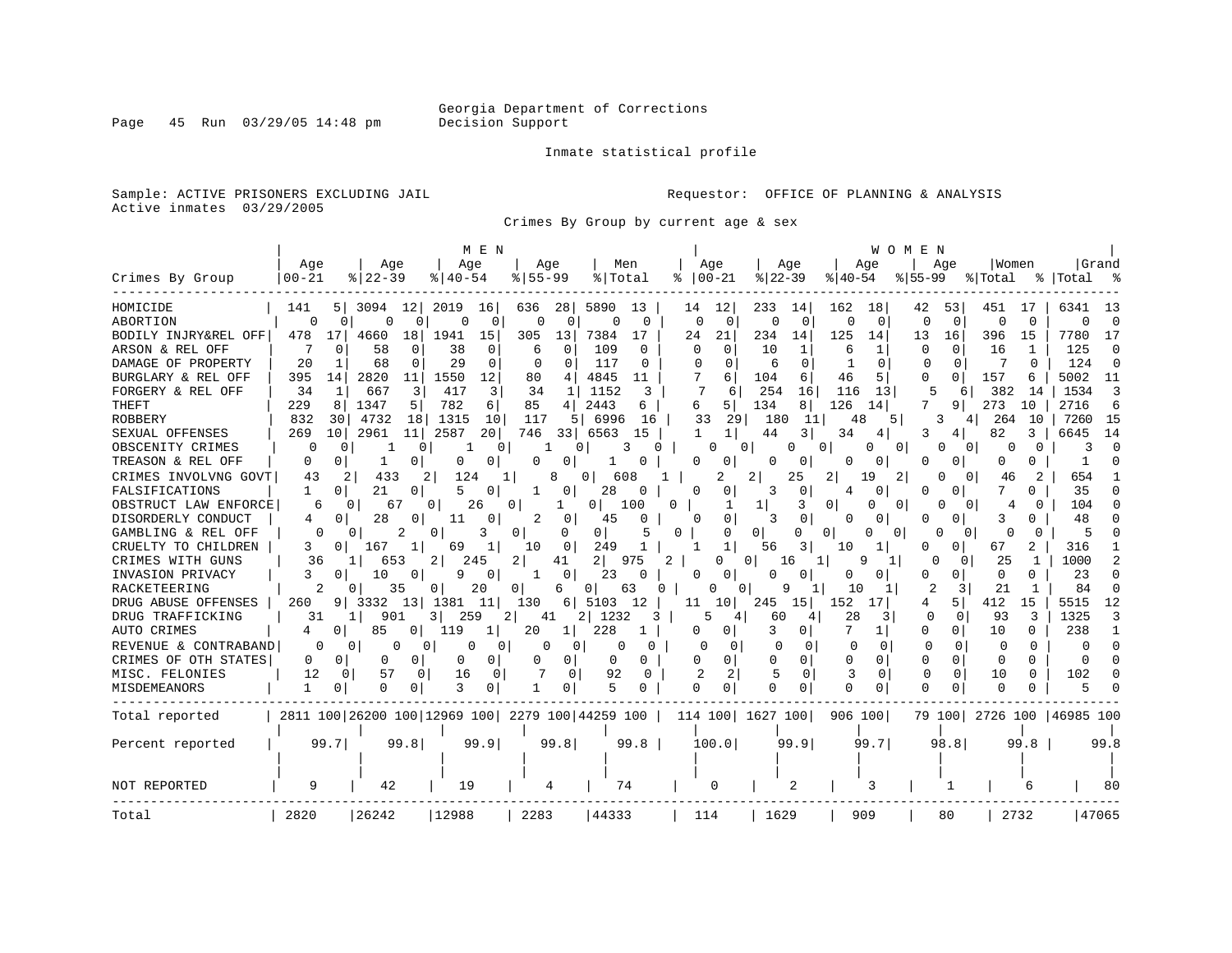Georgia Department of Corrections
Decision Support

Inmate statistical profile

Sample: ACTIVE PRISONERS EXCLUDING JAIL

Active inmates 03/29/2005

Requestor: OFFICE OF PLANNING & ANALYSIS

Crimes By Group by current age & sex

| Crimes By Group | MEN Age 00-21 | % | Age 22-39 | % | Age 40-54 | % | Age 55-99 | % | Men Total | % | WOMEN Age 00-21 | % | Age 22-39 | % | Age 40-54 | % | Age 55-99 | % | Women Total | % | Grand Total | % |
|---|---|---|---|---|---|---|---|---|---|---|---|---|---|---|---|---|---|---|---|---|---|---|
| HOMICIDE | 141 | 5 | 3094 | 12 | 2019 | 16 | 636 | 28 | 5890 | 13 | 14 | 12 | 233 | 14 | 162 | 18 | 42 | 53 | 451 | 17 | 6341 | 13 |
| ABORTION | 0 | 0 | 0 | 0 | 0 | 0 | 0 | 0 | 0 | 0 | 0 | 0 | 0 | 0 | 0 | 0 | 0 | 0 | 0 | 0 | 0 | 0 |
| BODILY INJRY&REL OFF | 478 | 17 | 4660 | 18 | 1941 | 15 | 305 | 13 | 7384 | 17 | 24 | 21 | 234 | 14 | 125 | 14 | 13 | 16 | 396 | 15 | 7780 | 17 |
| ARSON & REL OFF | 7 | 0 | 58 | 0 | 38 | 0 | 6 | 0 | 109 | 0 | 0 | 0 | 10 | 1 | 6 | 1 | 0 | 0 | 16 | 1 | 125 | 0 |
| DAMAGE OF PROPERTY | 20 | 1 | 68 | 0 | 29 | 0 | 0 | 0 | 117 | 0 | 0 | 0 | 6 | 0 | 1 | 0 | 0 | 0 | 7 | 0 | 124 | 0 |
| BURGLARY & REL OFF | 395 | 14 | 2820 | 11 | 1550 | 12 | 80 | 4 | 4845 | 11 | 7 | 6 | 104 | 6 | 46 | 5 | 0 | 0 | 157 | 6 | 5002 | 11 |
| FORGERY & REL OFF | 34 | 1 | 667 | 3 | 417 | 3 | 34 | 1 | 1152 | 3 | 7 | 6 | 254 | 16 | 116 | 13 | 5 | 6 | 382 | 14 | 1534 | 3 |
| THEFT | 229 | 8 | 1347 | 5 | 782 | 6 | 85 | 4 | 2443 | 6 | 6 | 5 | 134 | 8 | 126 | 14 | 7 | 9 | 273 | 10 | 2716 | 6 |
| ROBBERY | 832 | 30 | 4732 | 18 | 1315 | 10 | 117 | 5 | 6996 | 16 | 33 | 29 | 180 | 11 | 48 | 5 | 3 | 4 | 264 | 10 | 7260 | 15 |
| SEXUAL OFFENSES | 269 | 10 | 2961 | 11 | 2587 | 20 | 746 | 33 | 6563 | 15 | 1 | 1 | 44 | 3 | 34 | 4 | 3 | 4 | 82 | 3 | 6645 | 14 |
| OBSCENITY CRIMES | 0 | 0 | 1 | 0 | 1 | 0 | 1 | 0 | 3 | 0 | 0 | 0 | 0 | 0 | 0 | 0 | 0 | 0 | 0 | 0 | 3 | 0 |
| TREASON & REL OFF | 0 | 0 | 1 | 0 | 0 | 0 | 0 | 0 | 1 | 0 | 0 | 0 | 0 | 0 | 0 | 0 | 0 | 0 | 0 | 0 | 1 | 0 |
| CRIMES INVOLVNG GOVT | 43 | 2 | 433 | 2 | 124 | 1 | 8 | 0 | 608 | 1 | 2 | 2 | 25 | 2 | 19 | 2 | 0 | 0 | 46 | 2 | 654 | 1 |
| FALSIFICATIONS | 1 | 0 | 21 | 0 | 5 | 0 | 1 | 0 | 28 | 0 | 0 | 0 | 3 | 0 | 4 | 0 | 0 | 0 | 7 | 0 | 35 | 0 |
| OBSTRUCT LAW ENFORCE | 6 | 0 | 67 | 0 | 26 | 0 | 1 | 0 | 100 | 0 | 1 | 1 | 3 | 0 | 0 | 0 | 0 | 0 | 4 | 0 | 104 | 0 |
| DISORDERLY CONDUCT | 4 | 0 | 28 | 0 | 11 | 0 | 2 | 0 | 45 | 0 | 0 | 0 | 3 | 0 | 0 | 0 | 0 | 0 | 3 | 0 | 48 | 0 |
| GAMBLING & REL OFF | 0 | 0 | 2 | 0 | 3 | 0 | 0 | 0 | 5 | 0 | 0 | 0 | 0 | 0 | 0 | 0 | 0 | 0 | 0 | 0 | 5 | 0 |
| CRUELTY TO CHILDREN | 3 | 0 | 167 | 1 | 69 | 1 | 10 | 0 | 249 | 1 | 1 | 1 | 56 | 3 | 10 | 1 | 0 | 0 | 67 | 2 | 316 | 1 |
| CRIMES WITH GUNS | 36 | 1 | 653 | 2 | 245 | 2 | 41 | 2 | 975 | 2 | 0 | 0 | 16 | 1 | 9 | 1 | 0 | 0 | 25 | 1 | 1000 | 2 |
| INVASION PRIVACY | 3 | 0 | 10 | 0 | 9 | 0 | 1 | 0 | 23 | 0 | 0 | 0 | 0 | 0 | 0 | 0 | 0 | 0 | 0 | 0 | 23 | 0 |
| RACKETEERING | 2 | 0 | 35 | 0 | 20 | 0 | 6 | 0 | 63 | 0 | 0 | 0 | 9 | 1 | 10 | 1 | 2 | 3 | 21 | 1 | 84 | 0 |
| DRUG ABUSE OFFENSES | 260 | 9 | 3332 | 13 | 1381 | 11 | 130 | 6 | 5103 | 12 | 11 | 10 | 245 | 15 | 152 | 17 | 4 | 5 | 412 | 15 | 5515 | 12 |
| DRUG TRAFFICKING | 31 | 1 | 901 | 3 | 259 | 2 | 41 | 2 | 1232 | 3 | 5 | 4 | 60 | 4 | 28 | 3 | 0 | 0 | 93 | 3 | 1325 | 3 |
| AUTO CRIMES | 4 | 0 | 85 | 0 | 119 | 1 | 20 | 1 | 228 | 1 | 0 | 0 | 3 | 0 | 7 | 1 | 0 | 0 | 10 | 0 | 238 | 1 |
| REVENUE & CONTRABAND | 0 | 0 | 0 | 0 | 0 | 0 | 0 | 0 | 0 | 0 | 0 | 0 | 0 | 0 | 0 | 0 | 0 | 0 | 0 | 0 | 0 | 0 |
| CRIMES OF OTH STATES | 0 | 0 | 0 | 0 | 0 | 0 | 0 | 0 | 0 | 0 | 0 | 0 | 0 | 0 | 0 | 0 | 0 | 0 | 0 | 0 | 0 | 0 |
| MISC. FELONIES | 12 | 0 | 57 | 0 | 16 | 0 | 7 | 0 | 92 | 0 | 2 | 2 | 5 | 0 | 3 | 0 | 0 | 0 | 10 | 0 | 102 | 0 |
| MISDEMEANORS | 1 | 0 | 0 | 0 | 3 | 0 | 1 | 0 | 5 | 0 | 0 | 0 | 0 | 0 | 0 | 0 | 0 | 0 | 0 | 0 | 5 | 0 |
| Total reported | 2811 | 100 | 26200 | 100 | 12969 | 100 | 2279 | 100 | 44259 | 100 | 114 | 100 | 1627 | 100 | 906 | 100 | 79 | 100 | 2726 | 100 | 46985 | 100 |
| Percent reported | 99.7 | | 99.8 | | 99.9 | | 99.8 | | 99.8 | | 100.0 | | 99.9 | | 99.7 | | 98.8 | | 99.8 | | 99.8 | |
| NOT REPORTED | 9 | | 42 | | 19 | | 4 | | 74 | | 0 | | 2 | | 3 | | 1 | | 6 | | 80 | |
| Total | 2820 | | 26242 | | 12988 | | 2283 | | 44333 | | 114 | | 1629 | | 909 | | 80 | | 2732 | | 47065 | |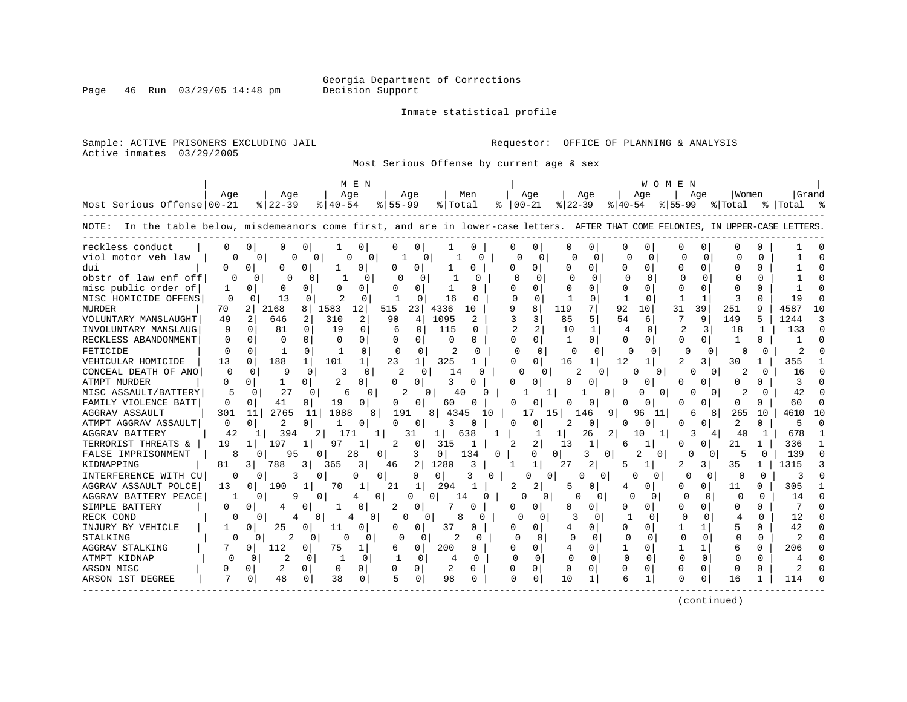Georgia Department of Corrections
Decision Support

Inmate statistical profile

Sample: ACTIVE PRISONERS EXCLUDING JAIL

Active inmates 03/29/2005

Requestor: OFFICE OF PLANNING & ANALYSIS

Most Serious Offense by current age & sex

NOTE: In the table below, misdemeanors come first, and are in lower-case letters. AFTER THAT COME FELONIES, IN UPPER-CASE LETTERS.

| Most Serious Offense | MEN Age 00-21 | % | MEN Age 22-39 | % | MEN Age 40-54 | % | MEN Age 55-99 | % | Men Total | % | WOMEN Age 00-21 | % | WOMEN Age 22-39 | % | WOMEN Age 40-54 | % | WOMEN Age 55-99 | % | Women Total | % | Grand Total | % |
|---|---|---|---|---|---|---|---|---|---|---|---|---|---|---|---|---|---|---|---|---|---|---|
| reckless conduct | 0 | 0 | 0 | 0 | 1 | 0 | 0 | 0 | 1 | 0 | 0 | 0 | 0 | 0 | 0 | 0 | 0 | 0 | 0 | 0 | 1 | 0 |
| viol motor veh law | 0 | 0 | 0 | 0 | 0 | 0 | 1 | 0 | 1 | 0 | 0 | 0 | 0 | 0 | 0 | 0 | 0 | 0 | 0 | 0 | 1 | 0 |
| dui | 0 | 0 | 0 | 0 | 1 | 0 | 0 | 0 | 1 | 0 | 0 | 0 | 0 | 0 | 0 | 0 | 0 | 0 | 0 | 0 | 1 | 0 |
| obstr of law enf off | 0 | 0 | 0 | 0 | 1 | 0 | 0 | 0 | 1 | 0 | 0 | 0 | 0 | 0 | 0 | 0 | 0 | 0 | 0 | 0 | 1 | 0 |
| misc public order of | 1 | 0 | 0 | 0 | 0 | 0 | 0 | 0 | 1 | 0 | 0 | 0 | 0 | 0 | 0 | 0 | 0 | 0 | 0 | 0 | 1 | 0 |
| MISC HOMICIDE OFFENS | 0 | 0 | 13 | 0 | 2 | 0 | 1 | 0 | 16 | 0 | 0 | 0 | 1 | 0 | 1 | 0 | 1 | 1 | 3 | 0 | 19 | 0 |
| MURDER | 70 | 2 | 2168 | 8 | 1583 | 12 | 515 | 23 | 4336 | 10 | 9 | 8 | 119 | 7 | 92 | 10 | 31 | 39 | 251 | 9 | 4587 | 10 |
| VOLUNTARY MANSLAUGHT | 49 | 2 | 646 | 2 | 310 | 2 | 90 | 4 | 1095 | 2 | 3 | 3 | 85 | 5 | 54 | 6 | 7 | 9 | 149 | 5 | 1244 | 3 |
| INVOLUNTARY MANSLAUG | 9 | 0 | 81 | 0 | 19 | 0 | 6 | 0 | 115 | 0 | 2 | 2 | 10 | 1 | 4 | 0 | 2 | 3 | 18 | 1 | 133 | 0 |
| RECKLESS ABANDONMENT | 0 | 0 | 0 | 0 | 0 | 0 | 0 | 0 | 0 | 0 | 0 | 0 | 1 | 0 | 0 | 0 | 0 | 0 | 1 | 0 | 1 | 0 |
| FETICIDE | 0 | 0 | 1 | 0 | 1 | 0 | 0 | 0 | 2 | 0 | 0 | 0 | 0 | 0 | 0 | 0 | 0 | 0 | 0 | 0 | 2 | 0 |
| VEHICULAR HOMICIDE | 13 | 0 | 188 | 1 | 101 | 1 | 23 | 1 | 325 | 1 | 0 | 0 | 16 | 1 | 12 | 1 | 2 | 3 | 30 | 1 | 355 | 1 |
| CONCEAL DEATH OF ANO | 0 | 0 | 9 | 0 | 3 | 0 | 2 | 0 | 14 | 0 | 0 | 0 | 2 | 0 | 0 | 0 | 0 | 0 | 2 | 0 | 16 | 0 |
| ATMPT MURDER | 0 | 0 | 1 | 0 | 2 | 0 | 0 | 0 | 3 | 0 | 0 | 0 | 0 | 0 | 0 | 0 | 0 | 0 | 0 | 0 | 3 | 0 |
| MISC ASSAULT/BATTERY | 5 | 0 | 27 | 0 | 6 | 0 | 2 | 0 | 40 | 0 | 1 | 1 | 1 | 0 | 0 | 0 | 0 | 0 | 2 | 0 | 42 | 0 |
| FAMILY VIOLENCE BATT | 0 | 0 | 41 | 0 | 19 | 0 | 0 | 0 | 60 | 0 | 0 | 0 | 0 | 0 | 0 | 0 | 0 | 0 | 0 | 0 | 60 | 0 |
| AGGRAV ASSAULT | 301 | 11 | 2765 | 11 | 1088 | 8 | 191 | 8 | 4345 | 10 | 17 | 15 | 146 | 9 | 96 | 11 | 6 | 8 | 265 | 10 | 4610 | 10 |
| ATMPT AGGRAV ASSAULT | 0 | 0 | 2 | 0 | 1 | 0 | 0 | 0 | 3 | 0 | 0 | 0 | 2 | 0 | 0 | 0 | 0 | 0 | 2 | 0 | 5 | 0 |
| AGGRAV BATTERY | 42 | 1 | 394 | 2 | 171 | 1 | 31 | 1 | 638 | 1 | 1 | 1 | 26 | 2 | 10 | 1 | 3 | 4 | 40 | 1 | 678 | 1 |
| TERRORIST THREATS & | 19 | 1 | 197 | 1 | 97 | 1 | 2 | 0 | 315 | 1 | 2 | 2 | 13 | 1 | 6 | 1 | 0 | 0 | 21 | 1 | 336 | 1 |
| FALSE IMPRISONMENT | 8 | 0 | 95 | 0 | 28 | 0 | 3 | 0 | 134 | 0 | 0 | 0 | 3 | 0 | 2 | 0 | 0 | 0 | 5 | 0 | 139 | 0 |
| KIDNAPPING | 81 | 3 | 788 | 3 | 365 | 3 | 46 | 2 | 1280 | 3 | 1 | 1 | 27 | 2 | 5 | 1 | 2 | 3 | 35 | 1 | 1315 | 3 |
| INTERFERENCE WITH CU | 0 | 0 | 3 | 0 | 0 | 0 | 0 | 0 | 3 | 0 | 0 | 0 | 0 | 0 | 0 | 0 | 0 | 0 | 0 | 0 | 3 | 0 |
| AGGRAV ASSAULT POLCE | 13 | 0 | 190 | 1 | 70 | 1 | 21 | 1 | 294 | 1 | 2 | 2 | 5 | 0 | 4 | 0 | 0 | 0 | 11 | 0 | 305 | 1 |
| AGGRAV BATTERY PEACE | 1 | 0 | 9 | 0 | 4 | 0 | 0 | 0 | 14 | 0 | 0 | 0 | 0 | 0 | 0 | 0 | 0 | 0 | 0 | 0 | 14 | 0 |
| SIMPLE BATTERY | 0 | 0 | 4 | 0 | 1 | 0 | 2 | 0 | 7 | 0 | 0 | 0 | 0 | 0 | 0 | 0 | 0 | 0 | 0 | 0 | 7 | 0 |
| RECK COND | 0 | 0 | 4 | 0 | 4 | 0 | 0 | 0 | 8 | 0 | 0 | 0 | 3 | 0 | 1 | 0 | 0 | 0 | 4 | 0 | 12 | 0 |
| INJURY BY VEHICLE | 1 | 0 | 25 | 0 | 11 | 0 | 0 | 0 | 37 | 0 | 0 | 0 | 4 | 0 | 0 | 0 | 1 | 1 | 5 | 0 | 42 | 0 |
| STALKING | 0 | 0 | 2 | 0 | 0 | 0 | 0 | 0 | 2 | 0 | 0 | 0 | 0 | 0 | 0 | 0 | 0 | 0 | 0 | 0 | 2 | 0 |
| AGGRAV STALKING | 7 | 0 | 112 | 0 | 75 | 1 | 6 | 0 | 200 | 0 | 0 | 0 | 4 | 0 | 1 | 0 | 1 | 1 | 6 | 0 | 206 | 0 |
| ATMPT KIDNAP | 0 | 0 | 2 | 0 | 1 | 0 | 1 | 0 | 4 | 0 | 0 | 0 | 0 | 0 | 0 | 0 | 0 | 0 | 0 | 0 | 4 | 0 |
| ARSON MISC | 0 | 0 | 2 | 0 | 0 | 0 | 0 | 0 | 2 | 0 | 0 | 0 | 0 | 0 | 0 | 0 | 0 | 0 | 0 | 0 | 2 | 0 |
| ARSON 1ST DEGREE | 7 | 0 | 48 | 0 | 38 | 0 | 5 | 0 | 98 | 0 | 0 | 0 | 10 | 1 | 6 | 1 | 0 | 0 | 16 | 1 | 114 | 0 |

(continued)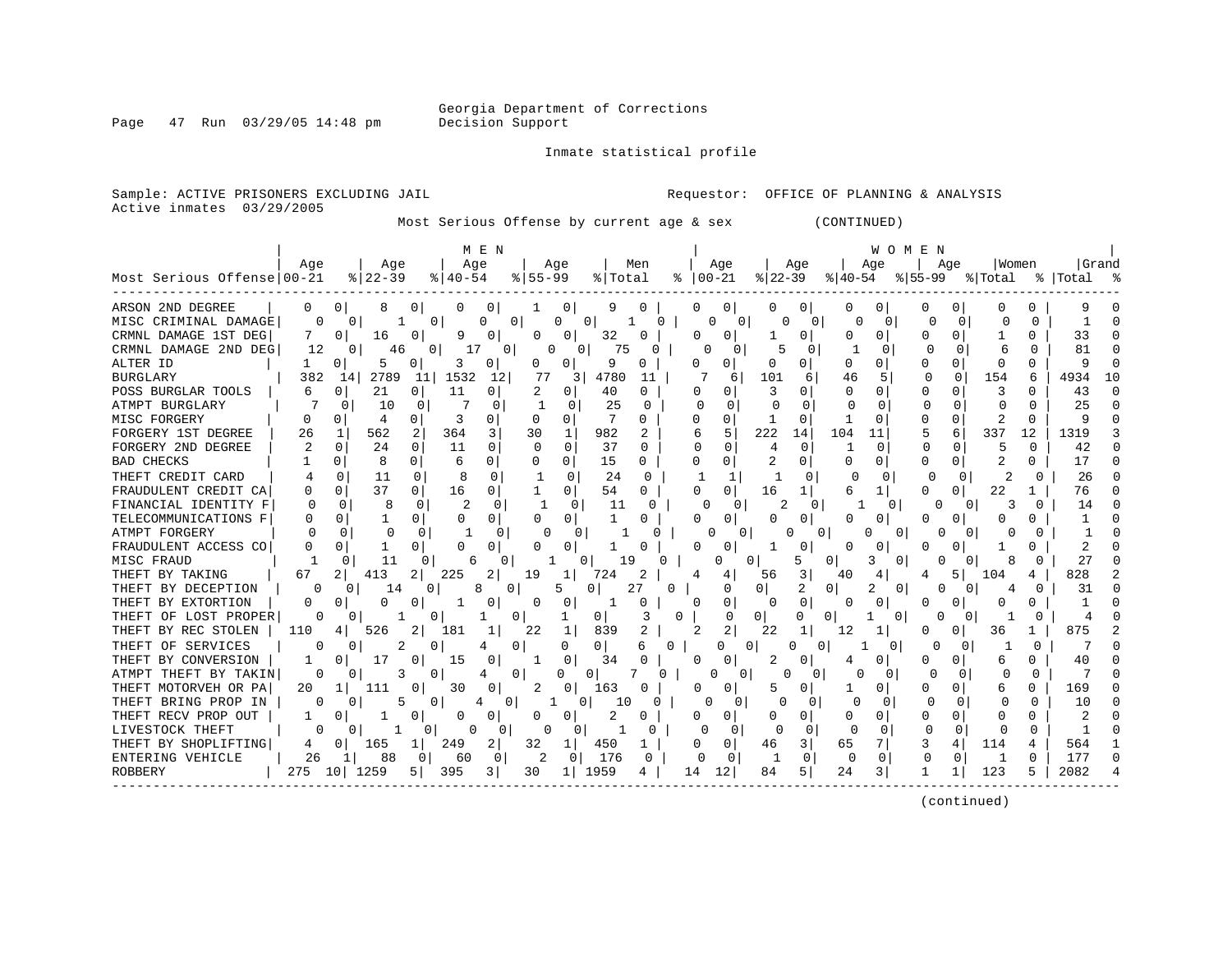Georgia Department of Corrections
Decision Support

Inmate statistical profile

Sample: ACTIVE PRISONERS EXCLUDING JAIL    Requestor: OFFICE OF PLANNING & ANALYSIS
Active inmates 03/29/2005

Most Serious Offense by current age & sex (CONTINUED)

| Most Serious Offense | MEN Age 00-21 | % | Age 22-39 | % | Age 40-54 | % | Age 55-99 | % | Men Total | % | WOMEN Age 00-21 | % | Age 22-39 | % | Age 40-54 | % | Age 55-99 | % | Women Total | % | Grand Total | % |
|---|---|---|---|---|---|---|---|---|---|---|---|---|---|---|---|---|---|---|---|---|---|---|
| ARSON 2ND DEGREE | 0 | 0 | 8 | 0 | 0 | 0 | 1 | 0 | 9 | 0 | 0 | 0 | 0 | 0 | 0 | 0 | 0 | 0 | 0 | 0 | 9 | 0 |
| MISC CRIMINAL DAMAGE | 0 | 0 | 1 | 0 | 0 | 0 | 0 | 0 | 1 | 0 | 0 | 0 | 0 | 0 | 0 | 0 | 0 | 0 | 0 | 0 | 1 | 0 |
| CRMNL DAMAGE 1ST DEG | 7 | 0 | 16 | 0 | 9 | 0 | 0 | 0 | 32 | 0 | 0 | 0 | 1 | 0 | 0 | 0 | 0 | 0 | 1 | 0 | 33 | 0 |
| CRMNL DAMAGE 2ND DEG | 12 | 0 | 46 | 0 | 17 | 0 | 0 | 0 | 75 | 0 | 0 | 0 | 5 | 0 | 1 | 0 | 0 | 0 | 6 | 0 | 81 | 0 |
| ALTER ID | 1 | 0 | 5 | 0 | 3 | 0 | 0 | 0 | 9 | 0 | 0 | 0 | 0 | 0 | 0 | 0 | 0 | 0 | 0 | 0 | 9 | 0 |
| BURGLARY | 382 | 14 | 2789 | 11 | 1532 | 12 | 77 | 3 | 4780 | 11 | 7 | 6 | 101 | 6 | 46 | 5 | 0 | 0 | 154 | 6 | 4934 | 10 |
| POSS BURGLAR TOOLS | 6 | 0 | 21 | 0 | 11 | 0 | 2 | 0 | 40 | 0 | 0 | 0 | 3 | 0 | 0 | 0 | 0 | 0 | 3 | 0 | 43 | 0 |
| ATMPT BURGLARY | 7 | 0 | 10 | 0 | 7 | 0 | 1 | 0 | 25 | 0 | 0 | 0 | 0 | 0 | 0 | 0 | 0 | 0 | 0 | 0 | 25 | 0 |
| MISC FORGERY | 0 | 0 | 4 | 0 | 3 | 0 | 0 | 0 | 7 | 0 | 0 | 0 | 1 | 0 | 1 | 0 | 0 | 0 | 2 | 0 | 9 | 0 |
| FORGERY 1ST DEGREE | 26 | 1 | 562 | 2 | 364 | 3 | 30 | 1 | 982 | 2 | 6 | 5 | 222 | 14 | 104 | 11 | 5 | 6 | 337 | 12 | 1319 | 3 |
| FORGERY 2ND DEGREE | 2 | 0 | 24 | 0 | 11 | 0 | 0 | 0 | 37 | 0 | 0 | 0 | 4 | 0 | 1 | 0 | 0 | 0 | 5 | 0 | 42 | 0 |
| BAD CHECKS | 1 | 0 | 8 | 0 | 6 | 0 | 0 | 0 | 15 | 0 | 0 | 0 | 2 | 0 | 0 | 0 | 0 | 0 | 2 | 0 | 17 | 0 |
| THEFT CREDIT CARD | 4 | 0 | 11 | 0 | 8 | 0 | 1 | 0 | 24 | 0 | 1 | 1 | 1 | 0 | 0 | 0 | 0 | 0 | 2 | 0 | 26 | 0 |
| FRAUDULENT CREDIT CA | 0 | 0 | 37 | 0 | 16 | 0 | 1 | 0 | 54 | 0 | 0 | 0 | 16 | 1 | 6 | 1 | 0 | 0 | 22 | 1 | 76 | 0 |
| FINANCIAL IDENTITY F | 0 | 0 | 8 | 0 | 2 | 0 | 1 | 0 | 11 | 0 | 0 | 0 | 2 | 0 | 1 | 0 | 0 | 0 | 3 | 0 | 14 | 0 |
| TELECOMMUNICATIONS F | 0 | 0 | 1 | 0 | 0 | 0 | 0 | 0 | 1 | 0 | 0 | 0 | 0 | 0 | 0 | 0 | 0 | 0 | 0 | 0 | 1 | 0 |
| ATMPT FORGERY | 0 | 0 | 0 | 0 | 1 | 0 | 0 | 0 | 1 | 0 | 0 | 0 | 0 | 0 | 0 | 0 | 0 | 0 | 0 | 0 | 1 | 0 |
| FRAUDULENT ACCESS CO | 0 | 0 | 1 | 0 | 0 | 0 | 0 | 0 | 1 | 0 | 0 | 0 | 1 | 0 | 0 | 0 | 0 | 0 | 1 | 0 | 2 | 0 |
| MISC FRAUD | 1 | 0 | 11 | 0 | 6 | 0 | 1 | 0 | 19 | 0 | 0 | 0 | 5 | 0 | 3 | 0 | 0 | 0 | 8 | 0 | 27 | 0 |
| THEFT BY TAKING | 67 | 2 | 413 | 2 | 225 | 2 | 19 | 1 | 724 | 2 | 4 | 4 | 56 | 3 | 40 | 4 | 4 | 5 | 104 | 4 | 828 | 2 |
| THEFT BY DECEPTION | 0 | 0 | 14 | 0 | 8 | 0 | 5 | 0 | 27 | 0 | 0 | 0 | 2 | 0 | 2 | 0 | 0 | 0 | 4 | 0 | 31 | 0 |
| THEFT BY EXTORTION | 0 | 0 | 0 | 0 | 1 | 0 | 0 | 0 | 1 | 0 | 0 | 0 | 0 | 0 | 0 | 0 | 0 | 0 | 0 | 0 | 1 | 0 |
| THEFT OF LOST PROPER | 0 | 0 | 1 | 0 | 1 | 0 | 1 | 0 | 3 | 0 | 0 | 0 | 0 | 0 | 1 | 0 | 0 | 0 | 1 | 0 | 4 | 0 |
| THEFT BY REC STOLEN | 110 | 4 | 526 | 2 | 181 | 1 | 22 | 1 | 839 | 2 | 2 | 2 | 22 | 1 | 12 | 1 | 0 | 0 | 36 | 1 | 875 | 2 |
| THEFT OF SERVICES | 0 | 0 | 2 | 0 | 4 | 0 | 0 | 0 | 6 | 0 | 0 | 0 | 0 | 0 | 1 | 0 | 0 | 0 | 1 | 0 | 7 | 0 |
| THEFT BY CONVERSION | 1 | 0 | 17 | 0 | 15 | 0 | 1 | 0 | 34 | 0 | 0 | 0 | 2 | 0 | 4 | 0 | 0 | 0 | 6 | 0 | 40 | 0 |
| ATMPT THEFT BY TAKIN | 0 | 0 | 3 | 0 | 4 | 0 | 0 | 0 | 7 | 0 | 0 | 0 | 0 | 0 | 0 | 0 | 0 | 0 | 0 | 0 | 7 | 0 |
| THEFT MOTORVEH OR PA | 20 | 1 | 111 | 0 | 30 | 0 | 2 | 0 | 163 | 0 | 0 | 0 | 5 | 0 | 1 | 0 | 0 | 0 | 6 | 0 | 169 | 0 |
| THEFT BRING PROP IN | 0 | 0 | 5 | 0 | 4 | 0 | 1 | 0 | 10 | 0 | 0 | 0 | 0 | 0 | 0 | 0 | 0 | 0 | 0 | 0 | 10 | 0 |
| THEFT RECV PROP OUT | 1 | 0 | 1 | 0 | 0 | 0 | 0 | 0 | 2 | 0 | 0 | 0 | 0 | 0 | 0 | 0 | 0 | 0 | 0 | 0 | 2 | 0 |
| LIVESTOCK THEFT | 0 | 0 | 1 | 0 | 0 | 0 | 0 | 0 | 1 | 0 | 0 | 0 | 0 | 0 | 0 | 0 | 0 | 0 | 0 | 0 | 1 | 0 |
| THEFT BY SHOPLIFTING | 4 | 0 | 165 | 1 | 249 | 2 | 32 | 1 | 450 | 1 | 0 | 0 | 46 | 3 | 65 | 7 | 3 | 4 | 114 | 4 | 564 | 1 |
| ENTERING VEHICLE | 26 | 1 | 88 | 0 | 60 | 0 | 2 | 0 | 176 | 0 | 0 | 0 | 1 | 0 | 0 | 0 | 0 | 0 | 1 | 0 | 177 | 0 |
| ROBBERY | 275 | 10 | 1259 | 5 | 395 | 3 | 30 | 1 | 1959 | 4 | 14 | 12 | 84 | 5 | 24 | 3 | 1 | 1 | 123 | 5 | 2082 | 4 |

(continued)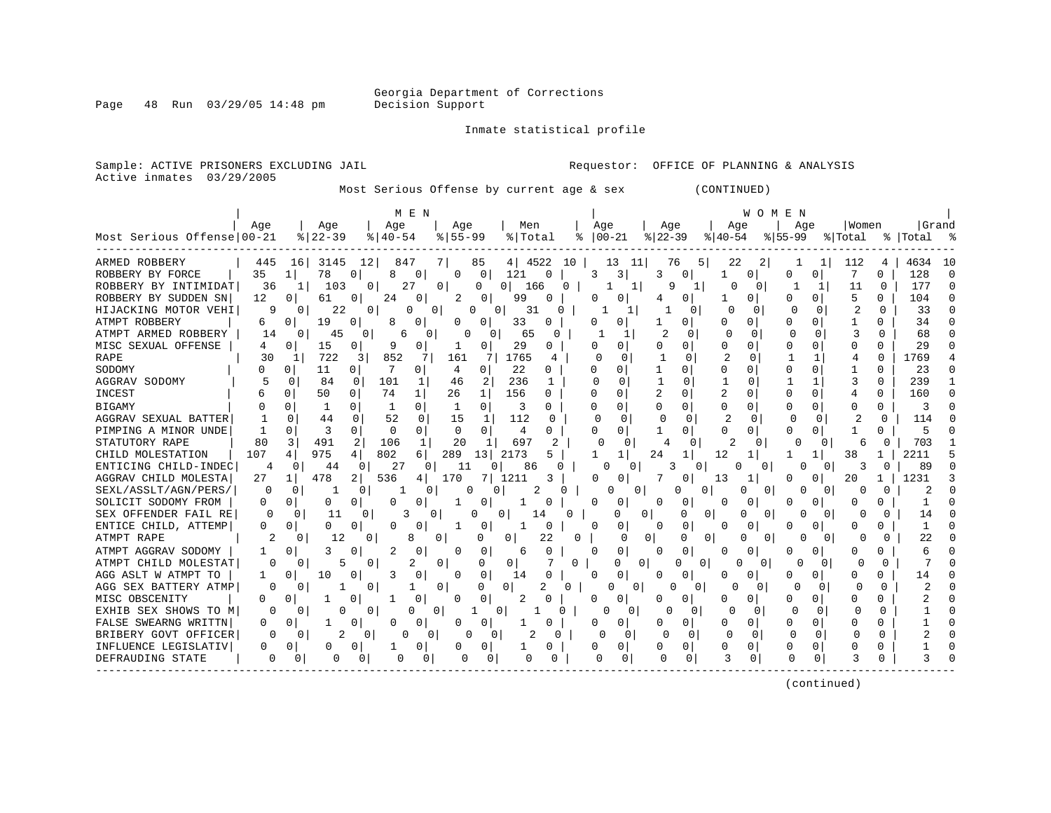Georgia Department of Corrections
Decision Support

Inmate statistical profile

Sample: ACTIVE PRISONERS EXCLUDING JAIL  Requestor: OFFICE OF PLANNING & ANALYSIS
Active inmates 03/29/2005

Most Serious Offense by current age & sex (CONTINUED)

| Most Serious Offense | MEN Age 00-21 | % | MEN Age 22-39 | % | MEN Age 40-54 | % | MEN Age 55-99 | % | Men Total | % | WOMEN Age 00-21 | % | WOMEN Age 22-39 | % | WOMEN Age 40-54 | % | WOMEN Age 55-99 | % | Women Total | % | Grand Total | % |
|---|---|---|---|---|---|---|---|---|---|---|---|---|---|---|---|---|---|---|---|---|---|---|
| ARMED ROBBERY | 445 | 16 | 3145 | 12 | 847 | 7 | 85 | 4 | 4522 | 10 | 13 | 11 | 76 | 5 | 22 | 2 | 1 | 1 | 112 | 4 | 4634 | 10 |
| ROBBERY BY FORCE | 35 | 1 | 78 | 0 | 8 | 0 | 0 | 0 | 121 | 0 | 3 | 3 | 3 | 0 | 1 | 0 | 0 | 0 | 7 | 0 | 128 | 0 |
| ROBBERY BY INTIMIDAT | 36 | 1 | 103 | 0 | 27 | 0 | 0 | 0 | 166 | 0 | 1 | 1 | 9 | 1 | 0 | 0 | 1 | 1 | 11 | 0 | 177 | 0 |
| ROBBERY BY SUDDEN SN | 12 | 0 | 61 | 0 | 24 | 0 | 2 | 0 | 99 | 0 | 0 | 0 | 4 | 0 | 1 | 0 | 0 | 0 | 5 | 0 | 104 | 0 |
| HIJACKING MOTOR VEHI | 9 | 0 | 22 | 0 | 0 | 0 | 0 | 0 | 31 | 0 | 1 | 1 | 1 | 0 | 0 | 0 | 0 | 0 | 2 | 0 | 33 | 0 |
| ATMPT ROBBERY | 6 | 0 | 19 | 0 | 8 | 0 | 0 | 0 | 33 | 0 | 0 | 0 | 1 | 0 | 0 | 0 | 0 | 0 | 1 | 0 | 34 | 0 |
| ATMPT ARMED ROBBERY | 14 | 0 | 45 | 0 | 6 | 0 | 0 | 0 | 65 | 0 | 1 | 1 | 2 | 0 | 0 | 0 | 0 | 0 | 3 | 0 | 68 | 0 |
| MISC SEXUAL OFFENSE | 4 | 0 | 15 | 0 | 9 | 0 | 1 | 0 | 29 | 0 | 0 | 0 | 0 | 0 | 0 | 0 | 0 | 0 | 0 | 0 | 29 | 0 |
| RAPE | 30 | 1 | 722 | 3 | 852 | 7 | 161 | 7 | 1765 | 4 | 0 | 0 | 1 | 0 | 2 | 0 | 1 | 1 | 4 | 0 | 1769 | 4 |
| SODOMY | 0 | 0 | 11 | 0 | 7 | 0 | 4 | 0 | 22 | 0 | 0 | 0 | 1 | 0 | 0 | 0 | 0 | 0 | 1 | 0 | 23 | 0 |
| AGGRAV SODOMY | 5 | 0 | 84 | 0 | 101 | 1 | 46 | 2 | 236 | 1 | 0 | 0 | 1 | 0 | 1 | 0 | 1 | 1 | 3 | 0 | 239 | 1 |
| INCEST | 6 | 0 | 50 | 0 | 74 | 1 | 26 | 1 | 156 | 0 | 0 | 0 | 2 | 0 | 2 | 0 | 0 | 0 | 4 | 0 | 160 | 0 |
| BIGAMY | 0 | 0 | 1 | 0 | 1 | 0 | 1 | 0 | 3 | 0 | 0 | 0 | 0 | 0 | 0 | 0 | 0 | 0 | 0 | 0 | 3 | 0 |
| AGGRAV SEXUAL BATTER | 1 | 0 | 44 | 0 | 52 | 0 | 15 | 1 | 112 | 0 | 0 | 0 | 0 | 0 | 2 | 0 | 0 | 0 | 2 | 0 | 114 | 0 |
| PIMPING A MINOR UNDE | 1 | 0 | 3 | 0 | 0 | 0 | 0 | 0 | 4 | 0 | 0 | 0 | 1 | 0 | 0 | 0 | 0 | 0 | 1 | 0 | 5 | 0 |
| STATUTORY RAPE | 80 | 3 | 491 | 2 | 106 | 1 | 20 | 1 | 697 | 2 | 0 | 0 | 4 | 0 | 2 | 0 | 0 | 0 | 6 | 0 | 703 | 1 |
| CHILD MOLESTATION | 107 | 4 | 975 | 4 | 802 | 6 | 289 | 13 | 2173 | 5 | 1 | 1 | 24 | 1 | 12 | 1 | 1 | 1 | 38 | 1 | 2211 | 5 |
| ENTICING CHILD-INDEC | 4 | 0 | 44 | 0 | 27 | 0 | 11 | 0 | 86 | 0 | 0 | 0 | 3 | 0 | 0 | 0 | 0 | 0 | 3 | 0 | 89 | 0 |
| AGGRAV CHILD MOLESTA | 27 | 1 | 478 | 2 | 536 | 4 | 170 | 7 | 1211 | 3 | 0 | 0 | 7 | 0 | 13 | 1 | 0 | 0 | 20 | 1 | 1231 | 3 |
| SEXL/ASSLT/AGN/PERS/ | 0 | 0 | 1 | 0 | 1 | 0 | 0 | 0 | 2 | 0 | 0 | 0 | 0 | 0 | 0 | 0 | 0 | 0 | 0 | 0 | 2 | 0 |
| SOLICIT SODOMY FROM | 0 | 0 | 0 | 0 | 0 | 0 | 1 | 0 | 1 | 0 | 0 | 0 | 0 | 0 | 0 | 0 | 0 | 0 | 0 | 0 | 1 | 0 |
| SEX OFFENDER FAIL RE | 0 | 0 | 11 | 0 | 3 | 0 | 0 | 0 | 14 | 0 | 0 | 0 | 0 | 0 | 0 | 0 | 0 | 0 | 0 | 0 | 14 | 0 |
| ENTICE CHILD, ATTEMP | 0 | 0 | 0 | 0 | 0 | 0 | 1 | 0 | 1 | 0 | 0 | 0 | 0 | 0 | 0 | 0 | 0 | 0 | 0 | 0 | 1 | 0 |
| ATMPT RAPE | 2 | 0 | 12 | 0 | 8 | 0 | 0 | 0 | 22 | 0 | 0 | 0 | 0 | 0 | 0 | 0 | 0 | 0 | 0 | 0 | 22 | 0 |
| ATMPT AGGRAV SODOMY | 1 | 0 | 3 | 0 | 2 | 0 | 0 | 0 | 6 | 0 | 0 | 0 | 0 | 0 | 0 | 0 | 0 | 0 | 0 | 0 | 6 | 0 |
| ATMPT CHILD MOLESTAT | 0 | 0 | 5 | 0 | 2 | 0 | 0 | 0 | 7 | 0 | 0 | 0 | 0 | 0 | 0 | 0 | 0 | 0 | 0 | 0 | 7 | 0 |
| AGG ASLT W ATMPT TO | 1 | 0 | 10 | 0 | 3 | 0 | 0 | 0 | 14 | 0 | 0 | 0 | 0 | 0 | 0 | 0 | 0 | 0 | 0 | 0 | 14 | 0 |
| AGG SEX BATTERY ATMP | 0 | 0 | 1 | 0 | 1 | 0 | 0 | 0 | 2 | 0 | 0 | 0 | 0 | 0 | 0 | 0 | 0 | 0 | 0 | 0 | 2 | 0 |
| MISC OBSCENITY | 0 | 0 | 1 | 0 | 1 | 0 | 0 | 0 | 2 | 0 | 0 | 0 | 0 | 0 | 0 | 0 | 0 | 0 | 0 | 0 | 2 | 0 |
| EXHIB SEX SHOWS TO M | 0 | 0 | 0 | 0 | 0 | 0 | 1 | 0 | 1 | 0 | 0 | 0 | 0 | 0 | 0 | 0 | 0 | 0 | 0 | 0 | 1 | 0 |
| FALSE SWEARNG WRITTN | 0 | 0 | 1 | 0 | 0 | 0 | 0 | 0 | 1 | 0 | 0 | 0 | 0 | 0 | 0 | 0 | 0 | 0 | 0 | 0 | 1 | 0 |
| BRIBERY GOVT OFFICER | 0 | 0 | 2 | 0 | 0 | 0 | 0 | 0 | 2 | 0 | 0 | 0 | 0 | 0 | 0 | 0 | 0 | 0 | 0 | 0 | 2 | 0 |
| INFLUENCE LEGISLATIV | 0 | 0 | 0 | 0 | 1 | 0 | 0 | 0 | 1 | 0 | 0 | 0 | 0 | 0 | 0 | 0 | 0 | 0 | 0 | 0 | 1 | 0 |
| DEFRAUDING STATE | 0 | 0 | 0 | 0 | 0 | 0 | 0 | 0 | 0 | 0 | 0 | 0 | 0 | 0 | 3 | 0 | 0 | 0 | 3 | 0 | 3 | 0 |

(continued)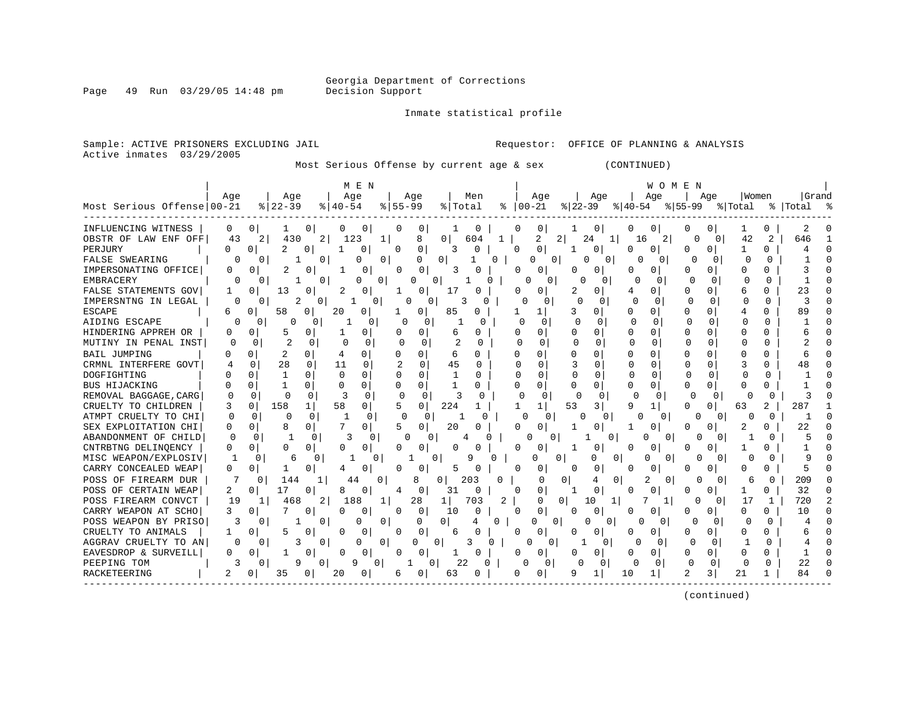Georgia Department of Corrections
Decision Support

Inmate statistical profile

Sample: ACTIVE PRISONERS EXCLUDING JAIL  Requestor: OFFICE OF PLANNING & ANALYSIS
Active inmates 03/29/2005

Most Serious Offense by current age & sex (CONTINUED)

| Most Serious Offense | MEN Age 00-21 | % | Age 22-39 | % | Age 40-54 | % | Age 55-99 | % | Men Total | % | WOMEN Age 00-21 | % | Age 22-39 | % | Age 40-54 | % | Age 55-99 | % | Women Total | % | Grand Total | % |
|---|---|---|---|---|---|---|---|---|---|---|---|---|---|---|---|---|---|---|---|---|---|---|
| INFLUENCING WITNESS | 0 | 0 | 1 | 0 | 0 | 0 | 0 | 0 | 1 | 0 | 0 | 0 | 1 | 0 | 0 | 0 | 0 | 0 | 1 | 0 | 2 | 0 |
| OBSTR OF LAW ENF OFF | 43 | 2 | 430 | 2 | 123 | 1 | 8 | 0 | 604 | 1 | 2 | 2 | 24 | 1 | 16 | 2 | 0 | 0 | 42 | 2 | 646 | 1 |
| PERJURY | 0 | 0 | 2 | 0 | 1 | 0 | 0 | 0 | 3 | 0 | 0 | 0 | 1 | 0 | 0 | 0 | 0 | 0 | 1 | 0 | 4 | 0 |
| FALSE SWEARING | 0 | 0 | 1 | 0 | 0 | 0 | 0 | 0 | 1 | 0 | 0 | 0 | 0 | 0 | 0 | 0 | 0 | 0 | 0 | 0 | 1 | 0 |
| IMPERSONATING OFFICE | 0 | 0 | 2 | 0 | 1 | 0 | 0 | 0 | 3 | 0 | 0 | 0 | 0 | 0 | 0 | 0 | 0 | 0 | 0 | 0 | 3 | 0 |
| EMBRACERY | 0 | 0 | 1 | 0 | 0 | 0 | 0 | 0 | 1 | 0 | 0 | 0 | 0 | 0 | 0 | 0 | 0 | 0 | 0 | 0 | 1 | 0 |
| FALSE STATEMENTS GOV | 1 | 0 | 13 | 0 | 2 | 0 | 1 | 0 | 17 | 0 | 0 | 0 | 2 | 0 | 4 | 0 | 0 | 0 | 6 | 0 | 23 | 0 |
| IMPERSNTNG IN LEGAL | 0 | 0 | 2 | 0 | 1 | 0 | 0 | 0 | 3 | 0 | 0 | 0 | 0 | 0 | 0 | 0 | 0 | 0 | 0 | 0 | 3 | 0 |
| ESCAPE | 6 | 0 | 58 | 0 | 20 | 0 | 1 | 0 | 85 | 0 | 1 | 1 | 3 | 0 | 0 | 0 | 0 | 0 | 4 | 0 | 89 | 0 |
| AIDING ESCAPE | 0 | 0 | 0 | 0 | 1 | 0 | 0 | 0 | 1 | 0 | 0 | 0 | 0 | 0 | 0 | 0 | 0 | 0 | 0 | 0 | 1 | 0 |
| HINDERING APPREH OR | 0 | 0 | 5 | 0 | 1 | 0 | 0 | 0 | 6 | 0 | 0 | 0 | 0 | 0 | 0 | 0 | 0 | 0 | 0 | 0 | 6 | 0 |
| MUTINY IN PENAL INST | 0 | 0 | 2 | 0 | 0 | 0 | 0 | 0 | 2 | 0 | 0 | 0 | 0 | 0 | 0 | 0 | 0 | 0 | 0 | 0 | 2 | 0 |
| BAIL JUMPING | 0 | 0 | 2 | 0 | 4 | 0 | 0 | 0 | 6 | 0 | 0 | 0 | 0 | 0 | 0 | 0 | 0 | 0 | 0 | 0 | 6 | 0 |
| CRMNL INTERFERE GOVT | 4 | 0 | 28 | 0 | 11 | 0 | 2 | 0 | 45 | 0 | 0 | 0 | 3 | 0 | 0 | 0 | 0 | 0 | 3 | 0 | 48 | 0 |
| DOGFIGHTING | 0 | 0 | 1 | 0 | 0 | 0 | 0 | 0 | 1 | 0 | 0 | 0 | 0 | 0 | 0 | 0 | 0 | 0 | 0 | 0 | 1 | 0 |
| BUS HIJACKING | 0 | 0 | 1 | 0 | 0 | 0 | 0 | 0 | 1 | 0 | 0 | 0 | 0 | 0 | 0 | 0 | 0 | 0 | 0 | 0 | 1 | 0 |
| REMOVAL BAGGAGE,CARG | 0 | 0 | 0 | 0 | 3 | 0 | 0 | 0 | 3 | 0 | 0 | 0 | 0 | 0 | 0 | 0 | 0 | 0 | 0 | 0 | 3 | 0 |
| CRUELTY TO CHILDREN | 3 | 0 | 158 | 1 | 58 | 0 | 5 | 0 | 224 | 1 | 1 | 1 | 53 | 3 | 9 | 1 | 0 | 0 | 63 | 2 | 287 | 1 |
| ATMPT CRUELTY TO CHI | 0 | 0 | 0 | 0 | 1 | 0 | 0 | 0 | 1 | 0 | 0 | 0 | 0 | 0 | 0 | 0 | 0 | 0 | 0 | 0 | 1 | 0 |
| SEX EXPLOITATION CHI | 0 | 0 | 8 | 0 | 7 | 0 | 5 | 0 | 20 | 0 | 0 | 0 | 1 | 0 | 1 | 0 | 0 | 0 | 2 | 0 | 22 | 0 |
| ABANDONMENT OF CHILD | 0 | 0 | 1 | 0 | 3 | 0 | 0 | 0 | 4 | 0 | 0 | 0 | 1 | 0 | 0 | 0 | 0 | 0 | 1 | 0 | 5 | 0 |
| CNTRBTNG DELINQENCY | 0 | 0 | 0 | 0 | 0 | 0 | 0 | 0 | 0 | 0 | 0 | 0 | 1 | 0 | 0 | 0 | 0 | 0 | 1 | 0 | 1 | 0 |
| MISC WEAPON/EXPLOSIV | 1 | 0 | 6 | 0 | 1 | 0 | 1 | 0 | 9 | 0 | 0 | 0 | 0 | 0 | 0 | 0 | 0 | 0 | 0 | 0 | 9 | 0 |
| CARRY CONCEALED WEAP | 0 | 0 | 1 | 0 | 4 | 0 | 0 | 0 | 5 | 0 | 0 | 0 | 0 | 0 | 0 | 0 | 0 | 0 | 0 | 0 | 5 | 0 |
| POSS OF FIREARM DUR | 7 | 0 | 144 | 1 | 44 | 0 | 8 | 0 | 203 | 0 | 0 | 0 | 4 | 0 | 2 | 0 | 0 | 0 | 6 | 0 | 209 | 0 |
| POSS OF CERTAIN WEAP | 2 | 0 | 17 | 0 | 8 | 0 | 4 | 0 | 31 | 0 | 0 | 0 | 1 | 0 | 0 | 0 | 0 | 0 | 1 | 0 | 32 | 0 |
| POSS FIREARM CONVCT | 19 | 1 | 468 | 2 | 188 | 1 | 28 | 1 | 703 | 2 | 0 | 0 | 10 | 1 | 7 | 1 | 0 | 0 | 17 | 1 | 720 | 2 |
| CARRY WEAPON AT SCHO | 3 | 0 | 7 | 0 | 0 | 0 | 0 | 0 | 10 | 0 | 0 | 0 | 0 | 0 | 0 | 0 | 0 | 0 | 0 | 0 | 10 | 0 |
| POSS WEAPON BY PRISO | 3 | 0 | 1 | 0 | 0 | 0 | 0 | 0 | 4 | 0 | 0 | 0 | 0 | 0 | 0 | 0 | 0 | 0 | 0 | 0 | 4 | 0 |
| CRUELTY TO ANIMALS | 1 | 0 | 5 | 0 | 0 | 0 | 0 | 0 | 6 | 0 | 0 | 0 | 0 | 0 | 0 | 0 | 0 | 0 | 0 | 0 | 6 | 0 |
| AGGRAV CRUELTY TO AN | 0 | 0 | 3 | 0 | 0 | 0 | 0 | 0 | 3 | 0 | 0 | 0 | 1 | 0 | 0 | 0 | 0 | 0 | 1 | 0 | 4 | 0 |
| EAVESDROP & SURVEILL | 0 | 0 | 1 | 0 | 0 | 0 | 0 | 0 | 1 | 0 | 0 | 0 | 0 | 0 | 0 | 0 | 0 | 0 | 0 | 0 | 1 | 0 |
| PEEPING TOM | 3 | 0 | 9 | 0 | 9 | 0 | 1 | 0 | 22 | 0 | 0 | 0 | 0 | 0 | 0 | 0 | 0 | 0 | 0 | 0 | 22 | 0 |
| RACKETEERING | 2 | 0 | 35 | 0 | 20 | 0 | 6 | 0 | 63 | 0 | 0 | 0 | 9 | 1 | 10 | 1 | 2 | 3 | 21 | 1 | 84 | 0 |

(continued)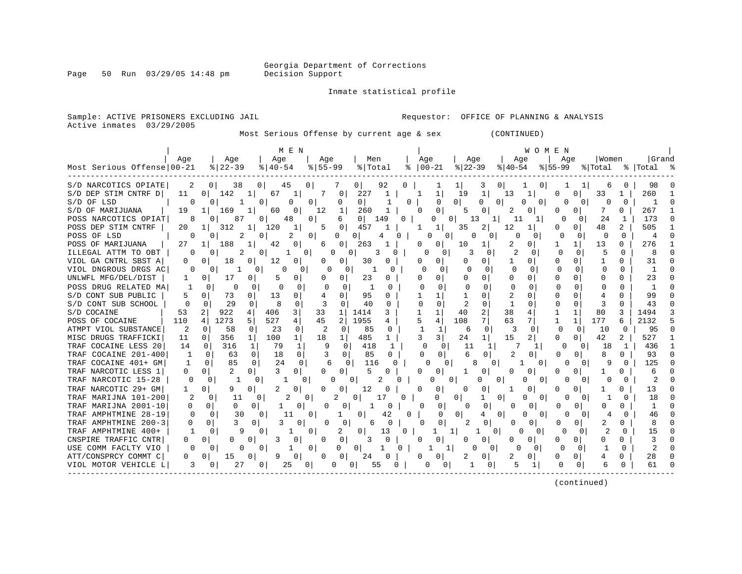Georgia Department of Corrections
Decision Support

Inmate statistical profile

Sample: ACTIVE PRISONERS EXCLUDING JAIL

Requestor: OFFICE OF PLANNING & ANALYSIS

Active inmates 03/29/2005

Most Serious Offense by current age & sex (CONTINUED)

| Most Serious Offense | MEN Age 00-21 | % | Age 22-39 | % | Age 40-54 | % | Age 55-99 | % | Men Total | % | WOMEN Age 00-21 | % | Age 22-39 | % | Age 40-54 | % | Age 55-99 | % | Women Total | % | Grand Total | % |
|---|---|---|---|---|---|---|---|---|---|---|---|---|---|---|---|---|---|---|---|---|---|---|
| S/D NARCOTICS OPIATE | 2 | 0 | 38 | 0 | 45 | 0 | 7 | 0 | 92 | 0 | 1 | 1 | 3 | 0 | 1 | 0 | 1 | 1 | 6 | 0 | 98 | 0 |
| S/D DEP STIM CNTRF D | 11 | 0 | 142 | 1 | 67 | 1 | 7 | 0 | 227 | 1 | 1 | 1 | 19 | 1 | 13 | 1 | 0 | 0 | 33 | 1 | 260 | 1 |
| S/D OF LSD | 0 | 0 | 1 | 0 | 0 | 0 | 0 | 0 | 1 | 0 | 0 | 0 | 0 | 0 | 0 | 0 | 0 | 0 | 0 | 0 | 1 | 0 |
| S/D OF MARIJUANA | 19 | 1 | 169 | 1 | 60 | 0 | 12 | 1 | 260 | 1 | 0 | 0 | 5 | 0 | 2 | 0 | 0 | 0 | 7 | 0 | 267 | 1 |
| POSS NARCOTICS OPIAT | 8 | 0 | 87 | 0 | 48 | 0 | 6 | 0 | 149 | 0 | 0 | 0 | 13 | 1 | 11 | 1 | 0 | 0 | 24 | 1 | 173 | 0 |
| POSS DEP STIM CNTRF | 20 | 1 | 312 | 1 | 120 | 1 | 5 | 0 | 457 | 1 | 1 | 1 | 35 | 2 | 12 | 1 | 0 | 0 | 48 | 2 | 505 | 1 |
| POSS OF LSD | 0 | 0 | 2 | 0 | 2 | 0 | 0 | 0 | 4 | 0 | 0 | 0 | 0 | 0 | 0 | 0 | 0 | 0 | 0 | 0 | 4 | 0 |
| POSS OF MARIJUANA | 27 | 1 | 188 | 1 | 42 | 0 | 6 | 0 | 263 | 1 | 0 | 0 | 10 | 1 | 2 | 0 | 1 | 1 | 13 | 0 | 276 | 1 |
| ILLEGAL ATTM TO OBT | 0 | 0 | 2 | 0 | 1 | 0 | 0 | 0 | 3 | 0 | 0 | 0 | 3 | 0 | 2 | 0 | 0 | 0 | 5 | 0 | 8 | 0 |
| VIOL GA CNTRL SBST A | 0 | 0 | 18 | 0 | 12 | 0 | 0 | 0 | 30 | 0 | 0 | 0 | 0 | 0 | 1 | 0 | 0 | 0 | 1 | 0 | 31 | 0 |
| VIOL DNGROUS DRGS AC | 0 | 0 | 1 | 0 | 0 | 0 | 0 | 0 | 1 | 0 | 0 | 0 | 0 | 0 | 0 | 0 | 0 | 0 | 0 | 0 | 1 | 0 |
| UNLWFL MFG/DEL/DIST | 1 | 0 | 17 | 0 | 5 | 0 | 0 | 0 | 23 | 0 | 0 | 0 | 0 | 0 | 0 | 0 | 0 | 0 | 0 | 0 | 23 | 0 |
| POSS DRUG RELATED MA | 1 | 0 | 0 | 0 | 0 | 0 | 0 | 0 | 1 | 0 | 0 | 0 | 0 | 0 | 0 | 0 | 0 | 0 | 0 | 0 | 1 | 0 |
| S/D CONT SUB PUBLIC | 5 | 0 | 73 | 0 | 13 | 0 | 4 | 0 | 95 | 0 | 1 | 1 | 1 | 0 | 2 | 0 | 0 | 0 | 4 | 0 | 99 | 0 |
| S/D CONT SUB SCHOOL | 0 | 0 | 29 | 0 | 8 | 0 | 3 | 0 | 40 | 0 | 0 | 0 | 2 | 0 | 1 | 0 | 0 | 0 | 3 | 0 | 43 | 0 |
| S/D COCAINE | 53 | 2 | 922 | 4 | 406 | 3 | 33 | 1 | 1414 | 3 | 1 | 1 | 40 | 2 | 38 | 4 | 1 | 1 | 80 | 3 | 1494 | 3 |
| POSS OF COCAINE | 110 | 4 | 1273 | 5 | 527 | 4 | 45 | 2 | 1955 | 4 | 5 | 4 | 108 | 7 | 63 | 7 | 1 | 1 | 177 | 6 | 2132 | 5 |
| ATMPT VIOL SUBSTANCE | 2 | 0 | 58 | 0 | 23 | 0 | 2 | 0 | 85 | 0 | 1 | 1 | 6 | 0 | 3 | 0 | 0 | 0 | 10 | 0 | 95 | 0 |
| MISC DRUGS TRAFFICKI | 11 | 0 | 356 | 1 | 100 | 1 | 18 | 1 | 485 | 1 | 3 | 3 | 24 | 1 | 15 | 2 | 0 | 0 | 42 | 2 | 527 | 1 |
| TRAF COCAINE LESS 20 | 14 | 0 | 316 | 1 | 79 | 1 | 9 | 0 | 418 | 1 | 0 | 0 | 11 | 1 | 7 | 1 | 0 | 0 | 18 | 1 | 436 | 1 |
| TRAF COCAINE 201-400 | 1 | 0 | 63 | 0 | 18 | 0 | 3 | 0 | 85 | 0 | 0 | 0 | 6 | 0 | 2 | 0 | 0 | 0 | 8 | 0 | 93 | 0 |
| TRAF COCAINE 401+ GM | 1 | 0 | 85 | 0 | 24 | 0 | 6 | 0 | 116 | 0 | 0 | 0 | 8 | 0 | 1 | 0 | 0 | 0 | 9 | 0 | 125 | 0 |
| TRAF NARCOTIC LESS 1 | 0 | 0 | 2 | 0 | 3 | 0 | 0 | 0 | 5 | 0 | 0 | 0 | 1 | 0 | 0 | 0 | 0 | 0 | 1 | 0 | 6 | 0 |
| TRAF NARCOTIC 15-28 | 0 | 0 | 1 | 0 | 1 | 0 | 0 | 0 | 2 | 0 | 0 | 0 | 0 | 0 | 0 | 0 | 0 | 0 | 0 | 0 | 2 | 0 |
| TRAF NARCOTIC 29+ GM | 1 | 0 | 9 | 0 | 2 | 0 | 0 | 0 | 12 | 0 | 0 | 0 | 0 | 0 | 1 | 0 | 0 | 0 | 1 | 0 | 13 | 0 |
| TRAF MARIJNA 101-200 | 2 | 0 | 11 | 0 | 2 | 0 | 2 | 0 | 17 | 0 | 0 | 0 | 1 | 0 | 0 | 0 | 0 | 0 | 1 | 0 | 18 | 0 |
| TRAF MARIJNA 2001-10 | 0 | 0 | 0 | 0 | 1 | 0 | 0 | 0 | 1 | 0 | 0 | 0 | 0 | 0 | 0 | 0 | 0 | 0 | 0 | 0 | 1 | 0 |
| TRAF AMPHTMINE 28-19 | 0 | 0 | 30 | 0 | 11 | 0 | 1 | 0 | 42 | 0 | 0 | 0 | 4 | 0 | 0 | 0 | 0 | 0 | 4 | 0 | 46 | 0 |
| TRAF AMPHTMINE 200-3 | 0 | 0 | 3 | 0 | 3 | 0 | 0 | 0 | 6 | 0 | 0 | 0 | 2 | 0 | 0 | 0 | 0 | 0 | 2 | 0 | 8 | 0 |
| TRAF AMPHTMINE 400+ | 1 | 0 | 9 | 0 | 1 | 0 | 2 | 0 | 13 | 0 | 1 | 1 | 1 | 0 | 0 | 0 | 0 | 0 | 2 | 0 | 15 | 0 |
| CNSPIRE TRAFFIC CNTR | 0 | 0 | 0 | 0 | 3 | 0 | 0 | 0 | 3 | 0 | 0 | 0 | 0 | 0 | 0 | 0 | 0 | 0 | 0 | 0 | 3 | 0 |
| USE COMM FACLTY VIO | 0 | 0 | 0 | 0 | 1 | 0 | 0 | 0 | 1 | 0 | 1 | 1 | 0 | 0 | 0 | 0 | 0 | 0 | 1 | 0 | 2 | 0 |
| ATT/CONSPRCY COMMT C | 0 | 0 | 15 | 0 | 9 | 0 | 0 | 0 | 24 | 0 | 0 | 0 | 2 | 0 | 2 | 0 | 0 | 0 | 4 | 0 | 28 | 0 |
| VIOL MOTOR VEHICLE L | 3 | 0 | 27 | 0 | 25 | 0 | 0 | 0 | 55 | 0 | 0 | 0 | 1 | 0 | 5 | 1 | 0 | 0 | 6 | 0 | 61 | 0 |

(continued)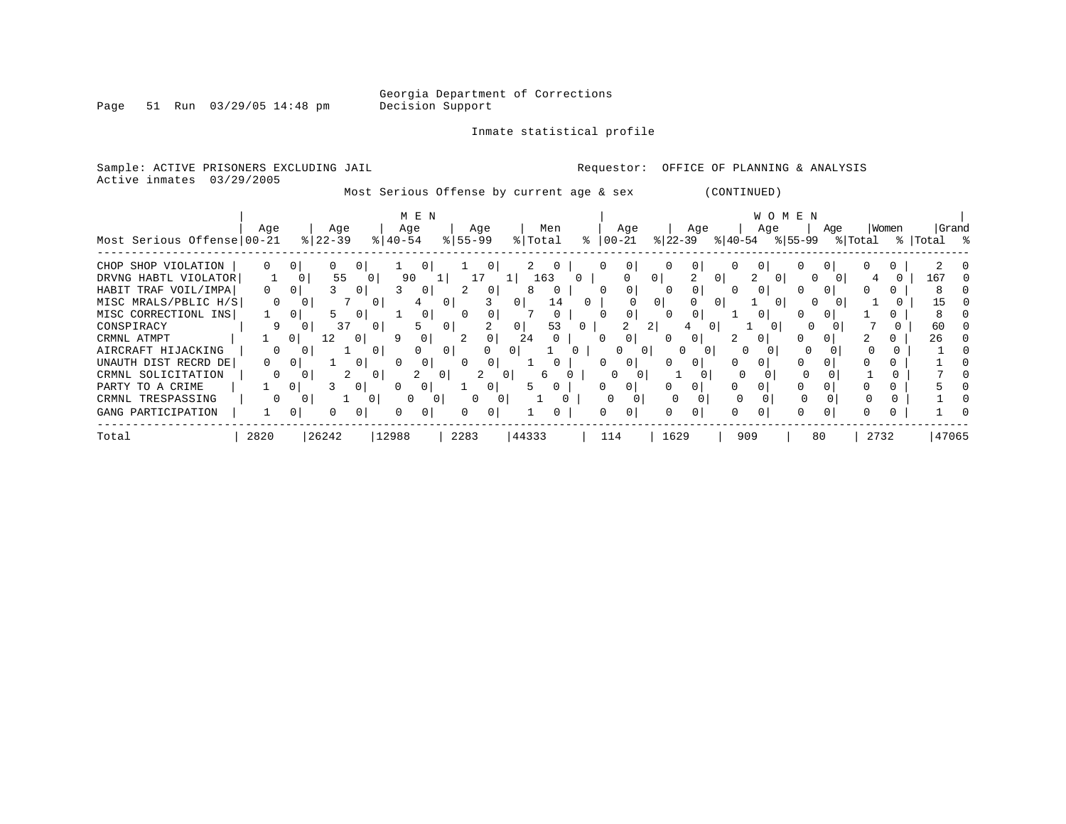Georgia Department of Corrections
Decision Support

Inmate statistical profile

Sample: ACTIVE PRISONERS EXCLUDING JAIL    Requestor: OFFICE OF PLANNING & ANALYSIS
Active inmates 03/29/2005

Most Serious Offense by current age & sex (CONTINUED)

| | MEN | | | | | | | | | | WOMEN | | | | | | | | | | | |
|---|---|---|---|---|---|---|---|---|---|---|---|---|---|---|---|---|---|---|---|---|---|---|
| Most Serious Offense | Age 00-21 | % | Age 22-39 | % | Age 40-54 | % | Age 55-99 | % | Men Total | % | Age 00-21 | % | Age 22-39 | % | Age 40-54 | % | Age 55-99 | % | Women Total | % | Grand Total | % |
| CHOP SHOP VIOLATION | 0 | 0 | 0 | 0 | 1 | 0 | 1 | 0 | 2 | 0 | 0 | 0 | 0 | 0 | 0 | 0 | 0 | 0 | 0 | 0 | 2 | 0 |
| DRVNG HABTL VIOLATOR | 1 | 0 | 55 | 0 | 90 | 1 | 17 | 1 | 163 | 0 | 0 | 0 | 2 | 0 | 2 | 0 | 0 | 0 | 4 | 0 | 167 | 0 |
| HABIT TRAF VOIL/IMPA | 0 | 0 | 3 | 0 | 3 | 0 | 2 | 0 | 8 | 0 | 0 | 0 | 0 | 0 | 0 | 0 | 0 | 0 | 0 | 0 | 8 | 0 |
| MISC MRALS/PBLIC H/S | 0 | 0 | 7 | 0 | 4 | 0 | 3 | 0 | 14 | 0 | 0 | 0 | 0 | 0 | 1 | 0 | 0 | 0 | 1 | 0 | 15 | 0 |
| MISC CORRECTIONL INS | 1 | 0 | 5 | 0 | 1 | 0 | 0 | 0 | 7 | 0 | 0 | 0 | 0 | 0 | 1 | 0 | 0 | 0 | 1 | 0 | 8 | 0 |
| CONSPIRACY | 9 | 0 | 37 | 0 | 5 | 0 | 2 | 0 | 53 | 0 | 2 | 2 | 4 | 0 | 1 | 0 | 0 | 0 | 7 | 0 | 60 | 0 |
| CRMNL ATMPT | 1 | 0 | 12 | 0 | 9 | 0 | 2 | 0 | 24 | 0 | 0 | 0 | 0 | 0 | 2 | 0 | 0 | 0 | 2 | 0 | 26 | 0 |
| AIRCRAFT HIJACKING | 0 | 0 | 1 | 0 | 0 | 0 | 0 | 0 | 1 | 0 | 0 | 0 | 0 | 0 | 0 | 0 | 0 | 0 | 0 | 0 | 1 | 0 |
| UNAUTH DIST RECRD DE | 0 | 0 | 1 | 0 | 0 | 0 | 0 | 0 | 1 | 0 | 0 | 0 | 0 | 0 | 0 | 0 | 0 | 0 | 0 | 0 | 1 | 0 |
| CRMNL SOLICITATION | 0 | 0 | 2 | 0 | 2 | 0 | 2 | 0 | 6 | 0 | 0 | 0 | 1 | 0 | 0 | 0 | 0 | 0 | 1 | 0 | 7 | 0 |
| PARTY TO A CRIME | 1 | 0 | 3 | 0 | 0 | 0 | 1 | 0 | 5 | 0 | 0 | 0 | 0 | 0 | 0 | 0 | 0 | 0 | 0 | 0 | 5 | 0 |
| CRMNL TRESPASSING | 0 | 0 | 1 | 0 | 0 | 0 | 0 | 0 | 1 | 0 | 0 | 0 | 0 | 0 | 0 | 0 | 0 | 0 | 0 | 0 | 1 | 0 |
| GANG PARTICIPATION | 1 | 0 | 0 | 0 | 0 | 0 | 0 | 0 | 1 | 0 | 0 | 0 | 0 | 0 | 0 | 0 | 0 | 0 | 0 | 0 | 1 | 0 |
| Total | 2820 | | 26242 | | 12988 | | 2283 | | 44333 | | 114 | | 1629 | | 909 | | 80 | | 2732 | | 47065 | |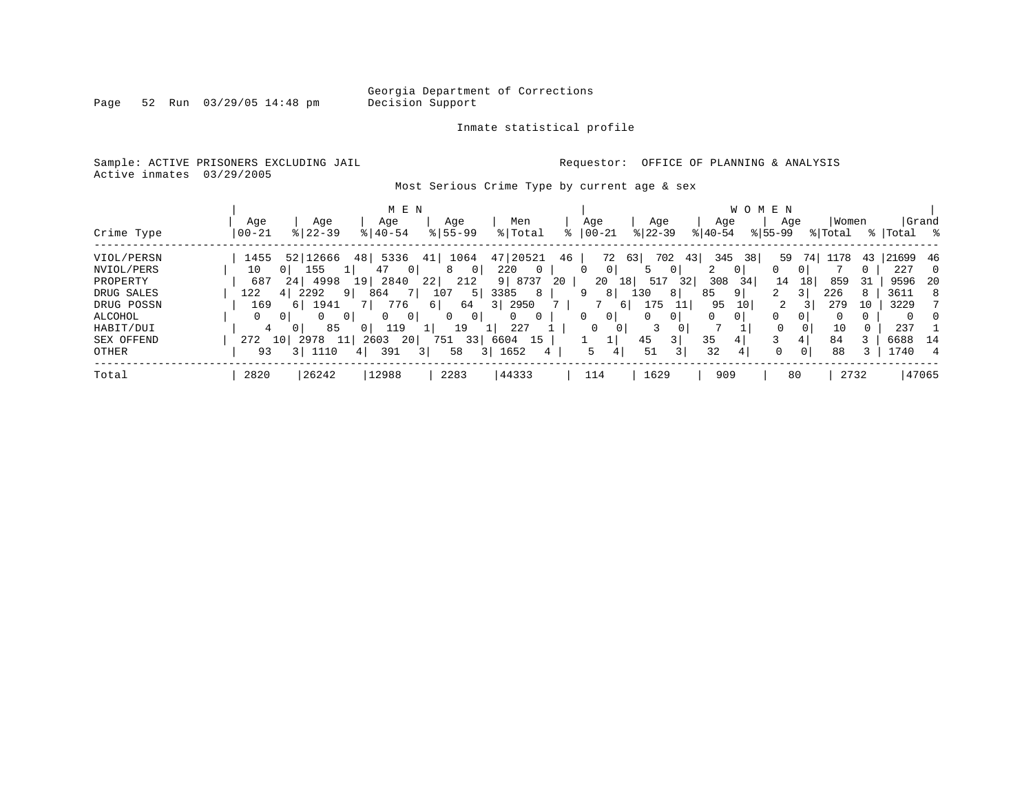Georgia Department of Corrections
Decision Support

Page 52 Run 03/29/05 14:48 pm

Inmate statistical profile

Sample: ACTIVE PRISONERS EXCLUDING JAIL

Requestor: OFFICE OF PLANNING & ANALYSIS

Active inmates 03/29/2005

Most Serious Crime Type by current age & sex

| | MEN | | | | | | | | | | WOMEN | | | | | | | | | | | |
|---|---|---|---|---|---|---|---|---|---|---|---|---|---|---|---|---|---|---|---|---|---|---|
| Crime Type | Age 00-21 | % | Age 22-39 | % | Age 40-54 | % | Age 55-99 | % | Men Total | % | Age 00-21 | % | Age 22-39 | % | Age 40-54 | % | Age 55-99 | % | Women Total | % | Grand Total | % |
| VIOL/PERSN | 1455 | 52 | 12666 | 48 | 5336 | 41 | 1064 | 47 | 20521 | 46 | 72 | 63 | 702 | 43 | 345 | 38 | 59 | 74 | 1178 | 43 | 21699 | 46 |
| NVIOL/PERS | 10 | 0 | 155 | 1 | 47 | 0 | 8 | 0 | 220 | 0 | 0 | 0 | 5 | 0 | 2 | 0 | 0 | 0 | 7 | 0 | 227 | 0 |
| PROPERTY | 687 | 24 | 4998 | 19 | 2840 | 22 | 212 | 9 | 8737 | 20 | 20 | 18 | 517 | 32 | 308 | 34 | 14 | 18 | 859 | 31 | 9596 | 20 |
| DRUG SALES | 122 | 4 | 2292 | 9 | 864 | 7 | 107 | 5 | 3385 | 8 | 9 | 8 | 130 | 8 | 85 | 9 | 2 | 3 | 226 | 8 | 3611 | 8 |
| DRUG POSSN | 169 | 6 | 1941 | 7 | 776 | 6 | 64 | 3 | 2950 | 7 | 7 | 6 | 175 | 11 | 95 | 10 | 2 | 3 | 279 | 10 | 3229 | 7 |
| ALCOHOL | 0 | 0 | 0 | 0 | 0 | 0 | 0 | 0 | 0 | 0 | 0 | 0 | 0 | 0 | 0 | 0 | 0 | 0 | 0 | 0 | 0 | 0 |
| HABIT/DUI | 4 | 0 | 85 | 0 | 119 | 1 | 19 | 1 | 227 | 1 | 0 | 0 | 3 | 0 | 7 | 1 | 0 | 0 | 10 | 0 | 237 | 1 |
| SEX OFFEND | 272 | 10 | 2978 | 11 | 2603 | 20 | 751 | 33 | 6604 | 15 | 1 | 1 | 45 | 3 | 35 | 4 | 3 | 4 | 84 | 3 | 6688 | 14 |
| OTHER | 93 | 3 | 1110 | 4 | 391 | 3 | 58 | 3 | 1652 | 4 | 5 | 4 | 51 | 3 | 32 | 4 | 0 | 0 | 88 | 3 | 1740 | 4 |
| Total | 2820 | | 26242 | | 12988 | | 2283 | | 44333 | | 114 | | 1629 | | 909 | | 80 | | 2732 | | 47065 | |